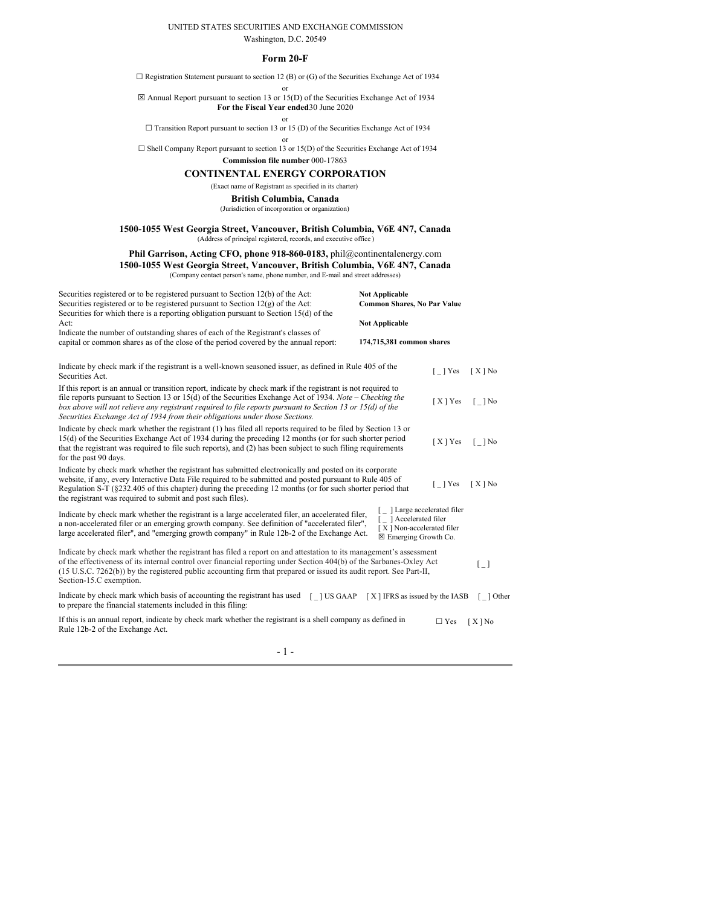UNITED STATES SECURITIES AND EXCHANGE COMMISSION

Washington, D.C. 20549

# Form 20-F

☐ Registration Statement pursuant to section 12 (B) or (G) of the Securities Exchange Act of 1934

or

☒ Annual Report pursuant to section 13 or 15(D) of the Securities Exchange Act of 1934

**For the Fiscal Year ended** 30 June 2020

or

☐ Transition Report pursuant to section 13 or 15 (D) of the Securities Exchange Act of 1934

or

☐ Shell Company Report pursuant to section 13 or 15(D) of the Securities Exchange Act of 1934

**Commission file number** 000-17863

## CONTINENTAL ENERGY CORPORATION

(Exact name of Registrant as specified in its charter)

**British Columbia, Canada**

(Jurisdiction of incorporation or organization)

**1500-1055 West Georgia Street, Vancouver, British Columbia, V6E 4N7, Canada**

(Address of principal registered, records, and executive office )

**Phil Garrison, Acting CFO, phone 918-860-0183,** phil@continentalenergy.com

**1500-1055 West Georgia Street, Vancouver, British Columbia, V6E 4N7, Canada**

(Company contact person's name, phone number, and E-mail and street addresses)

| | |
|---|---|
| Securities registered or to be registered pursuant to Section 12(b) of the Act: | **Not Applicable** |
| Securities registered or to be registered pursuant to Section 12(g) of the Act: | **Common Shares, No Par Value** |
| Securities for which there is a reporting obligation pursuant to Section 15(d) of the Act: | **Not Applicable** |
| Indicate the number of outstanding shares of each of the Registrant's classes of capital or common shares as of the close of the period covered by the annual report: | **174,715,381 common shares** |

| | |
|---|---|
| Indicate by check mark if the registrant is a well-known seasoned issuer, as defined in Rule 405 of the Securities Act. | [ _ ] Yes [ X ] No |
| If this report is an annual or transition report, indicate by check mark if the registrant is not required to file reports pursuant to Section 13 or 15(d) of the Securities Exchange Act of 1934. *Note – Checking the box above will not relieve any registrant required to file reports pursuant to Section 13 or 15(d) of the Securities Exchange Act of 1934 from their obligations under those Sections.* | [ X ] Yes [ _ ] No |
| Indicate by check mark whether the registrant (1) has filed all reports required to be filed by Section 13 or 15(d) of the Securities Exchange Act of 1934 during the preceding 12 months (or for such shorter period that the registrant was required to file such reports), and (2) has been subject to such filing requirements for the past 90 days. | [ X ] Yes [ _ ] No |
| Indicate by check mark whether the registrant has submitted electronically and posted on its corporate website, if any, every Interactive Data File required to be submitted and posted pursuant to Rule 405 of Regulation S-T (§232.405 of this chapter) during the preceding 12 months (or for such shorter period that the registrant was required to submit and post such files). | [ _ ] Yes [ X ] No |
| Indicate by check mark whether the registrant is a large accelerated filer, an accelerated filer, a non-accelerated filer or an emerging growth company. See definition of "accelerated filer", large accelerated filer", and "emerging growth company" in Rule 12b-2 of the Exchange Act. | [ _ ] Large accelerated filer<br>[ _ ] Accelerated filer<br>[ X ] Non-accelerated filer<br>☒ Emerging Growth Co. |
| Indicate by check mark whether the registrant has filed a report on and attestation to its management's assessment of the effectiveness of its internal control over financial reporting under Section 404(b) of the Sarbanes-Oxley Act (15 U.S.C. 7262(b)) by the registered public accounting firm that prepared or issued its audit report. See Part-II, Section-15.C exemption. | [ _ ] |
| Indicate by check mark which basis of accounting the registrant has used to prepare the financial statements included in this filing: | [ _ ] US GAAP [ X ] IFRS as issued by the IASB [ _ ] Other |
| If this is an annual report, indicate by check mark whether the registrant is a shell company as defined in Rule 12b-2 of the Exchange Act. | ☐ Yes [ X ] No |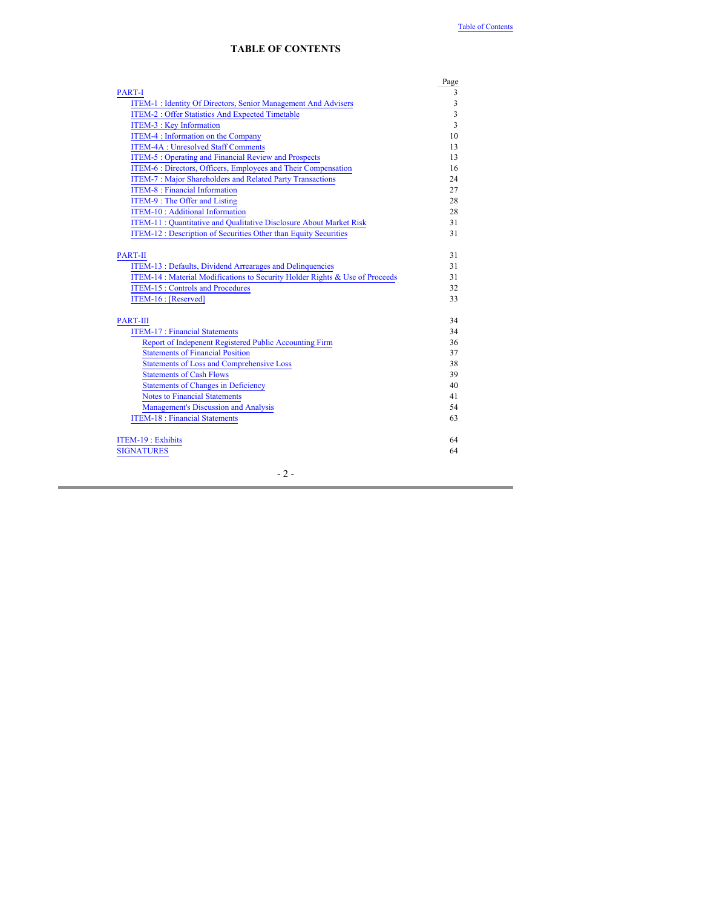**TABLE OF CONTENTS**

| | Page |
|---|---|
| PART-I | 3 |
| ITEM-1 : Identity Of Directors, Senior Management And Advisers | 3 |
| ITEM-2 : Offer Statistics And Expected Timetable | 3 |
| ITEM-3 : Key Information | 3 |
| ITEM-4 : Information on the Company | 10 |
| ITEM-4A : Unresolved Staff Comments | 13 |
| ITEM-5 : Operating and Financial Review and Prospects | 13 |
| ITEM-6 : Directors, Officers, Employees and Their Compensation | 16 |
| ITEM-7 : Major Shareholders and Related Party Transactions | 24 |
| ITEM-8 : Financial Information | 27 |
| ITEM-9 : The Offer and Listing | 28 |
| ITEM-10 : Additional Information | 28 |
| ITEM-11 : Quantitative and Qualitative Disclosure About Market Risk | 31 |
| ITEM-12 : Description of Securities Other than Equity Securities | 31 |
| | |
| PART-II | 31 |
| ITEM-13 : Defaults, Dividend Arrearages and Delinquencies | 31 |
| ITEM-14 : Material Modifications to Security Holder Rights & Use of Proceeds | 31 |
| ITEM-15 : Controls and Procedures | 32 |
| ITEM-16 : [Reserved] | 33 |
| | |
| PART-III | 34 |
| ITEM-17 : Financial Statements | 34 |
| Report of Indepenent Registered Public Accounting Firm | 36 |
| Statements of Financial Position | 37 |
| Statements of Loss and Comprehensive Loss | 38 |
| Statements of Cash Flows | 39 |
| Statements of Changes in Deficiency | 40 |
| Notes to Financial Statements | 41 |
| Management's Discussion and Analysis | 54 |
| ITEM-18 : Financial Statements | 63 |
| | |
| ITEM-19 : Exhibits | 64 |
| SIGNATURES | 64 |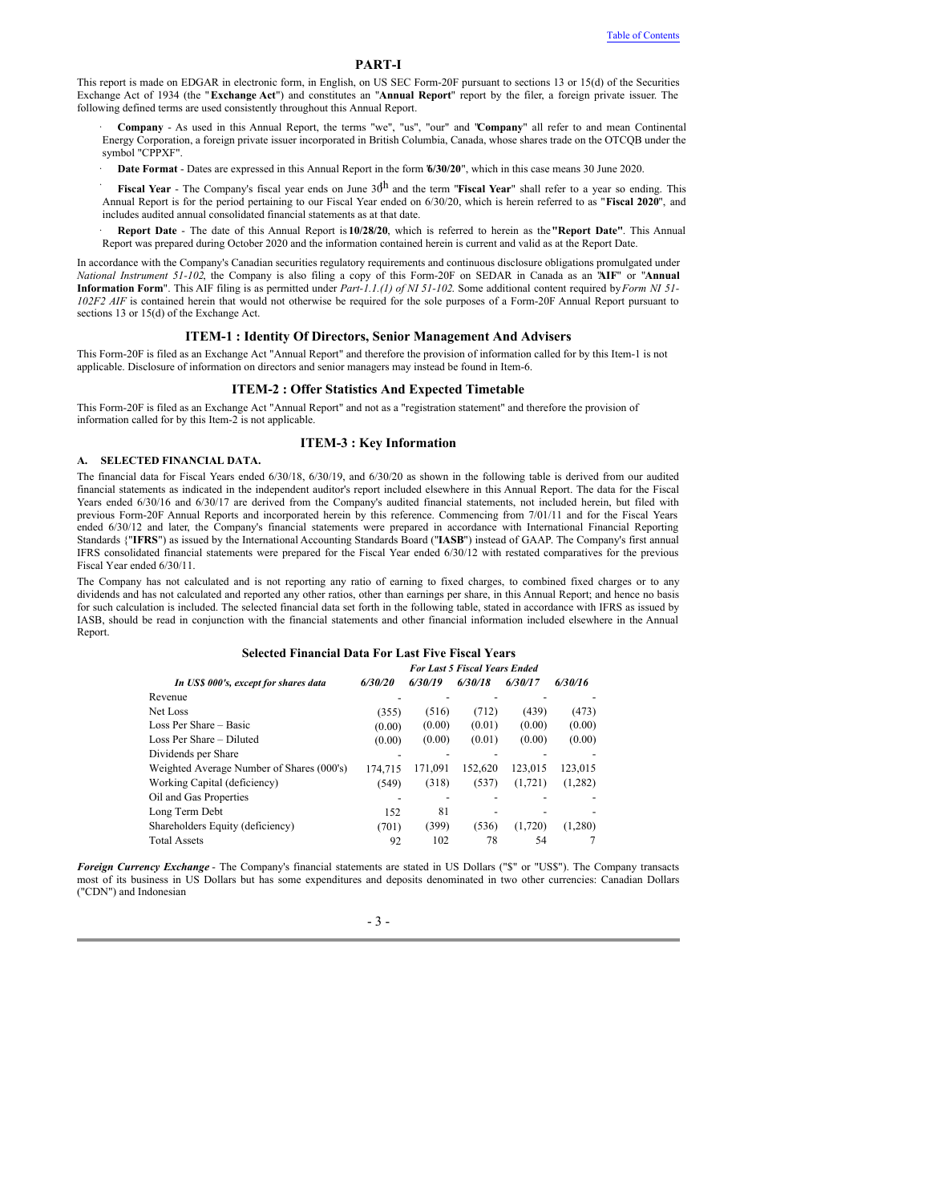## PART-I

This report is made on EDGAR in electronic form, in English, on US SEC Form-20F pursuant to sections 13 or 15(d) of the Securities Exchange Act of 1934 (the "**Exchange Act**") and constitutes an "**Annual Report**" report by the filer, a foreign private issuer. The following defined terms are used consistently throughout this Annual Report.

- **Company** - As used in this Annual Report, the terms "we", "us", "our" and "**Company**" all refer to and mean Continental Energy Corporation, a foreign private issuer incorporated in British Columbia, Canada, whose shares trade on the OTCQB under the symbol "CPPXF".
- **Date Format** - Dates are expressed in this Annual Report in the form "**6/30/20**", which in this case means 30 June 2020.
- **Fiscal Year** - The Company's fiscal year ends on June 30th and the term "**Fiscal Year**" shall refer to a year so ending. This Annual Report is for the period pertaining to our Fiscal Year ended on 6/30/20, which is herein referred to as "**Fiscal 2020**", and includes audited annual consolidated financial statements as at that date.
- **Report Date** - The date of this Annual Report is **10/28/20**, which is referred to herein as the **"Report Date"**. This Annual Report was prepared during October 2020 and the information contained herein is current and valid as at the Report Date.

In accordance with the Company's Canadian securities regulatory requirements and continuous disclosure obligations promulgated under *National Instrument 51-102*, the Company is also filing a copy of this Form-20F on SEDAR in Canada as an "**AIF**" or "**Annual Information Form**". This AIF filing is as permitted under *Part-1.1.(1) of NI 51-102*. Some additional content required by *Form NI 51-102F2 AIF* is contained herein that would not otherwise be required for the sole purposes of a Form-20F Annual Report pursuant to sections 13 or 15(d) of the Exchange Act.

## ITEM-1 : Identity Of Directors, Senior Management And Advisers

This Form-20F is filed as an Exchange Act "Annual Report" and therefore the provision of information called for by this Item-1 is not applicable. Disclosure of information on directors and senior managers may instead be found in Item-6.

## ITEM-2 : Offer Statistics And Expected Timetable

This Form-20F is filed as an Exchange Act "Annual Report" and not as a "registration statement" and therefore the provision of information called for by this Item-2 is not applicable.

## ITEM-3 : Key Information

### A. SELECTED FINANCIAL DATA.

The financial data for Fiscal Years ended 6/30/18, 6/30/19, and 6/30/20 as shown in the following table is derived from our audited financial statements as indicated in the independent auditor's report included elsewhere in this Annual Report. The data for the Fiscal Years ended 6/30/16 and 6/30/17 are derived from the Company's audited financial statements, not included herein, but filed with previous Form-20F Annual Reports and incorporated herein by this reference. Commencing from 7/01/11 and for the Fiscal Years ended 6/30/12 and later, the Company's financial statements were prepared in accordance with International Financial Reporting Standards {"**IFRS**") as issued by the International Accounting Standards Board ("**IASB**") instead of GAAP. The Company's first annual IFRS consolidated financial statements were prepared for the Fiscal Year ended 6/30/12 with restated comparatives for the previous Fiscal Year ended 6/30/11.

The Company has not calculated and is not reporting any ratio of earning to fixed charges, to combined fixed charges or to any dividends and has not calculated and reported any other ratios, other than earnings per share, in this Annual Report; and hence no basis for such calculation is included. The selected financial data set forth in the following table, stated in accordance with IFRS as issued by IASB, should be read in conjunction with the financial statements and other financial information included elsewhere in the Annual Report.

**Selected Financial Data For Last Five Fiscal Years**

| | *For Last 5 Fiscal Years Ended* | | | | |
|---|---|---|---|---|---|
| ***In US$ 000's, except for shares data*** | ***6/30/20*** | ***6/30/19*** | ***6/30/18*** | ***6/30/17*** | ***6/30/16*** |
| Revenue | - | - | - | - | - |
| Net Loss | (355) | (516) | (712) | (439) | (473) |
| Loss Per Share – Basic | (0.00) | (0.00) | (0.01) | (0.00) | (0.00) |
| Loss Per Share – Diluted | (0.00) | (0.00) | (0.01) | (0.00) | (0.00) |
| Dividends per Share | - | - | - | - | - |
| Weighted Average Number of Shares (000's) | 174,715 | 171,091 | 152,620 | 123,015 | 123,015 |
| Working Capital (deficiency) | (549) | (318) | (537) | (1,721) | (1,282) |
| Oil and Gas Properties | - | - | - | - | - |
| Long Term Debt | 152 | 81 | - | - | - |
| Shareholders Equity (deficiency) | (701) | (399) | (536) | (1,720) | (1,280) |
| Total Assets | 92 | 102 | 78 | 54 | 7 |

***Foreign Currency Exchange*** - The Company's financial statements are stated in US Dollars ("$" or "US$"). The Company transacts most of its business in US Dollars but has some expenditures and deposits denominated in two other currencies: Canadian Dollars ("CDN") and Indonesian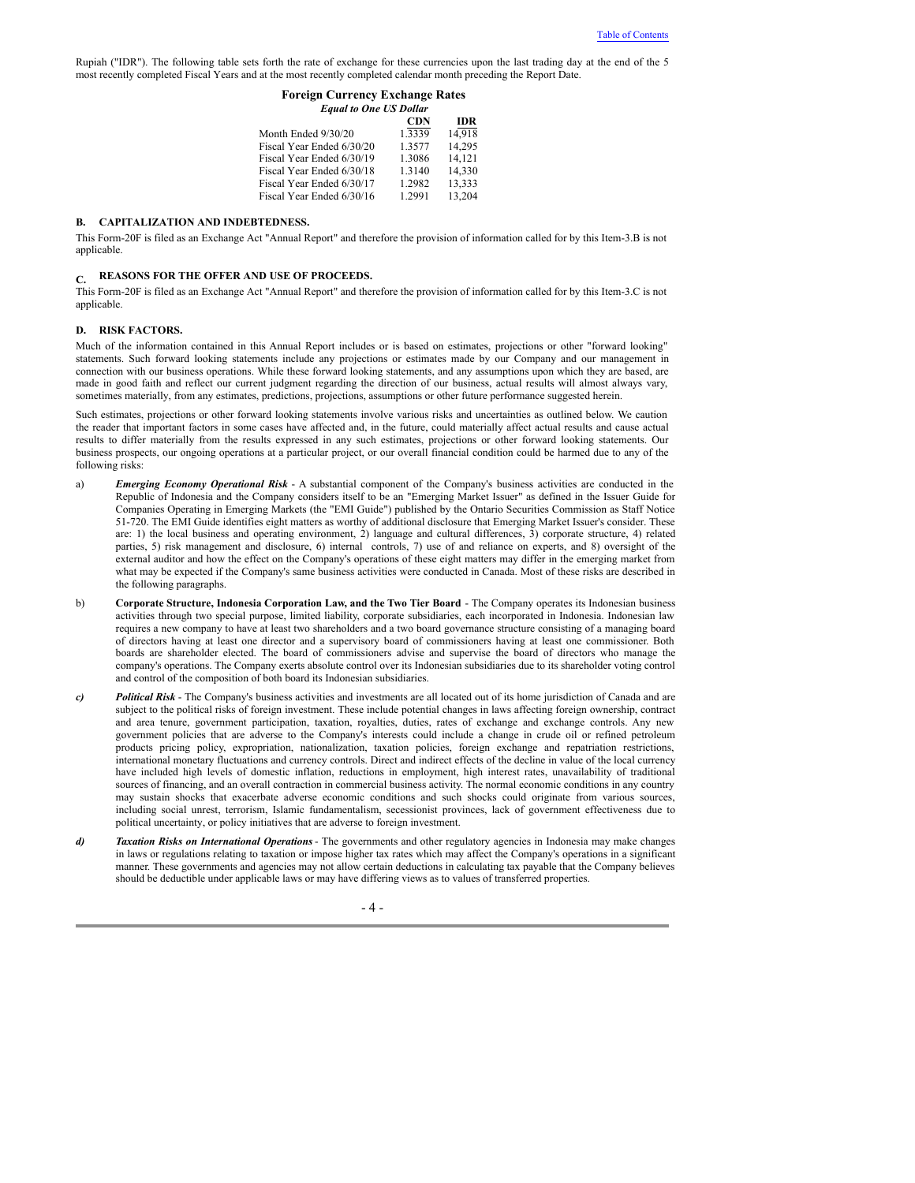Rupiah ("IDR"). The following table sets forth the rate of exchange for these currencies upon the last trading day at the end of the 5 most recently completed Fiscal Years and at the most recently completed calendar month preceding the Report Date.

**Foreign Currency Exchange Rates**
***Equal to One US Dollar***

| | CDN | IDR |
|---|---|---|
| Month Ended 9/30/20 | 1.3339 | 14,918 |
| Fiscal Year Ended 6/30/20 | 1.3577 | 14,295 |
| Fiscal Year Ended 6/30/19 | 1.3086 | 14,121 |
| Fiscal Year Ended 6/30/18 | 1.3140 | 14,330 |
| Fiscal Year Ended 6/30/17 | 1.2982 | 13,333 |
| Fiscal Year Ended 6/30/16 | 1.2991 | 13,204 |

### B. CAPITALIZATION AND INDEBTEDNESS.

This Form-20F is filed as an Exchange Act "Annual Report" and therefore the provision of information called for by this Item-3.B is not applicable.

### C. REASONS FOR THE OFFER AND USE OF PROCEEDS.

This Form-20F is filed as an Exchange Act "Annual Report" and therefore the provision of information called for by this Item-3.C is not applicable.

### D. RISK FACTORS.

Much of the information contained in this Annual Report includes or is based on estimates, projections or other "forward looking" statements. Such forward looking statements include any projections or estimates made by our Company and our management in connection with our business operations. While these forward looking statements, and any assumptions upon which they are based, are made in good faith and reflect our current judgment regarding the direction of our business, actual results will almost always vary, sometimes materially, from any estimates, predictions, projections, assumptions or other future performance suggested herein.

Such estimates, projections or other forward looking statements involve various risks and uncertainties as outlined below. We caution the reader that important factors in some cases have affected and, in the future, could materially affect actual results and cause actual results to differ materially from the results expressed in any such estimates, projections or other forward looking statements. Our business prospects, our ongoing operations at a particular project, or our overall financial condition could be harmed due to any of the following risks:

a) ***Emerging Economy Operational Risk*** - A substantial component of the Company's business activities are conducted in the Republic of Indonesia and the Company considers itself to be an "Emerging Market Issuer" as defined in the Issuer Guide for Companies Operating in Emerging Markets (the "EMI Guide") published by the Ontario Securities Commission as Staff Notice 51-720. The EMI Guide identifies eight matters as worthy of additional disclosure that Emerging Market Issuer's consider. These are: 1) the local business and operating environment, 2) language and cultural differences, 3) corporate structure, 4) related parties, 5) risk management and disclosure, 6) internal controls, 7) use of and reliance on experts, and 8) oversight of the external auditor and how the effect on the Company's operations of these eight matters may differ in the emerging market from what may be expected if the Company's same business activities were conducted in Canada. Most of these risks are described in the following paragraphs.

b) **Corporate Structure, Indonesia Corporation Law, and the Two Tier Board** - The Company operates its Indonesian business activities through two special purpose, limited liability, corporate subsidiaries, each incorporated in Indonesia. Indonesian law requires a new company to have at least two shareholders and a two board governance structure consisting of a managing board of directors having at least one director and a supervisory board of commissioners having at least one commissioner. Both boards are shareholder elected. The board of commissioners advise and supervise the board of directors who manage the company's operations. The Company exerts absolute control over its Indonesian subsidiaries due to its shareholder voting control and control of the composition of both board its Indonesian subsidiaries.

*c)* ***Political Risk*** - The Company's business activities and investments are all located out of its home jurisdiction of Canada and are subject to the political risks of foreign investment. These include potential changes in laws affecting foreign ownership, contract and area tenure, government participation, taxation, royalties, duties, rates of exchange and exchange controls. Any new government policies that are adverse to the Company's interests could include a change in crude oil or refined petroleum products pricing policy, expropriation, nationalization, taxation policies, foreign exchange and repatriation restrictions, international monetary fluctuations and currency controls. Direct and indirect effects of the decline in value of the local currency have included high levels of domestic inflation, reductions in employment, high interest rates, unavailability of traditional sources of financing, and an overall contraction in commercial business activity. The normal economic conditions in any country may sustain shocks that exacerbate adverse economic conditions and such shocks could originate from various sources, including social unrest, terrorism, Islamic fundamentalism, secessionist provinces, lack of government effectiveness due to political uncertainty, or policy initiatives that are adverse to foreign investment.

*d)* ***Taxation Risks on International Operations*** - The governments and other regulatory agencies in Indonesia may make changes in laws or regulations relating to taxation or impose higher tax rates which may affect the Company's operations in a significant manner. These governments and agencies may not allow certain deductions in calculating tax payable that the Company believes should be deductible under applicable laws or may have differing views as to values of transferred properties.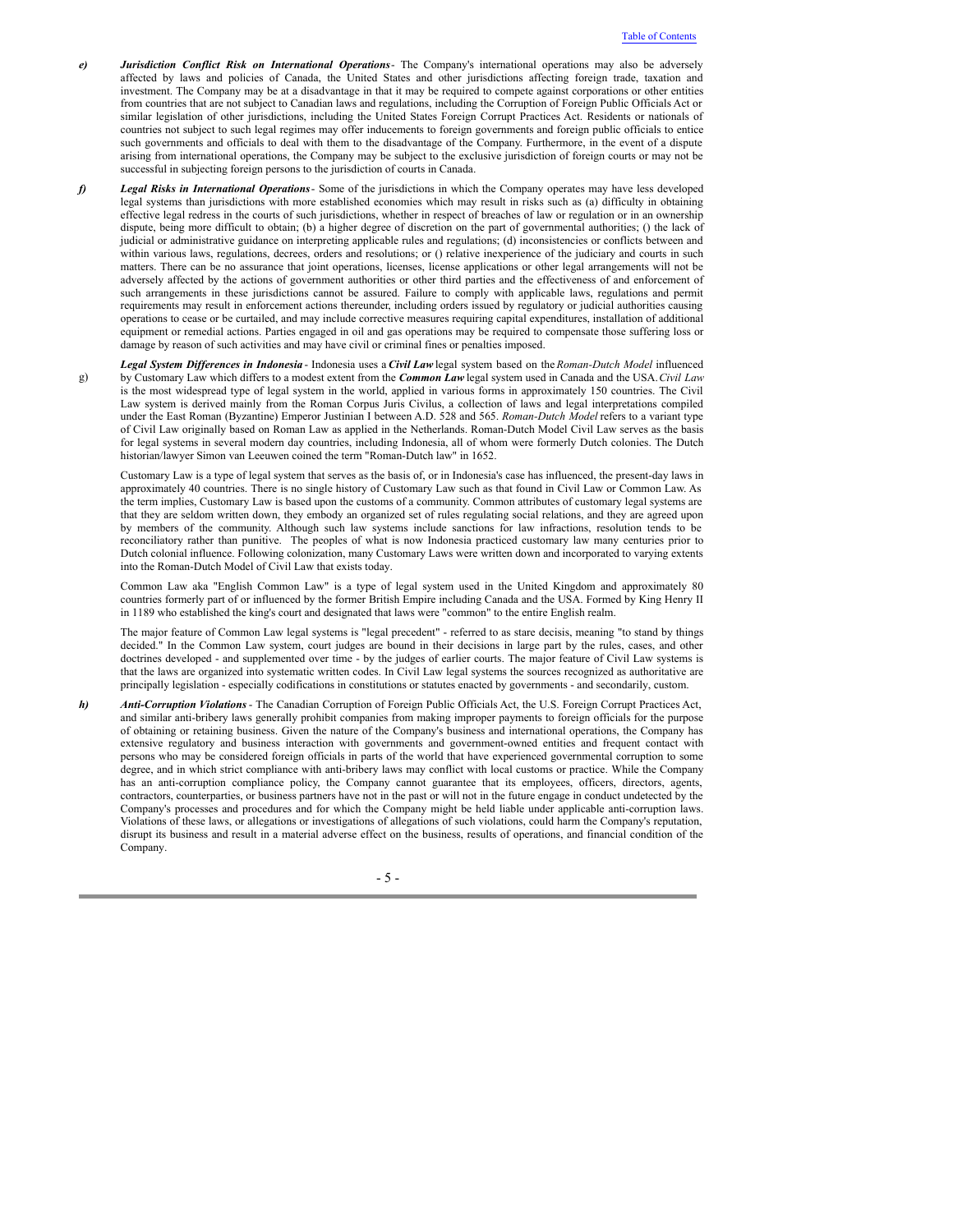***e)*** ***Jurisdiction Conflict Risk on International Operations*** - The Company's international operations may also be adversely affected by laws and policies of Canada, the United States and other jurisdictions affecting foreign trade, taxation and investment. The Company may be at a disadvantage in that it may be required to compete against corporations or other entities from countries that are not subject to Canadian laws and regulations, including the Corruption of Foreign Public Officials Act or similar legislation of other jurisdictions, including the United States Foreign Corrupt Practices Act. Residents or nationals of countries not subject to such legal regimes may offer inducements to foreign governments and foreign public officials to entice such governments and officials to deal with them to the disadvantage of the Company. Furthermore, in the event of a dispute arising from international operations, the Company may be subject to the exclusive jurisdiction of foreign courts or may not be successful in subjecting foreign persons to the jurisdiction of courts in Canada.

***f)*** ***Legal Risks in International Operations*** - Some of the jurisdictions in which the Company operates may have less developed legal systems than jurisdictions with more established economies which may result in risks such as (a) difficulty in obtaining effective legal redress in the courts of such jurisdictions, whether in respect of breaches of law or regulation or in an ownership dispute, being more difficult to obtain; (b) a higher degree of discretion on the part of governmental authorities; () the lack of judicial or administrative guidance on interpreting applicable rules and regulations; (d) inconsistencies or conflicts between and within various laws, regulations, decrees, orders and resolutions; or () relative inexperience of the judiciary and courts in such matters. There can be no assurance that joint operations, licenses, license applications or other legal arrangements will not be adversely affected by the actions of government authorities or other third parties and the effectiveness of and enforcement of such arrangements in these jurisdictions cannot be assured. Failure to comply with applicable laws, regulations and permit requirements may result in enforcement actions thereunder, including orders issued by regulatory or judicial authorities causing operations to cease or be curtailed, and may include corrective measures requiring capital expenditures, installation of additional equipment or remedial actions. Parties engaged in oil and gas operations may be required to compensate those suffering loss or damage by reason of such activities and may have civil or criminal fines or penalties imposed.

g) ***Legal System Differences in Indonesia*** - Indonesia uses a ***Civil Law*** legal system based on the *Roman-Dutch Model* influenced by Customary Law which differs to a modest extent from the ***Common Law*** legal system used in Canada and the USA. *Civil Law* is the most widespread type of legal system in the world, applied in various forms in approximately 150 countries. The Civil Law system is derived mainly from the Roman Corpus Juris Civilus, a collection of laws and legal interpretations compiled under the East Roman (Byzantine) Emperor Justinian I between A.D. 528 and 565. *Roman-Dutch Model* refers to a variant type of Civil Law originally based on Roman Law as applied in the Netherlands. Roman-Dutch Model Civil Law serves as the basis for legal systems in several modern day countries, including Indonesia, all of whom were formerly Dutch colonies. The Dutch historian/lawyer Simon van Leeuwen coined the term "Roman-Dutch law" in 1652.

Customary Law is a type of legal system that serves as the basis of, or in Indonesia's case has influenced, the present-day laws in approximately 40 countries. There is no single history of Customary Law such as that found in Civil Law or Common Law. As the term implies, Customary Law is based upon the customs of a community. Common attributes of customary legal systems are that they are seldom written down, they embody an organized set of rules regulating social relations, and they are agreed upon by members of the community. Although such law systems include sanctions for law infractions, resolution tends to be reconciliatory rather than punitive. The peoples of what is now Indonesia practiced customary law many centuries prior to Dutch colonial influence. Following colonization, many Customary Laws were written down and incorporated to varying extents into the Roman-Dutch Model of Civil Law that exists today.

Common Law aka "English Common Law" is a type of legal system used in the United Kingdom and approximately 80 countries formerly part of or influenced by the former British Empire including Canada and the USA. Formed by King Henry II in 1189 who established the king's court and designated that laws were "common" to the entire English realm.

The major feature of Common Law legal systems is "legal precedent" - referred to as stare decisis, meaning "to stand by things decided." In the Common Law system, court judges are bound in their decisions in large part by the rules, cases, and other doctrines developed - and supplemented over time - by the judges of earlier courts. The major feature of Civil Law systems is that the laws are organized into systematic written codes. In Civil Law legal systems the sources recognized as authoritative are principally legislation - especially codifications in constitutions or statutes enacted by governments - and secondarily, custom.

***h)*** ***Anti-Corruption Violations*** - The Canadian Corruption of Foreign Public Officials Act, the U.S. Foreign Corrupt Practices Act, and similar anti-bribery laws generally prohibit companies from making improper payments to foreign officials for the purpose of obtaining or retaining business. Given the nature of the Company's business and international operations, the Company has extensive regulatory and business interaction with governments and government-owned entities and frequent contact with persons who may be considered foreign officials in parts of the world that have experienced governmental corruption to some degree, and in which strict compliance with anti-bribery laws may conflict with local customs or practice. While the Company has an anti-corruption compliance policy, the Company cannot guarantee that its employees, officers, directors, agents, contractors, counterparties, or business partners have not in the past or will not in the future engage in conduct undetected by the Company's processes and procedures and for which the Company might be held liable under applicable anti-corruption laws. Violations of these laws, or allegations or investigations of allegations of such violations, could harm the Company's reputation, disrupt its business and result in a material adverse effect on the business, results of operations, and financial condition of the Company.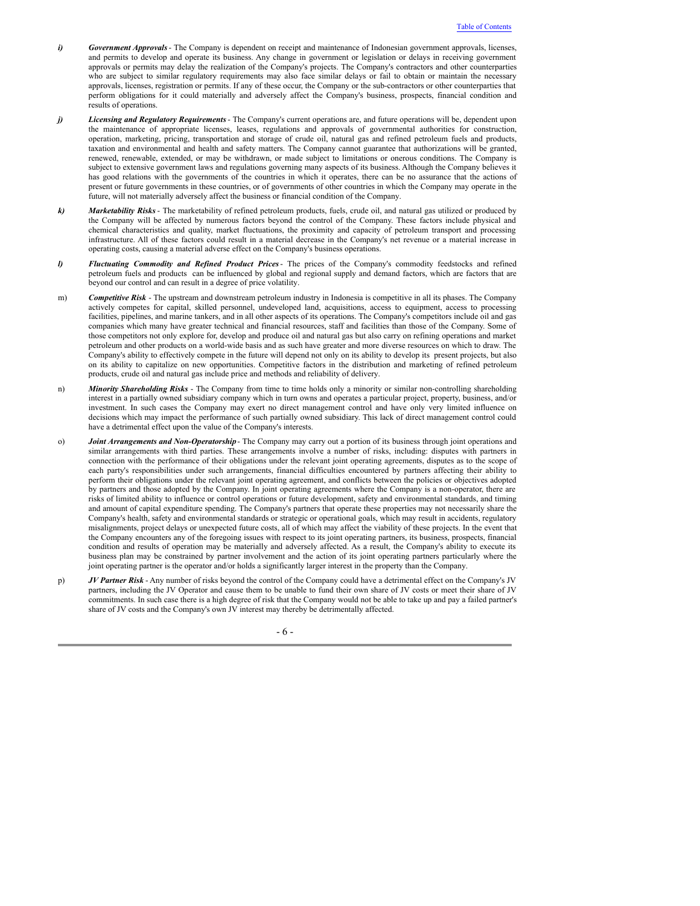***i)*** ***Government Approvals*** - The Company is dependent on receipt and maintenance of Indonesian government approvals, licenses, and permits to develop and operate its business. Any change in government or legislation or delays in receiving government approvals or permits may delay the realization of the Company's projects. The Company's contractors and other counterparties who are subject to similar regulatory requirements may also face similar delays or fail to obtain or maintain the necessary approvals, licenses, registration or permits. If any of these occur, the Company or the sub-contractors or other counterparties that perform obligations for it could materially and adversely affect the Company's business, prospects, financial condition and results of operations.

***j)*** ***Licensing and Regulatory Requirements*** - The Company's current operations are, and future operations will be, dependent upon the maintenance of appropriate licenses, leases, regulations and approvals of governmental authorities for construction, operation, marketing, pricing, transportation and storage of crude oil, natural gas and refined petroleum fuels and products, taxation and environmental and health and safety matters. The Company cannot guarantee that authorizations will be granted, renewed, renewable, extended, or may be withdrawn, or made subject to limitations or onerous conditions. The Company is subject to extensive government laws and regulations governing many aspects of its business. Although the Company believes it has good relations with the governments of the countries in which it operates, there can be no assurance that the actions of present or future governments in these countries, or of governments of other countries in which the Company may operate in the future, will not materially adversely affect the business or financial condition of the Company.

***k)*** ***Marketability Risks*** - The marketability of refined petroleum products, fuels, crude oil, and natural gas utilized or produced by the Company will be affected by numerous factors beyond the control of the Company. These factors include physical and chemical characteristics and quality, market fluctuations, the proximity and capacity of petroleum transport and processing infrastructure. All of these factors could result in a material decrease in the Company's net revenue or a material increase in operating costs, causing a material adverse effect on the Company's business operations.

***l)*** ***Fluctuating Commodity and Refined Product Prices*** - The prices of the Company's commodity feedstocks and refined petroleum fuels and products can be influenced by global and regional supply and demand factors, which are factors that are beyond our control and can result in a degree of price volatility.

m) ***Competitive Risk*** - The upstream and downstream petroleum industry in Indonesia is competitive in all its phases. The Company actively competes for capital, skilled personnel, undeveloped land, acquisitions, access to equipment, access to processing facilities, pipelines, and marine tankers, and in all other aspects of its operations. The Company's competitors include oil and gas companies which many have greater technical and financial resources, staff and facilities than those of the Company. Some of those competitors not only explore for, develop and produce oil and natural gas but also carry on refining operations and market petroleum and other products on a world-wide basis and as such have greater and more diverse resources on which to draw. The Company's ability to effectively compete in the future will depend not only on its ability to develop its present projects, but also on its ability to capitalize on new opportunities. Competitive factors in the distribution and marketing of refined petroleum products, crude oil and natural gas include price and methods and reliability of delivery.

n) ***Minority Shareholding Risks*** - The Company from time to time holds only a minority or similar non-controlling shareholding interest in a partially owned subsidiary company which in turn owns and operates a particular project, property, business, and/or investment. In such cases the Company may exert no direct management control and have only very limited influence on decisions which may impact the performance of such partially owned subsidiary. This lack of direct management control could have a detrimental effect upon the value of the Company's interests.

o) ***Joint Arrangements and Non-Operatorship*** - The Company may carry out a portion of its business through joint operations and similar arrangements with third parties. These arrangements involve a number of risks, including: disputes with partners in connection with the performance of their obligations under the relevant joint operating agreements, disputes as to the scope of each party's responsibilities under such arrangements, financial difficulties encountered by partners affecting their ability to perform their obligations under the relevant joint operating agreement, and conflicts between the policies or objectives adopted by partners and those adopted by the Company. In joint operating agreements where the Company is a non-operator, there are risks of limited ability to influence or control operations or future development, safety and environmental standards, and timing and amount of capital expenditure spending. The Company's partners that operate these properties may not necessarily share the Company's health, safety and environmental standards or strategic or operational goals, which may result in accidents, regulatory misalignments, project delays or unexpected future costs, all of which may affect the viability of these projects. In the event that the Company encounters any of the foregoing issues with respect to its joint operating partners, its business, prospects, financial condition and results of operation may be materially and adversely affected. As a result, the Company's ability to execute its business plan may be constrained by partner involvement and the action of its joint operating partners particularly where the joint operating partner is the operator and/or holds a significantly larger interest in the property than the Company.

p) ***JV Partner Risk*** - Any number of risks beyond the control of the Company could have a detrimental effect on the Company's JV partners, including the JV Operator and cause them to be unable to fund their own share of JV costs or meet their share of JV commitments. In such case there is a high degree of risk that the Company would not be able to take up and pay a failed partner's share of JV costs and the Company's own JV interest may thereby be detrimentally affected.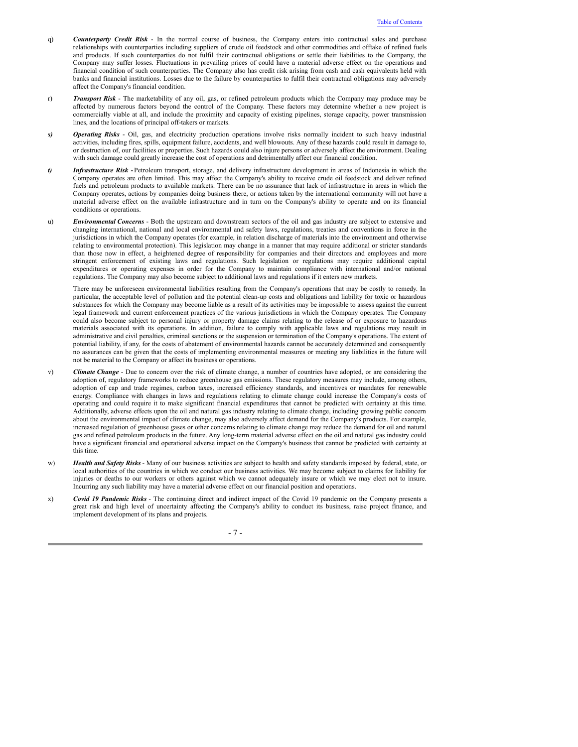q) ***Counterparty Credit Risk*** - In the normal course of business, the Company enters into contractual sales and purchase relationships with counterparties including suppliers of crude oil feedstock and other commodities and offtake of refined fuels and products. If such counterparties do not fulfil their contractual obligations or settle their liabilities to the Company, the Company may suffer losses. Fluctuations in prevailing prices of could have a material adverse effect on the operations and financial condition of such counterparties. The Company also has credit risk arising from cash and cash equivalents held with banks and financial institutions. Losses due to the failure by counterparties to fulfil their contractual obligations may adversely affect the Company's financial condition.

r) ***Transport Risk*** - The marketability of any oil, gas, or refined petroleum products which the Company may produce may be affected by numerous factors beyond the control of the Company. These factors may determine whether a new project is commercially viable at all, and include the proximity and capacity of existing pipelines, storage capacity, power transmission lines, and the locations of principal off-takers or markets.

***s)*** ***Operating Risks*** - Oil, gas, and electricity production operations involve risks normally incident to such heavy industrial activities, including fires, spills, equipment failure, accidents, and well blowouts. Any of these hazards could result in damage to, or destruction of, our facilities or properties. Such hazards could also injure persons or adversely affect the environment. Dealing with such damage could greatly increase the cost of operations and detrimentally affect our financial condition.

***t)*** ***Infrastructure Risk*** **-** Petroleum transport, storage, and delivery infrastructure development in areas of Indonesia in which the Company operates are often limited. This may affect the Company's ability to receive crude oil feedstock and deliver refined fuels and petroleum products to available markets. There can be no assurance that lack of infrastructure in areas in which the Company operates, actions by companies doing business there, or actions taken by the international community will not have a material adverse effect on the available infrastructure and in turn on the Company's ability to operate and on its financial conditions or operations.

u) ***Environmental Concerns*** - Both the upstream and downstream sectors of the oil and gas industry are subject to extensive and changing international, national and local environmental and safety laws, regulations, treaties and conventions in force in the jurisdictions in which the Company operates (for example, in relation discharge of materials into the environment and otherwise relating to environmental protection). This legislation may change in a manner that may require additional or stricter standards than those now in effect, a heightened degree of responsibility for companies and their directors and employees and more stringent enforcement of existing laws and regulations. Such legislation or regulations may require additional capital expenditures or operating expenses in order for the Company to maintain compliance with international and/or national regulations. The Company may also become subject to additional laws and regulations if it enters new markets.

There may be unforeseen environmental liabilities resulting from the Company's operations that may be costly to remedy. In particular, the acceptable level of pollution and the potential clean-up costs and obligations and liability for toxic or hazardous substances for which the Company may become liable as a result of its activities may be impossible to assess against the current legal framework and current enforcement practices of the various jurisdictions in which the Company operates. The Company could also become subject to personal injury or property damage claims relating to the release of or exposure to hazardous materials associated with its operations. In addition, failure to comply with applicable laws and regulations may result in administrative and civil penalties, criminal sanctions or the suspension or termination of the Company's operations. The extent of potential liability, if any, for the costs of abatement of environmental hazards cannot be accurately determined and consequently no assurances can be given that the costs of implementing environmental measures or meeting any liabilities in the future will not be material to the Company or affect its business or operations.

v) ***Climate Change*** - Due to concern over the risk of climate change, a number of countries have adopted, or are considering the adoption of, regulatory frameworks to reduce greenhouse gas emissions. These regulatory measures may include, among others, adoption of cap and trade regimes, carbon taxes, increased efficiency standards, and incentives or mandates for renewable energy. Compliance with changes in laws and regulations relating to climate change could increase the Company's costs of operating and could require it to make significant financial expenditures that cannot be predicted with certainty at this time. Additionally, adverse effects upon the oil and natural gas industry relating to climate change, including growing public concern about the environmental impact of climate change, may also adversely affect demand for the Company's products. For example, increased regulation of greenhouse gases or other concerns relating to climate change may reduce the demand for oil and natural gas and refined petroleum products in the future. Any long-term material adverse effect on the oil and natural gas industry could have a significant financial and operational adverse impact on the Company's business that cannot be predicted with certainty at this time.

w) ***Health and Safety Risks*** - Many of our business activities are subject to health and safety standards imposed by federal, state, or local authorities of the countries in which we conduct our business activities. We may become subject to claims for liability for injuries or deaths to our workers or others against which we cannot adequately insure or which we may elect not to insure. Incurring any such liability may have a material adverse effect on our financial position and operations.

x) ***Covid 19 Pandemic Risks*** - The continuing direct and indirect impact of the Covid 19 pandemic on the Company presents a great risk and high level of uncertainty affecting the Company's ability to conduct its business, raise project finance, and implement development of its plans and projects.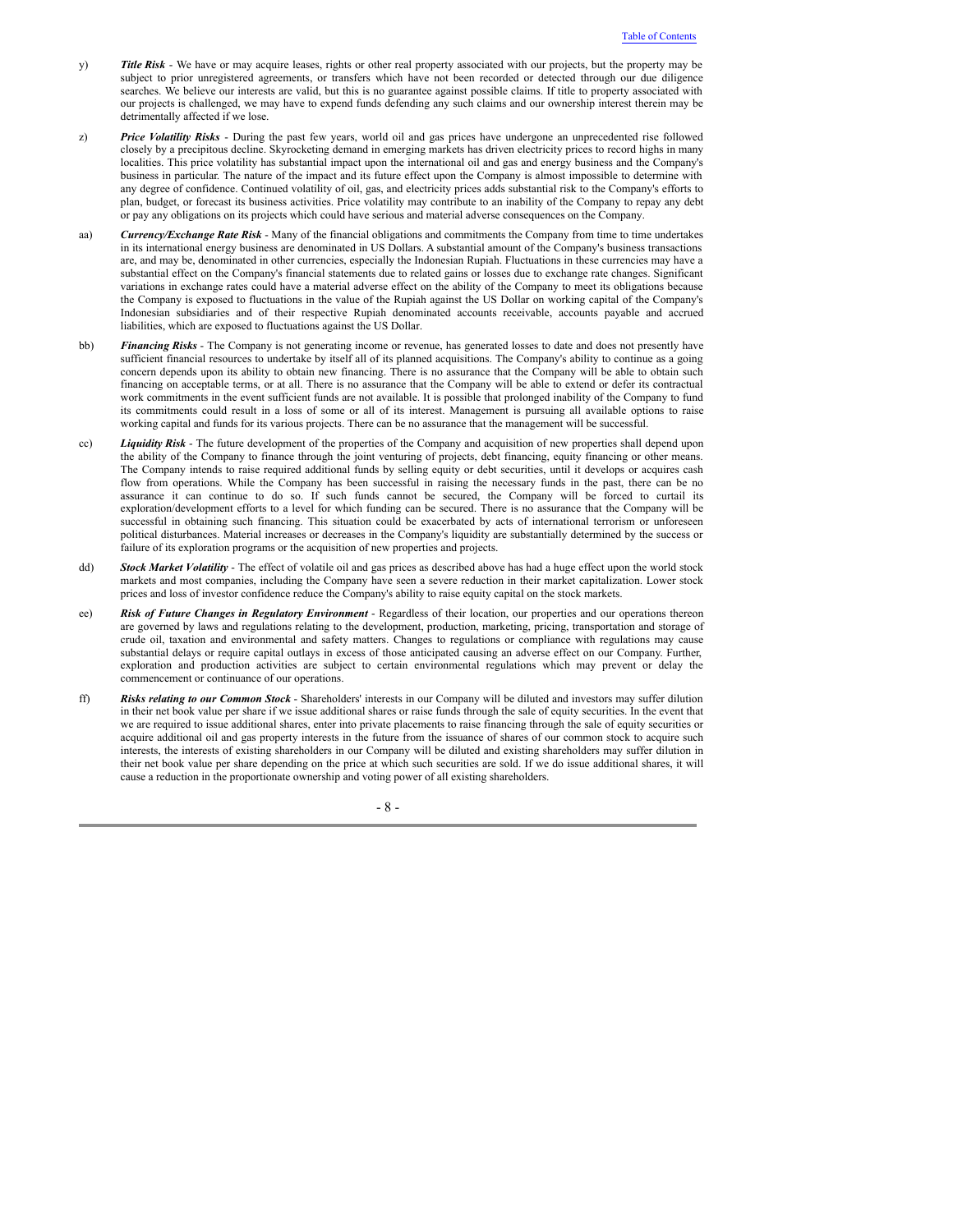y) ***Title Risk*** - We have or may acquire leases, rights or other real property associated with our projects, but the property may be subject to prior unregistered agreements, or transfers which have not been recorded or detected through our due diligence searches. We believe our interests are valid, but this is no guarantee against possible claims. If title to property associated with our projects is challenged, we may have to expend funds defending any such claims and our ownership interest therein may be detrimentally affected if we lose.

z) ***Price Volatility Risks*** - During the past few years, world oil and gas prices have undergone an unprecedented rise followed closely by a precipitous decline. Skyrocketing demand in emerging markets has driven electricity prices to record highs in many localities. This price volatility has substantial impact upon the international oil and gas and energy business and the Company's business in particular. The nature of the impact and its future effect upon the Company is almost impossible to determine with any degree of confidence. Continued volatility of oil, gas, and electricity prices adds substantial risk to the Company's efforts to plan, budget, or forecast its business activities. Price volatility may contribute to an inability of the Company to repay any debt or pay any obligations on its projects which could have serious and material adverse consequences on the Company.

aa) ***Currency/Exchange Rate Risk*** - Many of the financial obligations and commitments the Company from time to time undertakes in its international energy business are denominated in US Dollars. A substantial amount of the Company's business transactions are, and may be, denominated in other currencies, especially the Indonesian Rupiah. Fluctuations in these currencies may have a substantial effect on the Company's financial statements due to related gains or losses due to exchange rate changes. Significant variations in exchange rates could have a material adverse effect on the ability of the Company to meet its obligations because the Company is exposed to fluctuations in the value of the Rupiah against the US Dollar on working capital of the Company's Indonesian subsidiaries and of their respective Rupiah denominated accounts receivable, accounts payable and accrued liabilities, which are exposed to fluctuations against the US Dollar.

bb) ***Financing Risks*** - The Company is not generating income or revenue, has generated losses to date and does not presently have sufficient financial resources to undertake by itself all of its planned acquisitions. The Company's ability to continue as a going concern depends upon its ability to obtain new financing. There is no assurance that the Company will be able to obtain such financing on acceptable terms, or at all. There is no assurance that the Company will be able to extend or defer its contractual work commitments in the event sufficient funds are not available. It is possible that prolonged inability of the Company to fund its commitments could result in a loss of some or all of its interest. Management is pursuing all available options to raise working capital and funds for its various projects. There can be no assurance that the management will be successful.

cc) ***Liquidity Risk*** - The future development of the properties of the Company and acquisition of new properties shall depend upon the ability of the Company to finance through the joint venturing of projects, debt financing, equity financing or other means. The Company intends to raise required additional funds by selling equity or debt securities, until it develops or acquires cash flow from operations. While the Company has been successful in raising the necessary funds in the past, there can be no assurance it can continue to do so. If such funds cannot be secured, the Company will be forced to curtail its exploration/development efforts to a level for which funding can be secured. There is no assurance that the Company will be successful in obtaining such financing. This situation could be exacerbated by acts of international terrorism or unforeseen political disturbances. Material increases or decreases in the Company's liquidity are substantially determined by the success or failure of its exploration programs or the acquisition of new properties and projects.

dd) ***Stock Market Volatility*** - The effect of volatile oil and gas prices as described above has had a huge effect upon the world stock markets and most companies, including the Company have seen a severe reduction in their market capitalization. Lower stock prices and loss of investor confidence reduce the Company's ability to raise equity capital on the stock markets.

ee) ***Risk of Future Changes in Regulatory Environment*** - Regardless of their location, our properties and our operations thereon are governed by laws and regulations relating to the development, production, marketing, pricing, transportation and storage of crude oil, taxation and environmental and safety matters. Changes to regulations or compliance with regulations may cause substantial delays or require capital outlays in excess of those anticipated causing an adverse effect on our Company. Further, exploration and production activities are subject to certain environmental regulations which may prevent or delay the commencement or continuance of our operations.

ff) ***Risks relating to our Common Stock*** - Shareholders' interests in our Company will be diluted and investors may suffer dilution in their net book value per share if we issue additional shares or raise funds through the sale of equity securities. In the event that we are required to issue additional shares, enter into private placements to raise financing through the sale of equity securities or acquire additional oil and gas property interests in the future from the issuance of shares of our common stock to acquire such interests, the interests of existing shareholders in our Company will be diluted and existing shareholders may suffer dilution in their net book value per share depending on the price at which such securities are sold. If we do issue additional shares, it will cause a reduction in the proportionate ownership and voting power of all existing shareholders.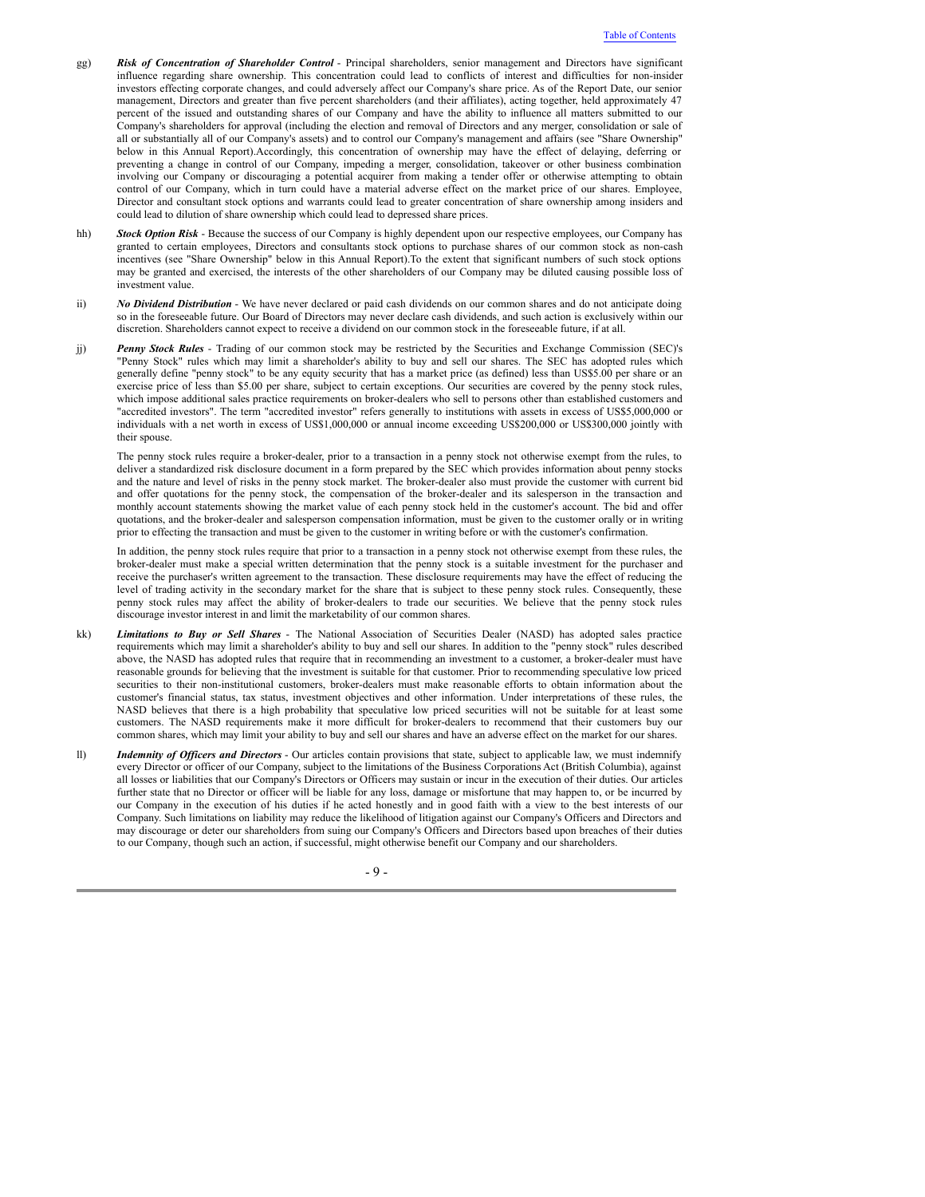gg) ***Risk of Concentration of Shareholder Control*** - Principal shareholders, senior management and Directors have significant influence regarding share ownership. This concentration could lead to conflicts of interest and difficulties for non-insider investors effecting corporate changes, and could adversely affect our Company's share price. As of the Report Date, our senior management, Directors and greater than five percent shareholders (and their affiliates), acting together, held approximately 47 percent of the issued and outstanding shares of our Company and have the ability to influence all matters submitted to our Company's shareholders for approval (including the election and removal of Directors and any merger, consolidation or sale of all or substantially all of our Company's assets) and to control our Company's management and affairs (see "Share Ownership" below in this Annual Report).Accordingly, this concentration of ownership may have the effect of delaying, deferring or preventing a change in control of our Company, impeding a merger, consolidation, takeover or other business combination involving our Company or discouraging a potential acquirer from making a tender offer or otherwise attempting to obtain control of our Company, which in turn could have a material adverse effect on the market price of our shares. Employee, Director and consultant stock options and warrants could lead to greater concentration of share ownership among insiders and could lead to dilution of share ownership which could lead to depressed share prices.

hh) ***Stock Option Risk*** - Because the success of our Company is highly dependent upon our respective employees, our Company has granted to certain employees, Directors and consultants stock options to purchase shares of our common stock as non-cash incentives (see "Share Ownership" below in this Annual Report).To the extent that significant numbers of such stock options may be granted and exercised, the interests of the other shareholders of our Company may be diluted causing possible loss of investment value.

ii) ***No Dividend Distribution*** - We have never declared or paid cash dividends on our common shares and do not anticipate doing so in the foreseeable future. Our Board of Directors may never declare cash dividends, and such action is exclusively within our discretion. Shareholders cannot expect to receive a dividend on our common stock in the foreseeable future, if at all.

jj) ***Penny Stock Rules*** - Trading of our common stock may be restricted by the Securities and Exchange Commission (SEC)'s "Penny Stock" rules which may limit a shareholder's ability to buy and sell our shares. The SEC has adopted rules which generally define "penny stock" to be any equity security that has a market price (as defined) less than US$5.00 per share or an exercise price of less than $5.00 per share, subject to certain exceptions. Our securities are covered by the penny stock rules, which impose additional sales practice requirements on broker-dealers who sell to persons other than established customers and "accredited investors". The term "accredited investor" refers generally to institutions with assets in excess of US$5,000,000 or individuals with a net worth in excess of US$1,000,000 or annual income exceeding US$200,000 or US$300,000 jointly with their spouse.

The penny stock rules require a broker-dealer, prior to a transaction in a penny stock not otherwise exempt from the rules, to deliver a standardized risk disclosure document in a form prepared by the SEC which provides information about penny stocks and the nature and level of risks in the penny stock market. The broker-dealer also must provide the customer with current bid and offer quotations for the penny stock, the compensation of the broker-dealer and its salesperson in the transaction and monthly account statements showing the market value of each penny stock held in the customer's account. The bid and offer quotations, and the broker-dealer and salesperson compensation information, must be given to the customer orally or in writing prior to effecting the transaction and must be given to the customer in writing before or with the customer's confirmation.

In addition, the penny stock rules require that prior to a transaction in a penny stock not otherwise exempt from these rules, the broker-dealer must make a special written determination that the penny stock is a suitable investment for the purchaser and receive the purchaser's written agreement to the transaction. These disclosure requirements may have the effect of reducing the level of trading activity in the secondary market for the share that is subject to these penny stock rules. Consequently, these penny stock rules may affect the ability of broker-dealers to trade our securities. We believe that the penny stock rules discourage investor interest in and limit the marketability of our common shares.

kk) ***Limitations to Buy or Sell Shares*** - The National Association of Securities Dealer (NASD) has adopted sales practice requirements which may limit a shareholder's ability to buy and sell our shares. In addition to the "penny stock" rules described above, the NASD has adopted rules that require that in recommending an investment to a customer, a broker-dealer must have reasonable grounds for believing that the investment is suitable for that customer. Prior to recommending speculative low priced securities to their non-institutional customers, broker-dealers must make reasonable efforts to obtain information about the customer's financial status, tax status, investment objectives and other information. Under interpretations of these rules, the NASD believes that there is a high probability that speculative low priced securities will not be suitable for at least some customers. The NASD requirements make it more difficult for broker-dealers to recommend that their customers buy our common shares, which may limit your ability to buy and sell our shares and have an adverse effect on the market for our shares.

ll) ***Indemnity of Officers and Directors*** - Our articles contain provisions that state, subject to applicable law, we must indemnify every Director or officer of our Company, subject to the limitations of the Business Corporations Act (British Columbia), against all losses or liabilities that our Company's Directors or Officers may sustain or incur in the execution of their duties. Our articles further state that no Director or officer will be liable for any loss, damage or misfortune that may happen to, or be incurred by our Company in the execution of his duties if he acted honestly and in good faith with a view to the best interests of our Company. Such limitations on liability may reduce the likelihood of litigation against our Company's Officers and Directors and may discourage or deter our shareholders from suing our Company's Officers and Directors based upon breaches of their duties to our Company, though such an action, if successful, might otherwise benefit our Company and our shareholders.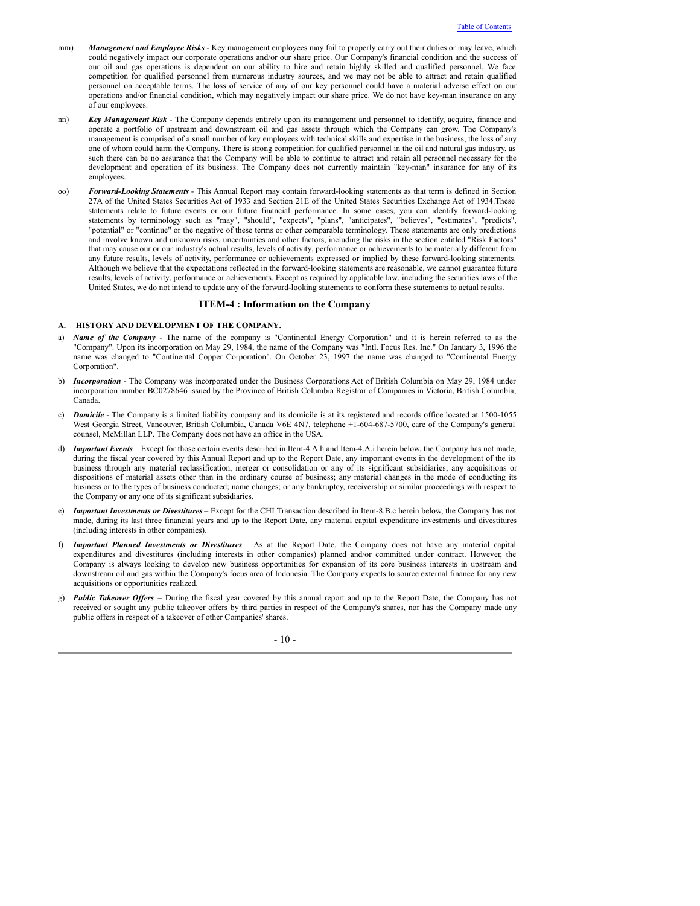mm) ***Management and Employee Risks*** - Key management employees may fail to properly carry out their duties or may leave, which could negatively impact our corporate operations and/or our share price. Our Company's financial condition and the success of our oil and gas operations is dependent on our ability to hire and retain highly skilled and qualified personnel. We face competition for qualified personnel from numerous industry sources, and we may not be able to attract and retain qualified personnel on acceptable terms. The loss of service of any of our key personnel could have a material adverse effect on our operations and/or financial condition, which may negatively impact our share price. We do not have key-man insurance on any of our employees.

nn) ***Key Management Risk*** - The Company depends entirely upon its management and personnel to identify, acquire, finance and operate a portfolio of upstream and downstream oil and gas assets through which the Company can grow. The Company's management is comprised of a small number of key employees with technical skills and expertise in the business, the loss of any one of whom could harm the Company. There is strong competition for qualified personnel in the oil and natural gas industry, as such there can be no assurance that the Company will be able to continue to attract and retain all personnel necessary for the development and operation of its business. The Company does not currently maintain "key-man" insurance for any of its employees.

oo) ***Forward-Looking Statements*** - This Annual Report may contain forward-looking statements as that term is defined in Section 27A of the United States Securities Act of 1933 and Section 21E of the United States Securities Exchange Act of 1934.These statements relate to future events or our future financial performance. In some cases, you can identify forward-looking statements by terminology such as "may", "should", "expects", "plans", "anticipates", "believes", "estimates", "predicts", "potential" or "continue" or the negative of these terms or other comparable terminology. These statements are only predictions and involve known and unknown risks, uncertainties and other factors, including the risks in the section entitled "Risk Factors" that may cause our or our industry's actual results, levels of activity, performance or achievements to be materially different from any future results, levels of activity, performance or achievements expressed or implied by these forward-looking statements. Although we believe that the expectations reflected in the forward-looking statements are reasonable, we cannot guarantee future results, levels of activity, performance or achievements. Except as required by applicable law, including the securities laws of the United States, we do not intend to update any of the forward-looking statements to conform these statements to actual results.

## ITEM-4 : Information on the Company

### A. HISTORY AND DEVELOPMENT OF THE COMPANY.

a) ***Name of the Company*** - The name of the company is "Continental Energy Corporation" and it is herein referred to as the "Company". Upon its incorporation on May 29, 1984, the name of the Company was "Intl. Focus Res. Inc." On January 3, 1996 the name was changed to "Continental Copper Corporation". On October 23, 1997 the name was changed to "Continental Energy Corporation".

b) ***Incorporation*** - The Company was incorporated under the Business Corporations Act of British Columbia on May 29, 1984 under incorporation number BC0278646 issued by the Province of British Columbia Registrar of Companies in Victoria, British Columbia, Canada.

c) ***Domicile*** - The Company is a limited liability company and its domicile is at its registered and records office located at 1500-1055 West Georgia Street, Vancouver, British Columbia, Canada V6E 4N7, telephone +1-604-687-5700, care of the Company's general counsel, McMillan LLP. The Company does not have an office in the USA.

d) ***Important Events*** – Except for those certain events described in Item-4.A.h and Item-4.A.i herein below, the Company has not made, during the fiscal year covered by this Annual Report and up to the Report Date, any important events in the development of the its business through any material reclassification, merger or consolidation or any of its significant subsidiaries; any acquisitions or dispositions of material assets other than in the ordinary course of business; any material changes in the mode of conducting its business or to the types of business conducted; name changes; or any bankruptcy, receivership or similar proceedings with respect to the Company or any one of its significant subsidiaries.

e) ***Important Investments or Divestitures*** – Except for the CHI Transaction described in Item-8.B.c herein below, the Company has not made, during its last three financial years and up to the Report Date, any material capital expenditure investments and divestitures (including interests in other companies).

f) ***Important Planned Investments or Divestitures*** – As at the Report Date, the Company does not have any material capital expenditures and divestitures (including interests in other companies) planned and/or committed under contract. However, the Company is always looking to develop new business opportunities for expansion of its core business interests in upstream and downstream oil and gas within the Company's focus area of Indonesia. The Company expects to source external finance for any new acquisitions or opportunities realized.

g) ***Public Takeover Offers*** – During the fiscal year covered by this annual report and up to the Report Date, the Company has not received or sought any public takeover offers by third parties in respect of the Company's shares, nor has the Company made any public offers in respect of a takeover of other Companies' shares.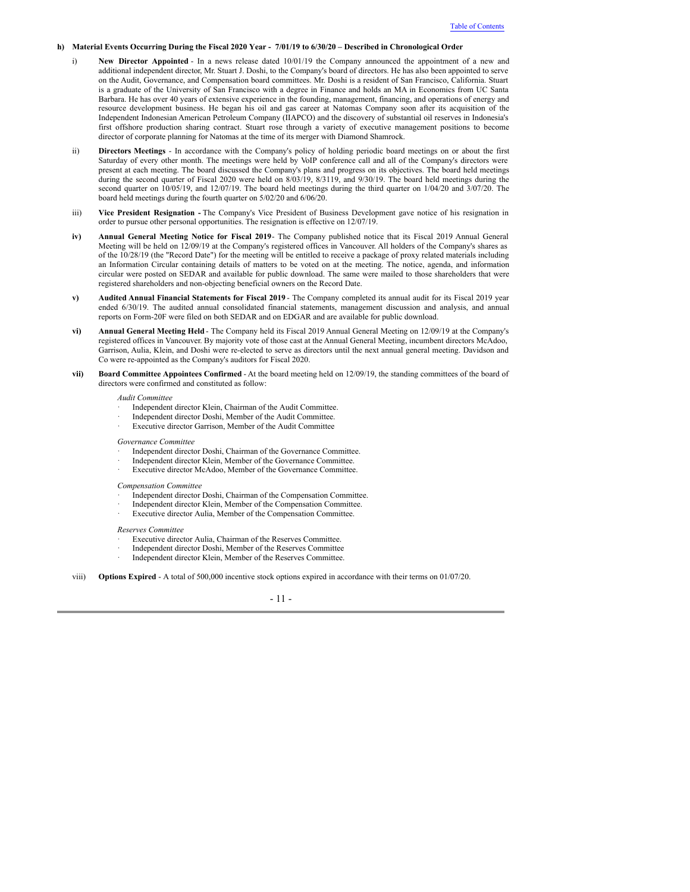**h) Material Events Occurring During the Fiscal 2020 Year - 7/01/19 to 6/30/20 – Described in Chronological Order**

i) **New Director Appointed** - In a news release dated 10/01/19 the Company announced the appointment of a new and additional independent director, Mr. Stuart J. Doshi, to the Company's board of directors. He has also been appointed to serve on the Audit, Governance, and Compensation board committees. Mr. Doshi is a resident of San Francisco, California. Stuart is a graduate of the University of San Francisco with a degree in Finance and holds an MA in Economics from UC Santa Barbara. He has over 40 years of extensive experience in the founding, management, financing, and operations of energy and resource development business. He began his oil and gas career at Natomas Company soon after its acquisition of the Independent Indonesian American Petroleum Company (IIAPCO) and the discovery of substantial oil reserves in Indonesia's first offshore production sharing contract. Stuart rose through a variety of executive management positions to become director of corporate planning for Natomas at the time of its merger with Diamond Shamrock.

ii) **Directors Meetings** - In accordance with the Company's policy of holding periodic board meetings on or about the first Saturday of every other month. The meetings were held by VoIP conference call and all of the Company's directors were present at each meeting. The board discussed the Company's plans and progress on its objectives. The board held meetings during the second quarter of Fiscal 2020 were held on 8/03/19, 8/3119, and 9/30/19. The board held meetings during the second quarter on 10/05/19, and 12/07/19. The board held meetings during the third quarter on 1/04/20 and 3/07/20. The board held meetings during the fourth quarter on 5/02/20 and 6/06/20.

iii) **Vice President Resignation -** The Company's Vice President of Business Development gave notice of his resignation in order to pursue other personal opportunities. The resignation is effective on 12/07/19.

**iv) Annual General Meeting Notice for Fiscal 2019** - The Company published notice that its Fiscal 2019 Annual General Meeting will be held on 12/09/19 at the Company's registered offices in Vancouver. All holders of the Company's shares as of the 10/28/19 (the "Record Date") for the meeting will be entitled to receive a package of proxy related materials including an Information Circular containing details of matters to be voted on at the meeting. The notice, agenda, and information circular were posted on SEDAR and available for public download. The same were mailed to those shareholders that were registered shareholders and non-objecting beneficial owners on the Record Date.

**v) Audited Annual Financial Statements for Fiscal 2019** - The Company completed its annual audit for its Fiscal 2019 year ended 6/30/19. The audited annual consolidated financial statements, management discussion and analysis, and annual reports on Form-20F were filed on both SEDAR and on EDGAR and are available for public download.

**vi) Annual General Meeting Held** - The Company held its Fiscal 2019 Annual General Meeting on 12/09/19 at the Company's registered offices in Vancouver. By majority vote of those cast at the Annual General Meeting, incumbent directors McAdoo, Garrison, Aulia, Klein, and Doshi were re-elected to serve as directors until the next annual general meeting. Davidson and Co were re-appointed as the Company's auditors for Fiscal 2020.

**vii) Board Committee Appointees Confirmed** - At the board meeting held on 12/09/19, the standing committees of the board of directors were confirmed and constituted as follow:

*Audit Committee*

- Independent director Klein, Chairman of the Audit Committee.
- Independent director Doshi, Member of the Audit Committee.
- Executive director Garrison, Member of the Audit Committee

*Governance Committee*

- Independent director Doshi, Chairman of the Governance Committee.
- Independent director Klein, Member of the Governance Committee.
- Executive director McAdoo, Member of the Governance Committee.

*Compensation Committee*

- Independent director Doshi, Chairman of the Compensation Committee.
- Independent director Klein, Member of the Compensation Committee.
- Executive director Aulia, Member of the Compensation Committee.

*Reserves Committee*

- Executive director Aulia, Chairman of the Reserves Committee.
- Independent director Doshi, Member of the Reserves Committee
- Independent director Klein, Member of the Reserves Committee.

viii) **Options Expired** - A total of 500,000 incentive stock options expired in accordance with their terms on 01/07/20.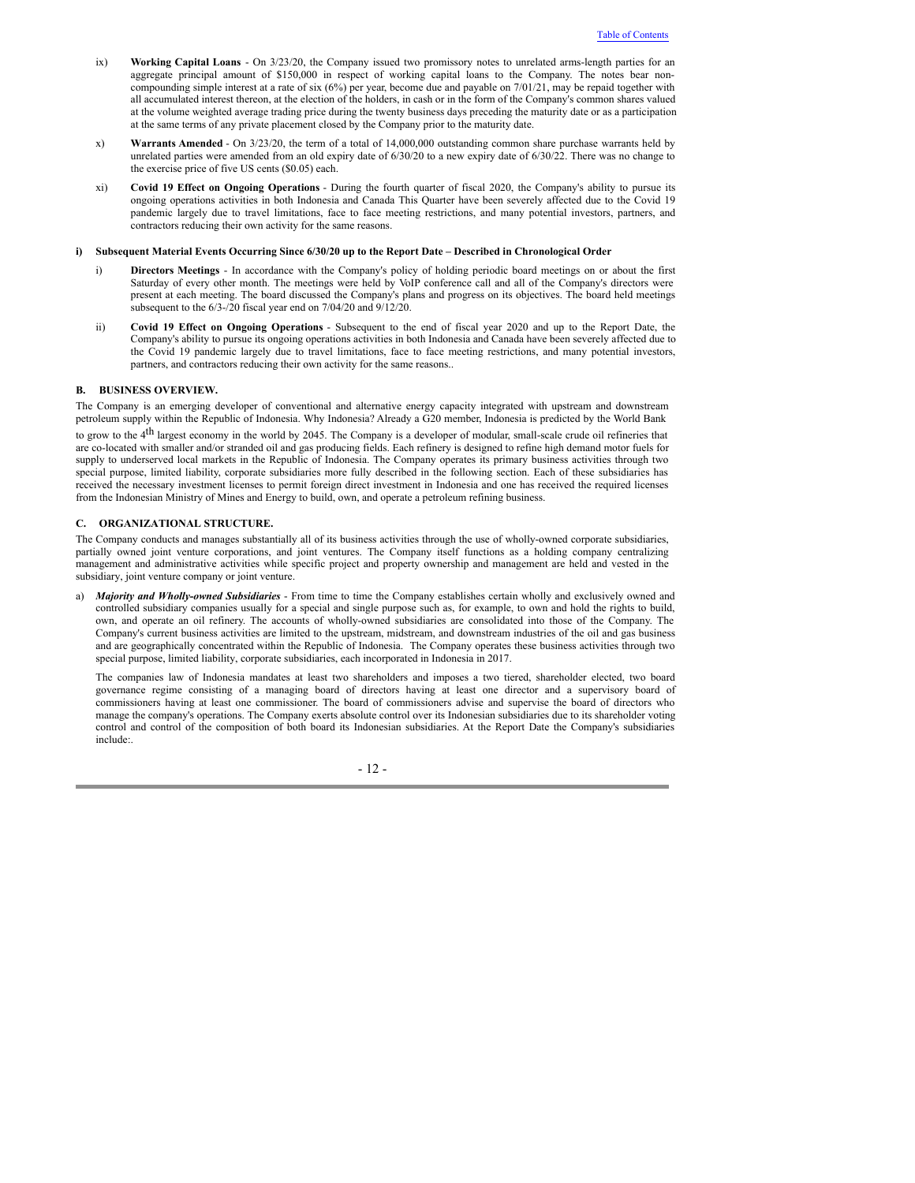ix) **Working Capital Loans** - On 3/23/20, the Company issued two promissory notes to unrelated arms-length parties for an aggregate principal amount of $150,000 in respect of working capital loans to the Company. The notes bear non-compounding simple interest at a rate of six (6%) per year, become due and payable on 7/01/21, may be repaid together with all accumulated interest thereon, at the election of the holders, in cash or in the form of the Company's common shares valued at the volume weighted average trading price during the twenty business days preceding the maturity date or as a participation at the same terms of any private placement closed by the Company prior to the maturity date.

x) **Warrants Amended** - On 3/23/20, the term of a total of 14,000,000 outstanding common share purchase warrants held by unrelated parties were amended from an old expiry date of 6/30/20 to a new expiry date of 6/30/22. There was no change to the exercise price of five US cents ($0.05) each.

xi) **Covid 19 Effect on Ongoing Operations** - During the fourth quarter of fiscal 2020, the Company's ability to pursue its ongoing operations activities in both Indonesia and Canada This Quarter have been severely affected due to the Covid 19 pandemic largely due to travel limitations, face to face meeting restrictions, and many potential investors, partners, and contractors reducing their own activity for the same reasons.

**i) Subsequent Material Events Occurring Since 6/30/20 up to the Report Date – Described in Chronological Order**

i) **Directors Meetings** - In accordance with the Company's policy of holding periodic board meetings on or about the first Saturday of every other month. The meetings were held by VoIP conference call and all of the Company's directors were present at each meeting. The board discussed the Company's plans and progress on its objectives. The board held meetings subsequent to the 6/3-/20 fiscal year end on 7/04/20 and 9/12/20.

ii) **Covid 19 Effect on Ongoing Operations** - Subsequent to the end of fiscal year 2020 and up to the Report Date, the Company's ability to pursue its ongoing operations activities in both Indonesia and Canada have been severely affected due to the Covid 19 pandemic largely due to travel limitations, face to face meeting restrictions, and many potential investors, partners, and contractors reducing their own activity for the same reasons..

## B. BUSINESS OVERVIEW.

The Company is an emerging developer of conventional and alternative energy capacity integrated with upstream and downstream petroleum supply within the Republic of Indonesia. Why Indonesia? Already a G20 member, Indonesia is predicted by the World Bank to grow to the 4th largest economy in the world by 2045. The Company is a developer of modular, small-scale crude oil refineries that are co-located with smaller and/or stranded oil and gas producing fields. Each refinery is designed to refine high demand motor fuels for supply to underserved local markets in the Republic of Indonesia. The Company operates its primary business activities through two special purpose, limited liability, corporate subsidiaries more fully described in the following section. Each of these subsidiaries has received the necessary investment licenses to permit foreign direct investment in Indonesia and one has received the required licenses from the Indonesian Ministry of Mines and Energy to build, own, and operate a petroleum refining business.

## C. ORGANIZATIONAL STRUCTURE.

The Company conducts and manages substantially all of its business activities through the use of wholly-owned corporate subsidiaries, partially owned joint venture corporations, and joint ventures. The Company itself functions as a holding company centralizing management and administrative activities while specific project and property ownership and management are held and vested in the subsidiary, joint venture company or joint venture.

a) ***Majority and Wholly-owned Subsidiaries*** - From time to time the Company establishes certain wholly and exclusively owned and controlled subsidiary companies usually for a special and single purpose such as, for example, to own and hold the rights to build, own, and operate an oil refinery. The accounts of wholly-owned subsidiaries are consolidated into those of the Company. The Company's current business activities are limited to the upstream, midstream, and downstream industries of the oil and gas business and are geographically concentrated within the Republic of Indonesia. The Company operates these business activities through two special purpose, limited liability, corporate subsidiaries, each incorporated in Indonesia in 2017.

The companies law of Indonesia mandates at least two shareholders and imposes a two tiered, shareholder elected, two board governance regime consisting of a managing board of directors having at least one director and a supervisory board of commissioners having at least one commissioner. The board of commissioners advise and supervise the board of directors who manage the company's operations. The Company exerts absolute control over its Indonesian subsidiaries due to its shareholder voting control and control of the composition of both board its Indonesian subsidiaries. At the Report Date the Company's subsidiaries include:.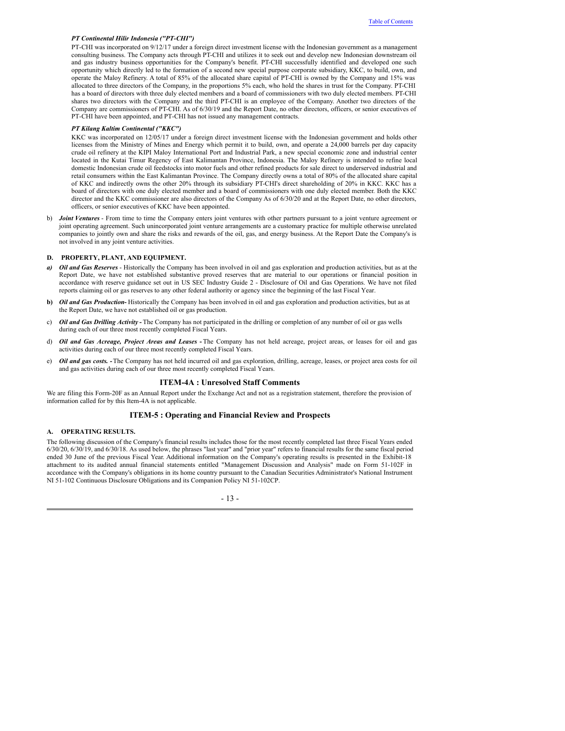*PT Continental Hilir Indonesia ("PT-CHI")*

PT-CHI was incorporated on 9/12/17 under a foreign direct investment license with the Indonesian government as a management consulting business. The Company acts through PT-CHI and utilizes it to seek out and develop new Indonesian downstream oil and gas industry business opportunities for the Company's benefit. PT-CHI successfully identified and developed one such opportunity which directly led to the formation of a second new special purpose corporate subsidiary, KKC, to build, own, and operate the Maloy Refinery. A total of 85% of the allocated share capital of PT-CHI is owned by the Company and 15% was allocated to three directors of the Company, in the proportions 5% each, who hold the shares in trust for the Company. PT-CHI has a board of directors with three duly elected members and a board of commissioners with two duly elected members. PT-CHI shares two directors with the Company and the third PT-CHI is an employee of the Company. Another two directors of the Company are commissioners of PT-CHI. As of 6/30/19 and the Report Date, no other directors, officers, or senior executives of PT-CHI have been appointed, and PT-CHI has not issued any management contracts.

*PT Kilang Kaltim Continental ("KKC")*

KKC was incorporated on 12/05/17 under a foreign direct investment license with the Indonesian government and holds other licenses from the Ministry of Mines and Energy which permit it to build, own, and operate a 24,000 barrels per day capacity crude oil refinery at the KIPI Maloy International Port and Industrial Park, a new special economic zone and industrial center located in the Kutai Timur Regency of East Kalimantan Province, Indonesia. The Maloy Refinery is intended to refine local domestic Indonesian crude oil feedstocks into motor fuels and other refined products for sale direct to underserved industrial and retail consumers within the East Kalimantan Province. The Company directly owns a total of 80% of the allocated share capital of KKC and indirectly owns the other 20% through its subsidiary PT-CHI's direct shareholding of 20% in KKC. KKC has a board of directors with one duly elected member and a board of commissioners with one duly elected member. Both the KKC director and the KKC commissioner are also directors of the Company As of 6/30/20 and at the Report Date, no other directors, officers, or senior executives of KKC have been appointed.

b) ***Joint Ventures*** - From time to time the Company enters joint ventures with other partners pursuant to a joint venture agreement or joint operating agreement. Such unincorporated joint venture arrangements are a customary practice for multiple otherwise unrelated companies to jointly own and share the risks and rewards of the oil, gas, and energy business. At the Report Date the Company's is not involved in any joint venture activities.

**D. PROPERTY, PLANT, AND EQUIPMENT.**

*a)* ***Oil and Gas Reserves*** - Historically the Company has been involved in oil and gas exploration and production activities, but as at the Report Date, we have not established substantive proved reserves that are material to our operations or financial position in accordance with reserve guidance set out in US SEC Industry Guide 2 - Disclosure of Oil and Gas Operations. We have not filed reports claiming oil or gas reserves to any other federal authority or agency since the beginning of the last Fiscal Year.

**b)** ***Oil and Gas Production-*** Historically the Company has been involved in oil and gas exploration and production activities, but as at the Report Date, we have not established oil or gas production.

c) ***Oil and Gas Drilling Activity*** **-** The Company has not participated in the drilling or completion of any number of oil or gas wells during each of our three most recently completed Fiscal Years.

d) ***Oil and Gas Acreage, Project Areas and Leases*** **-** The Company has not held acreage, project areas, or leases for oil and gas activities during each of our three most recently completed Fiscal Years.

e) ***Oil and gas costs.*** **-** The Company has not held incurred oil and gas exploration, drilling, acreage, leases, or project area costs for oil and gas activities during each of our three most recently completed Fiscal Years.

## ITEM-4A : Unresolved Staff Comments

We are filing this Form-20F as an Annual Report under the Exchange Act and not as a registration statement, therefore the provision of information called for by this Item-4A is not applicable.

## ITEM-5 : Operating and Financial Review and Prospects

**A. OPERATING RESULTS.**

The following discussion of the Company's financial results includes those for the most recently completed last three Fiscal Years ended 6/30/20, 6/30/19, and 6/30/18. As used below, the phrases "last year" and "prior year" refers to financial results for the same fiscal period ended 30 June of the previous Fiscal Year. Additional information on the Company's operating results is presented in the Exhibit-18 attachment to its audited annual financial statements entitled "Management Discussion and Analysis" made on Form 51-102F in accordance with the Company's obligations in its home country pursuant to the Canadian Securities Administrator's National Instrument NI 51-102 Continuous Disclosure Obligations and its Companion Policy NI 51-102CP.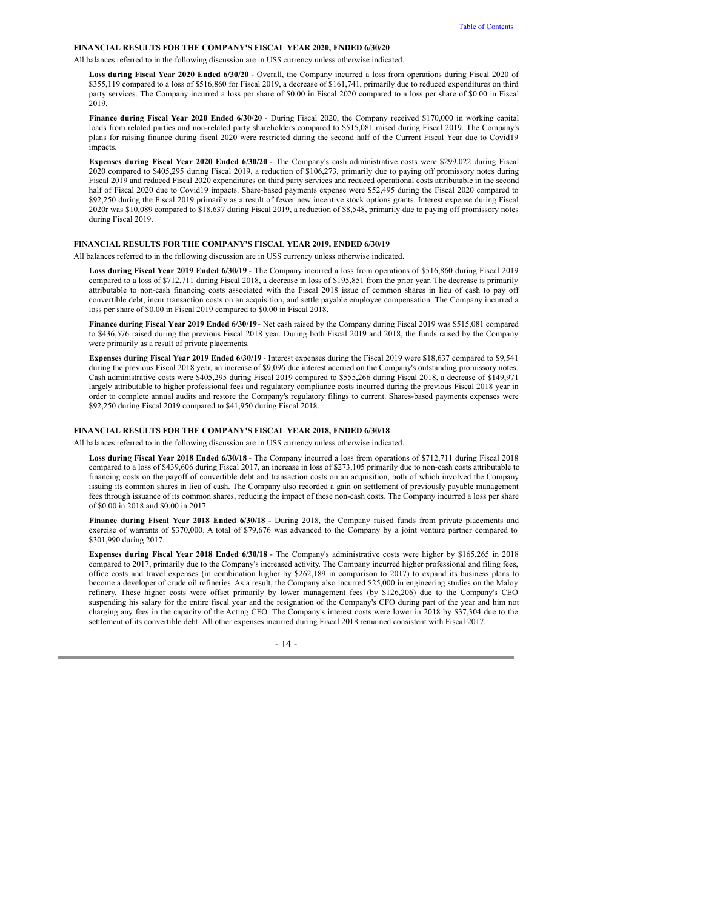### FINANCIAL RESULTS FOR THE COMPANY'S FISCAL YEAR 2020, ENDED 6/30/20

All balances referred to in the following discussion are in US$ currency unless otherwise indicated.

**Loss during Fiscal Year 2020 Ended 6/30/20** - Overall, the Company incurred a loss from operations during Fiscal 2020 of \$355,119 compared to a loss of \$516,860 for Fiscal 2019, a decrease of \$161,741, primarily due to reduced expenditures on third party services. The Company incurred a loss per share of \$0.00 in Fiscal 2020 compared to a loss per share of \$0.00 in Fiscal 2019.

**Finance during Fiscal Year 2020 Ended 6/30/20** - During Fiscal 2020, the Company received \$170,000 in working capital loads from related parties and non-related party shareholders compared to \$515,081 raised during Fiscal 2019. The Company's plans for raising finance during fiscal 2020 were restricted during the second half of the Current Fiscal Year due to Covid19 impacts.

**Expenses during Fiscal Year 2020 Ended 6/30/20** - The Company's cash administrative costs were \$299,022 during Fiscal 2020 compared to \$405,295 during Fiscal 2019, a reduction of \$106,273, primarily due to paying off promissory notes during Fiscal 2019 and reduced Fiscal 2020 expenditures on third party services and reduced operational costs attributable in the second half of Fiscal 2020 due to Covid19 impacts. Share-based payments expense were \$52,495 during the Fiscal 2020 compared to \$92,250 during the Fiscal 2019 primarily as a result of fewer new incentive stock options grants. Interest expense during Fiscal 2020r was \$10,089 compared to \$18,637 during Fiscal 2019, a reduction of \$8,548, primarily due to paying off promissory notes during Fiscal 2019.

### FINANCIAL RESULTS FOR THE COMPANY'S FISCAL YEAR 2019, ENDED 6/30/19

All balances referred to in the following discussion are in US$ currency unless otherwise indicated.

**Loss during Fiscal Year 2019 Ended 6/30/19** - The Company incurred a loss from operations of \$516,860 during Fiscal 2019 compared to a loss of \$712,711 during Fiscal 2018, a decrease in loss of \$195,851 from the prior year. The decrease is primarily attributable to non-cash financing costs associated with the Fiscal 2018 issue of common shares in lieu of cash to pay off convertible debt, incur transaction costs on an acquisition, and settle payable employee compensation. The Company incurred a loss per share of \$0.00 in Fiscal 2019 compared to \$0.00 in Fiscal 2018.

**Finance during Fiscal Year 2019 Ended 6/30/19** - Net cash raised by the Company during Fiscal 2019 was \$515,081 compared to \$436,576 raised during the previous Fiscal 2018 year. During both Fiscal 2019 and 2018, the funds raised by the Company were primarily as a result of private placements.

**Expenses during Fiscal Year 2019 Ended 6/30/19** - Interest expenses during the Fiscal 2019 were \$18,637 compared to \$9,541 during the previous Fiscal 2018 year, an increase of \$9,096 due interest accrued on the Company's outstanding promissory notes. Cash administrative costs were \$405,295 during Fiscal 2019 compared to \$555,266 during Fiscal 2018, a decrease of \$149,971 largely attributable to higher professional fees and regulatory compliance costs incurred during the previous Fiscal 2018 year in order to complete annual audits and restore the Company's regulatory filings to current. Shares-based payments expenses were \$92,250 during Fiscal 2019 compared to \$41,950 during Fiscal 2018.

### FINANCIAL RESULTS FOR THE COMPANY'S FISCAL YEAR 2018, ENDED 6/30/18

All balances referred to in the following discussion are in US$ currency unless otherwise indicated.

**Loss during Fiscal Year 2018 Ended 6/30/18** - The Company incurred a loss from operations of \$712,711 during Fiscal 2018 compared to a loss of \$439,606 during Fiscal 2017, an increase in loss of \$273,105 primarily due to non-cash costs attributable to financing costs on the payoff of convertible debt and transaction costs on an acquisition, both of which involved the Company issuing its common shares in lieu of cash. The Company also recorded a gain on settlement of previously payable management fees through issuance of its common shares, reducing the impact of these non-cash costs. The Company incurred a loss per share of \$0.00 in 2018 and \$0.00 in 2017.

**Finance during Fiscal Year 2018 Ended 6/30/18** - During 2018, the Company raised funds from private placements and exercise of warrants of \$370,000. A total of \$79,676 was advanced to the Company by a joint venture partner compared to \$301,990 during 2017.

**Expenses during Fiscal Year 2018 Ended 6/30/18** - The Company's administrative costs were higher by \$165,265 in 2018 compared to 2017, primarily due to the Company's increased activity. The Company incurred higher professional and filing fees, office costs and travel expenses (in combination higher by \$262,189 in comparison to 2017) to expand its business plans to become a developer of crude oil refineries. As a result, the Company also incurred \$25,000 in engineering studies on the Maloy refinery. These higher costs were offset primarily by lower management fees (by \$126,206) due to the Company's CEO suspending his salary for the entire fiscal year and the resignation of the Company's CFO during part of the year and him not charging any fees in the capacity of the Acting CFO. The Company's interest costs were lower in 2018 by \$37,304 due to the settlement of its convertible debt. All other expenses incurred during Fiscal 2018 remained consistent with Fiscal 2017.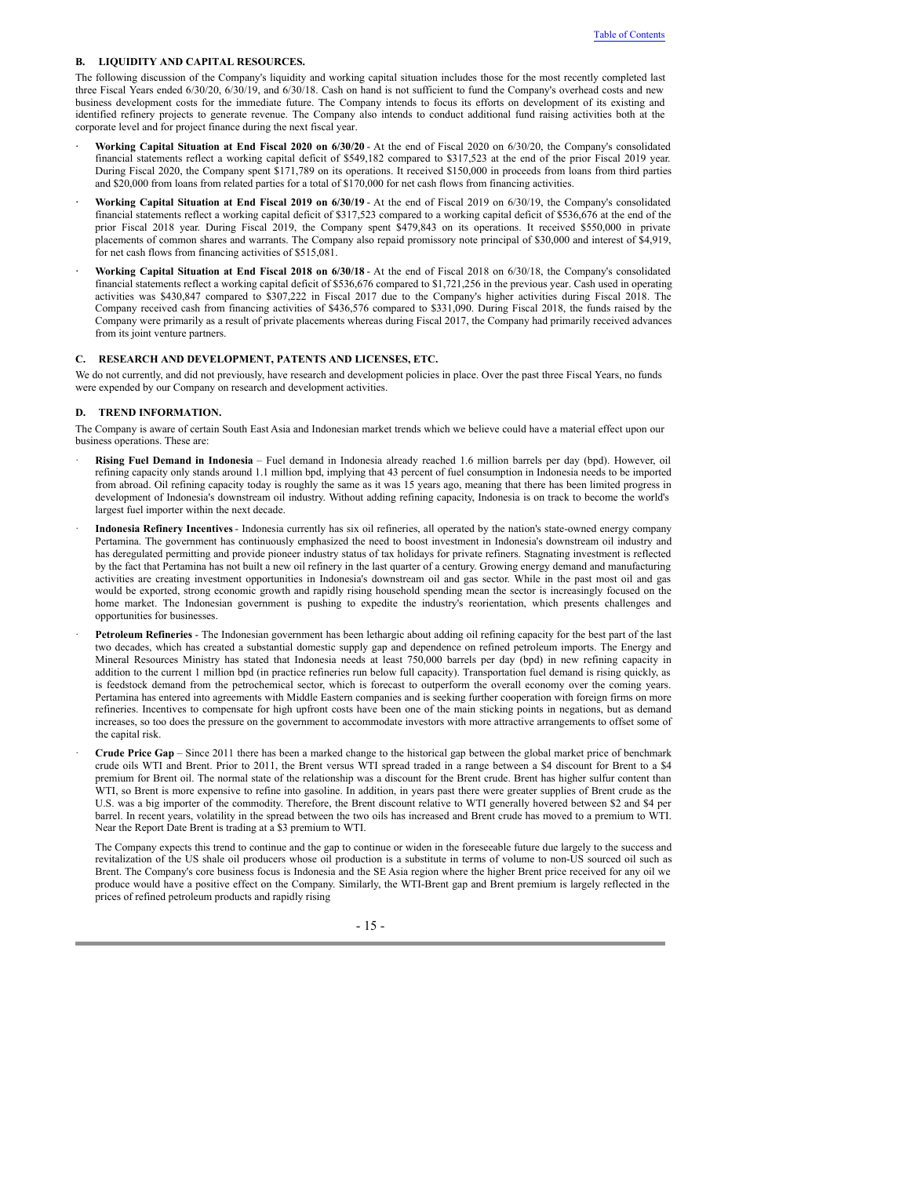## B. LIQUIDITY AND CAPITAL RESOURCES.

The following discussion of the Company's liquidity and working capital situation includes those for the most recently completed last three Fiscal Years ended 6/30/20, 6/30/19, and 6/30/18. Cash on hand is not sufficient to fund the Company's overhead costs and new business development costs for the immediate future. The Company intends to focus its efforts on development of its existing and identified refinery projects to generate revenue. The Company also intends to conduct additional fund raising activities both at the corporate level and for project finance during the next fiscal year.

- **Working Capital Situation at End Fiscal 2020 on 6/30/20** - At the end of Fiscal 2020 on 6/30/20, the Company's consolidated financial statements reflect a working capital deficit of $549,182 compared to $317,523 at the end of the prior Fiscal 2019 year. During Fiscal 2020, the Company spent $171,789 on its operations. It received $150,000 in proceeds from loans from third parties and $20,000 from loans from related parties for a total of $170,000 for net cash flows from financing activities.
- **Working Capital Situation at End Fiscal 2019 on 6/30/19** - At the end of Fiscal 2019 on 6/30/19, the Company's consolidated financial statements reflect a working capital deficit of $317,523 compared to a working capital deficit of $536,676 at the end of the prior Fiscal 2018 year. During Fiscal 2019, the Company spent $479,843 on its operations. It received $550,000 in private placements of common shares and warrants. The Company also repaid promissory note principal of $30,000 and interest of $4,919, for net cash flows from financing activities of $515,081.
- **Working Capital Situation at End Fiscal 2018 on 6/30/18** - At the end of Fiscal 2018 on 6/30/18, the Company's consolidated financial statements reflect a working capital deficit of $536,676 compared to $1,721,256 in the previous year. Cash used in operating activities was $430,847 compared to $307,222 in Fiscal 2017 due to the Company's higher activities during Fiscal 2018. The Company received cash from financing activities of $436,576 compared to $331,090. During Fiscal 2018, the funds raised by the Company were primarily as a result of private placements whereas during Fiscal 2017, the Company had primarily received advances from its joint venture partners.

## C. RESEARCH AND DEVELOPMENT, PATENTS AND LICENSES, ETC.

We do not currently, and did not previously, have research and development policies in place. Over the past three Fiscal Years, no funds were expended by our Company on research and development activities.

## D. TREND INFORMATION.

The Company is aware of certain South East Asia and Indonesian market trends which we believe could have a material effect upon our business operations. These are:

- **Rising Fuel Demand in Indonesia** – Fuel demand in Indonesia already reached 1.6 million barrels per day (bpd). However, oil refining capacity only stands around 1.1 million bpd, implying that 43 percent of fuel consumption in Indonesia needs to be imported from abroad. Oil refining capacity today is roughly the same as it was 15 years ago, meaning that there has been limited progress in development of Indonesia's downstream oil industry. Without adding refining capacity, Indonesia is on track to become the world's largest fuel importer within the next decade.
- **Indonesia Refinery Incentives** - Indonesia currently has six oil refineries, all operated by the nation's state-owned energy company Pertamina. The government has continuously emphasized the need to boost investment in Indonesia's downstream oil industry and has deregulated permitting and provide pioneer industry status of tax holidays for private refiners. Stagnating investment is reflected by the fact that Pertamina has not built a new oil refinery in the last quarter of a century. Growing energy demand and manufacturing activities are creating investment opportunities in Indonesia's downstream oil and gas sector. While in the past most oil and gas would be exported, strong economic growth and rapidly rising household spending mean the sector is increasingly focused on the home market. The Indonesian government is pushing to expedite the industry's reorientation, which presents challenges and opportunities for businesses.
- **Petroleum Refineries** - The Indonesian government has been lethargic about adding oil refining capacity for the best part of the last two decades, which has created a substantial domestic supply gap and dependence on refined petroleum imports. The Energy and Mineral Resources Ministry has stated that Indonesia needs at least 750,000 barrels per day (bpd) in new refining capacity in addition to the current 1 million bpd (in practice refineries run below full capacity). Transportation fuel demand is rising quickly, as is feedstock demand from the petrochemical sector, which is forecast to outperform the overall economy over the coming years. Pertamina has entered into agreements with Middle Eastern companies and is seeking further cooperation with foreign firms on more refineries. Incentives to compensate for high upfront costs have been one of the main sticking points in negations, but as demand increases, so too does the pressure on the government to accommodate investors with more attractive arrangements to offset some of the capital risk.
- **Crude Price Gap** – Since 2011 there has been a marked change to the historical gap between the global market price of benchmark crude oils WTI and Brent. Prior to 2011, the Brent versus WTI spread traded in a range between a $4 discount for Brent to a $4 premium for Brent oil. The normal state of the relationship was a discount for the Brent crude. Brent has higher sulfur content than WTI, so Brent is more expensive to refine into gasoline. In addition, in years past there were greater supplies of Brent crude as the U.S. was a big importer of the commodity. Therefore, the Brent discount relative to WTI generally hovered between $2 and $4 per barrel. In recent years, volatility in the spread between the two oils has increased and Brent crude has moved to a premium to WTI. Near the Report Date Brent is trading at a $3 premium to WTI.

  The Company expects this trend to continue and the gap to continue or widen in the foreseeable future due largely to the success and revitalization of the US shale oil producers whose oil production is a substitute in terms of volume to non-US sourced oil such as Brent. The Company's core business focus is Indonesia and the SE Asia region where the higher Brent price received for any oil we produce would have a positive effect on the Company. Similarly, the WTI-Brent gap and Brent premium is largely reflected in the prices of refined petroleum products and rapidly rising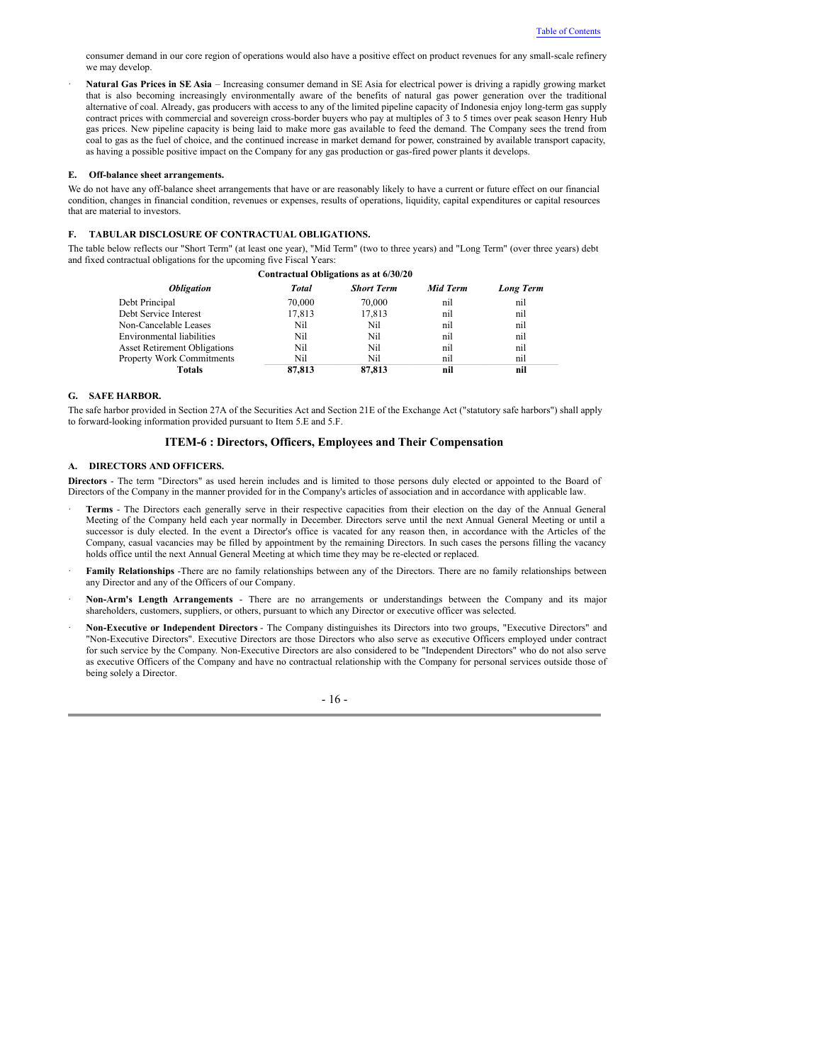consumer demand in our core region of operations would also have a positive effect on product revenues for any small-scale refinery we may develop.

- **Natural Gas Prices in SE Asia** – Increasing consumer demand in SE Asia for electrical power is driving a rapidly growing market that is also becoming increasingly environmentally aware of the benefits of natural gas power generation over the traditional alternative of coal. Already, gas producers with access to any of the limited pipeline capacity of Indonesia enjoy long-term gas supply contract prices with commercial and sovereign cross-border buyers who pay at multiples of 3 to 5 times over peak season Henry Hub gas prices. New pipeline capacity is being laid to make more gas available to feed the demand. The Company sees the trend from coal to gas as the fuel of choice, and the continued increase in market demand for power, constrained by available transport capacity, as having a possible positive impact on the Company for any gas production or gas-fired power plants it develops.

#### E. Off-balance sheet arrangements.

We do not have any off-balance sheet arrangements that have or are reasonably likely to have a current or future effect on our financial condition, changes in financial condition, revenues or expenses, results of operations, liquidity, capital expenditures or capital resources that are material to investors.

#### F. TABULAR DISCLOSURE OF CONTRACTUAL OBLIGATIONS.

The table below reflects our "Short Term" (at least one year), "Mid Term" (two to three years) and "Long Term" (over three years) debt and fixed contractual obligations for the upcoming five Fiscal Years:

**Contractual Obligations as at 6/30/20**

| *Obligation* | *Total* | *Short Term* | *Mid Term* | *Long Term* |
|---|---|---|---|---|
| Debt Principal | 70,000 | 70,000 | nil | nil |
| Debt Service Interest | 17,813 | 17,813 | nil | nil |
| Non-Cancelable Leases | Nil | Nil | nil | nil |
| Environmental liabilities | Nil | Nil | nil | nil |
| Asset Retirement Obligations | Nil | Nil | nil | nil |
| Property Work Commitments | Nil | Nil | nil | nil |
| **Totals** | **87,813** | **87,813** | **nil** | **nil** |

#### G. SAFE HARBOR.

The safe harbor provided in Section 27A of the Securities Act and Section 21E of the Exchange Act ("statutory safe harbors") shall apply to forward-looking information provided pursuant to Item 5.E and 5.F.

## ITEM-6 : Directors, Officers, Employees and Their Compensation

#### A. DIRECTORS AND OFFICERS.

**Directors** - The term "Directors" as used herein includes and is limited to those persons duly elected or appointed to the Board of Directors of the Company in the manner provided for in the Company's articles of association and in accordance with applicable law.

- **Terms** - The Directors each generally serve in their respective capacities from their election on the day of the Annual General Meeting of the Company held each year normally in December. Directors serve until the next Annual General Meeting or until a successor is duly elected. In the event a Director's office is vacated for any reason then, in accordance with the Articles of the Company, casual vacancies may be filled by appointment by the remaining Directors. In such cases the persons filling the vacancy holds office until the next Annual General Meeting at which time they may be re-elected or replaced.
- **Family Relationships** -There are no family relationships between any of the Directors. There are no family relationships between any Director and any of the Officers of our Company.
- **Non-Arm's Length Arrangements** - There are no arrangements or understandings between the Company and its major shareholders, customers, suppliers, or others, pursuant to which any Director or executive officer was selected.
- **Non-Executive or Independent Directors** - The Company distinguishes its Directors into two groups, "Executive Directors" and "Non-Executive Directors". Executive Directors are those Directors who also serve as executive Officers employed under contract for such service by the Company. Non-Executive Directors are also considered to be "Independent Directors" who do not also serve as executive Officers of the Company and have no contractual relationship with the Company for personal services outside those of being solely a Director.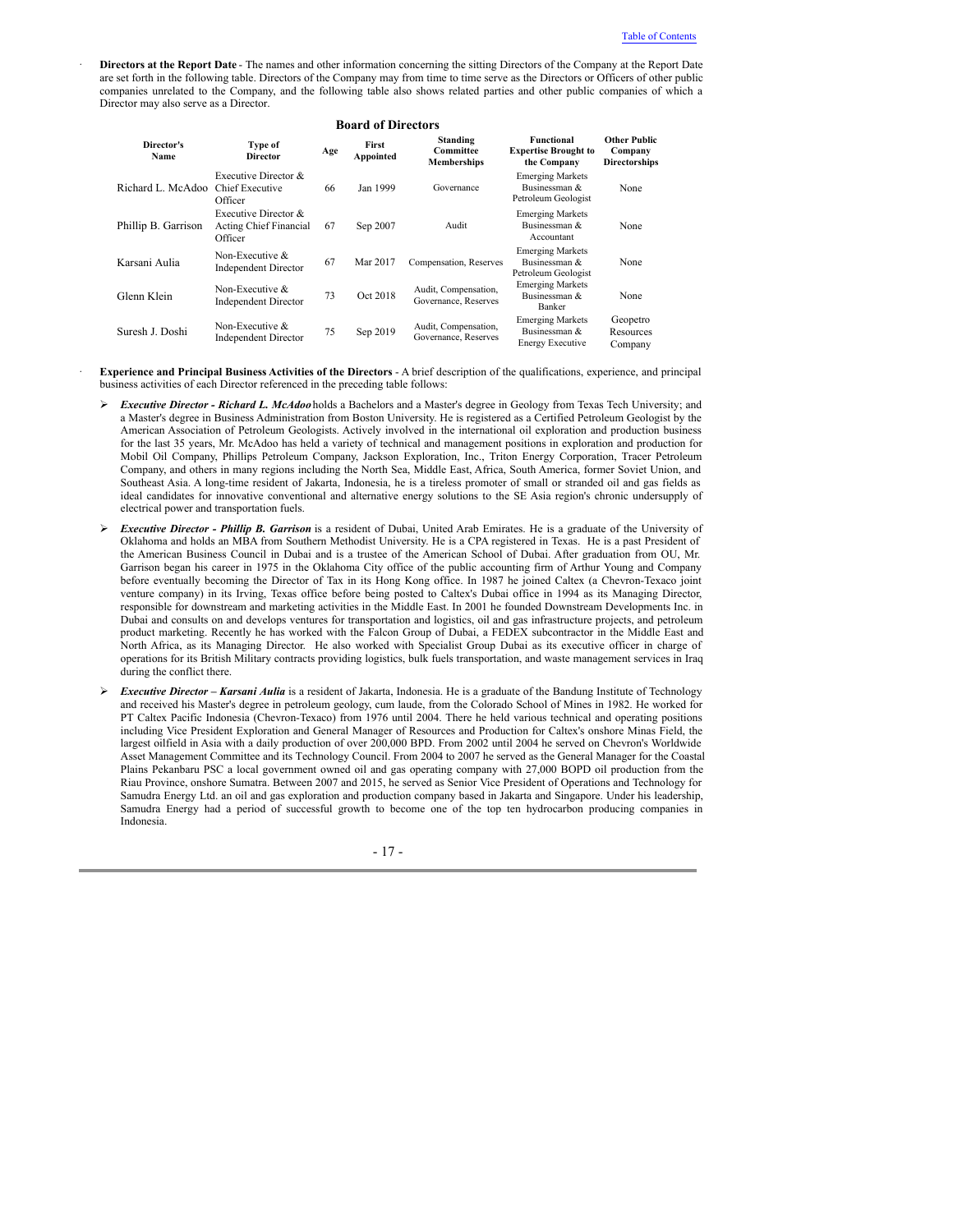- **Directors at the Report Date** - The names and other information concerning the sitting Directors of the Company at the Report Date are set forth in the following table. Directors of the Company may from time to time serve as the Directors or Officers of other public companies unrelated to the Company, and the following table also shows related parties and other public companies of which a Director may also serve as a Director.

**Board of Directors**

| Director's Name | Type of Director | Age | First Appointed | Standing Committee Memberships | Functional Expertise Brought to the Company | Other Public Company Directorships |
|---|---|---|---|---|---|---|
| Richard L. McAdoo | Executive Director & Chief Executive Officer | 66 | Jan 1999 | Governance | Emerging Markets Businessman & Petroleum Geologist | None |
| Phillip B. Garrison | Executive Director & Acting Chief Financial Officer | 67 | Sep 2007 | Audit | Emerging Markets Businessman & Accountant | None |
| Karsani Aulia | Non-Executive & Independent Director | 67 | Mar 2017 | Compensation, Reserves | Emerging Markets Businessman & Petroleum Geologist | None |
| Glenn Klein | Non-Executive & Independent Director | 73 | Oct 2018 | Audit, Compensation, Governance, Reserves | Emerging Markets Businessman & Banker | None |
| Suresh J. Doshi | Non-Executive & Independent Director | 75 | Sep 2019 | Audit, Compensation, Governance, Reserves | Emerging Markets Businessman & Energy Executive | Geopetro Resources Company |

- **Experience and Principal Business Activities of the Directors** - A brief description of the qualifications, experience, and principal business activities of each Director referenced in the preceding table follows:

  - ***Executive Director - Richard L. McAdoo*** holds a Bachelors and a Master's degree in Geology from Texas Tech University; and a Master's degree in Business Administration from Boston University. He is registered as a Certified Petroleum Geologist by the American Association of Petroleum Geologists. Actively involved in the international oil exploration and production business for the last 35 years, Mr. McAdoo has held a variety of technical and management positions in exploration and production for Mobil Oil Company, Phillips Petroleum Company, Jackson Exploration, Inc., Triton Energy Corporation, Tracer Petroleum Company, and others in many regions including the North Sea, Middle East, Africa, South America, former Soviet Union, and Southeast Asia. A long-time resident of Jakarta, Indonesia, he is a tireless promoter of small or stranded oil and gas fields as ideal candidates for innovative conventional and alternative energy solutions to the SE Asia region's chronic undersupply of electrical power and transportation fuels.

  - ***Executive Director - Phillip B. Garrison*** is a resident of Dubai, United Arab Emirates. He is a graduate of the University of Oklahoma and holds an MBA from Southern Methodist University. He is a CPA registered in Texas. He is a past President of the American Business Council in Dubai and is a trustee of the American School of Dubai. After graduation from OU, Mr. Garrison began his career in 1975 in the Oklahoma City office of the public accounting firm of Arthur Young and Company before eventually becoming the Director of Tax in its Hong Kong office. In 1987 he joined Caltex (a Chevron-Texaco joint venture company) in its Irving, Texas office before being posted to Caltex's Dubai office in 1994 as its Managing Director, responsible for downstream and marketing activities in the Middle East. In 2001 he founded Downstream Developments Inc. in Dubai and consults on and develops ventures for transportation and logistics, oil and gas infrastructure projects, and petroleum product marketing. Recently he has worked with the Falcon Group of Dubai, a FEDEX subcontractor in the Middle East and North Africa, as its Managing Director. He also worked with Specialist Group Dubai as its executive officer in charge of operations for its British Military contracts providing logistics, bulk fuels transportation, and waste management services in Iraq during the conflict there.

  - ***Executive Director – Karsani Aulia*** is a resident of Jakarta, Indonesia. He is a graduate of the Bandung Institute of Technology and received his Master's degree in petroleum geology, cum laude, from the Colorado School of Mines in 1982. He worked for PT Caltex Pacific Indonesia (Chevron-Texaco) from 1976 until 2004. There he held various technical and operating positions including Vice President Exploration and General Manager of Resources and Production for Caltex's onshore Minas Field, the largest oilfield in Asia with a daily production of over 200,000 BPD. From 2002 until 2004 he served on Chevron's Worldwide Asset Management Committee and its Technology Council. From 2004 to 2007 he served as the General Manager for the Coastal Plains Pekanbaru PSC a local government owned oil and gas operating company with 27,000 BOPD oil production from the Riau Province, onshore Sumatra. Between 2007 and 2015, he served as Senior Vice President of Operations and Technology for Samudra Energy Ltd. an oil and gas exploration and production company based in Jakarta and Singapore. Under his leadership, Samudra Energy had a period of successful growth to become one of the top ten hydrocarbon producing companies in Indonesia.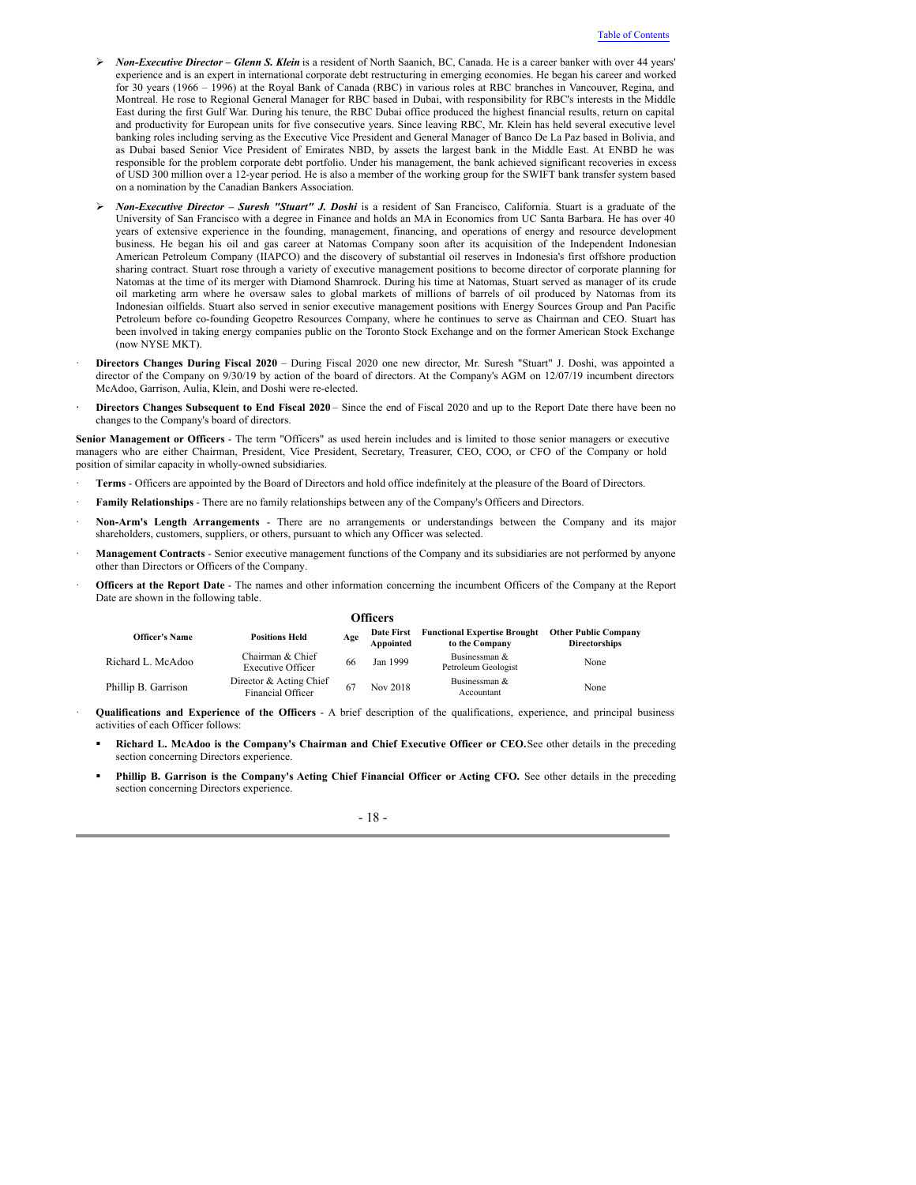- ***Non-Executive Director – Glenn S. Klein*** is a resident of North Saanich, BC, Canada. He is a career banker with over 44 years' experience and is an expert in international corporate debt restructuring in emerging economies. He began his career and worked for 30 years (1966 – 1996) at the Royal Bank of Canada (RBC) in various roles at RBC branches in Vancouver, Regina, and Montreal. He rose to Regional General Manager for RBC based in Dubai, with responsibility for RBC's interests in the Middle East during the first Gulf War. During his tenure, the RBC Dubai office produced the highest financial results, return on capital and productivity for European units for five consecutive years. Since leaving RBC, Mr. Klein has held several executive level banking roles including serving as the Executive Vice President and General Manager of Banco De La Paz based in Bolivia, and as Dubai based Senior Vice President of Emirates NBD, by assets the largest bank in the Middle East. At ENBD he was responsible for the problem corporate debt portfolio. Under his management, the bank achieved significant recoveries in excess of USD 300 million over a 12-year period. He is also a member of the working group for the SWIFT bank transfer system based on a nomination by the Canadian Bankers Association.

- ***Non-Executive Director – Suresh "Stuart" J. Doshi*** is a resident of San Francisco, California. Stuart is a graduate of the University of San Francisco with a degree in Finance and holds an MA in Economics from UC Santa Barbara. He has over 40 years of extensive experience in the founding, management, financing, and operations of energy and resource development business. He began his oil and gas career at Natomas Company soon after its acquisition of the Independent Indonesian American Petroleum Company (IIAPCO) and the discovery of substantial oil reserves in Indonesia's first offshore production sharing contract. Stuart rose through a variety of executive management positions to become director of corporate planning for Natomas at the time of its merger with Diamond Shamrock. During his time at Natomas, Stuart served as manager of its crude oil marketing arm where he oversaw sales to global markets of millions of barrels of oil produced by Natomas from its Indonesian oilfields. Stuart also served in senior executive management positions with Energy Sources Group and Pan Pacific Petroleum before co-founding Geopetro Resources Company, where he continues to serve as Chairman and CEO. Stuart has been involved in taking energy companies public on the Toronto Stock Exchange and on the former American Stock Exchange (now NYSE MKT).

- **Directors Changes During Fiscal 2020** – During Fiscal 2020 one new director, Mr. Suresh "Stuart" J. Doshi, was appointed a director of the Company on 9/30/19 by action of the board of directors. At the Company's AGM on 12/07/19 incumbent directors McAdoo, Garrison, Aulia, Klein, and Doshi were re-elected.

- **Directors Changes Subsequent to End Fiscal 2020** – Since the end of Fiscal 2020 and up to the Report Date there have been no changes to the Company's board of directors.

**Senior Management or Officers** - The term "Officers" as used herein includes and is limited to those senior managers or executive managers who are either Chairman, President, Vice President, Secretary, Treasurer, CEO, COO, or CFO of the Company or hold position of similar capacity in wholly-owned subsidiaries.

- **Terms** - Officers are appointed by the Board of Directors and hold office indefinitely at the pleasure of the Board of Directors.
- **Family Relationships** - There are no family relationships between any of the Company's Officers and Directors.
- **Non-Arm's Length Arrangements** - There are no arrangements or understandings between the Company and its major shareholders, customers, suppliers, or others, pursuant to which any Officer was selected.
- **Management Contracts** - Senior executive management functions of the Company and its subsidiaries are not performed by anyone other than Directors or Officers of the Company.
- **Officers at the Report Date** - The names and other information concerning the incumbent Officers of the Company at the Report Date are shown in the following table.

**Officers**

| Officer's Name | Positions Held | Age | Date First Appointed | Functional Expertise Brought to the Company | Other Public Company Directorships |
|---|---|---|---|---|---|
| Richard L. McAdoo | Chairman & Chief Executive Officer | 66 | Jan 1999 | Businessman & Petroleum Geologist | None |
| Phillip B. Garrison | Director & Acting Chief Financial Officer | 67 | Nov 2018 | Businessman & Accountant | None |

- **Qualifications and Experience of the Officers** - A brief description of the qualifications, experience, and principal business activities of each Officer follows:
  - **Richard L. McAdoo is the Company's Chairman and Chief Executive Officer or CEO.** See other details in the preceding section concerning Directors experience.
  - **Phillip B. Garrison is the Company's Acting Chief Financial Officer or Acting CFO.** See other details in the preceding section concerning Directors experience.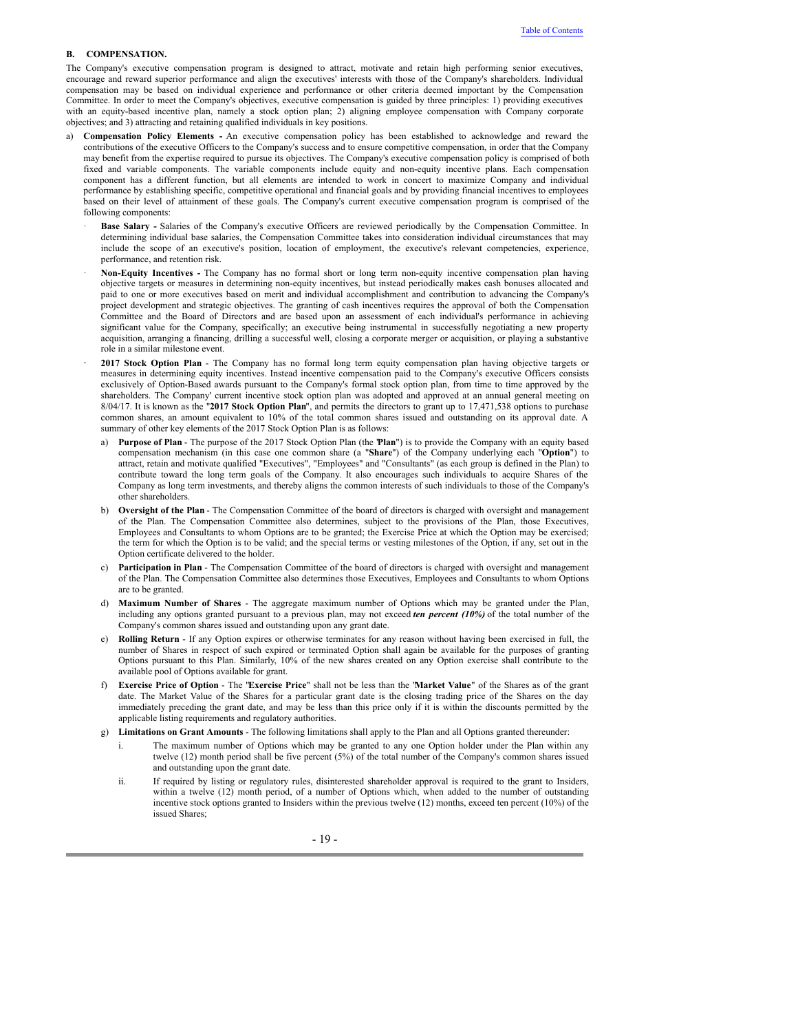## B. COMPENSATION.

The Company's executive compensation program is designed to attract, motivate and retain high performing senior executives, encourage and reward superior performance and align the executives' interests with those of the Company's shareholders. Individual compensation may be based on individual experience and performance or other criteria deemed important by the Compensation Committee. In order to meet the Company's objectives, executive compensation is guided by three principles: 1) providing executives with an equity-based incentive plan, namely a stock option plan; 2) aligning employee compensation with Company corporate objectives; and 3) attracting and retaining qualified individuals in key positions.

a) **Compensation Policy Elements -** An executive compensation policy has been established to acknowledge and reward the contributions of the executive Officers to the Company's success and to ensure competitive compensation, in order that the Company may benefit from the expertise required to pursue its objectives. The Company's executive compensation policy is comprised of both fixed and variable components. The variable components include equity and non-equity incentive plans. Each compensation component has a different function, but all elements are intended to work in concert to maximize Company and individual performance by establishing specific, competitive operational and financial goals and by providing financial incentives to employees based on their level of attainment of these goals. The Company's current executive compensation program is comprised of the following components:

   · **Base Salary -** Salaries of the Company's executive Officers are reviewed periodically by the Compensation Committee. In determining individual base salaries, the Compensation Committee takes into consideration individual circumstances that may include the scope of an executive's position, location of employment, the executive's relevant competencies, experience, performance, and retention risk.

   · **Non-Equity Incentives -** The Company has no formal short or long term non-equity incentive compensation plan having objective targets or measures in determining non-equity incentives, but instead periodically makes cash bonuses allocated and paid to one or more executives based on merit and individual accomplishment and contribution to advancing the Company's project development and strategic objectives. The granting of cash incentives requires the approval of both the Compensation Committee and the Board of Directors and are based upon an assessment of each individual's performance in achieving significant value for the Company, specifically; an executive being instrumental in successfully negotiating a new property acquisition, arranging a financing, drilling a successful well, closing a corporate merger or acquisition, or playing a substantive role in a similar milestone event.

   · **2017 Stock Option Plan** - The Company has no formal long term equity compensation plan having objective targets or measures in determining equity incentives. Instead incentive compensation paid to the Company's executive Officers consists exclusively of Option-Based awards pursuant to the Company's formal stock option plan, from time to time approved by the shareholders. The Company' current incentive stock option plan was adopted and approved at an annual general meeting on 8/04/17. It is known as the "**2017 Stock Option Plan**", and permits the directors to grant up to 17,471,538 options to purchase common shares, an amount equivalent to 10% of the total common shares issued and outstanding on its approval date. A summary of other key elements of the 2017 Stock Option Plan is as follows:

   a) **Purpose of Plan** - The purpose of the 2017 Stock Option Plan (the "**Plan**") is to provide the Company with an equity based compensation mechanism (in this case one common share (a "**Share**") of the Company underlying each "**Option**") to attract, retain and motivate qualified "Executives", "Employees" and "Consultants" (as each group is defined in the Plan) to contribute toward the long term goals of the Company. It also encourages such individuals to acquire Shares of the Company as long term investments, and thereby aligns the common interests of such individuals to those of the Company's other shareholders.

   b) **Oversight of the Plan** - The Compensation Committee of the board of directors is charged with oversight and management of the Plan. The Compensation Committee also determines, subject to the provisions of the Plan, those Executives, Employees and Consultants to whom Options are to be granted; the Exercise Price at which the Option may be exercised; the term for which the Option is to be valid; and the special terms or vesting milestones of the Option, if any, set out in the Option certificate delivered to the holder.

   c) **Participation in Plan** - The Compensation Committee of the board of directors is charged with oversight and management of the Plan. The Compensation Committee also determines those Executives, Employees and Consultants to whom Options are to be granted.

   d) **Maximum Number of Shares** - The aggregate maximum number of Options which may be granted under the Plan, including any options granted pursuant to a previous plan, may not exceed ***ten percent (10%)*** of the total number of the Company's common shares issued and outstanding upon any grant date.

   e) **Rolling Return** - If any Option expires or otherwise terminates for any reason without having been exercised in full, the number of Shares in respect of such expired or terminated Option shall again be available for the purposes of granting Options pursuant to this Plan. Similarly, 10% of the new shares created on any Option exercise shall contribute to the available pool of Options available for grant.

   f) **Exercise Price of Option** - The "**Exercise Price**" shall not be less than the "**Market Value**" of the Shares as of the grant date. The Market Value of the Shares for a particular grant date is the closing trading price of the Shares on the day immediately preceding the grant date, and may be less than this price only if it is within the discounts permitted by the applicable listing requirements and regulatory authorities.

   g) **Limitations on Grant Amounts** - The following limitations shall apply to the Plan and all Options granted thereunder:

      i. The maximum number of Options which may be granted to any one Option holder under the Plan within any twelve (12) month period shall be five percent (5%) of the total number of the Company's common shares issued and outstanding upon the grant date.

      ii. If required by listing or regulatory rules, disinterested shareholder approval is required to the grant to Insiders, within a twelve (12) month period, of a number of Options which, when added to the number of outstanding incentive stock options granted to Insiders within the previous twelve (12) months, exceed ten percent (10%) of the issued Shares;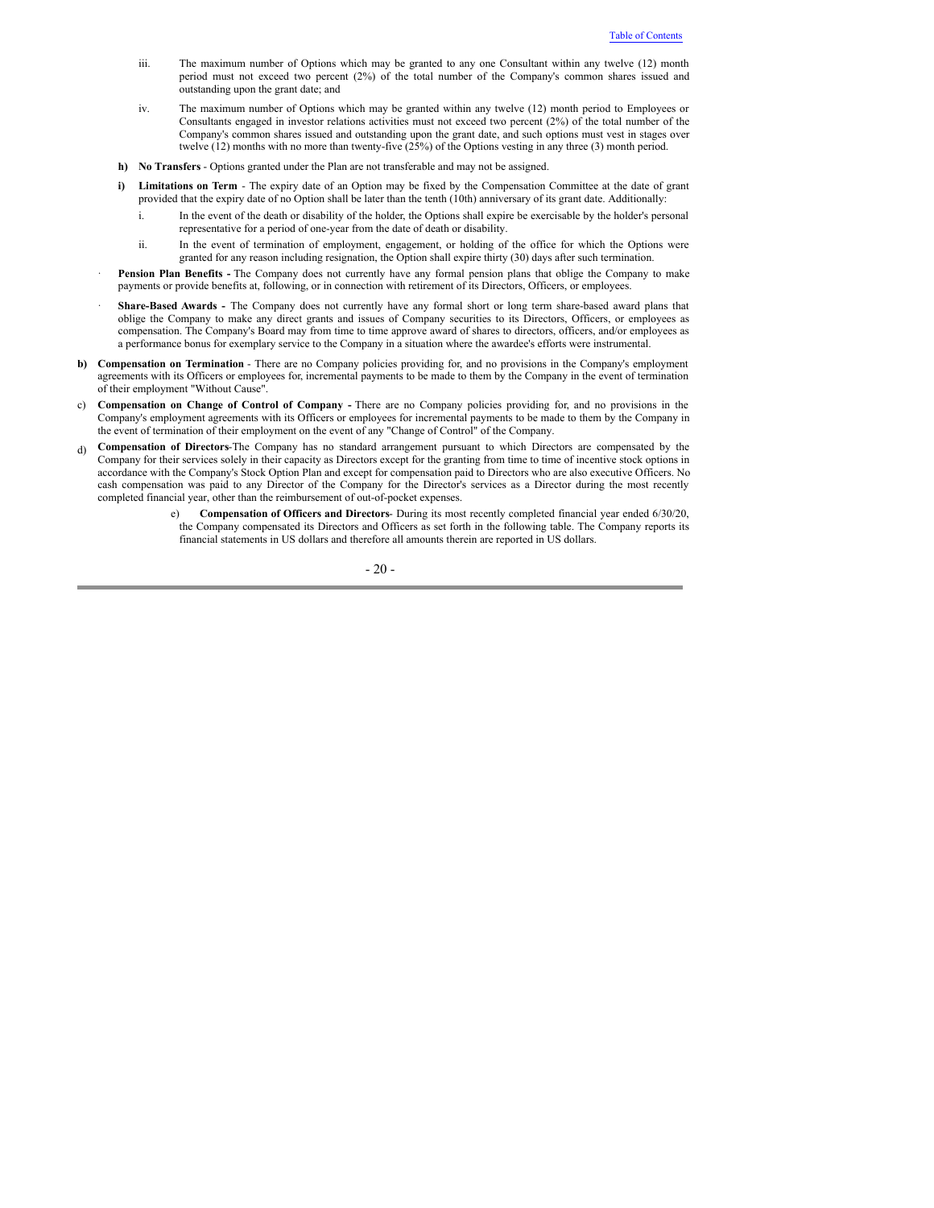iii. The maximum number of Options which may be granted to any one Consultant within any twelve (12) month period must not exceed two percent (2%) of the total number of the Company's common shares issued and outstanding upon the grant date; and

iv. The maximum number of Options which may be granted within any twelve (12) month period to Employees or Consultants engaged in investor relations activities must not exceed two percent (2%) of the total number of the Company's common shares issued and outstanding upon the grant date, and such options must vest in stages over twelve (12) months with no more than twenty-five (25%) of the Options vesting in any three (3) month period.

**h) No Transfers** - Options granted under the Plan are not transferable and may not be assigned.

**i) Limitations on Term** - The expiry date of an Option may be fixed by the Compensation Committee at the date of grant provided that the expiry date of no Option shall be later than the tenth (10th) anniversary of its grant date. Additionally:

i. In the event of the death or disability of the holder, the Options shall expire be exercisable by the holder's personal representative for a period of one-year from the date of death or disability.

ii. In the event of termination of employment, engagement, or holding of the office for which the Options were granted for any reason including resignation, the Option shall expire thirty (30) days after such termination.

- **Pension Plan Benefits -** The Company does not currently have any formal pension plans that oblige the Company to make payments or provide benefits at, following, or in connection with retirement of its Directors, Officers, or employees.

- **Share-Based Awards -** The Company does not currently have any formal short or long term share-based award plans that oblige the Company to make any direct grants and issues of Company securities to its Directors, Officers, or employees as compensation. The Company's Board may from time to time approve award of shares to directors, officers, and/or employees as a performance bonus for exemplary service to the Company in a situation where the awardee's efforts were instrumental.

**b) Compensation on Termination** - There are no Company policies providing for, and no provisions in the Company's employment agreements with its Officers or employees for, incremental payments to be made to them by the Company in the event of termination of their employment "Without Cause".

c) **Compensation on Change of Control of Company -** There are no Company policies providing for, and no provisions in the Company's employment agreements with its Officers or employees for incremental payments to be made to them by the Company in the event of termination of their employment on the event of any "Change of Control" of the Company.

d) **Compensation of Directors**-The Company has no standard arrangement pursuant to which Directors are compensated by the Company for their services solely in their capacity as Directors except for the granting from time to time of incentive stock options in accordance with the Company's Stock Option Plan and except for compensation paid to Directors who are also executive Officers. No cash compensation was paid to any Director of the Company for the Director's services as a Director during the most recently completed financial year, other than the reimbursement of out-of-pocket expenses.

e) **Compensation of Officers and Directors**- During its most recently completed financial year ended 6/30/20, the Company compensated its Directors and Officers as set forth in the following table. The Company reports its financial statements in US dollars and therefore all amounts therein are reported in US dollars.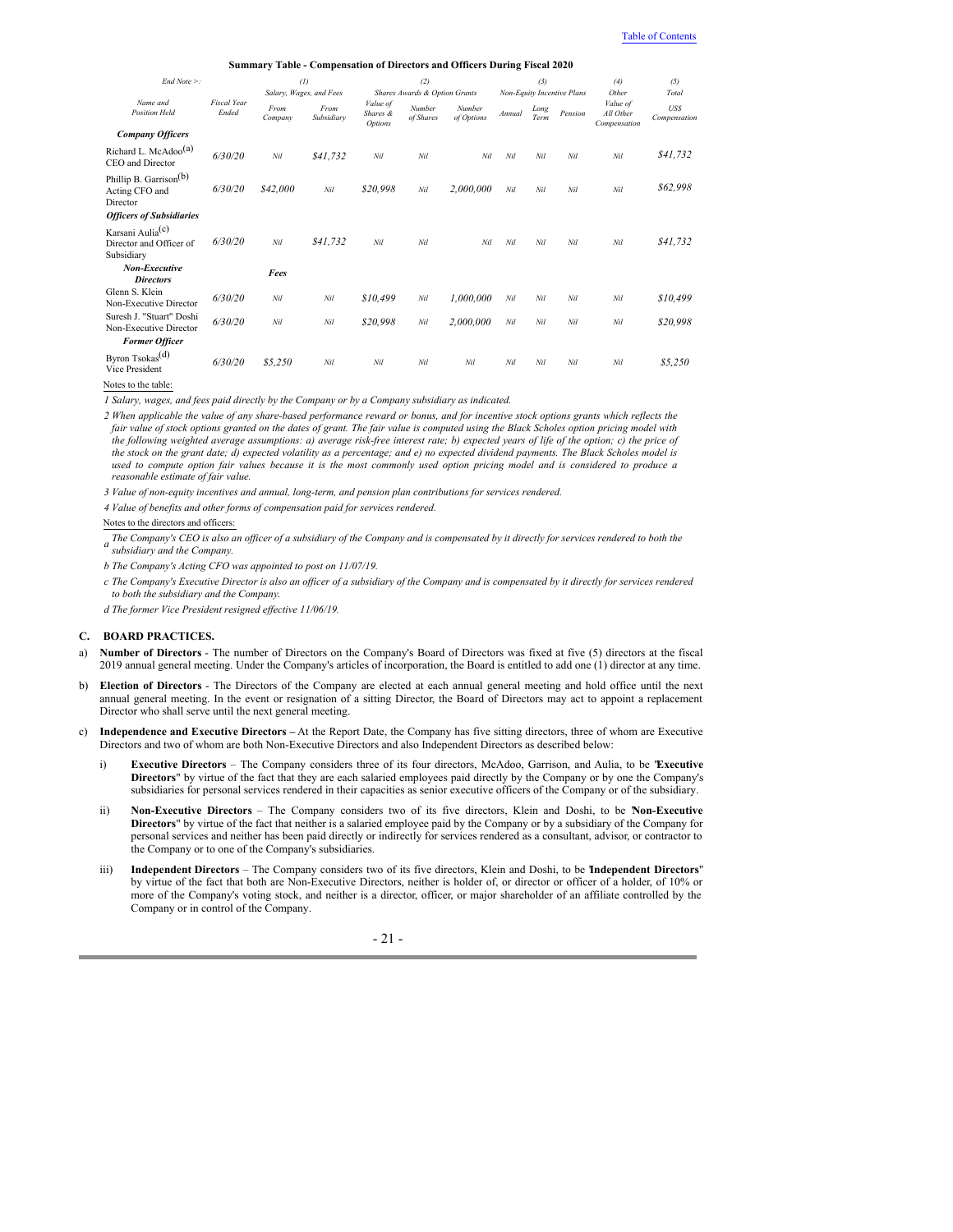**Summary Table - Compensation of Directors and Officers During Fiscal 2020**

| End Note >: | | (1) | | (2) | | | (3) | | | (4) | (5) |
|---|---|---|---|---|---|---|---|---|---|---|---|
| | | Salary, Wages, and Fees | | Shares Awards & Option Grants | | | Non-Equity Incentive Plans | | | Other | Total |
| Name and Position Held | Fiscal Year Ended | From Company | From Subsidiary | Value of Shares & Options | Number of Shares | Number of Options | Annual | Long Term | Pension | Value of All Other Compensation | US$ Compensation |
| ***Company Officers*** | | | | | | | | | | | |
| Richard L. McAdoo[(a)] CEO and Director | 6/30/20 | Nil | $41,732 | Nil | Nil | Nil | Nil | Nil | Nil | Nil | $41,732 |
| Phillip B. Garrison[(b)] Acting CFO and Director | 6/30/20 | $42,000 | Nil | $20,998 | Nil | 2,000,000 | Nil | Nil | Nil | Nil | $62,998 |
| ***Officers of Subsidiaries*** | | | | | | | | | | | |
| Karsani Aulia[(c)] Director and Officer of Subsidiary | 6/30/20 | Nil | $41,732 | Nil | Nil | Nil | Nil | Nil | Nil | Nil | $41,732 |
| ***Non-Executive Directors*** | | ***Fees*** | | | | | | | | | |
| Glenn S. Klein Non-Executive Director | 6/30/20 | Nil | Nil | $10,499 | Nil | 1,000,000 | Nil | Nil | Nil | Nil | $10,499 |
| Suresh J. "Stuart" Doshi Non-Executive Director | 6/30/20 | Nil | Nil | $20,998 | Nil | 2,000,000 | Nil | Nil | Nil | Nil | $20,998 |
| ***Former Officer*** | | | | | | | | | | | |
| Byron Tsokas[(d)] Vice President | 6/30/20 | $5,250 | Nil | Nil | Nil | Nil | Nil | Nil | Nil | Nil | $5,250 |

Notes to the table:

*1 Salary, wages, and fees paid directly by the Company or by a Company subsidiary as indicated.*

*2 When applicable the value of any share-based performance reward or bonus, and for incentive stock options grants which reflects the fair value of stock options granted on the dates of grant. The fair value is computed using the Black Scholes option pricing model with the following weighted average assumptions: a) average risk-free interest rate; b) expected years of life of the option; c) the price of the stock on the grant date; d) expected volatility as a percentage; and e) no expected dividend payments. The Black Scholes model is used to compute option fair values because it is the most commonly used option pricing model and is considered to produce a reasonable estimate of fair value.*

*3 Value of non-equity incentives and annual, long-term, and pension plan contributions for services rendered.*

*4 Value of benefits and other forms of compensation paid for services rendered.*

Notes to the directors and officers:

*a The Company's CEO is also an officer of a subsidiary of the Company and is compensated by it directly for services rendered to both the subsidiary and the Company.*

*b The Company's Acting CFO was appointed to post on 11/07/19.*

*c The Company's Executive Director is also an officer of a subsidiary of the Company and is compensated by it directly for services rendered to both the subsidiary and the Company.*

*d The former Vice President resigned effective 11/06/19.*

## C. BOARD PRACTICES.

a) **Number of Directors** - The number of Directors on the Company's Board of Directors was fixed at five (5) directors at the fiscal 2019 annual general meeting. Under the Company's articles of incorporation, the Board is entitled to add one (1) director at any time.

b) **Election of Directors** - The Directors of the Company are elected at each annual general meeting and hold office until the next annual general meeting. In the event or resignation of a sitting Director, the Board of Directors may act to appoint a replacement Director who shall serve until the next general meeting.

c) **Independence and Executive Directors –** At the Report Date, the Company has five sitting directors, three of whom are Executive Directors and two of whom are both Non-Executive Directors and also Independent Directors as described below:

   i) **Executive Directors** – The Company considers three of its four directors, McAdoo, Garrison, and Aulia, to be "**Executive Directors**" by virtue of the fact that they are each salaried employees paid directly by the Company or by one the Company's subsidiaries for personal services rendered in their capacities as senior executive officers of the Company or of the subsidiary.

   ii) **Non-Executive Directors** – The Company considers two of its five directors, Klein and Doshi, to be "**Non-Executive Directors**" by virtue of the fact that neither is a salaried employee paid by the Company or by a subsidiary of the Company for personal services and neither has been paid directly or indirectly for services rendered as a consultant, advisor, or contractor to the Company or to one of the Company's subsidiaries.

   iii) **Independent Directors** – The Company considers two of its five directors, Klein and Doshi, to be "**Independent Directors**" by virtue of the fact that both are Non-Executive Directors, neither is holder of, or director or officer of a holder, of 10% or more of the Company's voting stock, and neither is a director, officer, or major shareholder of an affiliate controlled by the Company or in control of the Company.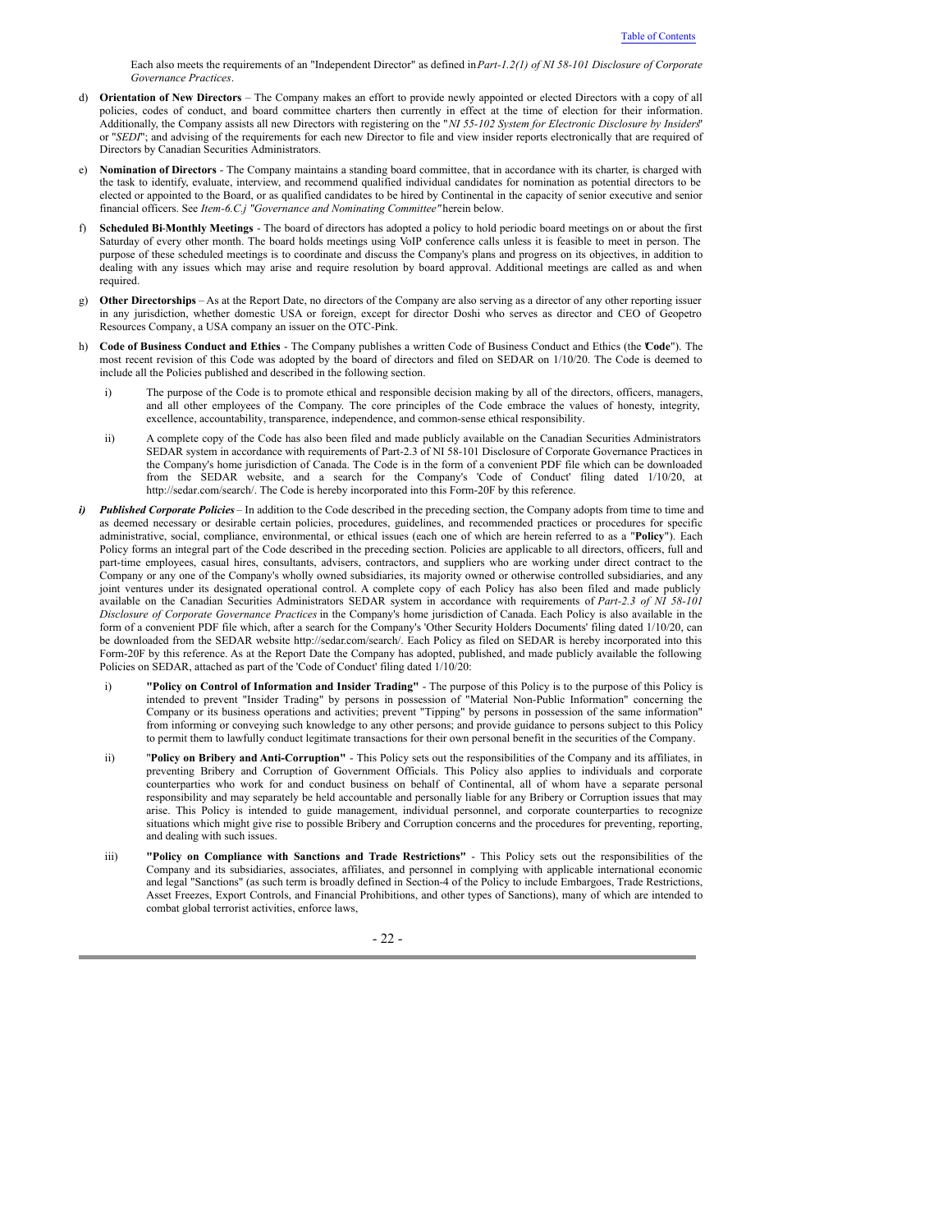Each also meets the requirements of an "Independent Director" as defined in *Part-1.2(1) of NI 58-101 Disclosure of Corporate Governance Practices*.

d) **Orientation of New Directors** – The Company makes an effort to provide newly appointed or elected Directors with a copy of all policies, codes of conduct, and board committee charters then currently in effect at the time of election for their information. Additionally, the Company assists all new Directors with registering on the "*NI 55-102 System for Electronic Disclosure by Insiders*" or "*SEDI*"; and advising of the requirements for each new Director to file and view insider reports electronically that are required of Directors by Canadian Securities Administrators.

e) **Nomination of Directors** - The Company maintains a standing board committee, that in accordance with its charter, is charged with the task to identify, evaluate, interview, and recommend qualified individual candidates for nomination as potential directors to be elected or appointed to the Board, or as qualified candidates to be hired by Continental in the capacity of senior executive and senior financial officers. See *Item-6.C.j "Governance and Nominating Committee"* herein below.

f) **Scheduled Bi-Monthly Meetings** - The board of directors has adopted a policy to hold periodic board meetings on or about the first Saturday of every other month. The board holds meetings using VoIP conference calls unless it is feasible to meet in person. The purpose of these scheduled meetings is to coordinate and discuss the Company's plans and progress on its objectives, in addition to dealing with any issues which may arise and require resolution by board approval. Additional meetings are called as and when required.

g) **Other Directorships** – As at the Report Date, no directors of the Company are also serving as a director of any other reporting issuer in any jurisdiction, whether domestic USA or foreign, except for director Doshi who serves as director and CEO of Geopetro Resources Company, a USA company an issuer on the OTC-Pink.

h) **Code of Business Conduct and Ethics** - The Company publishes a written Code of Business Conduct and Ethics (the "**Code**"). The most recent revision of this Code was adopted by the board of directors and filed on SEDAR on 1/10/20. The Code is deemed to include all the Policies published and described in the following section.

   i) The purpose of the Code is to promote ethical and responsible decision making by all of the directors, officers, managers, and all other employees of the Company. The core principles of the Code embrace the values of honesty, integrity, excellence, accountability, transparence, independence, and common-sense ethical responsibility.

   ii) A complete copy of the Code has also been filed and made publicly available on the Canadian Securities Administrators SEDAR system in accordance with requirements of Part-2.3 of NI 58-101 Disclosure of Corporate Governance Practices in the Company's home jurisdiction of Canada. The Code is in the form of a convenient PDF file which can be downloaded from the SEDAR website, and a search for the Company's 'Code of Conduct' filing dated 1/10/20, at http://sedar.com/search/. The Code is hereby incorporated into this Form-20F by this reference.

***i) Published Corporate Policies*** – In addition to the Code described in the preceding section, the Company adopts from time to time and as deemed necessary or desirable certain policies, procedures, guidelines, and recommended practices or procedures for specific administrative, social, compliance, environmental, or ethical issues (each one of which are herein referred to as a "**Policy**"). Each Policy forms an integral part of the Code described in the preceding section. Policies are applicable to all directors, officers, full and part-time employees, casual hires, consultants, advisers, contractors, and suppliers who are working under direct contract to the Company or any one of the Company's wholly owned subsidiaries, its majority owned or otherwise controlled subsidiaries, and any joint ventures under its designated operational control. A complete copy of each Policy has also been filed and made publicly available on the Canadian Securities Administrators SEDAR system in accordance with requirements of *Part-2.3 of NI 58-101 Disclosure of Corporate Governance Practices* in the Company's home jurisdiction of Canada. Each Policy is also available in the form of a convenient PDF file which, after a search for the Company's 'Other Security Holders Documents' filing dated 1/10/20, can be downloaded from the SEDAR website http://sedar.com/search/. Each Policy as filed on SEDAR is hereby incorporated into this Form-20F by this reference. As at the Report Date the Company has adopted, published, and made publicly available the following Policies on SEDAR, attached as part of the 'Code of Conduct' filing dated 1/10/20:

   i) **"Policy on Control of Information and Insider Trading"** - The purpose of this Policy is to the purpose of this Policy is intended to prevent "Insider Trading" by persons in possession of "Material Non-Public Information" concerning the Company or its business operations and activities; prevent "Tipping" by persons in possession of the same information" from informing or conveying such knowledge to any other persons; and provide guidance to persons subject to this Policy to permit them to lawfully conduct legitimate transactions for their own personal benefit in the securities of the Company.

   ii) "**Policy on Bribery and Anti-Corruption"** - This Policy sets out the responsibilities of the Company and its affiliates, in preventing Bribery and Corruption of Government Officials. This Policy also applies to individuals and corporate counterparties who work for and conduct business on behalf of Continental, all of whom have a separate personal responsibility and may separately be held accountable and personally liable for any Bribery or Corruption issues that may arise. This Policy is intended to guide management, individual personnel, and corporate counterparties to recognize situations which might give rise to possible Bribery and Corruption concerns and the procedures for preventing, reporting, and dealing with such issues.

   iii) **"Policy on Compliance with Sanctions and Trade Restrictions"** - This Policy sets out the responsibilities of the Company and its subsidiaries, associates, affiliates, and personnel in complying with applicable international economic and legal "Sanctions" (as such term is broadly defined in Section-4 of the Policy to include Embargoes, Trade Restrictions, Asset Freezes, Export Controls, and Financial Prohibitions, and other types of Sanctions), many of which are intended to combat global terrorist activities, enforce laws,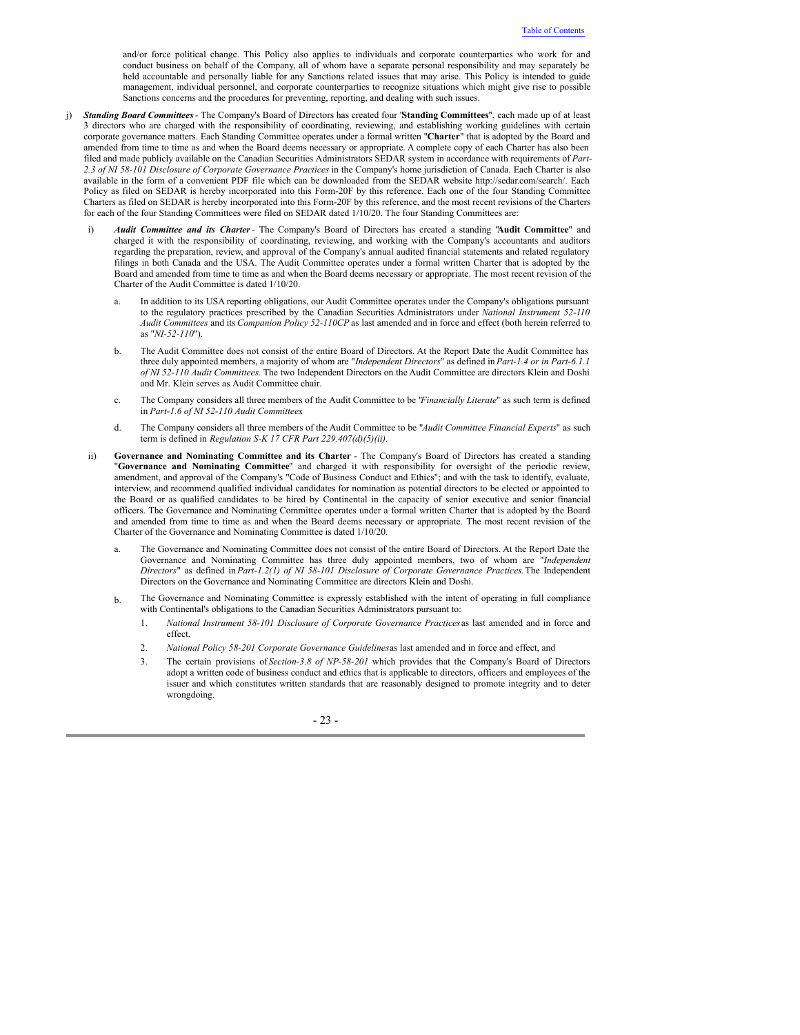and/or force political change. This Policy also applies to individuals and corporate counterparties who work for and conduct business on behalf of the Company, all of whom have a separate personal responsibility and may separately be held accountable and personally liable for any Sanctions related issues that may arise. This Policy is intended to guide management, individual personnel, and corporate counterparties to recognize situations which might give rise to possible Sanctions concerns and the procedures for preventing, reporting, and dealing with such issues.

j) ***Standing Board Committees*** - The Company's Board of Directors has created four "**Standing Committees**", each made up of at least 3 directors who are charged with the responsibility of coordinating, reviewing, and establishing working guidelines with certain corporate governance matters. Each Standing Committee operates under a formal written "**Charter**" that is adopted by the Board and amended from time to time as and when the Board deems necessary or appropriate. A complete copy of each Charter has also been filed and made publicly available on the Canadian Securities Administrators SEDAR system in accordance with requirements of *Part-2.3 of NI 58-101 Disclosure of Corporate Governance Practices* in the Company's home jurisdiction of Canada. Each Charter is also available in the form of a convenient PDF file which can be downloaded from the SEDAR website http://sedar.com/search/. Each Policy as filed on SEDAR is hereby incorporated into this Form-20F by this reference. Each one of the four Standing Committee Charters as filed on SEDAR is hereby incorporated into this Form-20F by this reference, and the most recent revisions of the Charters for each of the four Standing Committees were filed on SEDAR dated 1/10/20. The four Standing Committees are:

   i) ***Audit Committee and its Charter*** - The Company's Board of Directors has created a standing "**Audit Committee**" and charged it with the responsibility of coordinating, reviewing, and working with the Company's accountants and auditors regarding the preparation, review, and approval of the Company's annual audited financial statements and related regulatory filings in both Canada and the USA. The Audit Committee operates under a formal written Charter that is adopted by the Board and amended from time to time as and when the Board deems necessary or appropriate. The most recent revision of the Charter of the Audit Committee is dated 1/10/20.

      a. In addition to its USA reporting obligations, our Audit Committee operates under the Company's obligations pursuant to the regulatory practices prescribed by the Canadian Securities Administrators under *National Instrument 52-110 Audit Committees* and its *Companion Policy 52-110CP* as last amended and in force and effect (both herein referred to as "*NI-52-110*").

      b. The Audit Committee does not consist of the entire Board of Directors. At the Report Date the Audit Committee has three duly appointed members, a majority of whom are "*Independent Directors*" as defined in *Part-1.4 or in Part-6.1.1 of NI 52-110 Audit Committees.* The two Independent Directors on the Audit Committee are directors Klein and Doshi and Mr. Klein serves as Audit Committee chair.

      c. The Company considers all three members of the Audit Committee to be "*Financially Literate*" as such term is defined in *Part-1.6 of NI 52-110 Audit Committees.*

      d. The Company considers all three members of the Audit Committee to be "*Audit Committee Financial Experts*" as such term is defined in *Regulation S-K 17 CFR Part 229.407(d)(5)(ii).*

   ii) **Governance and Nominating Committee and its Charter** - The Company's Board of Directors has created a standing "**Governance and Nominating Committee**" and charged it with responsibility for oversight of the periodic review, amendment, and approval of the Company's "Code of Business Conduct and Ethics"; and with the task to identify, evaluate, interview, and recommend qualified individual candidates for nomination as potential directors to be elected or appointed to the Board or as qualified candidates to be hired by Continental in the capacity of senior executive and senior financial officers. The Governance and Nominating Committee operates under a formal written Charter that is adopted by the Board and amended from time to time as and when the Board deems necessary or appropriate. The most recent revision of the Charter of the Governance and Nominating Committee is dated 1/10/20.

      a. The Governance and Nominating Committee does not consist of the entire Board of Directors. At the Report Date the Governance and Nominating Committee has three duly appointed members, two of whom are "*Independent Directors*" as defined in *Part-1.2(1) of NI 58-101 Disclosure of Corporate Governance Practices.* The Independent Directors on the Governance and Nominating Committee are directors Klein and Doshi.

      b. The Governance and Nominating Committee is expressly established with the intent of operating in full compliance with Continental's obligations to the Canadian Securities Administrators pursuant to:

         1. *National Instrument 58-101 Disclosure of Corporate Governance Practices* as last amended and in force and effect,

         2. *National Policy 58-201 Corporate Governance Guidelines* as last amended and in force and effect, and

         3. The certain provisions of *Section-3.8 of NP-58-201* which provides that the Company's Board of Directors adopt a written code of business conduct and ethics that is applicable to directors, officers and employees of the issuer and which constitutes written standards that are reasonably designed to promote integrity and to deter wrongdoing.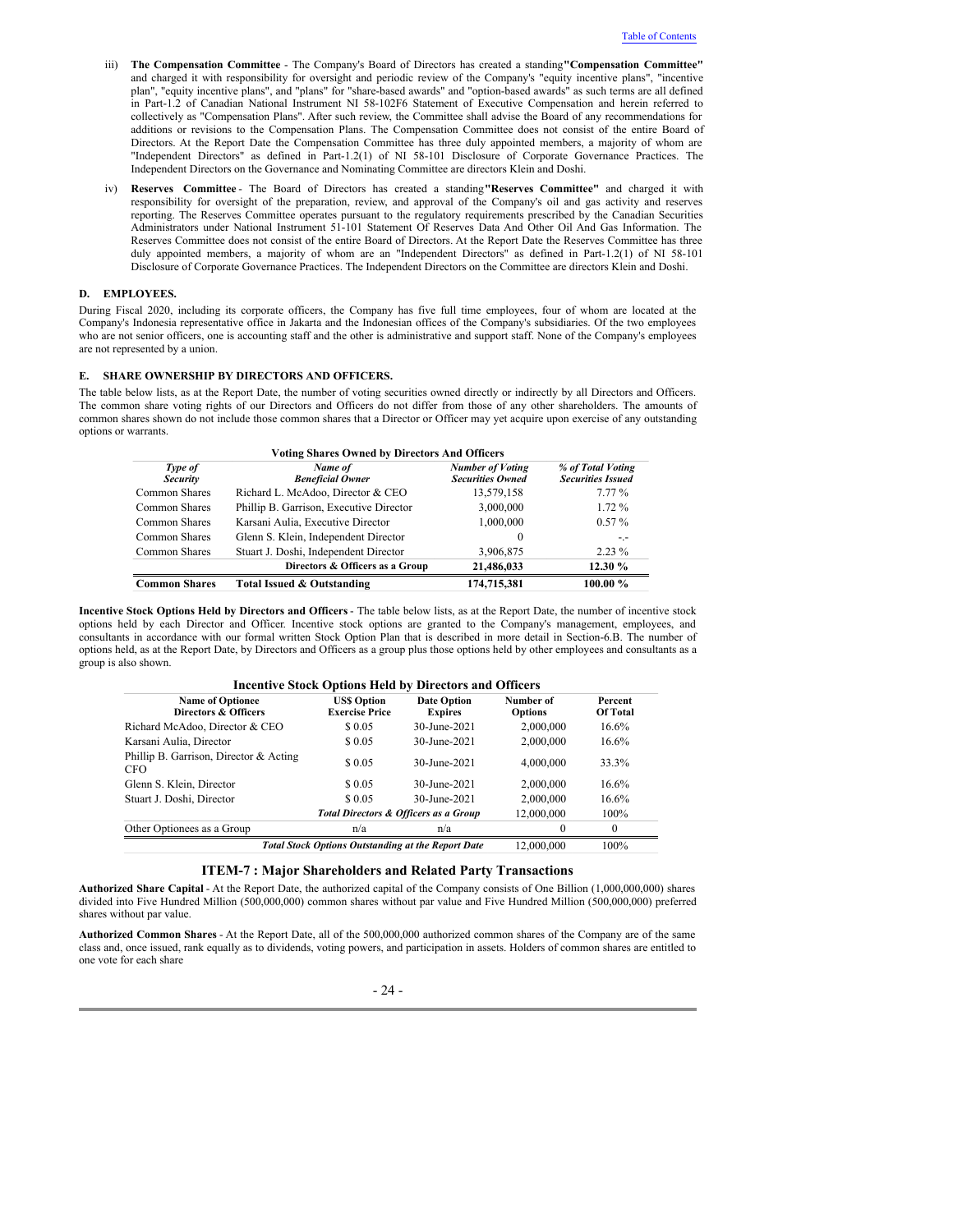iii) **The Compensation Committee** - The Company's Board of Directors has created a standing **"Compensation Committee"** and charged it with responsibility for oversight and periodic review of the Company's "equity incentive plans", "incentive plan", "equity incentive plans", and "plans" for "share-based awards" and "option-based awards" as such terms are all defined in Part-1.2 of Canadian National Instrument NI 58-102F6 Statement of Executive Compensation and herein referred to collectively as "Compensation Plans". After such review, the Committee shall advise the Board of any recommendations for additions or revisions to the Compensation Plans. The Compensation Committee does not consist of the entire Board of Directors. At the Report Date the Compensation Committee has three duly appointed members, a majority of whom are "Independent Directors" as defined in Part-1.2(1) of NI 58-101 Disclosure of Corporate Governance Practices. The Independent Directors on the Governance and Nominating Committee are directors Klein and Doshi.

iv) **Reserves Committee** - The Board of Directors has created a standing **"Reserves Committee"** and charged it with responsibility for oversight of the preparation, review, and approval of the Company's oil and gas activity and reserves reporting. The Reserves Committee operates pursuant to the regulatory requirements prescribed by the Canadian Securities Administrators under National Instrument 51-101 Statement Of Reserves Data And Other Oil And Gas Information. The Reserves Committee does not consist of the entire Board of Directors. At the Report Date the Reserves Committee has three duly appointed members, a majority of whom are an "Independent Directors" as defined in Part-1.2(1) of NI 58-101 Disclosure of Corporate Governance Practices. The Independent Directors on the Committee are directors Klein and Doshi.

### D. EMPLOYEES.

During Fiscal 2020, including its corporate officers, the Company has five full time employees, four of whom are located at the Company's Indonesia representative office in Jakarta and the Indonesian offices of the Company's subsidiaries. Of the two employees who are not senior officers, one is accounting staff and the other is administrative and support staff. None of the Company's employees are not represented by a union.

### E. SHARE OWNERSHIP BY DIRECTORS AND OFFICERS.

The table below lists, as at the Report Date, the number of voting securities owned directly or indirectly by all Directors and Officers. The common share voting rights of our Directors and Officers do not differ from those of any other shareholders. The amounts of common shares shown do not include those common shares that a Director or Officer may yet acquire upon exercise of any outstanding options or warrants.

**Voting Shares Owned by Directors And Officers**

| *Type of Security* | *Name of Beneficial Owner* | *Number of Voting Securities Owned* | *% of Total Voting Securities Issued* |
|---|---|---|---|
| Common Shares | Richard L. McAdoo, Director & CEO | 13,579,158 | 7.77 % |
| Common Shares | Phillip B. Garrison, Executive Director | 3,000,000 | 1.72 % |
| Common Shares | Karsani Aulia, Executive Director | 1,000,000 | 0.57 % |
| Common Shares | Glenn S. Klein, Independent Director | 0 | -.- |
| Common Shares | Stuart J. Doshi, Independent Director | 3,906,875 | 2.23 % |
| | **Directors & Officers as a Group** | **21,486,033** | **12.30 %** |
| **Common Shares** | **Total Issued & Outstanding** | **174,715,381** | **100.00 %** |

**Incentive Stock Options Held by Directors and Officers** - The table below lists, as at the Report Date, the number of incentive stock options held by each Director and Officer. Incentive stock options are granted to the Company's management, employees, and consultants in accordance with our formal written Stock Option Plan that is described in more detail in Section-6.B. The number of options held, as at the Report Date, by Directors and Officers as a group plus those options held by other employees and consultants as a group is also shown.

**Incentive Stock Options Held by Directors and Officers**

| Name of Optionee Directors & Officers | US$ Option Exercise Price | Date Option Expires | Number of Options | Percent Of Total |
|---|---|---|---|---|
| Richard McAdoo, Director & CEO | $ 0.05 | 30-June-2021 | 2,000,000 | 16.6% |
| Karsani Aulia, Director | $ 0.05 | 30-June-2021 | 2,000,000 | 16.6% |
| Phillip B. Garrison, Director & Acting CFO | $ 0.05 | 30-June-2021 | 4,000,000 | 33.3% |
| Glenn S. Klein, Director | $ 0.05 | 30-June-2021 | 2,000,000 | 16.6% |
| Stuart J. Doshi, Director | $ 0.05 | 30-June-2021 | 2,000,000 | 16.6% |
| | ***Total Directors & Officers as a Group*** | | 12,000,000 | 100% |
| Other Optionees as a Group | n/a | n/a | 0 | 0 |
| | ***Total Stock Options Outstanding at the Report Date*** | | 12,000,000 | 100% |

## ITEM-7 : Major Shareholders and Related Party Transactions

**Authorized Share Capital** - At the Report Date, the authorized capital of the Company consists of One Billion (1,000,000,000) shares divided into Five Hundred Million (500,000,000) common shares without par value and Five Hundred Million (500,000,000) preferred shares without par value.

**Authorized Common Shares** - At the Report Date, all of the 500,000,000 authorized common shares of the Company are of the same class and, once issued, rank equally as to dividends, voting powers, and participation in assets. Holders of common shares are entitled to one vote for each share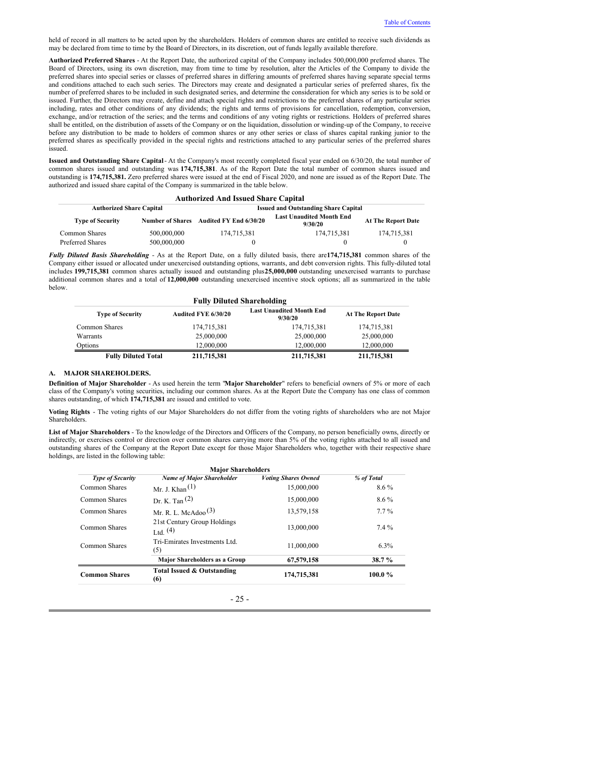held of record in all matters to be acted upon by the shareholders. Holders of common shares are entitled to receive such dividends as may be declared from time to time by the Board of Directors, in its discretion, out of funds legally available therefore.

**Authorized Preferred Shares** - At the Report Date, the authorized capital of the Company includes 500,000,000 preferred shares. The Board of Directors, using its own discretion, may from time to time by resolution, alter the Articles of the Company to divide the preferred shares into special series or classes of preferred shares in differing amounts of preferred shares having separate special terms and conditions attached to each such series. The Directors may create and designated a particular series of preferred shares, fix the number of preferred shares to be included in such designated series, and determine the consideration for which any series is to be sold or issued. Further, the Directors may create, define and attach special rights and restrictions to the preferred shares of any particular series including, rates and other conditions of any dividends; the rights and terms of provisions for cancellation, redemption, conversion, exchange, and/or retraction of the series; and the terms and conditions of any voting rights or restrictions. Holders of preferred shares shall be entitled, on the distribution of assets of the Company or on the liquidation, dissolution or winding-up of the Company, to receive before any distribution to be made to holders of common shares or any other series or class of shares capital ranking junior to the preferred shares as specifically provided in the special rights and restrictions attached to any particular series of the preferred shares issued.

**Issued and Outstanding Share Capital**- At the Company's most recently completed fiscal year ended on 6/30/20, the total number of common shares issued and outstanding was **174,715,381**. As of the Report Date the total number of common shares issued and outstanding is **174,715,381.** Zero preferred shares were issued at the end of Fiscal 2020, and none are issued as of the Report Date. The authorized and issued share capital of the Company is summarized in the table below.

**Authorized And Issued Share Capital**

| Authorized Share Capital | | Issued and Outstanding Share Capital | | |
|---|---|---|---|---|
| **Type of Security** | **Number of Shares** | **Audited FY End 6/30/20** | **Last Unaudited Month End 9/30/20** | **At The Report Date** |
| Common Shares | 500,000,000 | 174,715,381 | 174,715,381 | 174,715,381 |
| Preferred Shares | 500,000,000 | 0 | 0 | 0 |

***Fully Diluted Basis Shareholding*** - As at the Report Date, on a fully diluted basis, there are**174,715,381** common shares of the Company either issued or allocated under unexercised outstanding options, warrants, and debt conversion rights. This fully-diluted total includes **199,715,381** common shares actually issued and outstanding plus**25,000,000** outstanding unexercised warrants to purchase additional common shares and a total of **12,000,000** outstanding unexercised incentive stock options; all as summarized in the table below.

**Fully Diluted Shareholding**

| Type of Security | Audited FYE 6/30/20 | Last Unaudited Month End 9/30/20 | At The Report Date |
|---|---|---|---|
| Common Shares | 174,715,381 | 174,715,381 | 174,715,381 |
| Warrants | 25,000,000 | 25,000,000 | 25,000,000 |
| Options | 12,000,000 | 12,000,000 | 12,000,000 |
| **Fully Diluted Total** | **211,715,381** | **211,715,381** | **211,715,381** |

### A. MAJOR SHAREHOLDERS.

**Definition of Major Shareholder** - As used herein the term "**Major Shareholder**" refers to beneficial owners of 5% or more of each class of the Company's voting securities, including our common shares. As at the Report Date the Company has one class of common shares outstanding, of which **174,715,381** are issued and entitled to vote.

**Voting Rights** - The voting rights of our Major Shareholders do not differ from the voting rights of shareholders who are not Major Shareholders.

**List of Major Shareholders** - To the knowledge of the Directors and Officers of the Company, no person beneficially owns, directly or indirectly, or exercises control or direction over common shares carrying more than 5% of the voting rights attached to all issued and outstanding shares of the Company at the Report Date except for those Major Shareholders who, together with their respective share holdings, are listed in the following table:

**Major Shareholders**

| *Type of Security* | *Name of Major Shareholder* | *Voting Shares Owned* | *% of Total* |
|---|---|---|---|
| Common Shares | Mr. J. Khan (1) | 15,000,000 | 8.6 % |
| Common Shares | Dr. K. Tan (2) | 15,000,000 | 8.6 % |
| Common Shares | Mr. R. L. McAdoo (3) | 13,579,158 | 7.7 % |
| Common Shares | 21st Century Group Holdings Ltd. (4) | 13,000,000 | 7.4 % |
| Common Shares | Tri-Emirates Investments Ltd. (5) | 11,000,000 | 6.3% |
| | **Major Shareholders as a Group** | **67,579,158** | **38.7 %** |
| **Common Shares** | **Total Issued & Outstanding (6)** | **174,715,381** | **100.0 %** |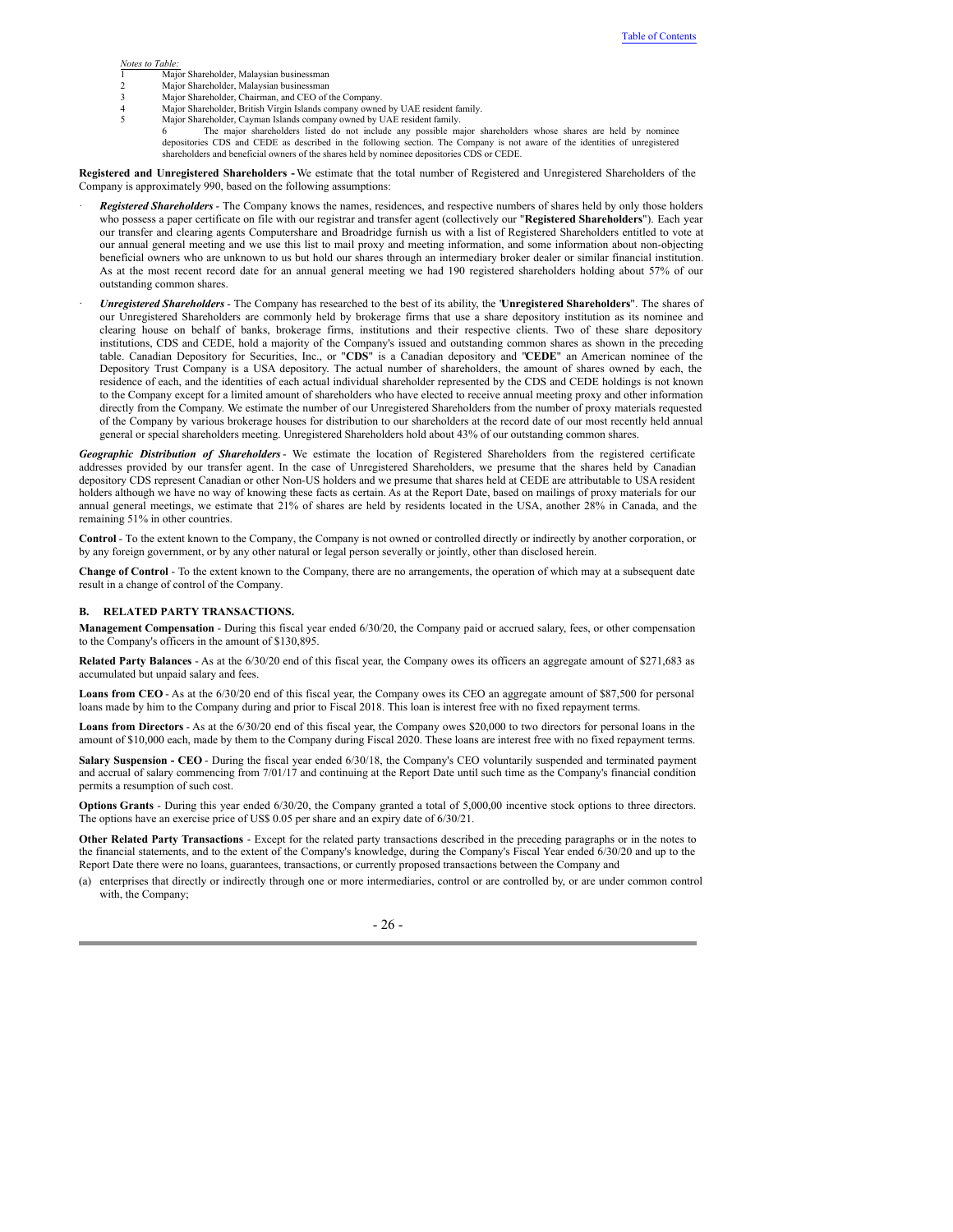*Notes to Table:*

1. Major Shareholder, Malaysian businessman
2. Major Shareholder, Malaysian businessman
3. Major Shareholder, Chairman, and CEO of the Company.
4. Major Shareholder, British Virgin Islands company owned by UAE resident family.
5. Major Shareholder, Cayman Islands company owned by UAE resident family.
6. The major shareholders listed do not include any possible major shareholders whose shares are held by nominee depositories CDS and CEDE as described in the following section. The Company is not aware of the identities of unregistered shareholders and beneficial owners of the shares held by nominee depositories CDS or CEDE.

**Registered and Unregistered Shareholders -** We estimate that the total number of Registered and Unregistered Shareholders of the Company is approximately 990, based on the following assumptions:

- ***Registered Shareholders*** - The Company knows the names, residences, and respective numbers of shares held by only those holders who possess a paper certificate on file with our registrar and transfer agent (collectively our "**Registered Shareholders**"). Each year our transfer and clearing agents Computershare and Broadridge furnish us with a list of Registered Shareholders entitled to vote at our annual general meeting and we use this list to mail proxy and meeting information, and some information about non-objecting beneficial owners who are unknown to us but hold our shares through an intermediary broker dealer or similar financial institution. As at the most recent record date for an annual general meeting we had 190 registered shareholders holding about 57% of our outstanding common shares.
- ***Unregistered Shareholders*** - The Company has researched to the best of its ability, the "**Unregistered Shareholders**". The shares of our Unregistered Shareholders are commonly held by brokerage firms that use a share depository institution as its nominee and clearing house on behalf of banks, brokerage firms, institutions and their respective clients. Two of these share depository institutions, CDS and CEDE, hold a majority of the Company's issued and outstanding common shares as shown in the preceding table. Canadian Depository for Securities, Inc., or "**CDS**" is a Canadian depository and "**CEDE**" an American nominee of the Depository Trust Company is a USA depository. The actual number of shareholders, the amount of shares owned by each, the residence of each, and the identities of each actual individual shareholder represented by the CDS and CEDE holdings is not known to the Company except for a limited amount of shareholders who have elected to receive annual meeting proxy and other information directly from the Company. We estimate the number of our Unregistered Shareholders from the number of proxy materials requested of the Company by various brokerage houses for distribution to our shareholders at the record date of our most recently held annual general or special shareholders meeting. Unregistered Shareholders hold about 43% of our outstanding common shares.

***Geographic Distribution of Shareholders*** - We estimate the location of Registered Shareholders from the registered certificate addresses provided by our transfer agent. In the case of Unregistered Shareholders, we presume that the shares held by Canadian depository CDS represent Canadian or other Non-US holders and we presume that shares held at CEDE are attributable to USA resident holders although we have no way of knowing these facts as certain. As at the Report Date, based on mailings of proxy materials for our annual general meetings, we estimate that 21% of shares are held by residents located in the USA, another 28% in Canada, and the remaining 51% in other countries.

**Control** - To the extent known to the Company, the Company is not owned or controlled directly or indirectly by another corporation, or by any foreign government, or by any other natural or legal person severally or jointly, other than disclosed herein.

**Change of Control** - To the extent known to the Company, there are no arrangements, the operation of which may at a subsequent date result in a change of control of the Company.

### B. RELATED PARTY TRANSACTIONS.

**Management Compensation** - During this fiscal year ended 6/30/20, the Company paid or accrued salary, fees, or other compensation to the Company's officers in the amount of $130,895.

**Related Party Balances** - As at the 6/30/20 end of this fiscal year, the Company owes its officers an aggregate amount of $271,683 as accumulated but unpaid salary and fees.

**Loans from CEO** - As at the 6/30/20 end of this fiscal year, the Company owes its CEO an aggregate amount of $87,500 for personal loans made by him to the Company during and prior to Fiscal 2018. This loan is interest free with no fixed repayment terms.

**Loans from Directors** - As at the 6/30/20 end of this fiscal year, the Company owes $20,000 to two directors for personal loans in the amount of $10,000 each, made by them to the Company during Fiscal 2020. These loans are interest free with no fixed repayment terms.

**Salary Suspension - CEO** - During the fiscal year ended 6/30/18, the Company's CEO voluntarily suspended and terminated payment and accrual of salary commencing from 7/01/17 and continuing at the Report Date until such time as the Company's financial condition permits a resumption of such cost.

**Options Grants** - During this year ended 6/30/20, the Company granted a total of 5,000,00 incentive stock options to three directors. The options have an exercise price of US$ 0.05 per share and an expiry date of 6/30/21.

**Other Related Party Transactions** - Except for the related party transactions described in the preceding paragraphs or in the notes to the financial statements, and to the extent of the Company's knowledge, during the Company's Fiscal Year ended 6/30/20 and up to the Report Date there were no loans, guarantees, transactions, or currently proposed transactions between the Company and

(a) enterprises that directly or indirectly through one or more intermediaries, control or are controlled by, or are under common control with, the Company;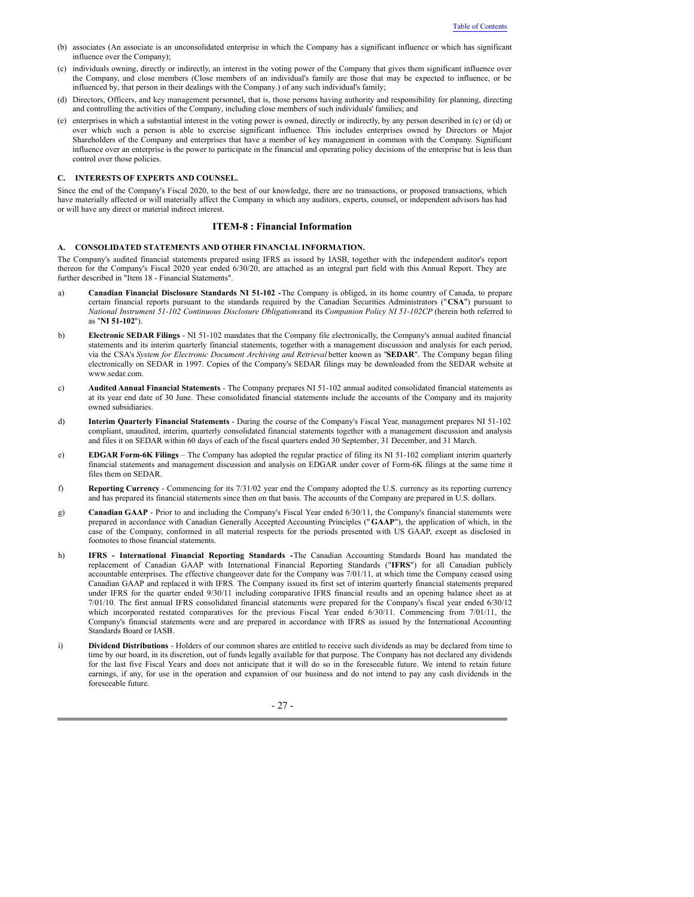(b) associates (An associate is an unconsolidated enterprise in which the Company has a significant influence or which has significant influence over the Company);

(c) individuals owning, directly or indirectly, an interest in the voting power of the Company that gives them significant influence over the Company, and close members (Close members of an individual's family are those that may be expected to influence, or be influenced by, that person in their dealings with the Company.) of any such individual's family;

(d) Directors, Officers, and key management personnel, that is, those persons having authority and responsibility for planning, directing and controlling the activities of the Company, including close members of such individuals' families; and

(e) enterprises in which a substantial interest in the voting power is owned, directly or indirectly, by any person described in (c) or (d) or over which such a person is able to exercise significant influence. This includes enterprises owned by Directors or Major Shareholders of the Company and enterprises that have a member of key management in common with the Company. Significant influence over an enterprise is the power to participate in the financial and operating policy decisions of the enterprise but is less than control over those policies.

### C. INTERESTS OF EXPERTS AND COUNSEL.

Since the end of the Company's Fiscal 2020, to the best of our knowledge, there are no transactions, or proposed transactions, which have materially affected or will materially affect the Company in which any auditors, experts, counsel, or independent advisors has had or will have any direct or material indirect interest.

## ITEM-8 : Financial Information

### A. CONSOLIDATED STATEMENTS AND OTHER FINANCIAL INFORMATION.

The Company's audited financial statements prepared using IFRS as issued by IASB, together with the independent auditor's report thereon for the Company's Fiscal 2020 year ended 6/30/20, are attached as an integral part field with this Annual Report. They are further described in "Item 18 - Financial Statements".

a) **Canadian Financial Disclosure Standards NI 51-102 -** The Company is obliged, in its home country of Canada, to prepare certain financial reports pursuant to the standards required by the Canadian Securities Administrators ("**CSA**") pursuant to *National Instrument 51-102 Continuous Disclosure Obligations* and its *Companion Policy NI 51-102CP* (herein both referred to as "**NI 51-102**").

b) **Electronic SEDAR Filings** - NI 51-102 mandates that the Company file electronically, the Company's annual audited financial statements and its interim quarterly financial statements, together with a management discussion and analysis for each period, via the CSA's *System for Electronic Document Archiving and Retrieval* better known as "**SEDAR**". The Company began filing electronically on SEDAR in 1997. Copies of the Company's SEDAR filings may be downloaded from the SEDAR website at www.sedar.com.

c) **Audited Annual Financial Statements** - The Company prepares NI 51-102 annual audited consolidated financial statements as at its year end date of 30 June. These consolidated financial statements include the accounts of the Company and its majority owned subsidiaries.

d) **Interim Quarterly Financial Statements** - During the course of the Company's Fiscal Year, management prepares NI 51-102 compliant, unaudited, interim, quarterly consolidated financial statements together with a management discussion and analysis and files it on SEDAR within 60 days of each of the fiscal quarters ended 30 September, 31 December, and 31 March.

e) **EDGAR Form-6K Filings** – The Company has adopted the regular practice of filing its NI 51-102 compliant interim quarterly financial statements and management discussion and analysis on EDGAR under cover of Form-6K filings at the same time it files them on SEDAR.

f) **Reporting Currency** - Commencing for its 7/31/02 year end the Company adopted the U.S. currency as its reporting currency and has prepared its financial statements since then on that basis. The accounts of the Company are prepared in U.S. dollars.

g) **Canadian GAAP** - Prior to and including the Company's Fiscal Year ended 6/30/11, the Company's financial statements were prepared in accordance with Canadian Generally Accepted Accounting Principles ("**GAAP**"), the application of which, in the case of the Company, conformed in all material respects for the periods presented with US GAAP, except as disclosed in footnotes to those financial statements.

h) **IFRS - International Financial Reporting Standards -** The Canadian Accounting Standards Board has mandated the replacement of Canadian GAAP with International Financial Reporting Standards ("**IFRS**") for all Canadian publicly accountable enterprises. The effective changeover date for the Company was 7/01/11, at which time the Company ceased using Canadian GAAP and replaced it with IFRS. The Company issued its first set of interim quarterly financial statements prepared under IFRS for the quarter ended 9/30/11 including comparative IFRS financial results and an opening balance sheet as at 7/01/10. The first annual IFRS consolidated financial statements were prepared for the Company's fiscal year ended 6/30/12 which incorporated restated comparatives for the previous Fiscal Year ended 6/30/11. Commencing from 7/01/11, the Company's financial statements were and are prepared in accordance with IFRS as issued by the International Accounting Standards Board or IASB.

i) **Dividend Distributions** - Holders of our common shares are entitled to receive such dividends as may be declared from time to time by our board, in its discretion, out of funds legally available for that purpose. The Company has not declared any dividends for the last five Fiscal Years and does not anticipate that it will do so in the foreseeable future. We intend to retain future earnings, if any, for use in the operation and expansion of our business and do not intend to pay any cash dividends in the foreseeable future.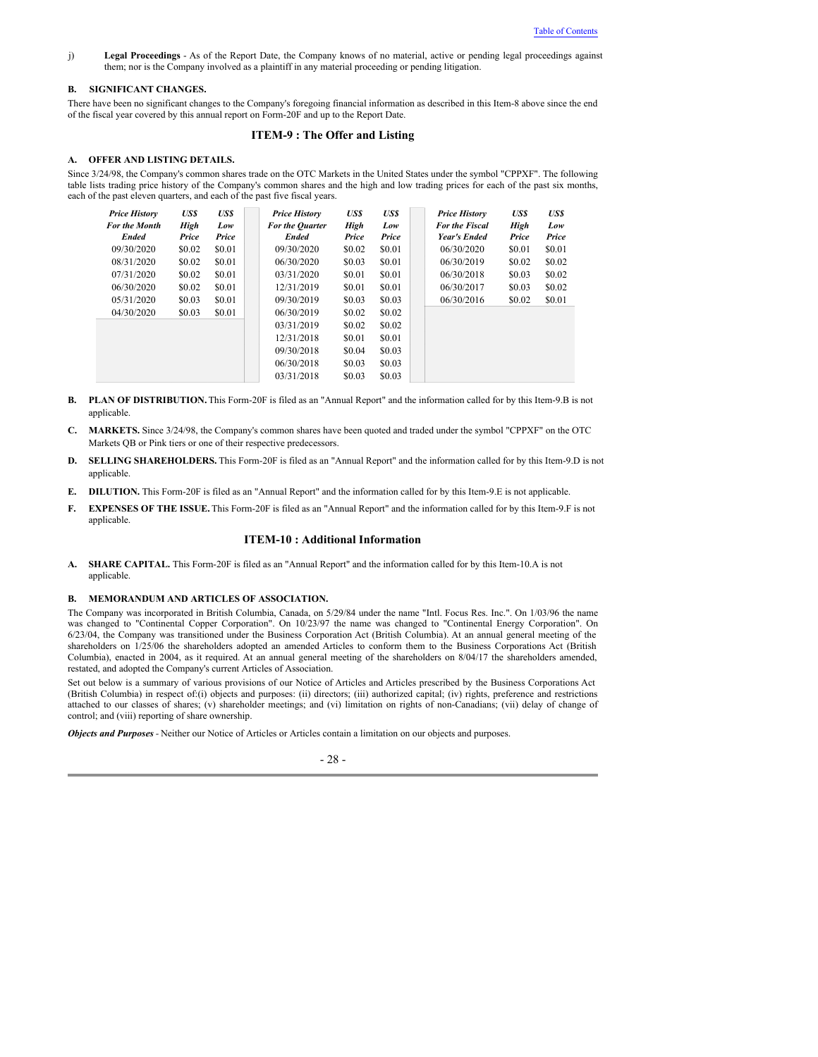j) **Legal Proceedings** - As of the Report Date, the Company knows of no material, active or pending legal proceedings against them; nor is the Company involved as a plaintiff in any material proceeding or pending litigation.

### B. SIGNIFICANT CHANGES.

There have been no significant changes to the Company's foregoing financial information as described in this Item-8 above since the end of the fiscal year covered by this annual report on Form-20F and up to the Report Date.

## ITEM-9 : The Offer and Listing

### A. OFFER AND LISTING DETAILS.

Since 3/24/98, the Company's common shares trade on the OTC Markets in the United States under the symbol "CPPXF". The following table lists trading price history of the Company's common shares and the high and low trading prices for each of the past six months, each of the past eleven quarters, and each of the past five fiscal years.

| *Price History For the Month Ended* | *US$ High Price* | *US$ Low Price* | *Price History For the Quarter Ended* | *US$ High Price* | *US$ Low Price* | *Price History For the Fiscal Year's Ended* | *US$ High Price* | *US$ Low Price* |
|---|---|---|---|---|---|---|---|---|
| 09/30/2020 | $0.02 | $0.01 | 09/30/2020 | $0.02 | $0.01 | 06/30/2020 | $0.01 | $0.01 |
| 08/31/2020 | $0.02 | $0.01 | 06/30/2020 | $0.03 | $0.01 | 06/30/2019 | $0.02 | $0.02 |
| 07/31/2020 | $0.02 | $0.01 | 03/31/2020 | $0.01 | $0.01 | 06/30/2018 | $0.03 | $0.02 |
| 06/30/2020 | $0.02 | $0.01 | 12/31/2019 | $0.01 | $0.01 | 06/30/2017 | $0.03 | $0.02 |
| 05/31/2020 | $0.03 | $0.01 | 09/30/2019 | $0.03 | $0.03 | 06/30/2016 | $0.02 | $0.01 |
| 04/30/2020 | $0.03 | $0.01 | 06/30/2019 | $0.02 | $0.02 | | | |
| | | | 03/31/2019 | $0.02 | $0.02 | | | |
| | | | 12/31/2018 | $0.01 | $0.01 | | | |
| | | | 09/30/2018 | $0.04 | $0.03 | | | |
| | | | 06/30/2018 | $0.03 | $0.03 | | | |
| | | | 03/31/2018 | $0.03 | $0.03 | | | |

**B. PLAN OF DISTRIBUTION.** This Form-20F is filed as an "Annual Report" and the information called for by this Item-9.B is not applicable.

**C. MARKETS.** Since 3/24/98, the Company's common shares have been quoted and traded under the symbol "CPPXF" on the OTC Markets QB or Pink tiers or one of their respective predecessors.

**D. SELLING SHAREHOLDERS.** This Form-20F is filed as an "Annual Report" and the information called for by this Item-9.D is not applicable.

**E. DILUTION.** This Form-20F is filed as an "Annual Report" and the information called for by this Item-9.E is not applicable.

**F. EXPENSES OF THE ISSUE.** This Form-20F is filed as an "Annual Report" and the information called for by this Item-9.F is not applicable.

## ITEM-10 : Additional Information

**A. SHARE CAPITAL.** This Form-20F is filed as an "Annual Report" and the information called for by this Item-10.A is not applicable.

### B. MEMORANDUM AND ARTICLES OF ASSOCIATION.

The Company was incorporated in British Columbia, Canada, on 5/29/84 under the name "Intl. Focus Res. Inc.". On 1/03/96 the name was changed to "Continental Copper Corporation". On 10/23/97 the name was changed to "Continental Energy Corporation". On 6/23/04, the Company was transitioned under the Business Corporation Act (British Columbia). At an annual general meeting of the shareholders on 1/25/06 the shareholders adopted an amended Articles to conform them to the Business Corporations Act (British Columbia), enacted in 2004, as it required. At an annual general meeting of the shareholders on 8/04/17 the shareholders amended, restated, and adopted the Company's current Articles of Association.

Set out below is a summary of various provisions of our Notice of Articles and Articles prescribed by the Business Corporations Act (British Columbia) in respect of:(i) objects and purposes: (ii) directors; (iii) authorized capital; (iv) rights, preference and restrictions attached to our classes of shares; (v) shareholder meetings; and (vi) limitation on rights of non-Canadians; (vii) delay of change of control; and (viii) reporting of share ownership.

***Objects and Purposes*** - Neither our Notice of Articles or Articles contain a limitation on our objects and purposes.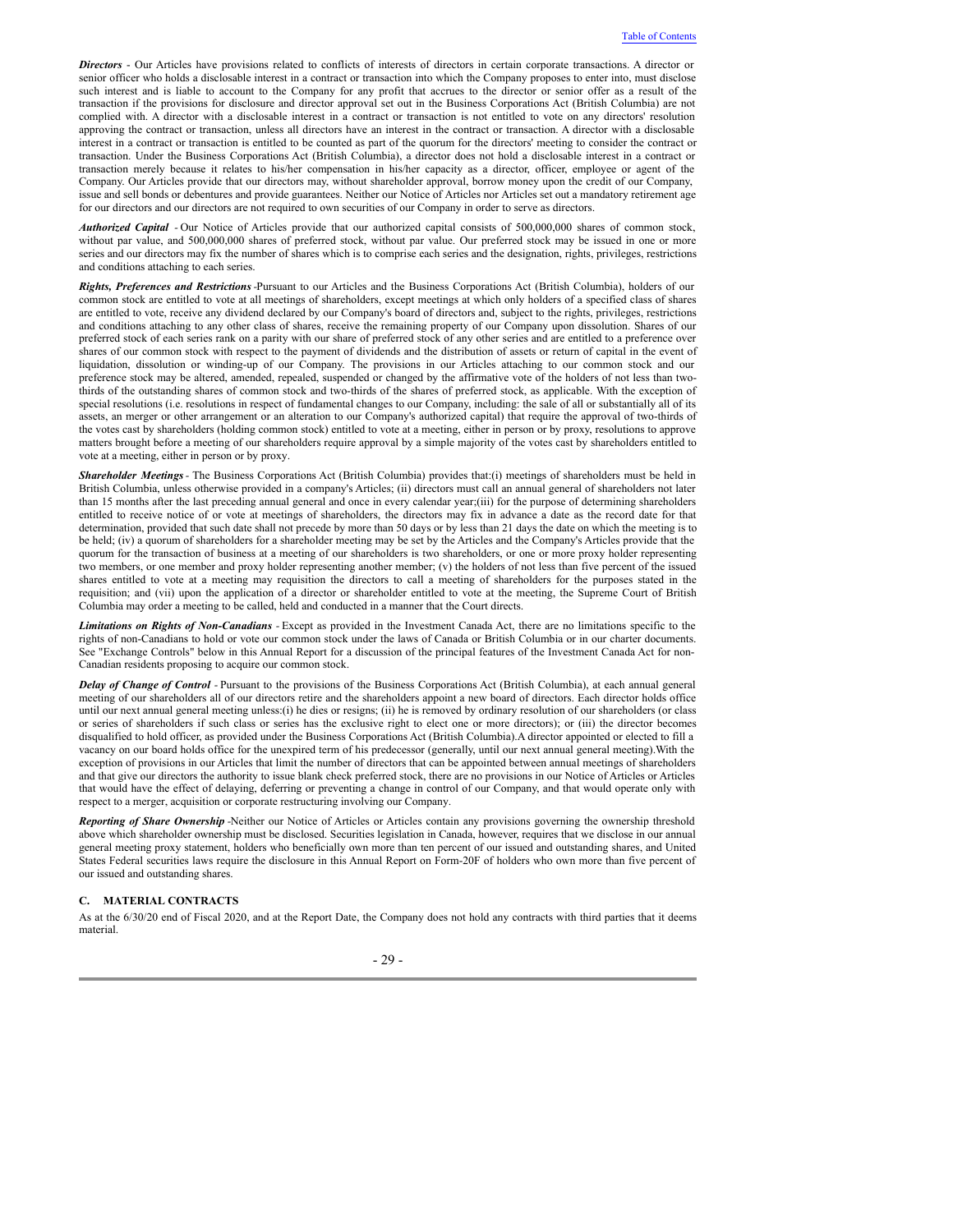***Directors*** - Our Articles have provisions related to conflicts of interests of directors in certain corporate transactions. A director or senior officer who holds a disclosable interest in a contract or transaction into which the Company proposes to enter into, must disclose such interest and is liable to account to the Company for any profit that accrues to the director or senior offer as a result of the transaction if the provisions for disclosure and director approval set out in the Business Corporations Act (British Columbia) are not complied with. A director with a disclosable interest in a contract or transaction is not entitled to vote on any directors' resolution approving the contract or transaction, unless all directors have an interest in the contract or transaction. A director with a disclosable interest in a contract or transaction is entitled to be counted as part of the quorum for the directors' meeting to consider the contract or transaction. Under the Business Corporations Act (British Columbia), a director does not hold a disclosable interest in a contract or transaction merely because it relates to his/her compensation in his/her capacity as a director, officer, employee or agent of the Company. Our Articles provide that our directors may, without shareholder approval, borrow money upon the credit of our Company, issue and sell bonds or debentures and provide guarantees. Neither our Notice of Articles nor Articles set out a mandatory retirement age for our directors and our directors are not required to own securities of our Company in order to serve as directors.

***Authorized Capital*** - Our Notice of Articles provide that our authorized capital consists of 500,000,000 shares of common stock, without par value, and 500,000,000 shares of preferred stock, without par value. Our preferred stock may be issued in one or more series and our directors may fix the number of shares which is to comprise each series and the designation, rights, privileges, restrictions and conditions attaching to each series.

***Rights, Preferences and Restrictions*** -Pursuant to our Articles and the Business Corporations Act (British Columbia), holders of our common stock are entitled to vote at all meetings of shareholders, except meetings at which only holders of a specified class of shares are entitled to vote, receive any dividend declared by our Company's board of directors and, subject to the rights, privileges, restrictions and conditions attaching to any other class of shares, receive the remaining property of our Company upon dissolution. Shares of our preferred stock of each series rank on a parity with our share of preferred stock of any other series and are entitled to a preference over shares of our common stock with respect to the payment of dividends and the distribution of assets or return of capital in the event of liquidation, dissolution or winding-up of our Company. The provisions in our Articles attaching to our common stock and our preference stock may be altered, amended, repealed, suspended or changed by the affirmative vote of the holders of not less than two-thirds of the outstanding shares of common stock and two-thirds of the shares of preferred stock, as applicable. With the exception of special resolutions (i.e. resolutions in respect of fundamental changes to our Company, including: the sale of all or substantially all of its assets, an merger or other arrangement or an alteration to our Company's authorized capital) that require the approval of two-thirds of the votes cast by shareholders (holding common stock) entitled to vote at a meeting, either in person or by proxy, resolutions to approve matters brought before a meeting of our shareholders require approval by a simple majority of the votes cast by shareholders entitled to vote at a meeting, either in person or by proxy.

***Shareholder Meetings*** - The Business Corporations Act (British Columbia) provides that:(i) meetings of shareholders must be held in British Columbia, unless otherwise provided in a company's Articles; (ii) directors must call an annual general of shareholders not later than 15 months after the last preceding annual general and once in every calendar year;(iii) for the purpose of determining shareholders entitled to receive notice of or vote at meetings of shareholders, the directors may fix in advance a date as the record date for that determination, provided that such date shall not precede by more than 50 days or by less than 21 days the date on which the meeting is to be held; (iv) a quorum of shareholders for a shareholder meeting may be set by the Articles and the Company's Articles provide that the quorum for the transaction of business at a meeting of our shareholders is two shareholders, or one or more proxy holder representing two members, or one member and proxy holder representing another member; (v) the holders of not less than five percent of the issued shares entitled to vote at a meeting may requisition the directors to call a meeting of shareholders for the purposes stated in the requisition; and (vii) upon the application of a director or shareholder entitled to vote at the meeting, the Supreme Court of British Columbia may order a meeting to be called, held and conducted in a manner that the Court directs.

***Limitations on Rights of Non-Canadians*** - Except as provided in the Investment Canada Act, there are no limitations specific to the rights of non-Canadians to hold or vote our common stock under the laws of Canada or British Columbia or in our charter documents. See "Exchange Controls" below in this Annual Report for a discussion of the principal features of the Investment Canada Act for non-Canadian residents proposing to acquire our common stock.

***Delay of Change of Control*** - Pursuant to the provisions of the Business Corporations Act (British Columbia), at each annual general meeting of our shareholders all of our directors retire and the shareholders appoint a new board of directors. Each director holds office until our next annual general meeting unless:(i) he dies or resigns; (ii) he is removed by ordinary resolution of our shareholders (or class or series of shareholders if such class or series has the exclusive right to elect one or more directors); or (iii) the director becomes disqualified to hold officer, as provided under the Business Corporations Act (British Columbia).A director appointed or elected to fill a vacancy on our board holds office for the unexpired term of his predecessor (generally, until our next annual general meeting).With the exception of provisions in our Articles that limit the number of directors that can be appointed between annual meetings of shareholders and that give our directors the authority to issue blank check preferred stock, there are no provisions in our Notice of Articles or Articles that would have the effect of delaying, deferring or preventing a change in control of our Company, and that would operate only with respect to a merger, acquisition or corporate restructuring involving our Company.

***Reporting of Share Ownership*** -Neither our Notice of Articles or Articles contain any provisions governing the ownership threshold above which shareholder ownership must be disclosed. Securities legislation in Canada, however, requires that we disclose in our annual general meeting proxy statement, holders who beneficially own more than ten percent of our issued and outstanding shares, and United States Federal securities laws require the disclosure in this Annual Report on Form-20F of holders who own more than five percent of our issued and outstanding shares.

## C. MATERIAL CONTRACTS

As at the 6/30/20 end of Fiscal 2020, and at the Report Date, the Company does not hold any contracts with third parties that it deems material.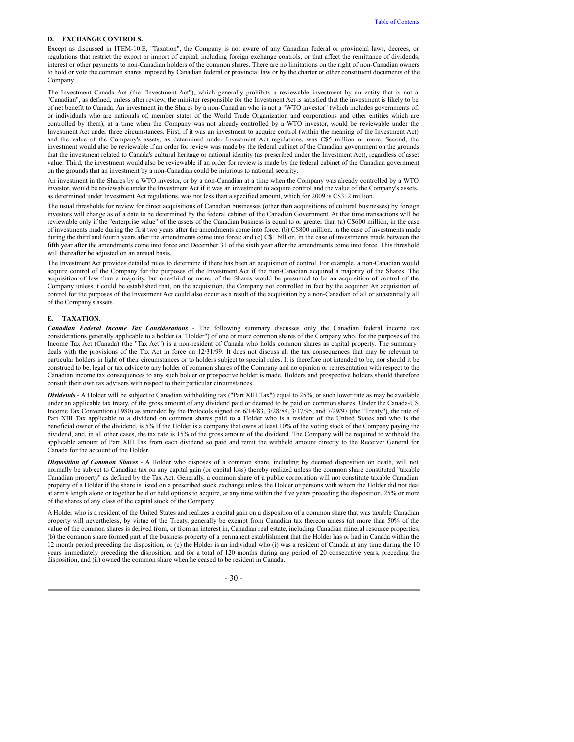## D. EXCHANGE CONTROLS.

Except as discussed in ITEM-10.E, "Taxation", the Company is not aware of any Canadian federal or provincial laws, decrees, or regulations that restrict the export or import of capital, including foreign exchange controls, or that affect the remittance of dividends, interest or other payments to non-Canadian holders of the common shares. There are no limitations on the right of non-Canadian owners to hold or vote the common shares imposed by Canadian federal or provincial law or by the charter or other constituent documents of the Company.

The Investment Canada Act (the "Investment Act"), which generally prohibits a reviewable investment by an entity that is not a "Canadian", as defined, unless after review, the minister responsible for the Investment Act is satisfied that the investment is likely to be of net benefit to Canada. An investment in the Shares by a non-Canadian who is not a "WTO investor" (which includes governments of, or individuals who are nationals of, member states of the World Trade Organization and corporations and other entities which are controlled by them), at a time when the Company was not already controlled by a WTO investor, would be reviewable under the Investment Act under three circumstances. First, if it was an investment to acquire control (within the meaning of the Investment Act) and the value of the Company's assets, as determined under Investment Act regulations, was C$5 million or more. Second, the investment would also be reviewable if an order for review was made by the federal cabinet of the Canadian government on the grounds that the investment related to Canada's cultural heritage or national identity (as prescribed under the Investment Act), regardless of asset value. Third, the investment would also be reviewable if an order for review is made by the federal cabinet of the Canadian government on the grounds that an investment by a non-Canadian could be injurious to national security.

An investment in the Shares by a WTO investor, or by a non-Canadian at a time when the Company was already controlled by a WTO investor, would be reviewable under the Investment Act if it was an investment to acquire control and the value of the Company's assets, as determined under Investment Act regulations, was not less than a specified amount, which for 2009 is C$312 million.

The usual thresholds for review for direct acquisitions of Canadian businesses (other than acquisitions of cultural businesses) by foreign investors will change as of a date to be determined by the federal cabinet of the Canadian Government. At that time transactions will be reviewable only if the "enterprise value" of the assets of the Canadian business is equal to or greater than (a) C$600 million, in the case of investments made during the first two years after the amendments come into force; (b) C$800 million, in the case of investments made during the third and fourth years after the amendments come into force; and (c) C$1 billion, in the case of investments made between the fifth year after the amendments come into force and December 31 of the sixth year after the amendments come into force. This threshold will thereafter be adjusted on an annual basis.

The Investment Act provides detailed rules to determine if there has been an acquisition of control. For example, a non-Canadian would acquire control of the Company for the purposes of the Investment Act if the non-Canadian acquired a majority of the Shares. The acquisition of less than a majority, but one-third or more, of the Shares would be presumed to be an acquisition of control of the Company unless it could be established that, on the acquisition, the Company not controlled in fact by the acquirer. An acquisition of control for the purposes of the Investment Act could also occur as a result of the acquisition by a non-Canadian of all or substantially all of the Company's assets.

## E. TAXATION.

***Canadian Federal Income Tax Considerations*** - The following summary discusses only the Canadian federal income tax considerations generally applicable to a holder (a "Holder") of one or more common shares of the Company who, for the purposes of the Income Tax Act (Canada) (the "Tax Act") is a non-resident of Canada who holds common shares as capital property. The summary deals with the provisions of the Tax Act in force on 12/31/99. It does not discuss all the tax consequences that may be relevant to particular holders in light of their circumstances or to holders subject to special rules. It is therefore not intended to be, nor should it be construed to be, legal or tax advice to any holder of common shares of the Company and no opinion or representation with respect to the Canadian income tax consequences to any such holder or prospective holder is made. Holders and prospective holders should therefore consult their own tax advisers with respect to their particular circumstances.

***Dividends*** - A Holder will be subject to Canadian withholding tax ("Part XIII Tax") equal to 25%, or such lower rate as may be available under an applicable tax treaty, of the gross amount of any dividend paid or deemed to be paid on common shares. Under the Canada-US Income Tax Convention (1980) as amended by the Protocols signed on 6/14/83, 3/28/84, 3/17/95, and 7/29/97 (the "Treaty"), the rate of Part XIII Tax applicable to a dividend on common shares paid to a Holder who is a resident of the United States and who is the beneficial owner of the dividend, is 5%.If the Holder is a company that owns at least 10% of the voting stock of the Company paying the dividend, and, in all other cases, the tax rate is 15% of the gross amount of the dividend. The Company will be required to withhold the applicable amount of Part XIII Tax from each dividend so paid and remit the withheld amount directly to the Receiver General for Canada for the account of the Holder.

***Disposition of Common Shares*** - A Holder who disposes of a common share, including by deemed disposition on death, will not normally be subject to Canadian tax on any capital gain (or capital loss) thereby realized unless the common share constituted "taxable Canadian property" as defined by the Tax Act. Generally, a common share of a public corporation will not constitute taxable Canadian property of a Holder if the share is listed on a prescribed stock exchange unless the Holder or persons with whom the Holder did not deal at arm's length alone or together held or held options to acquire, at any time within the five years preceding the disposition, 25% or more of the shares of any class of the capital stock of the Company.

A Holder who is a resident of the United States and realizes a capital gain on a disposition of a common share that was taxable Canadian property will nevertheless, by virtue of the Treaty, generally be exempt from Canadian tax thereon unless (a) more than 50% of the value of the common shares is derived from, or from an interest in, Canadian real estate, including Canadian mineral resource properties, (b) the common share formed part of the business property of a permanent establishment that the Holder has or had in Canada within the 12 month period preceding the disposition, or (c) the Holder is an individual who (i) was a resident of Canada at any time during the 10 years immediately preceding the disposition, and for a total of 120 months during any period of 20 consecutive years, preceding the disposition, and (ii) owned the common share when he ceased to be resident in Canada.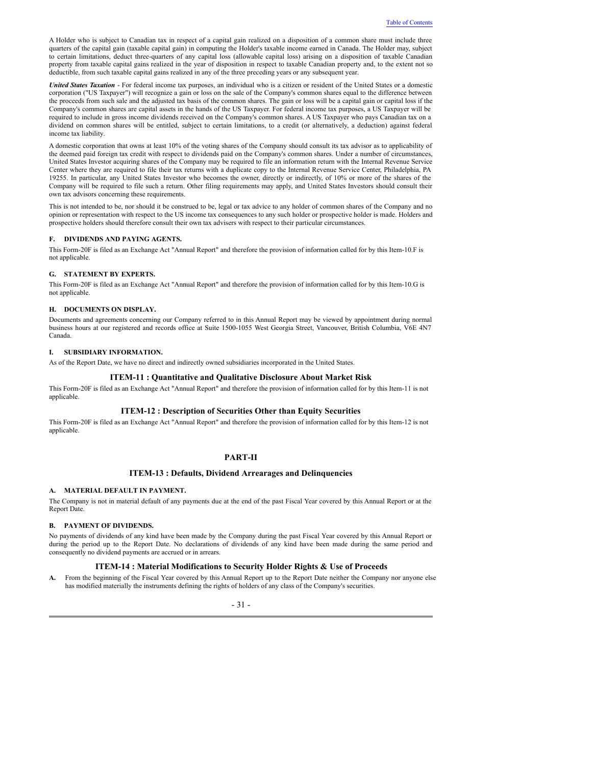A Holder who is subject to Canadian tax in respect of a capital gain realized on a disposition of a common share must include three quarters of the capital gain (taxable capital gain) in computing the Holder's taxable income earned in Canada. The Holder may, subject to certain limitations, deduct three-quarters of any capital loss (allowable capital loss) arising on a disposition of taxable Canadian property from taxable capital gains realized in the year of disposition in respect to taxable Canadian property and, to the extent not so deductible, from such taxable capital gains realized in any of the three preceding years or any subsequent year.

***United States Taxation*** - For federal income tax purposes, an individual who is a citizen or resident of the United States or a domestic corporation ("US Taxpayer") will recognize a gain or loss on the sale of the Company's common shares equal to the difference between the proceeds from such sale and the adjusted tax basis of the common shares. The gain or loss will be a capital gain or capital loss if the Company's common shares are capital assets in the hands of the US Taxpayer. For federal income tax purposes, a US Taxpayer will be required to include in gross income dividends received on the Company's common shares. A US Taxpayer who pays Canadian tax on a dividend on common shares will be entitled, subject to certain limitations, to a credit (or alternatively, a deduction) against federal income tax liability.

A domestic corporation that owns at least 10% of the voting shares of the Company should consult its tax advisor as to applicability of the deemed paid foreign tax credit with respect to dividends paid on the Company's common shares. Under a number of circumstances, United States Investor acquiring shares of the Company may be required to file an information return with the Internal Revenue Service Center where they are required to file their tax returns with a duplicate copy to the Internal Revenue Service Center, Philadelphia, PA 19255. In particular, any United States Investor who becomes the owner, directly or indirectly, of 10% or more of the shares of the Company will be required to file such a return. Other filing requirements may apply, and United States Investors should consult their own tax advisors concerning these requirements.

This is not intended to be, nor should it be construed to be, legal or tax advice to any holder of common shares of the Company and no opinion or representation with respect to the US income tax consequences to any such holder or prospective holder is made. Holders and prospective holders should therefore consult their own tax advisers with respect to their particular circumstances.

#### F. DIVIDENDS AND PAYING AGENTS.

This Form-20F is filed as an Exchange Act "Annual Report" and therefore the provision of information called for by this Item-10.F is not applicable.

#### G. STATEMENT BY EXPERTS.

This Form-20F is filed as an Exchange Act "Annual Report" and therefore the provision of information called for by this Item-10.G is not applicable.

#### H. DOCUMENTS ON DISPLAY.

Documents and agreements concerning our Company referred to in this Annual Report may be viewed by appointment during normal business hours at our registered and records office at Suite 1500-1055 West Georgia Street, Vancouver, British Columbia, V6E 4N7 Canada.

#### I. SUBSIDIARY INFORMATION.

As of the Report Date, we have no direct and indirectly owned subsidiaries incorporated in the United States.

### ITEM-11 : Quantitative and Qualitative Disclosure About Market Risk

This Form-20F is filed as an Exchange Act "Annual Report" and therefore the provision of information called for by this Item-11 is not applicable.

### ITEM-12 : Description of Securities Other than Equity Securities

This Form-20F is filed as an Exchange Act "Annual Report" and therefore the provision of information called for by this Item-12 is not applicable.

## PART-II

### ITEM-13 : Defaults, Dividend Arrearages and Delinquencies

#### A. MATERIAL DEFAULT IN PAYMENT.

The Company is not in material default of any payments due at the end of the past Fiscal Year covered by this Annual Report or at the Report Date.

#### B. PAYMENT OF DIVIDENDS.

No payments of dividends of any kind have been made by the Company during the past Fiscal Year covered by this Annual Report or during the period up to the Report Date. No declarations of dividends of any kind have been made during the same period and consequently no dividend payments are accrued or in arrears.

### ITEM-14 : Material Modifications to Security Holder Rights & Use of Proceeds

**A.** From the beginning of the Fiscal Year covered by this Annual Report up to the Report Date neither the Company nor anyone else has modified materially the instruments defining the rights of holders of any class of the Company's securities.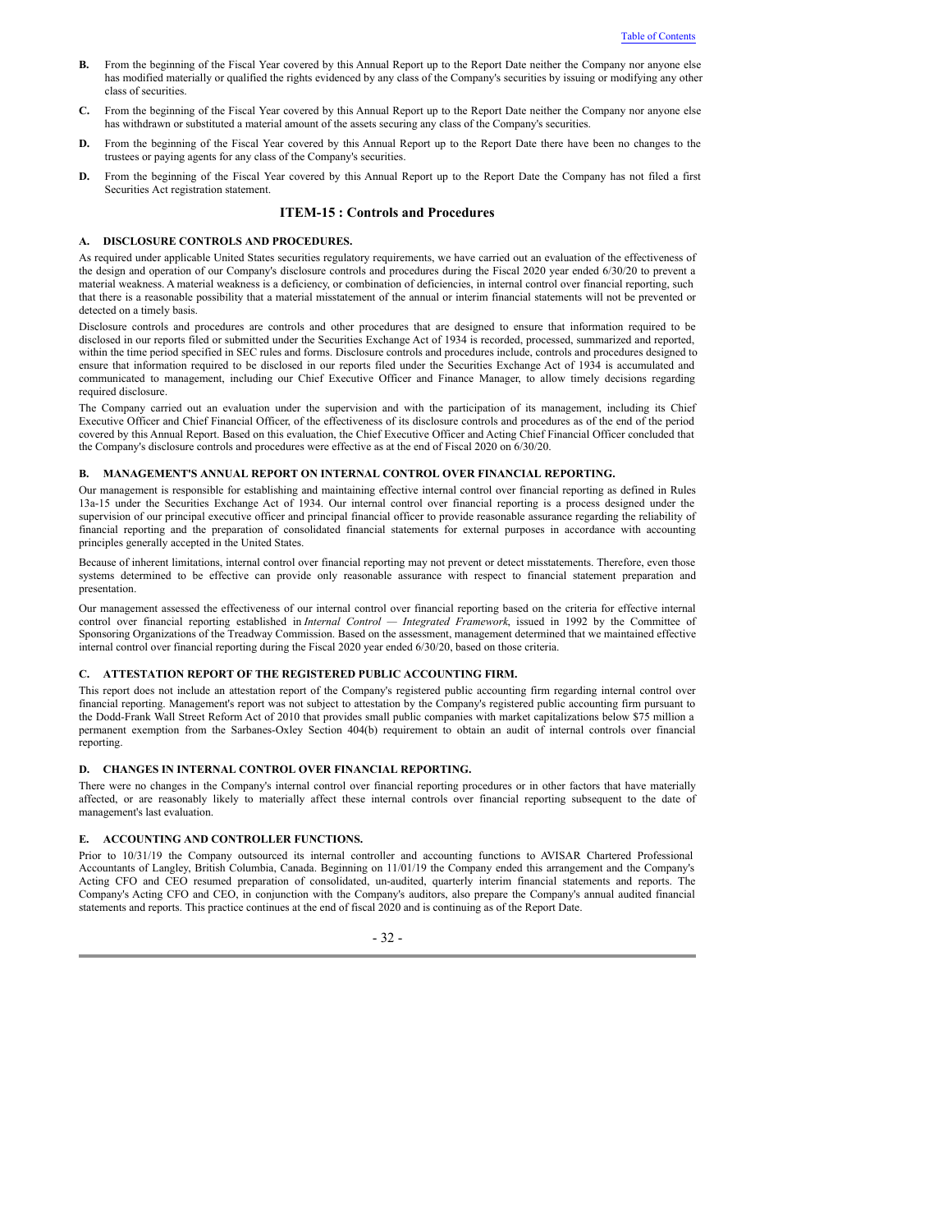**B.** From the beginning of the Fiscal Year covered by this Annual Report up to the Report Date neither the Company nor anyone else has modified materially or qualified the rights evidenced by any class of the Company's securities by issuing or modifying any other class of securities.

**C.** From the beginning of the Fiscal Year covered by this Annual Report up to the Report Date neither the Company nor anyone else has withdrawn or substituted a material amount of the assets securing any class of the Company's securities.

**D.** From the beginning of the Fiscal Year covered by this Annual Report up to the Report Date there have been no changes to the trustees or paying agents for any class of the Company's securities.

**D.** From the beginning of the Fiscal Year covered by this Annual Report up to the Report Date the Company has not filed a first Securities Act registration statement.

## ITEM-15 : Controls and Procedures

### A. DISCLOSURE CONTROLS AND PROCEDURES.

As required under applicable United States securities regulatory requirements, we have carried out an evaluation of the effectiveness of the design and operation of our Company's disclosure controls and procedures during the Fiscal 2020 year ended 6/30/20 to prevent a material weakness. A material weakness is a deficiency, or combination of deficiencies, in internal control over financial reporting, such that there is a reasonable possibility that a material misstatement of the annual or interim financial statements will not be prevented or detected on a timely basis.

Disclosure controls and procedures are controls and other procedures that are designed to ensure that information required to be disclosed in our reports filed or submitted under the Securities Exchange Act of 1934 is recorded, processed, summarized and reported, within the time period specified in SEC rules and forms. Disclosure controls and procedures include, controls and procedures designed to ensure that information required to be disclosed in our reports filed under the Securities Exchange Act of 1934 is accumulated and communicated to management, including our Chief Executive Officer and Finance Manager, to allow timely decisions regarding required disclosure.

The Company carried out an evaluation under the supervision and with the participation of its management, including its Chief Executive Officer and Chief Financial Officer, of the effectiveness of its disclosure controls and procedures as of the end of the period covered by this Annual Report. Based on this evaluation, the Chief Executive Officer and Acting Chief Financial Officer concluded that the Company's disclosure controls and procedures were effective as at the end of Fiscal 2020 on 6/30/20.

### B. MANAGEMENT'S ANNUAL REPORT ON INTERNAL CONTROL OVER FINANCIAL REPORTING.

Our management is responsible for establishing and maintaining effective internal control over financial reporting as defined in Rules 13a-15 under the Securities Exchange Act of 1934. Our internal control over financial reporting is a process designed under the supervision of our principal executive officer and principal financial officer to provide reasonable assurance regarding the reliability of financial reporting and the preparation of consolidated financial statements for external purposes in accordance with accounting principles generally accepted in the United States.

Because of inherent limitations, internal control over financial reporting may not prevent or detect misstatements. Therefore, even those systems determined to be effective can provide only reasonable assurance with respect to financial statement preparation and presentation.

Our management assessed the effectiveness of our internal control over financial reporting based on the criteria for effective internal control over financial reporting established in *Internal Control — Integrated Framework*, issued in 1992 by the Committee of Sponsoring Organizations of the Treadway Commission. Based on the assessment, management determined that we maintained effective internal control over financial reporting during the Fiscal 2020 year ended 6/30/20, based on those criteria.

### C. ATTESTATION REPORT OF THE REGISTERED PUBLIC ACCOUNTING FIRM.

This report does not include an attestation report of the Company's registered public accounting firm regarding internal control over financial reporting. Management's report was not subject to attestation by the Company's registered public accounting firm pursuant to the Dodd-Frank Wall Street Reform Act of 2010 that provides small public companies with market capitalizations below $75 million a permanent exemption from the Sarbanes-Oxley Section 404(b) requirement to obtain an audit of internal controls over financial reporting.

### D. CHANGES IN INTERNAL CONTROL OVER FINANCIAL REPORTING.

There were no changes in the Company's internal control over financial reporting procedures or in other factors that have materially affected, or are reasonably likely to materially affect these internal controls over financial reporting subsequent to the date of management's last evaluation.

### E. ACCOUNTING AND CONTROLLER FUNCTIONS.

Prior to 10/31/19 the Company outsourced its internal controller and accounting functions to AVISAR Chartered Professional Accountants of Langley, British Columbia, Canada. Beginning on 11/01/19 the Company ended this arrangement and the Company's Acting CFO and CEO resumed preparation of consolidated, un-audited, quarterly interim financial statements and reports. The Company's Acting CFO and CEO, in conjunction with the Company's auditors, also prepare the Company's annual audited financial statements and reports. This practice continues at the end of fiscal 2020 and is continuing as of the Report Date.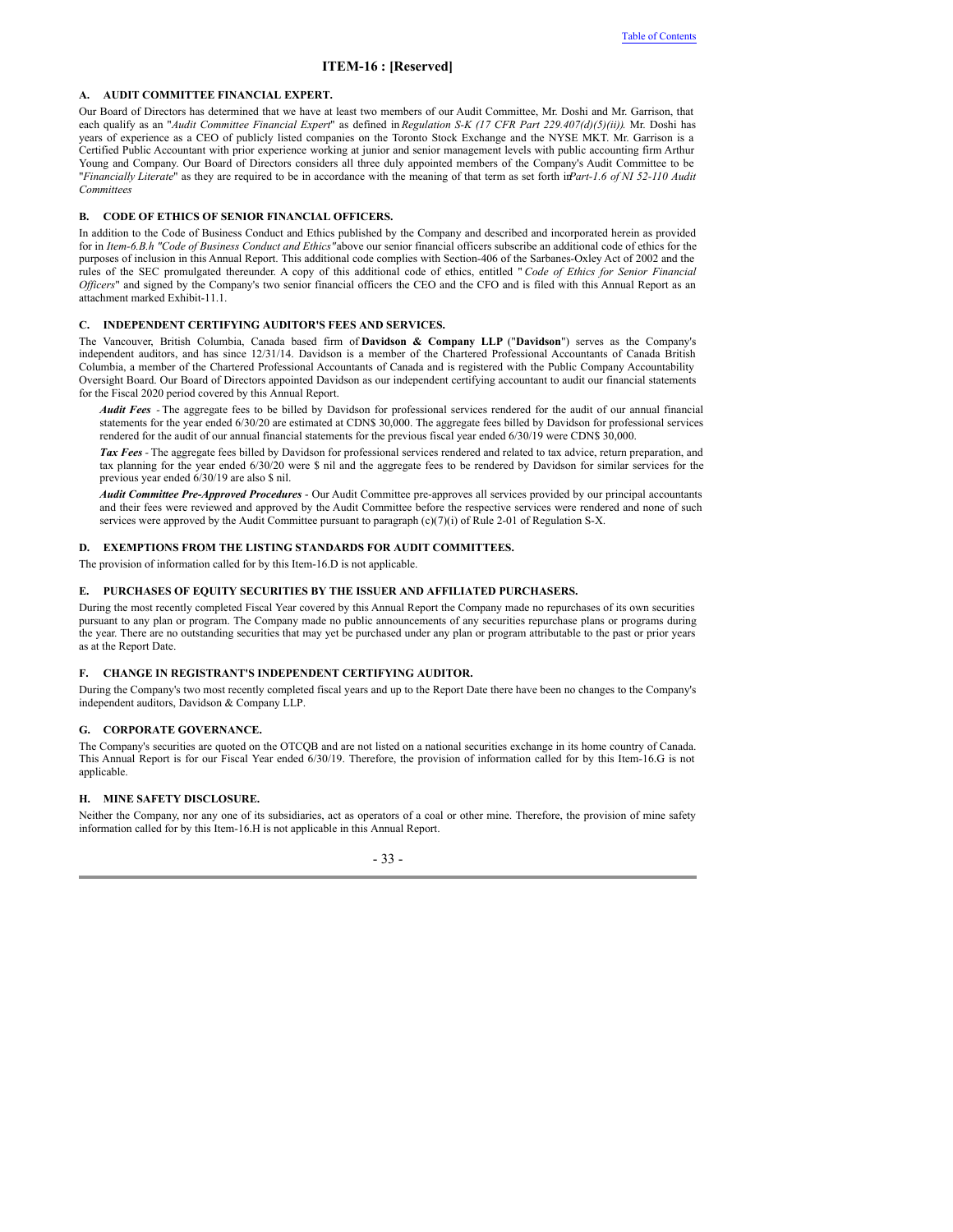## ITEM-16 : [Reserved]

### A. AUDIT COMMITTEE FINANCIAL EXPERT.

Our Board of Directors has determined that we have at least two members of our Audit Committee, Mr. Doshi and Mr. Garrison, that each qualify as an "*Audit Committee Financial Expert*" as defined in *Regulation S-K (17 CFR Part 229.407(d)(5)(ii))*. Mr. Doshi has years of experience as a CEO of publicly listed companies on the Toronto Stock Exchange and the NYSE MKT. Mr. Garrison is a Certified Public Accountant with prior experience working at junior and senior management levels with public accounting firm Arthur Young and Company. Our Board of Directors considers all three duly appointed members of the Company's Audit Committee to be "*Financially Literate*" as they are required to be in accordance with the meaning of that term as set forth in *Part-1.6 of NI 52-110 Audit Committees*

### B. CODE OF ETHICS OF SENIOR FINANCIAL OFFICERS.

In addition to the Code of Business Conduct and Ethics published by the Company and described and incorporated herein as provided for in *Item-6.B.h "Code of Business Conduct and Ethics"* above our senior financial officers subscribe an additional code of ethics for the purposes of inclusion in this Annual Report. This additional code complies with Section-406 of the Sarbanes-Oxley Act of 2002 and the rules of the SEC promulgated thereunder. A copy of this additional code of ethics, entitled "*Code of Ethics for Senior Financial Officers*" and signed by the Company's two senior financial officers the CEO and the CFO and is filed with this Annual Report as an attachment marked Exhibit-11.1.

### C. INDEPENDENT CERTIFYING AUDITOR'S FEES AND SERVICES.

The Vancouver, British Columbia, Canada based firm of **Davidson & Company LLP** ("**Davidson**") serves as the Company's independent auditors, and has since 12/31/14. Davidson is a member of the Chartered Professional Accountants of Canada British Columbia, a member of the Chartered Professional Accountants of Canada and is registered with the Public Company Accountability Oversight Board. Our Board of Directors appointed Davidson as our independent certifying accountant to audit our financial statements for the Fiscal 2020 period covered by this Annual Report.

***Audit Fees*** - The aggregate fees to be billed by Davidson for professional services rendered for the audit of our annual financial statements for the year ended 6/30/20 are estimated at CDN$ 30,000. The aggregate fees billed by Davidson for professional services rendered for the audit of our annual financial statements for the previous fiscal year ended 6/30/19 were CDN$ 30,000.

***Tax Fees*** - The aggregate fees billed by Davidson for professional services rendered and related to tax advice, return preparation, and tax planning for the year ended 6/30/20 were $ nil and the aggregate fees to be rendered by Davidson for similar services for the previous year ended 6/30/19 are also $ nil.

***Audit Committee Pre-Approved Procedures*** - Our Audit Committee pre-approves all services provided by our principal accountants and their fees were reviewed and approved by the Audit Committee before the respective services were rendered and none of such services were approved by the Audit Committee pursuant to paragraph (c)(7)(i) of Rule 2-01 of Regulation S-X.

### D. EXEMPTIONS FROM THE LISTING STANDARDS FOR AUDIT COMMITTEES.

The provision of information called for by this Item-16.D is not applicable.

### E. PURCHASES OF EQUITY SECURITIES BY THE ISSUER AND AFFILIATED PURCHASERS.

During the most recently completed Fiscal Year covered by this Annual Report the Company made no repurchases of its own securities pursuant to any plan or program. The Company made no public announcements of any securities repurchase plans or programs during the year. There are no outstanding securities that may yet be purchased under any plan or program attributable to the past or prior years as at the Report Date.

### F. CHANGE IN REGISTRANT'S INDEPENDENT CERTIFYING AUDITOR.

During the Company's two most recently completed fiscal years and up to the Report Date there have been no changes to the Company's independent auditors, Davidson & Company LLP.

### G. CORPORATE GOVERNANCE.

The Company's securities are quoted on the OTCQB and are not listed on a national securities exchange in its home country of Canada. This Annual Report is for our Fiscal Year ended 6/30/19. Therefore, the provision of information called for by this Item-16.G is not applicable.

### H. MINE SAFETY DISCLOSURE.

Neither the Company, nor any one of its subsidiaries, act as operators of a coal or other mine. Therefore, the provision of mine safety information called for by this Item-16.H is not applicable in this Annual Report.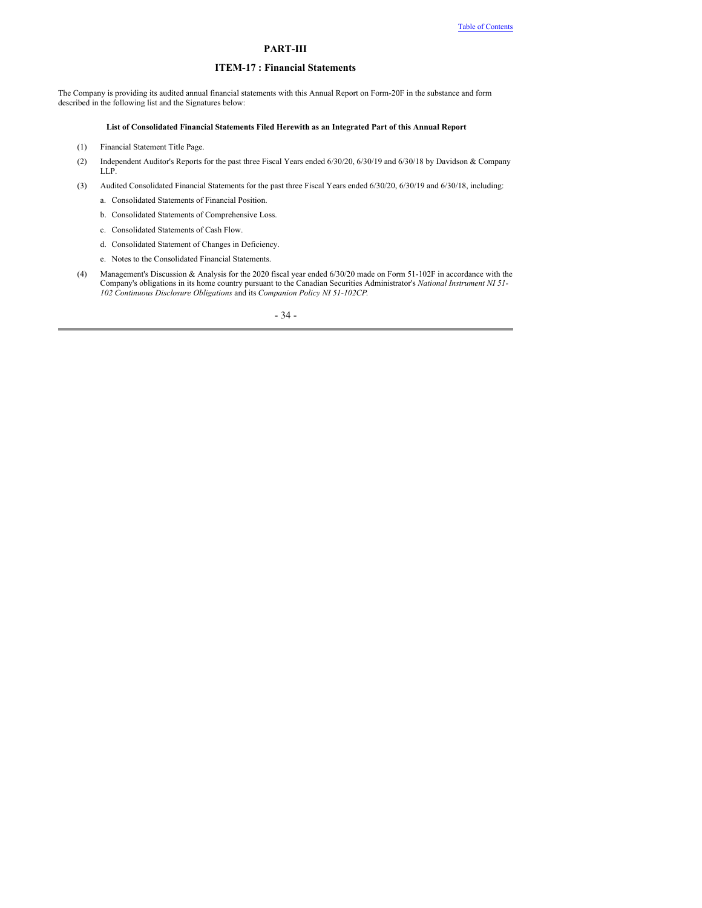# PART-III

## ITEM-17 : Financial Statements

The Company is providing its audited annual financial statements with this Annual Report on Form-20F in the substance and form described in the following list and the Signatures below:

**List of Consolidated Financial Statements Filed Herewith as an Integrated Part of this Annual Report**

(1) Financial Statement Title Page.

(2) Independent Auditor's Reports for the past three Fiscal Years ended 6/30/20, 6/30/19 and 6/30/18 by Davidson & Company LLP.

(3) Audited Consolidated Financial Statements for the past three Fiscal Years ended 6/30/20, 6/30/19 and 6/30/18, including:

a. Consolidated Statements of Financial Position.

b. Consolidated Statements of Comprehensive Loss.

c. Consolidated Statements of Cash Flow.

d. Consolidated Statement of Changes in Deficiency.

e. Notes to the Consolidated Financial Statements.

(4) Management's Discussion & Analysis for the 2020 fiscal year ended 6/30/20 made on Form 51-102F in accordance with the Company's obligations in its home country pursuant to the Canadian Securities Administrator's *National Instrument NI 51-102 Continuous Disclosure Obligations* and its *Companion Policy NI 51-102CP.*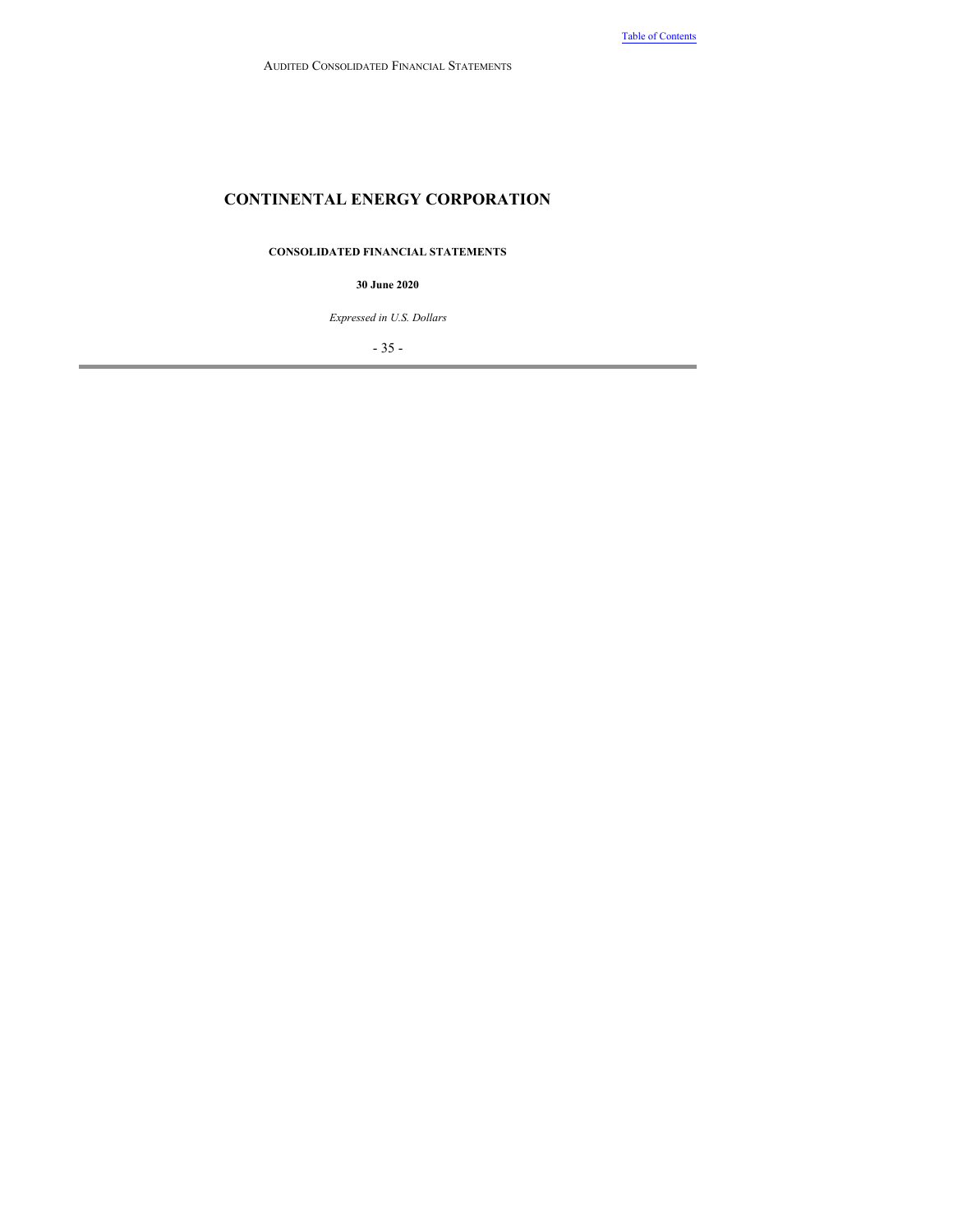AUDITED CONSOLIDATED FINANCIAL STATEMENTS

# CONTINENTAL ENERGY CORPORATION

**CONSOLIDATED FINANCIAL STATEMENTS**

**30 June 2020**

*Expressed in U.S. Dollars*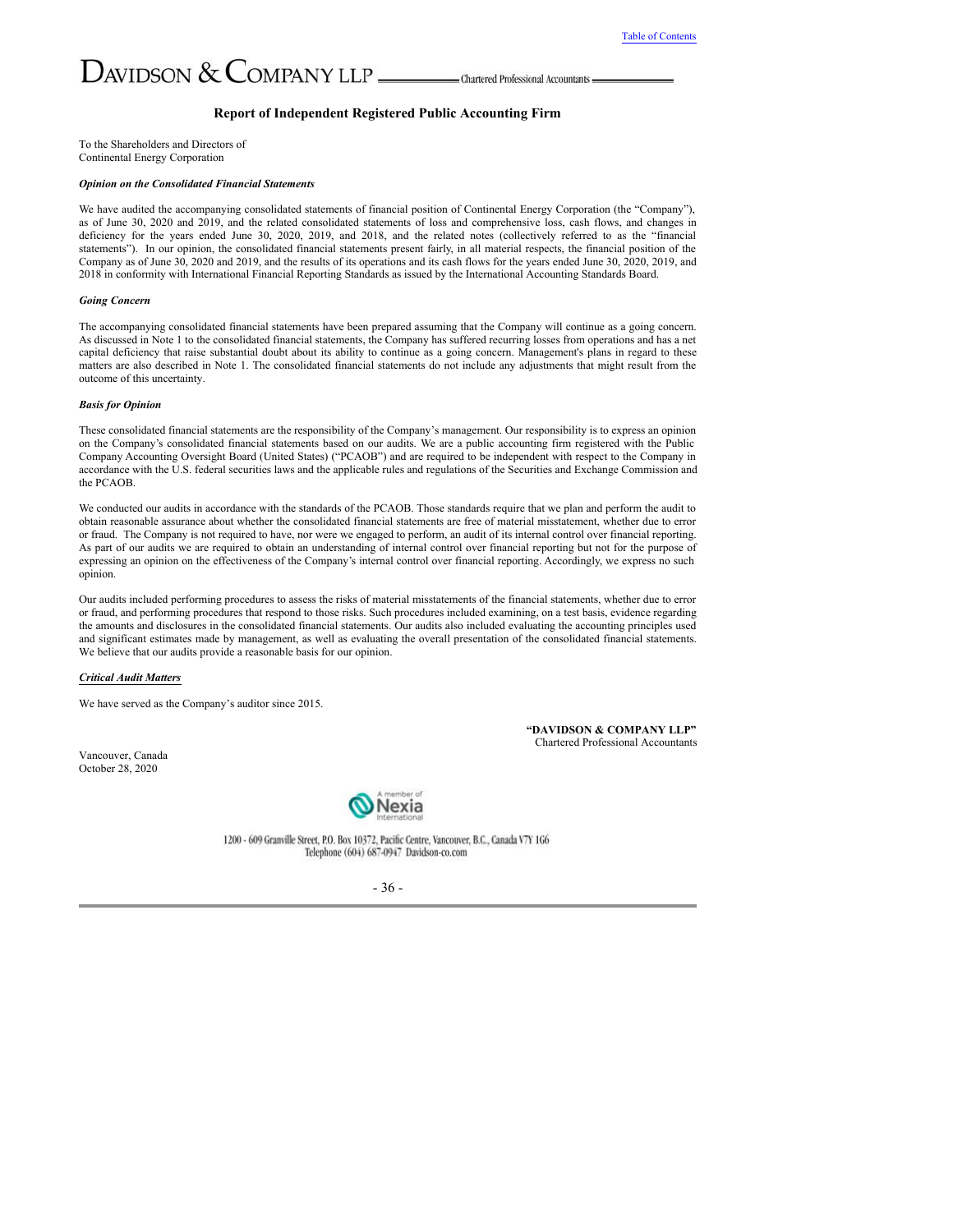DAVIDSON & COMPANY LLP — Chartered Professional Accountants

## Report of Independent Registered Public Accounting Firm

To the Shareholders and Directors of
Continental Energy Corporation

***Opinion on the Consolidated Financial Statements***

We have audited the accompanying consolidated statements of financial position of Continental Energy Corporation (the "Company"), as of June 30, 2020 and 2019, and the related consolidated statements of loss and comprehensive loss, cash flows, and changes in deficiency for the years ended June 30, 2020, 2019, and 2018, and the related notes (collectively referred to as the "financial statements"). In our opinion, the consolidated financial statements present fairly, in all material respects, the financial position of the Company as of June 30, 2020 and 2019, and the results of its operations and its cash flows for the years ended June 30, 2020, 2019, and 2018 in conformity with International Financial Reporting Standards as issued by the International Accounting Standards Board.

***Going Concern***

The accompanying consolidated financial statements have been prepared assuming that the Company will continue as a going concern. As discussed in Note 1 to the consolidated financial statements, the Company has suffered recurring losses from operations and has a net capital deficiency that raise substantial doubt about its ability to continue as a going concern. Management's plans in regard to these matters are also described in Note 1. The consolidated financial statements do not include any adjustments that might result from the outcome of this uncertainty.

***Basis for Opinion***

These consolidated financial statements are the responsibility of the Company's management. Our responsibility is to express an opinion on the Company's consolidated financial statements based on our audits. We are a public accounting firm registered with the Public Company Accounting Oversight Board (United States) ("PCAOB") and are required to be independent with respect to the Company in accordance with the U.S. federal securities laws and the applicable rules and regulations of the Securities and Exchange Commission and the PCAOB.

We conducted our audits in accordance with the standards of the PCAOB. Those standards require that we plan and perform the audit to obtain reasonable assurance about whether the consolidated financial statements are free of material misstatement, whether due to error or fraud. The Company is not required to have, nor were we engaged to perform, an audit of its internal control over financial reporting. As part of our audits we are required to obtain an understanding of internal control over financial reporting but not for the purpose of expressing an opinion on the effectiveness of the Company's internal control over financial reporting. Accordingly, we express no such opinion.

Our audits included performing procedures to assess the risks of material misstatements of the financial statements, whether due to error or fraud, and performing procedures that respond to those risks. Such procedures included examining, on a test basis, evidence regarding the amounts and disclosures in the consolidated financial statements. Our audits also included evaluating the accounting principles used and significant estimates made by management, as well as evaluating the overall presentation of the consolidated financial statements. We believe that our audits provide a reasonable basis for our opinion.

***Critical Audit Matters***

We have served as the Company's auditor since 2015.

**"DAVIDSON & COMPANY LLP"**
Chartered Professional Accountants

Vancouver, Canada
October 28, 2020

A member of Nexia International

1200 - 609 Granville Street, P.O. Box 10372, Pacific Centre, Vancouver, B.C., Canada V7Y 1G6
Telephone (604) 687-0947 Davidson-co.com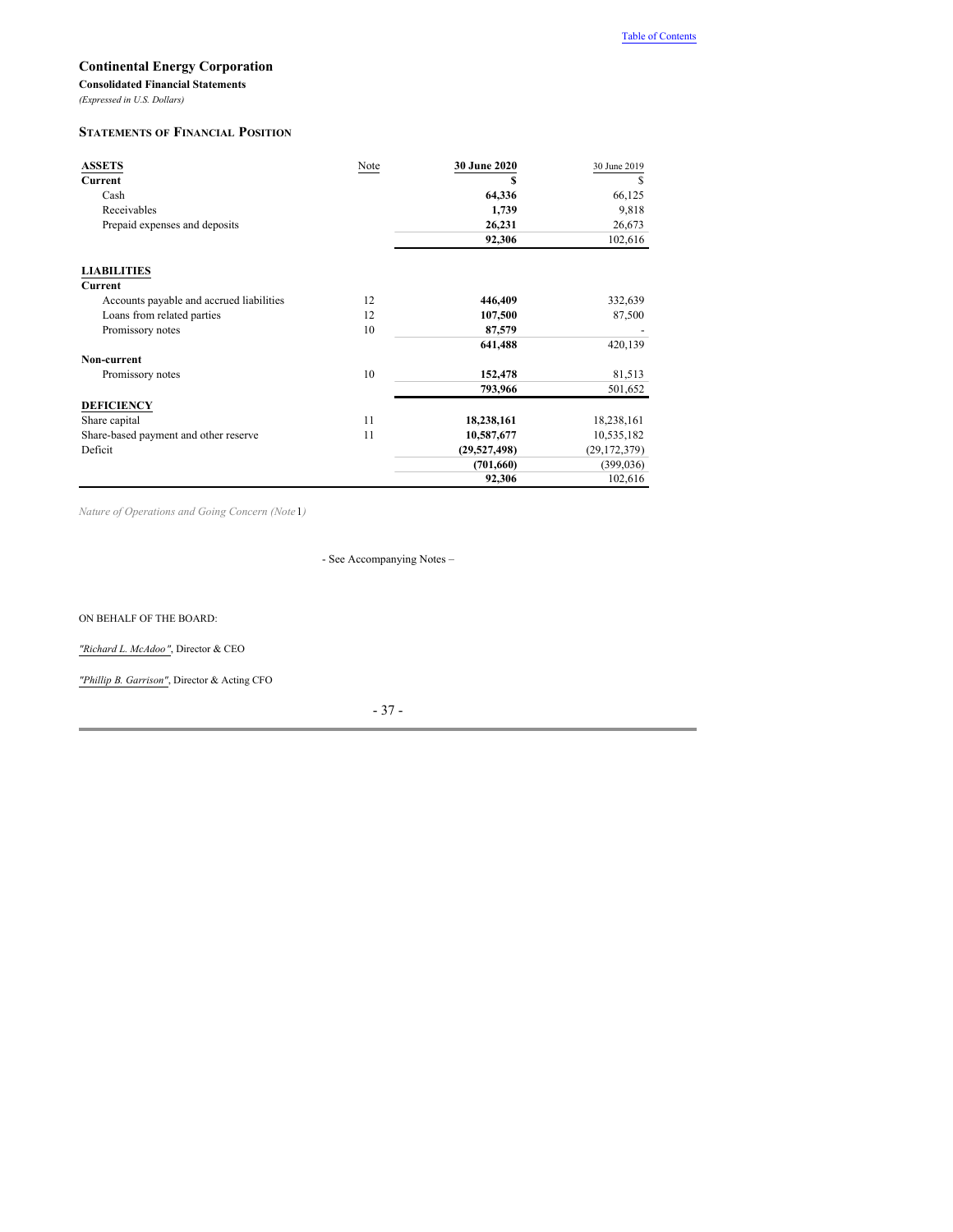# Continental Energy Corporation

**Consolidated Financial Statements**

*(Expressed in U.S. Dollars)*

## STATEMENTS OF FINANCIAL POSITION

| ASSETS | Note | 30 June 2020 | 30 June 2019 |
|---|---|---|---|
| **Current** | | **$** | $ |
| Cash | | **64,336** | 66,125 |
| Receivables | | **1,739** | 9,818 |
| Prepaid expenses and deposits | | **26,231** | 26,673 |
| | | **92,306** | 102,616 |
| **LIABILITIES** | | | |
| **Current** | | | |
| Accounts payable and accrued liabilities | 12 | **446,409** | 332,639 |
| Loans from related parties | 12 | **107,500** | 87,500 |
| Promissory notes | 10 | **87,579** | - |
| | | **641,488** | 420,139 |
| **Non-current** | | | |
| Promissory notes | 10 | **152,478** | 81,513 |
| | | **793,966** | 501,652 |
| **DEFICIENCY** | | | |
| Share capital | 11 | **18,238,161** | 18,238,161 |
| Share-based payment and other reserve | 11 | **10,587,677** | 10,535,182 |
| Deficit | | **(29,527,498)** | (29,172,379) |
| | | **(701,660)** | (399,036) |
| | | **92,306** | 102,616 |

*Nature of Operations and Going Concern (Note 1)*

- See Accompanying Notes –

ON BEHALF OF THE BOARD:

*"Richard L. McAdoo"*, Director & CEO

*"Phillip B. Garrison"*, Director & Acting CFO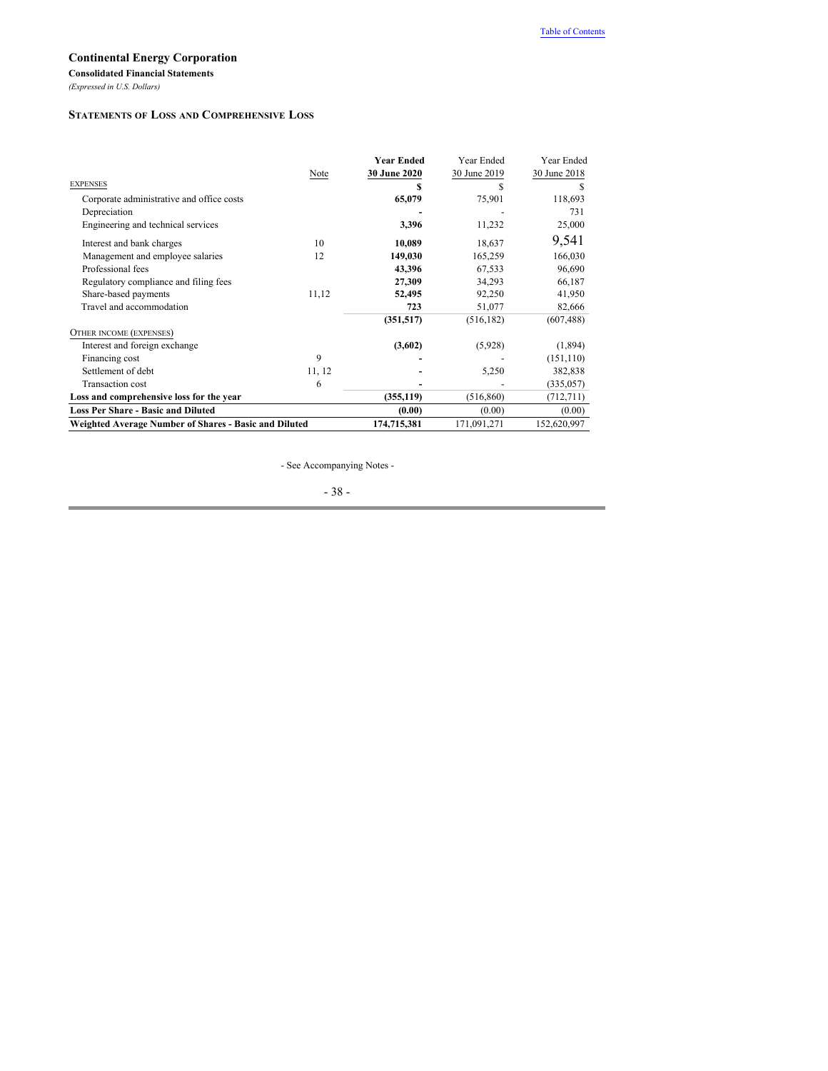**Continental Energy Corporation**

**Consolidated Financial Statements**

*(Expressed in U.S. Dollars)*

## STATEMENTS OF LOSS AND COMPREHENSIVE LOSS

| | Note | **Year Ended 30 June 2020** | Year Ended 30 June 2019 | Year Ended 30 June 2018 |
|---|---|---|---|---|
| EXPENSES | | **$** | $ | $ |
| Corporate administrative and office costs | | **65,079** | 75,901 | 118,693 |
| Depreciation | | **-** | - | 731 |
| Engineering and technical services | | **3,396** | 11,232 | 25,000 |
| Interest and bank charges | 10 | **10,089** | 18,637 | 9,541 |
| Management and employee salaries | 12 | **149,030** | 165,259 | 166,030 |
| Professional fees | | **43,396** | 67,533 | 96,690 |
| Regulatory compliance and filing fees | | **27,309** | 34,293 | 66,187 |
| Share-based payments | 11,12 | **52,495** | 92,250 | 41,950 |
| Travel and accommodation | | **723** | 51,077 | 82,666 |
| | | **(351,517)** | (516,182) | (607,488) |
| OTHER INCOME (EXPENSES) | | | | |
| Interest and foreign exchange | | **(3,602)** | (5,928) | (1,894) |
| Financing cost | 9 | **-** | - | (151,110) |
| Settlement of debt | 11, 12 | **-** | 5,250 | 382,838 |
| Transaction cost | 6 | **-** | - | (335,057) |
| **Loss and comprehensive loss for the year** | | **(355,119)** | (516,860) | (712,711) |
| **Loss Per Share - Basic and Diluted** | | **(0.00)** | (0.00) | (0.00) |
| **Weighted Average Number of Shares - Basic and Diluted** | | **174,715,381** | 171,091,271 | 152,620,997 |

- See Accompanying Notes -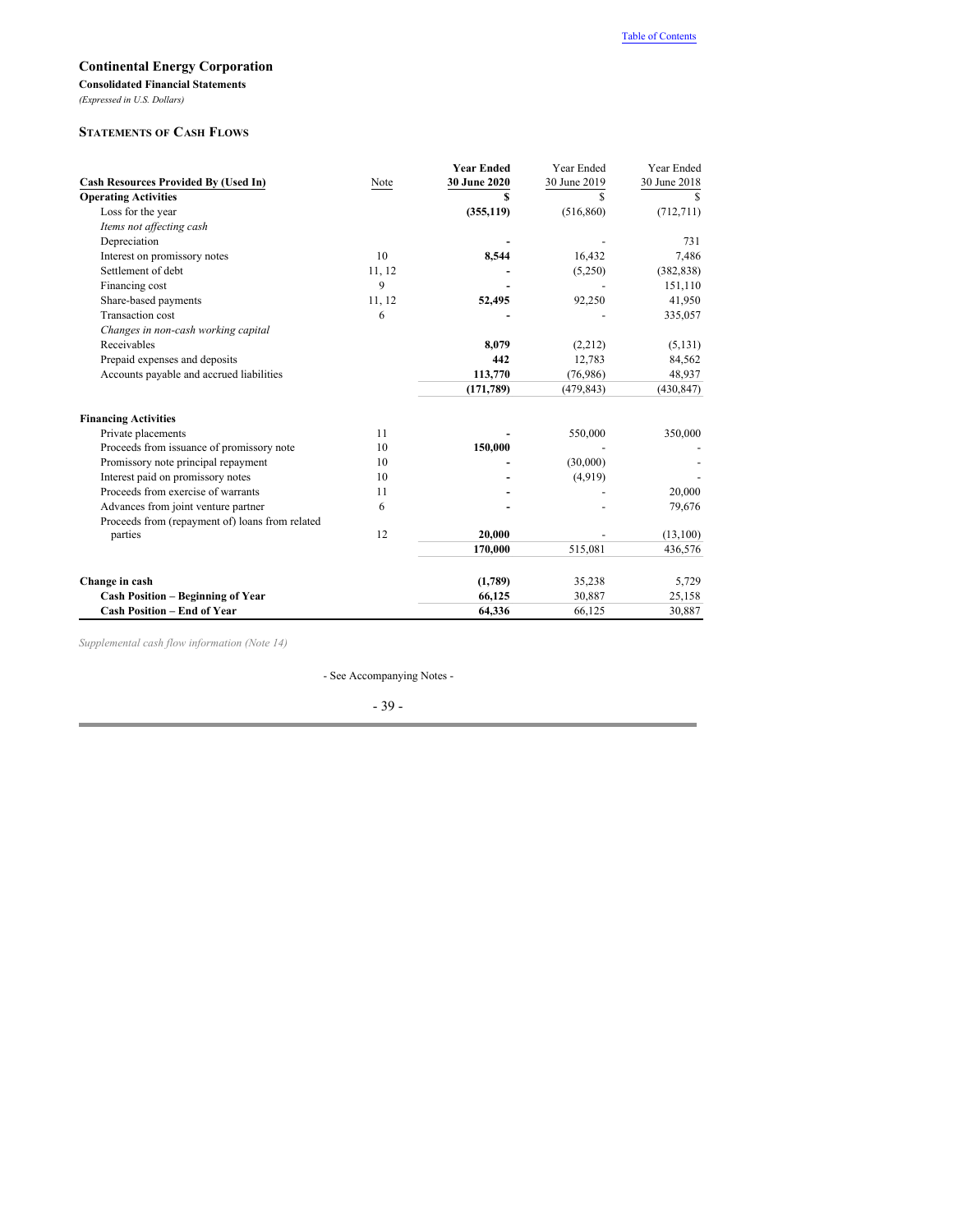# Continental Energy Corporation

**Consolidated Financial Statements**

*(Expressed in U.S. Dollars)*

## Statements of Cash Flows

| Cash Resources Provided By (Used In) | Note | Year Ended 30 June 2020 | Year Ended 30 June 2019 | Year Ended 30 June 2018 |
|---|---|---|---|---|
| **Operating Activities** | | **$** | $ | $ |
| Loss for the year | | **(355,119)** | (516,860) | (712,711) |
| *Items not affecting cash* | | | | |
| Depreciation | | **-** | - | 731 |
| Interest on promissory notes | 10 | **8,544** | 16,432 | 7,486 |
| Settlement of debt | 11, 12 | **-** | (5,250) | (382,838) |
| Financing cost | 9 | **-** | - | 151,110 |
| Share-based payments | 11, 12 | **52,495** | 92,250 | 41,950 |
| Transaction cost | 6 | **-** | - | 335,057 |
| *Changes in non-cash working capital* | | | | |
| Receivables | | **8,079** | (2,212) | (5,131) |
| Prepaid expenses and deposits | | **442** | 12,783 | 84,562 |
| Accounts payable and accrued liabilities | | **113,770** | (76,986) | 48,937 |
| | | **(171,789)** | (479,843) | (430,847) |
| **Financing Activities** | | | | |
| Private placements | 11 | **-** | 550,000 | 350,000 |
| Proceeds from issuance of promissory note | 10 | **150,000** | - | - |
| Promissory note principal repayment | 10 | **-** | (30,000) | - |
| Interest paid on promissory notes | 10 | **-** | (4,919) | - |
| Proceeds from exercise of warrants | 11 | **-** | - | 20,000 |
| Advances from joint venture partner | 6 | **-** | - | 79,676 |
| Proceeds from (repayment of) loans from related parties | 12 | **20,000** | - | (13,100) |
| | | **170,000** | 515,081 | 436,576 |
| **Change in cash** | | **(1,789)** | 35,238 | 5,729 |
| **Cash Position – Beginning of Year** | | **66,125** | 30,887 | 25,158 |
| **Cash Position – End of Year** | | **64,336** | 66,125 | 30,887 |

*Supplemental cash flow information (Note 14)*

- See Accompanying Notes -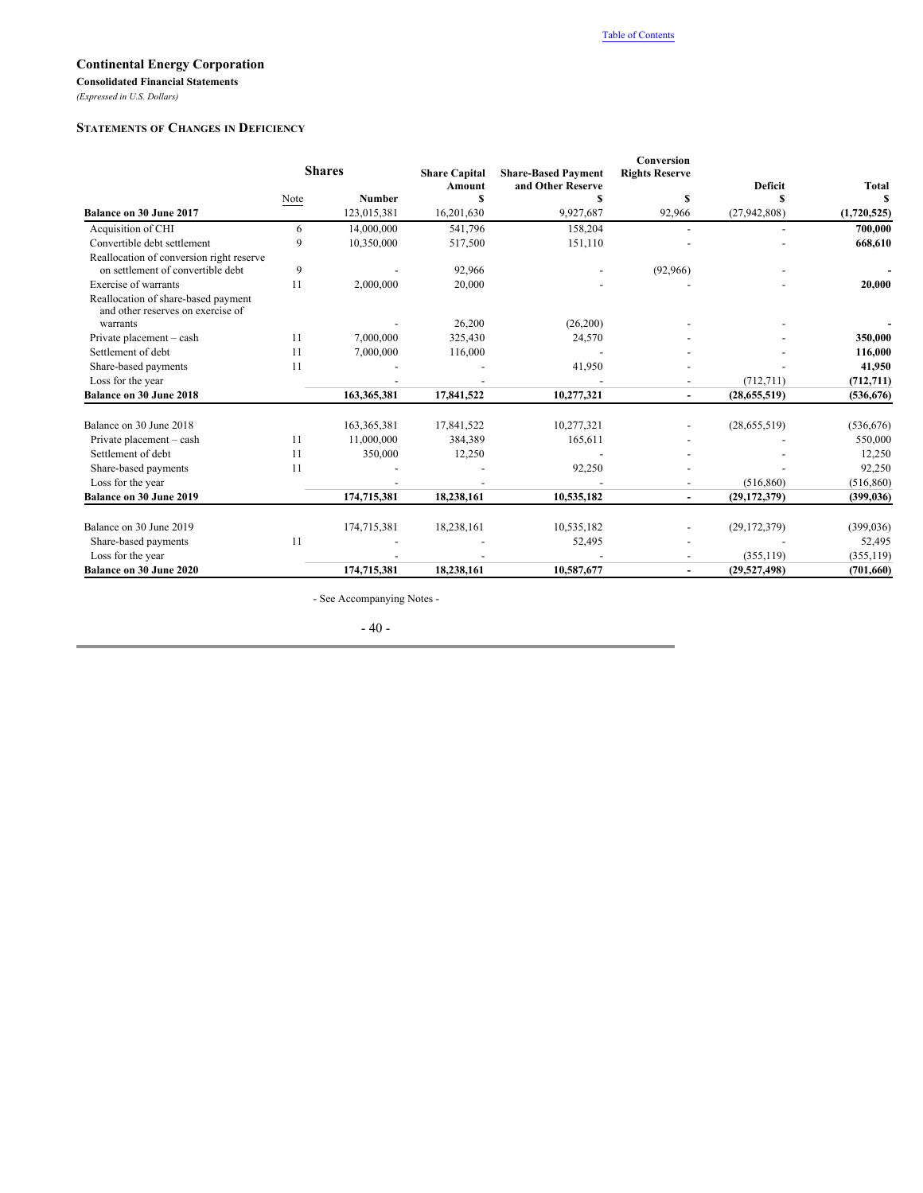## Continental Energy Corporation

**Consolidated Financial Statements**

*(Expressed in U.S. Dollars)*

### STATEMENTS OF CHANGES IN DEFICIENCY

| | | Shares | Share Capital | Share-Based Payment | Conversion Rights Reserve | | |
|---|---|---|---|---|---|---|---|
| | Note | Number | Amount $ | and Other Reserve $ | $ | Deficit $ | Total $ |
| **Balance on 30 June 2017** | | 123,015,381 | 16,201,630 | 9,927,687 | 92,966 | (27,942,808) | **(1,720,525)** |
| Acquisition of CHI | 6 | 14,000,000 | 541,796 | 158,204 | - | - | **700,000** |
| Convertible debt settlement | 9 | 10,350,000 | 517,500 | 151,110 | - | - | **668,610** |
| Reallocation of conversion right reserve on settlement of convertible debt | 9 | - | 92,966 | - | (92,966) | - | **-** |
| Exercise of warrants | 11 | 2,000,000 | 20,000 | - | - | - | **20,000** |
| Reallocation of share-based payment and other reserves on exercise of warrants | | - | 26,200 | (26,200) | - | - | **-** |
| Private placement – cash | 11 | 7,000,000 | 325,430 | 24,570 | - | - | **350,000** |
| Settlement of debt | 11 | 7,000,000 | 116,000 | - | - | - | **116,000** |
| Share-based payments | 11 | - | - | 41,950 | - | - | **41,950** |
| Loss for the year | | - | - | - | - | (712,711) | **(712,711)** |
| **Balance on 30 June 2018** | | **163,365,381** | **17,841,522** | **10,277,321** | **-** | **(28,655,519)** | **(536,676)** |
| | | | | | | | |
| Balance on 30 June 2018 | | 163,365,381 | 17,841,522 | 10,277,321 | - | (28,655,519) | (536,676) |
| Private placement – cash | 11 | 11,000,000 | 384,389 | 165,611 | - | - | 550,000 |
| Settlement of debt | 11 | 350,000 | 12,250 | - | - | - | 12,250 |
| Share-based payments | 11 | - | - | 92,250 | - | - | 92,250 |
| Loss for the year | | - | - | - | - | (516,860) | (516,860) |
| **Balance on 30 June 2019** | | **174,715,381** | **18,238,161** | **10,535,182** | **-** | **(29,172,379)** | **(399,036)** |
| | | | | | | | |
| Balance on 30 June 2019 | | 174,715,381 | 18,238,161 | 10,535,182 | - | (29,172,379) | (399,036) |
| Share-based payments | 11 | - | - | 52,495 | - | - | 52,495 |
| Loss for the year | | - | - | - | - | (355,119) | (355,119) |
| **Balance on 30 June 2020** | | **174,715,381** | **18,238,161** | **10,587,677** | **-** | **(29,527,498)** | **(701,660)** |

- See Accompanying Notes -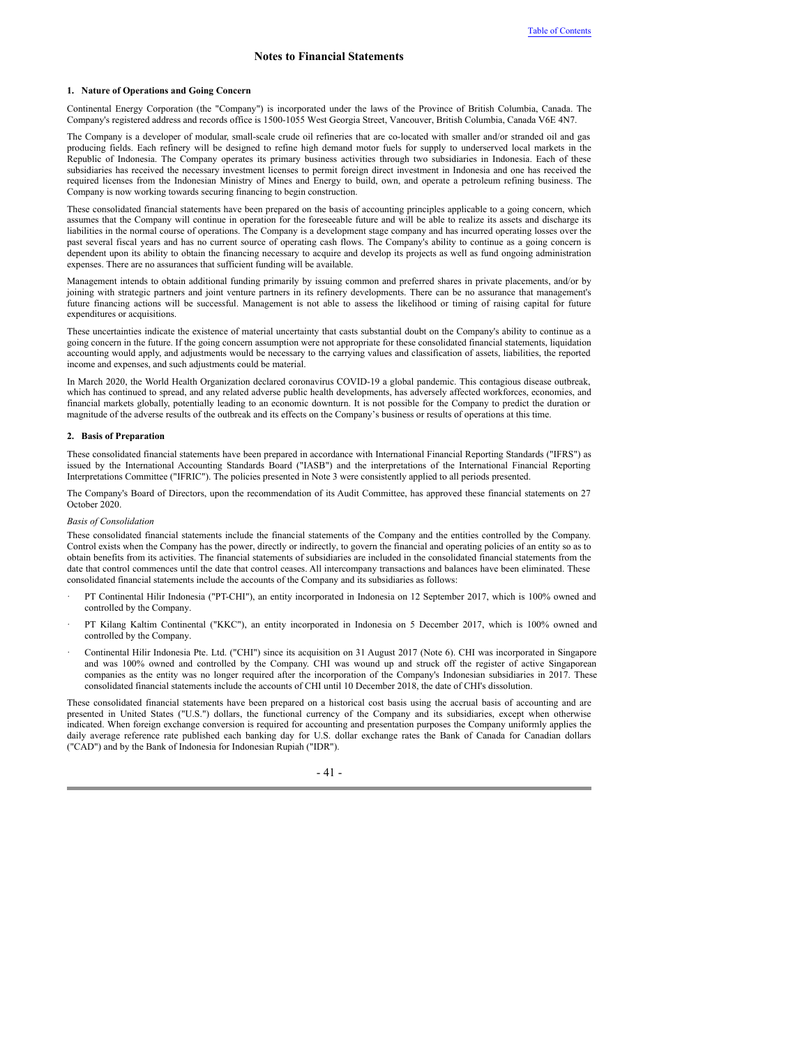# Notes to Financial Statements

## 1. Nature of Operations and Going Concern

Continental Energy Corporation (the "Company") is incorporated under the laws of the Province of British Columbia, Canada. The Company's registered address and records office is 1500-1055 West Georgia Street, Vancouver, British Columbia, Canada V6E 4N7.

The Company is a developer of modular, small-scale crude oil refineries that are co-located with smaller and/or stranded oil and gas producing fields. Each refinery will be designed to refine high demand motor fuels for supply to underserved local markets in the Republic of Indonesia. The Company operates its primary business activities through two subsidiaries in Indonesia. Each of these subsidiaries has received the necessary investment licenses to permit foreign direct investment in Indonesia and one has received the required licenses from the Indonesian Ministry of Mines and Energy to build, own, and operate a petroleum refining business. The Company is now working towards securing financing to begin construction.

These consolidated financial statements have been prepared on the basis of accounting principles applicable to a going concern, which assumes that the Company will continue in operation for the foreseeable future and will be able to realize its assets and discharge its liabilities in the normal course of operations. The Company is a development stage company and has incurred operating losses over the past several fiscal years and has no current source of operating cash flows. The Company's ability to continue as a going concern is dependent upon its ability to obtain the financing necessary to acquire and develop its projects as well as fund ongoing administration expenses. There are no assurances that sufficient funding will be available.

Management intends to obtain additional funding primarily by issuing common and preferred shares in private placements, and/or by joining with strategic partners and joint venture partners in its refinery developments. There can be no assurance that management's future financing actions will be successful. Management is not able to assess the likelihood or timing of raising capital for future expenditures or acquisitions.

These uncertainties indicate the existence of material uncertainty that casts substantial doubt on the Company's ability to continue as a going concern in the future. If the going concern assumption were not appropriate for these consolidated financial statements, liquidation accounting would apply, and adjustments would be necessary to the carrying values and classification of assets, liabilities, the reported income and expenses, and such adjustments could be material.

In March 2020, the World Health Organization declared coronavirus COVID-19 a global pandemic. This contagious disease outbreak, which has continued to spread, and any related adverse public health developments, has adversely affected workforces, economies, and financial markets globally, potentially leading to an economic downturn. It is not possible for the Company to predict the duration or magnitude of the adverse results of the outbreak and its effects on the Company's business or results of operations at this time.

## 2. Basis of Preparation

These consolidated financial statements have been prepared in accordance with International Financial Reporting Standards ("IFRS") as issued by the International Accounting Standards Board ("IASB") and the interpretations of the International Financial Reporting Interpretations Committee ("IFRIC"). The policies presented in Note 3 were consistently applied to all periods presented.

The Company's Board of Directors, upon the recommendation of its Audit Committee, has approved these financial statements on 27 October 2020.

*Basis of Consolidation*

These consolidated financial statements include the financial statements of the Company and the entities controlled by the Company. Control exists when the Company has the power, directly or indirectly, to govern the financial and operating policies of an entity so as to obtain benefits from its activities. The financial statements of subsidiaries are included in the consolidated financial statements from the date that control commences until the date that control ceases. All intercompany transactions and balances have been eliminated. These consolidated financial statements include the accounts of the Company and its subsidiaries as follows:

- PT Continental Hilir Indonesia ("PT-CHI"), an entity incorporated in Indonesia on 12 September 2017, which is 100% owned and controlled by the Company.
- PT Kilang Kaltim Continental ("KKC"), an entity incorporated in Indonesia on 5 December 2017, which is 100% owned and controlled by the Company.
- Continental Hilir Indonesia Pte. Ltd. ("CHI") since its acquisition on 31 August 2017 (Note 6). CHI was incorporated in Singapore and was 100% owned and controlled by the Company. CHI was wound up and struck off the register of active Singaporean companies as the entity was no longer required after the incorporation of the Company's Indonesian subsidiaries in 2017. These consolidated financial statements include the accounts of CHI until 10 December 2018, the date of CHI's dissolution.

These consolidated financial statements have been prepared on a historical cost basis using the accrual basis of accounting and are presented in United States ("U.S.") dollars, the functional currency of the Company and its subsidiaries, except when otherwise indicated. When foreign exchange conversion is required for accounting and presentation purposes the Company uniformly applies the daily average reference rate published each banking day for U.S. dollar exchange rates the Bank of Canada for Canadian dollars ("CAD") and by the Bank of Indonesia for Indonesian Rupiah ("IDR").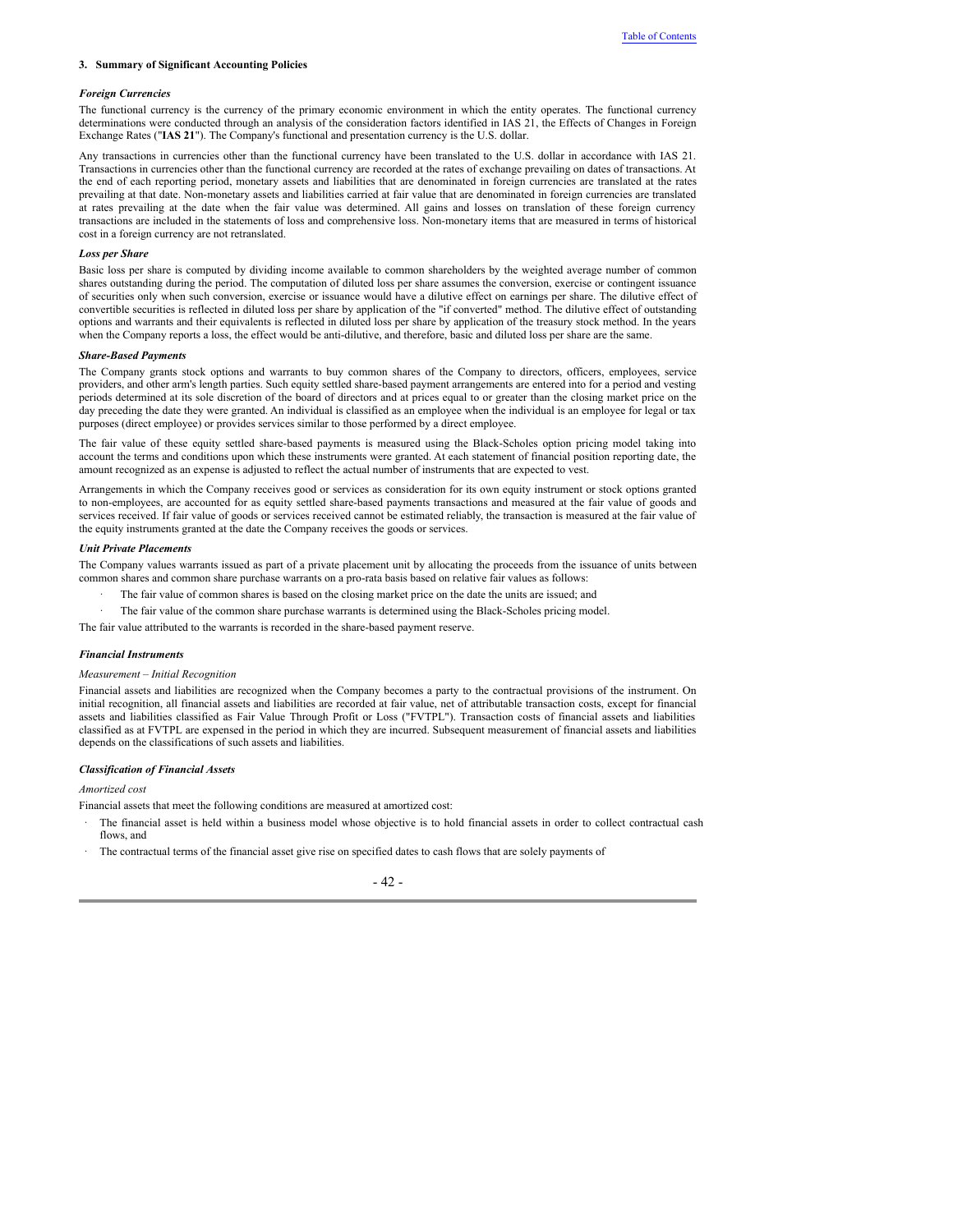### 3. Summary of Significant Accounting Policies

***Foreign Currencies***

The functional currency is the currency of the primary economic environment in which the entity operates. The functional currency determinations were conducted through an analysis of the consideration factors identified in IAS 21, the Effects of Changes in Foreign Exchange Rates ("**IAS 21**"). The Company's functional and presentation currency is the U.S. dollar.

Any transactions in currencies other than the functional currency have been translated to the U.S. dollar in accordance with IAS 21. Transactions in currencies other than the functional currency are recorded at the rates of exchange prevailing on dates of transactions. At the end of each reporting period, monetary assets and liabilities that are denominated in foreign currencies are translated at the rates prevailing at that date. Non-monetary assets and liabilities carried at fair value that are denominated in foreign currencies are translated at rates prevailing at the date when the fair value was determined. All gains and losses on translation of these foreign currency transactions are included in the statements of loss and comprehensive loss. Non-monetary items that are measured in terms of historical cost in a foreign currency are not retranslated.

***Loss per Share***

Basic loss per share is computed by dividing income available to common shareholders by the weighted average number of common shares outstanding during the period. The computation of diluted loss per share assumes the conversion, exercise or contingent issuance of securities only when such conversion, exercise or issuance would have a dilutive effect on earnings per share. The dilutive effect of convertible securities is reflected in diluted loss per share by application of the "if converted" method. The dilutive effect of outstanding options and warrants and their equivalents is reflected in diluted loss per share by application of the treasury stock method. In the years when the Company reports a loss, the effect would be anti-dilutive, and therefore, basic and diluted loss per share are the same.

***Share-Based Payments***

The Company grants stock options and warrants to buy common shares of the Company to directors, officers, employees, service providers, and other arm's length parties. Such equity settled share-based payment arrangements are entered into for a period and vesting periods determined at its sole discretion of the board of directors and at prices equal to or greater than the closing market price on the day preceding the date they were granted. An individual is classified as an employee when the individual is an employee for legal or tax purposes (direct employee) or provides services similar to those performed by a direct employee.

The fair value of these equity settled share-based payments is measured using the Black-Scholes option pricing model taking into account the terms and conditions upon which these instruments were granted. At each statement of financial position reporting date, the amount recognized as an expense is adjusted to reflect the actual number of instruments that are expected to vest.

Arrangements in which the Company receives good or services as consideration for its own equity instrument or stock options granted to non-employees, are accounted for as equity settled share-based payments transactions and measured at the fair value of goods and services received. If fair value of goods or services received cannot be estimated reliably, the transaction is measured at the fair value of the equity instruments granted at the date the Company receives the goods or services.

***Unit Private Placements***

The Company values warrants issued as part of a private placement unit by allocating the proceeds from the issuance of units between common shares and common share purchase warrants on a pro-rata basis based on relative fair values as follows:

- The fair value of common shares is based on the closing market price on the date the units are issued; and
- The fair value of the common share purchase warrants is determined using the Black-Scholes pricing model.

The fair value attributed to the warrants is recorded in the share-based payment reserve.

***Financial Instruments***

*Measurement – Initial Recognition*

Financial assets and liabilities are recognized when the Company becomes a party to the contractual provisions of the instrument. On initial recognition, all financial assets and liabilities are recorded at fair value, net of attributable transaction costs, except for financial assets and liabilities classified as Fair Value Through Profit or Loss ("FVTPL"). Transaction costs of financial assets and liabilities classified as at FVTPL are expensed in the period in which they are incurred. Subsequent measurement of financial assets and liabilities depends on the classifications of such assets and liabilities.

***Classification of Financial Assets***

*Amortized cost*

Financial assets that meet the following conditions are measured at amortized cost:

- The financial asset is held within a business model whose objective is to hold financial assets in order to collect contractual cash flows, and
- The contractual terms of the financial asset give rise on specified dates to cash flows that are solely payments of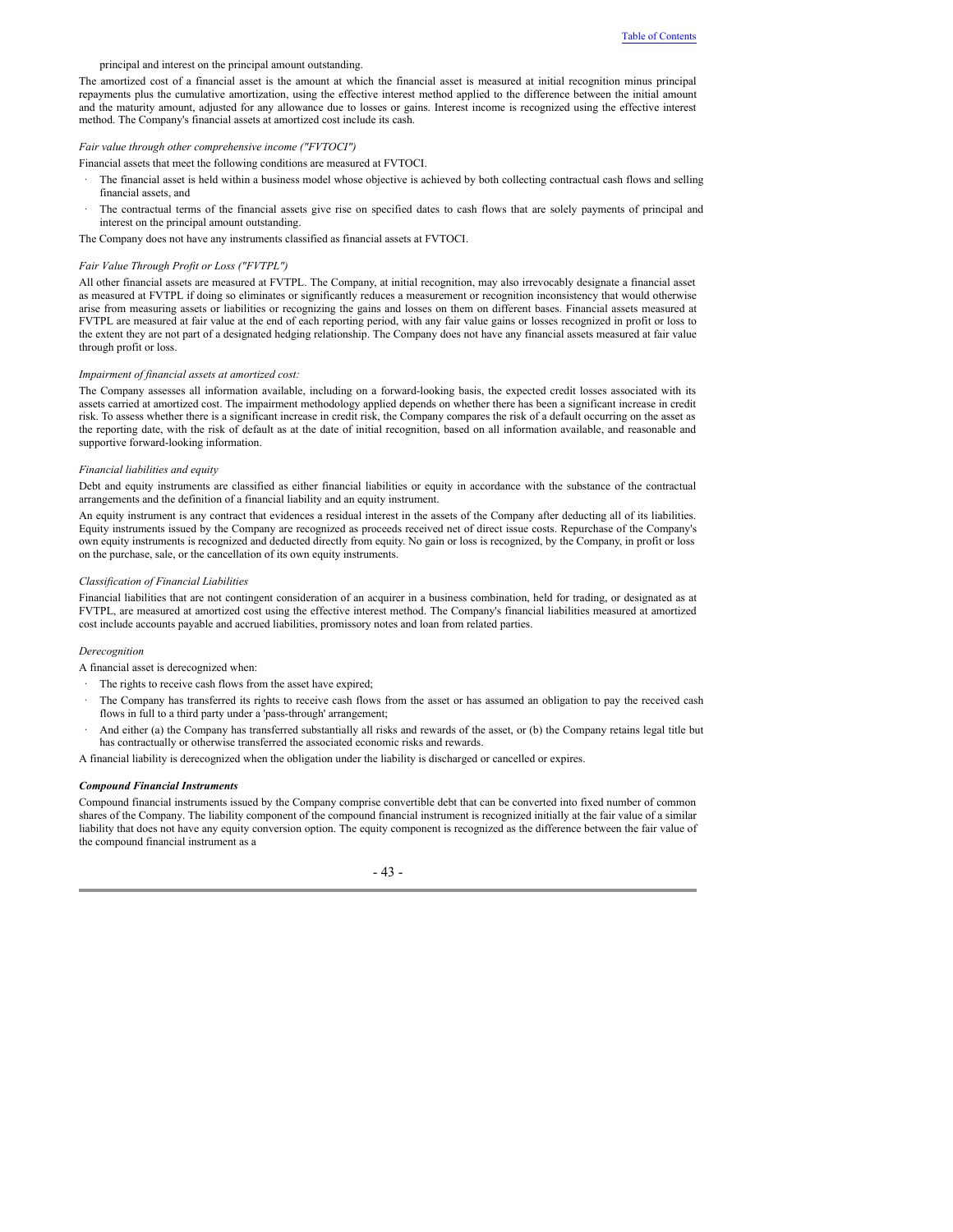principal and interest on the principal amount outstanding.

The amortized cost of a financial asset is the amount at which the financial asset is measured at initial recognition minus principal repayments plus the cumulative amortization, using the effective interest method applied to the difference between the initial amount and the maturity amount, adjusted for any allowance due to losses or gains. Interest income is recognized using the effective interest method. The Company's financial assets at amortized cost include its cash.

*Fair value through other comprehensive income ("FVTOCI")*

Financial assets that meet the following conditions are measured at FVTOCI.

- The financial asset is held within a business model whose objective is achieved by both collecting contractual cash flows and selling financial assets, and
- The contractual terms of the financial assets give rise on specified dates to cash flows that are solely payments of principal and interest on the principal amount outstanding.

The Company does not have any instruments classified as financial assets at FVTOCI.

*Fair Value Through Profit or Loss ("FVTPL")*

All other financial assets are measured at FVTPL. The Company, at initial recognition, may also irrevocably designate a financial asset as measured at FVTPL if doing so eliminates or significantly reduces a measurement or recognition inconsistency that would otherwise arise from measuring assets or liabilities or recognizing the gains and losses on them on different bases. Financial assets measured at FVTPL are measured at fair value at the end of each reporting period, with any fair value gains or losses recognized in profit or loss to the extent they are not part of a designated hedging relationship. The Company does not have any financial assets measured at fair value through profit or loss.

*Impairment of financial assets at amortized cost:*

The Company assesses all information available, including on a forward-looking basis, the expected credit losses associated with its assets carried at amortized cost. The impairment methodology applied depends on whether there has been a significant increase in credit risk. To assess whether there is a significant increase in credit risk, the Company compares the risk of a default occurring on the asset as the reporting date, with the risk of default as at the date of initial recognition, based on all information available, and reasonable and supportive forward-looking information.

*Financial liabilities and equity*

Debt and equity instruments are classified as either financial liabilities or equity in accordance with the substance of the contractual arrangements and the definition of a financial liability and an equity instrument.

An equity instrument is any contract that evidences a residual interest in the assets of the Company after deducting all of its liabilities. Equity instruments issued by the Company are recognized as proceeds received net of direct issue costs. Repurchase of the Company's own equity instruments is recognized and deducted directly from equity. No gain or loss is recognized, by the Company, in profit or loss on the purchase, sale, or the cancellation of its own equity instruments.

*Classification of Financial Liabilities*

Financial liabilities that are not contingent consideration of an acquirer in a business combination, held for trading, or designated as at FVTPL, are measured at amortized cost using the effective interest method. The Company's financial liabilities measured at amortized cost include accounts payable and accrued liabilities, promissory notes and loan from related parties.

*Derecognition*

A financial asset is derecognized when:

- The rights to receive cash flows from the asset have expired;
- The Company has transferred its rights to receive cash flows from the asset or has assumed an obligation to pay the received cash flows in full to a third party under a 'pass-through' arrangement;
- And either (a) the Company has transferred substantially all risks and rewards of the asset, or (b) the Company retains legal title but has contractually or otherwise transferred the associated economic risks and rewards.

A financial liability is derecognized when the obligation under the liability is discharged or cancelled or expires.

***Compound Financial Instruments***

Compound financial instruments issued by the Company comprise convertible debt that can be converted into fixed number of common shares of the Company. The liability component of the compound financial instrument is recognized initially at the fair value of a similar liability that does not have any equity conversion option. The equity component is recognized as the difference between the fair value of the compound financial instrument as a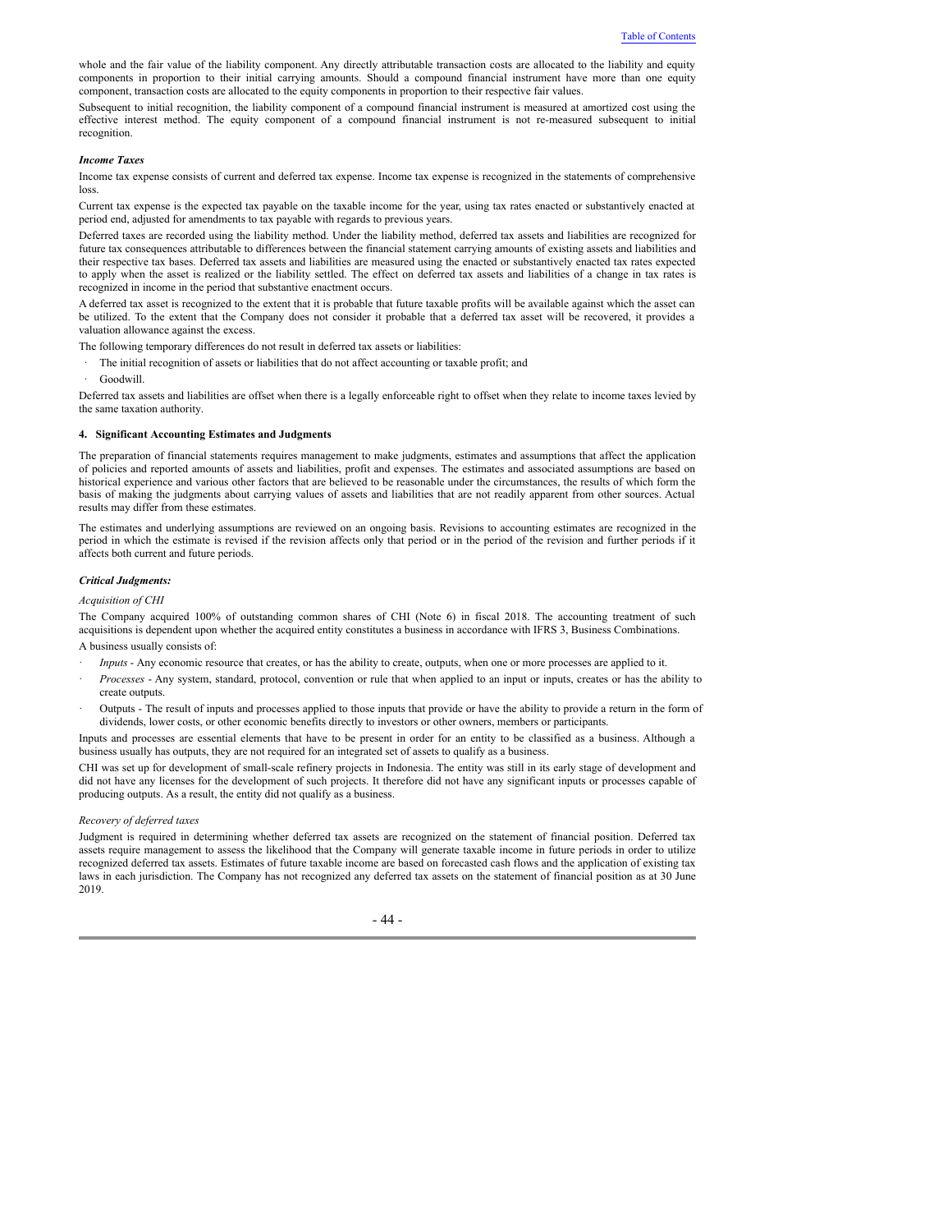whole and the fair value of the liability component. Any directly attributable transaction costs are allocated to the liability and equity components in proportion to their initial carrying amounts. Should a compound financial instrument have more than one equity component, transaction costs are allocated to the equity components in proportion to their respective fair values.

Subsequent to initial recognition, the liability component of a compound financial instrument is measured at amortized cost using the effective interest method. The equity component of a compound financial instrument is not re-measured subsequent to initial recognition.

***Income Taxes***

Income tax expense consists of current and deferred tax expense. Income tax expense is recognized in the statements of comprehensive loss.

Current tax expense is the expected tax payable on the taxable income for the year, using tax rates enacted or substantively enacted at period end, adjusted for amendments to tax payable with regards to previous years.

Deferred taxes are recorded using the liability method. Under the liability method, deferred tax assets and liabilities are recognized for future tax consequences attributable to differences between the financial statement carrying amounts of existing assets and liabilities and their respective tax bases. Deferred tax assets and liabilities are measured using the enacted or substantively enacted tax rates expected to apply when the asset is realized or the liability settled. The effect on deferred tax assets and liabilities of a change in tax rates is recognized in income in the period that substantive enactment occurs.

A deferred tax asset is recognized to the extent that it is probable that future taxable profits will be available against which the asset can be utilized. To the extent that the Company does not consider it probable that a deferred tax asset will be recovered, it provides a valuation allowance against the excess.

The following temporary differences do not result in deferred tax assets or liabilities:

- The initial recognition of assets or liabilities that do not affect accounting or taxable profit; and
- Goodwill.

Deferred tax assets and liabilities are offset when there is a legally enforceable right to offset when they relate to income taxes levied by the same taxation authority.

**4. Significant Accounting Estimates and Judgments**

The preparation of financial statements requires management to make judgments, estimates and assumptions that affect the application of policies and reported amounts of assets and liabilities, profit and expenses. The estimates and associated assumptions are based on historical experience and various other factors that are believed to be reasonable under the circumstances, the results of which form the basis of making the judgments about carrying values of assets and liabilities that are not readily apparent from other sources. Actual results may differ from these estimates.

The estimates and underlying assumptions are reviewed on an ongoing basis. Revisions to accounting estimates are recognized in the period in which the estimate is revised if the revision affects only that period or in the period of the revision and further periods if it affects both current and future periods.

***Critical Judgments:***

*Acquisition of CHI*

The Company acquired 100% of outstanding common shares of CHI (Note 6) in fiscal 2018. The accounting treatment of such acquisitions is dependent upon whether the acquired entity constitutes a business in accordance with IFRS 3, Business Combinations.

A business usually consists of:

- *Inputs* - Any economic resource that creates, or has the ability to create, outputs, when one or more processes are applied to it.
- *Processes* - Any system, standard, protocol, convention or rule that when applied to an input or inputs, creates or has the ability to create outputs.
- Outputs - The result of inputs and processes applied to those inputs that provide or have the ability to provide a return in the form of dividends, lower costs, or other economic benefits directly to investors or other owners, members or participants.

Inputs and processes are essential elements that have to be present in order for an entity to be classified as a business. Although a business usually has outputs, they are not required for an integrated set of assets to qualify as a business.

CHI was set up for development of small-scale refinery projects in Indonesia. The entity was still in its early stage of development and did not have any licenses for the development of such projects. It therefore did not have any significant inputs or processes capable of producing outputs. As a result, the entity did not qualify as a business.

*Recovery of deferred taxes*

Judgment is required in determining whether deferred tax assets are recognized on the statement of financial position. Deferred tax assets require management to assess the likelihood that the Company will generate taxable income in future periods in order to utilize recognized deferred tax assets. Estimates of future taxable income are based on forecasted cash flows and the application of existing tax laws in each jurisdiction. The Company has not recognized any deferred tax assets on the statement of financial position as at 30 June 2019.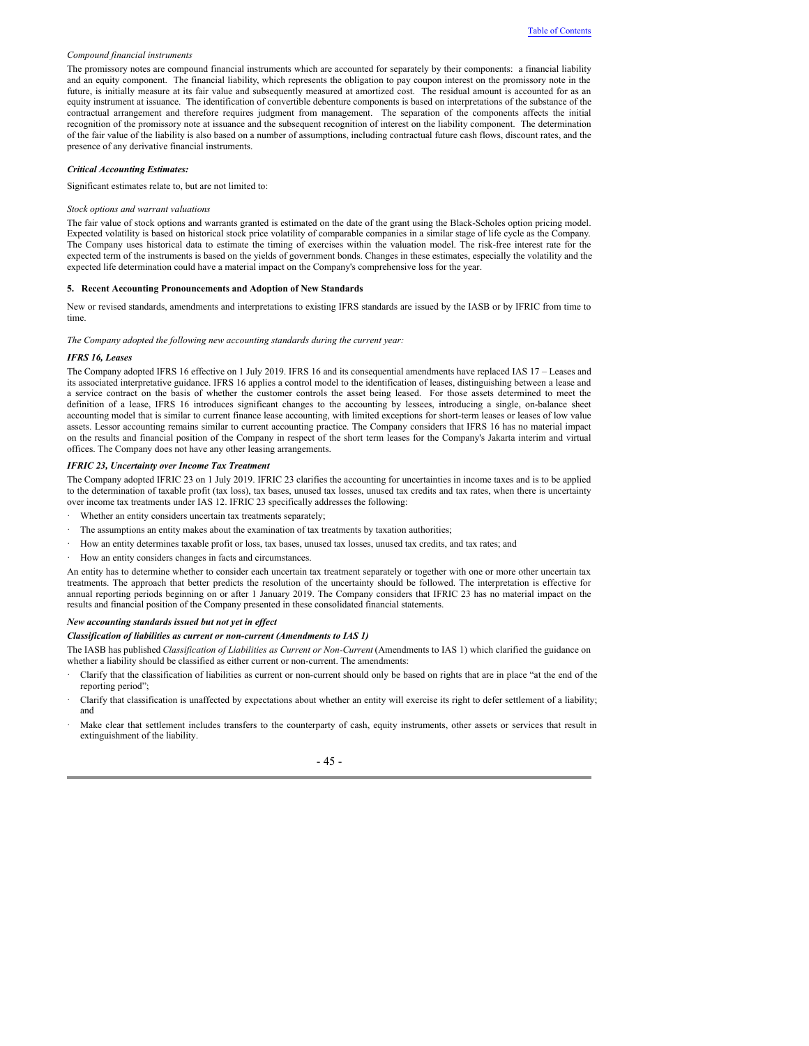*Compound financial instruments*

The promissory notes are compound financial instruments which are accounted for separately by their components: a financial liability and an equity component. The financial liability, which represents the obligation to pay coupon interest on the promissory note in the future, is initially measure at its fair value and subsequently measured at amortized cost. The residual amount is accounted for as an equity instrument at issuance. The identification of convertible debenture components is based on interpretations of the substance of the contractual arrangement and therefore requires judgment from management. The separation of the components affects the initial recognition of the promissory note at issuance and the subsequent recognition of interest on the liability component. The determination of the fair value of the liability is also based on a number of assumptions, including contractual future cash flows, discount rates, and the presence of any derivative financial instruments.

***Critical Accounting Estimates:***

Significant estimates relate to, but are not limited to:

*Stock options and warrant valuations*

The fair value of stock options and warrants granted is estimated on the date of the grant using the Black-Scholes option pricing model. Expected volatility is based on historical stock price volatility of comparable companies in a similar stage of life cycle as the Company. The Company uses historical data to estimate the timing of exercises within the valuation model. The risk-free interest rate for the expected term of the instruments is based on the yields of government bonds. Changes in these estimates, especially the volatility and the expected life determination could have a material impact on the Company's comprehensive loss for the year.

## 5. Recent Accounting Pronouncements and Adoption of New Standards

New or revised standards, amendments and interpretations to existing IFRS standards are issued by the IASB or by IFRIC from time to time.

*The Company adopted the following new accounting standards during the current year:*

***IFRS 16, Leases***

The Company adopted IFRS 16 effective on 1 July 2019. IFRS 16 and its consequential amendments have replaced IAS 17 – Leases and its associated interpretative guidance. IFRS 16 applies a control model to the identification of leases, distinguishing between a lease and a service contract on the basis of whether the customer controls the asset being leased. For those assets determined to meet the definition of a lease, IFRS 16 introduces significant changes to the accounting by lessees, introducing a single, on-balance sheet accounting model that is similar to current finance lease accounting, with limited exceptions for short-term leases or leases of low value assets. Lessor accounting remains similar to current accounting practice. The Company considers that IFRS 16 has no material impact on the results and financial position of the Company in respect of the short term leases for the Company's Jakarta interim and virtual offices. The Company does not have any other leasing arrangements.

***IFRIC 23, Uncertainty over Income Tax Treatment***

The Company adopted IFRIC 23 on 1 July 2019. IFRIC 23 clarifies the accounting for uncertainties in income taxes and is to be applied to the determination of taxable profit (tax loss), tax bases, unused tax losses, unused tax credits and tax rates, when there is uncertainty over income tax treatments under IAS 12. IFRIC 23 specifically addresses the following:

- Whether an entity considers uncertain tax treatments separately;
- The assumptions an entity makes about the examination of tax treatments by taxation authorities;
- How an entity determines taxable profit or loss, tax bases, unused tax losses, unused tax credits, and tax rates; and
- How an entity considers changes in facts and circumstances.

An entity has to determine whether to consider each uncertain tax treatment separately or together with one or more other uncertain tax treatments. The approach that better predicts the resolution of the uncertainty should be followed. The interpretation is effective for annual reporting periods beginning on or after 1 January 2019. The Company considers that IFRIC 23 has no material impact on the results and financial position of the Company presented in these consolidated financial statements.

***New accounting standards issued but not yet in effect***

***Classification of liabilities as current or non-current (Amendments to IAS 1)***

The IASB has published *Classification of Liabilities as Current or Non-Current* (Amendments to IAS 1) which clarified the guidance on whether a liability should be classified as either current or non-current. The amendments:

- Clarify that the classification of liabilities as current or non-current should only be based on rights that are in place "at the end of the reporting period";
- Clarify that classification is unaffected by expectations about whether an entity will exercise its right to defer settlement of a liability; and
- Make clear that settlement includes transfers to the counterparty of cash, equity instruments, other assets or services that result in extinguishment of the liability.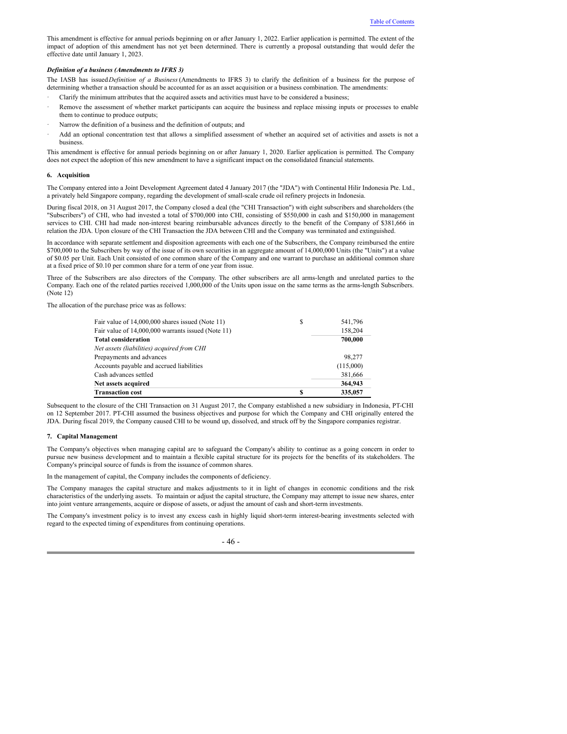This amendment is effective for annual periods beginning on or after January 1, 2022. Earlier application is permitted. The extent of the impact of adoption of this amendment has not yet been determined. There is currently a proposal outstanding that would defer the effective date until January 1, 2023.

***Definition of a business (Amendments to IFRS 3)***

The IASB has issued *Definition of a Business* (Amendments to IFRS 3) to clarify the definition of a business for the purpose of determining whether a transaction should be accounted for as an asset acquisition or a business combination. The amendments:

- Clarify the minimum attributes that the acquired assets and activities must have to be considered a business;
- Remove the assessment of whether market participants can acquire the business and replace missing inputs or processes to enable them to continue to produce outputs;
- Narrow the definition of a business and the definition of outputs; and
- Add an optional concentration test that allows a simplified assessment of whether an acquired set of activities and assets is not a business.

This amendment is effective for annual periods beginning on or after January 1, 2020. Earlier application is permitted. The Company does not expect the adoption of this new amendment to have a significant impact on the consolidated financial statements.

**6. Acquisition**

The Company entered into a Joint Development Agreement dated 4 January 2017 (the "JDA") with Continental Hilir Indonesia Pte. Ltd., a privately held Singapore company, regarding the development of small-scale crude oil refinery projects in Indonesia.

During fiscal 2018, on 31 August 2017, the Company closed a deal (the "CHI Transaction") with eight subscribers and shareholders (the "Subscribers") of CHI, who had invested a total of $700,000 into CHI, consisting of $550,000 in cash and $150,000 in management services to CHI. CHI had made non-interest bearing reimbursable advances directly to the benefit of the Company of $381,666 in relation the JDA. Upon closure of the CHI Transaction the JDA between CHI and the Company was terminated and extinguished.

In accordance with separate settlement and disposition agreements with each one of the Subscribers, the Company reimbursed the entire $700,000 to the Subscribers by way of the issue of its own securities in an aggregate amount of 14,000,000 Units (the "Units") at a value of $0.05 per Unit. Each Unit consisted of one common share of the Company and one warrant to purchase an additional common share at a fixed price of $0.10 per common share for a term of one year from issue.

Three of the Subscribers are also directors of the Company. The other subscribers are all arms-length and unrelated parties to the Company. Each one of the related parties received 1,000,000 of the Units upon issue on the same terms as the arms-length Subscribers. (Note 12)

The allocation of the purchase price was as follows:

| | | |
|---|---|---|
| Fair value of 14,000,000 shares issued (Note 11) | $ | 541,796 |
| Fair value of 14,000,000 warrants issued (Note 11) | | 158,204 |
| **Total consideration** | | **700,000** |
| *Net assets (liabilities) acquired from CHI* | | |
| Prepayments and advances | | 98,277 |
| Accounts payable and accrued liabilities | | (115,000) |
| Cash advances settled | | 381,666 |
| **Net assets acquired** | | **364,943** |
| **Transaction cost** | **$** | **335,057** |

Subsequent to the closure of the CHI Transaction on 31 August 2017, the Company established a new subsidiary in Indonesia, PT-CHI on 12 September 2017. PT-CHI assumed the business objectives and purpose for which the Company and CHI originally entered the JDA. During fiscal 2019, the Company caused CHI to be wound up, dissolved, and struck off by the Singapore companies registrar.

**7. Capital Management**

The Company's objectives when managing capital are to safeguard the Company's ability to continue as a going concern in order to pursue new business development and to maintain a flexible capital structure for its projects for the benefits of its stakeholders. The Company's principal source of funds is from the issuance of common shares.

In the management of capital, the Company includes the components of deficiency.

The Company manages the capital structure and makes adjustments to it in light of changes in economic conditions and the risk characteristics of the underlying assets. To maintain or adjust the capital structure, the Company may attempt to issue new shares, enter into joint venture arrangements, acquire or dispose of assets, or adjust the amount of cash and short-term investments.

The Company's investment policy is to invest any excess cash in highly liquid short-term interest-bearing investments selected with regard to the expected timing of expenditures from continuing operations.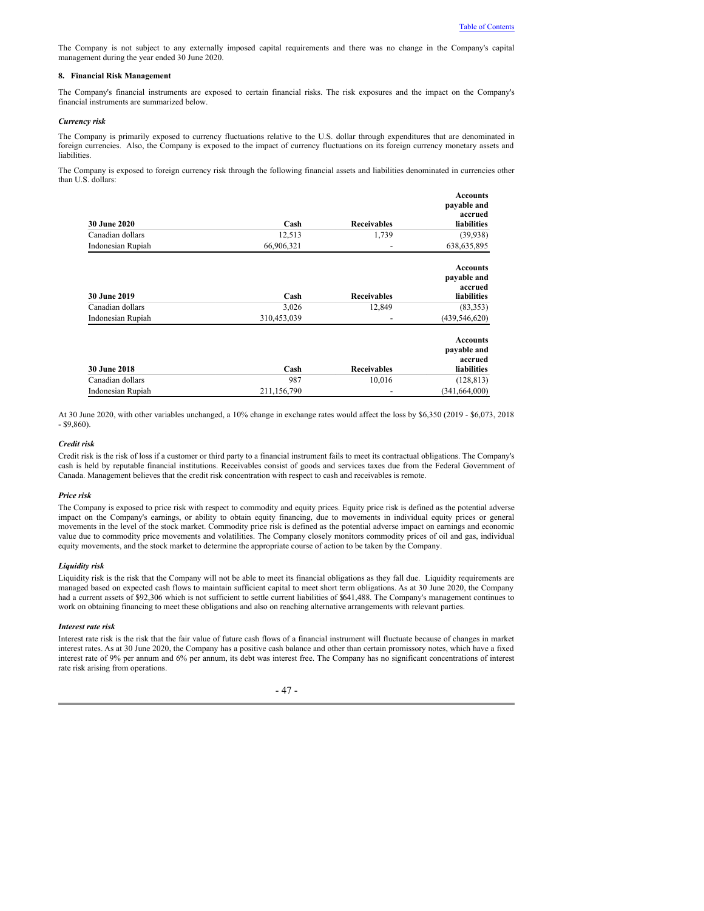The Company is not subject to any externally imposed capital requirements and there was no change in the Company's capital management during the year ended 30 June 2020.

#### 8. Financial Risk Management

The Company's financial instruments are exposed to certain financial risks. The risk exposures and the impact on the Company's financial instruments are summarized below.

***Currency risk***

The Company is primarily exposed to currency fluctuations relative to the U.S. dollar through expenditures that are denominated in foreign currencies. Also, the Company is exposed to the impact of currency fluctuations on its foreign currency monetary assets and liabilities.

The Company is exposed to foreign currency risk through the following financial assets and liabilities denominated in currencies other than U.S. dollars:

| 30 June 2020 | Cash | Receivables | Accounts payable and accrued liabilities |
|---|---|---|---|
| Canadian dollars | 12,513 | 1,739 | (39,938) |
| Indonesian Rupiah | 66,906,321 | - | 638,635,895 |

| 30 June 2019 | Cash | Receivables | Accounts payable and accrued liabilities |
|---|---|---|---|
| Canadian dollars | 3,026 | 12,849 | (83,353) |
| Indonesian Rupiah | 310,453,039 | - | (439,546,620) |

| 30 June 2018 | Cash | Receivables | Accounts payable and accrued liabilities |
|---|---|---|---|
| Canadian dollars | 987 | 10,016 | (128,813) |
| Indonesian Rupiah | 211,156,790 | - | (341,664,000) |

At 30 June 2020, with other variables unchanged, a 10% change in exchange rates would affect the loss by $6,350 (2019 - $6,073, 2018 - $9,860).

***Credit risk***

Credit risk is the risk of loss if a customer or third party to a financial instrument fails to meet its contractual obligations. The Company's cash is held by reputable financial institutions. Receivables consist of goods and services taxes due from the Federal Government of Canada. Management believes that the credit risk concentration with respect to cash and receivables is remote.

***Price risk***

The Company is exposed to price risk with respect to commodity and equity prices. Equity price risk is defined as the potential adverse impact on the Company's earnings, or ability to obtain equity financing, due to movements in individual equity prices or general movements in the level of the stock market. Commodity price risk is defined as the potential adverse impact on earnings and economic value due to commodity price movements and volatilities. The Company closely monitors commodity prices of oil and gas, individual equity movements, and the stock market to determine the appropriate course of action to be taken by the Company.

***Liquidity risk***

Liquidity risk is the risk that the Company will not be able to meet its financial obligations as they fall due. Liquidity requirements are managed based on expected cash flows to maintain sufficient capital to meet short term obligations. As at 30 June 2020, the Company had a current assets of $92,306 which is not sufficient to settle current liabilities of $641,488. The Company's management continues to work on obtaining financing to meet these obligations and also on reaching alternative arrangements with relevant parties.

***Interest rate risk***

Interest rate risk is the risk that the fair value of future cash flows of a financial instrument will fluctuate because of changes in market interest rates. As at 30 June 2020, the Company has a positive cash balance and other than certain promissory notes, which have a fixed interest rate of 9% per annum and 6% per annum, its debt was interest free. The Company has no significant concentrations of interest rate risk arising from operations.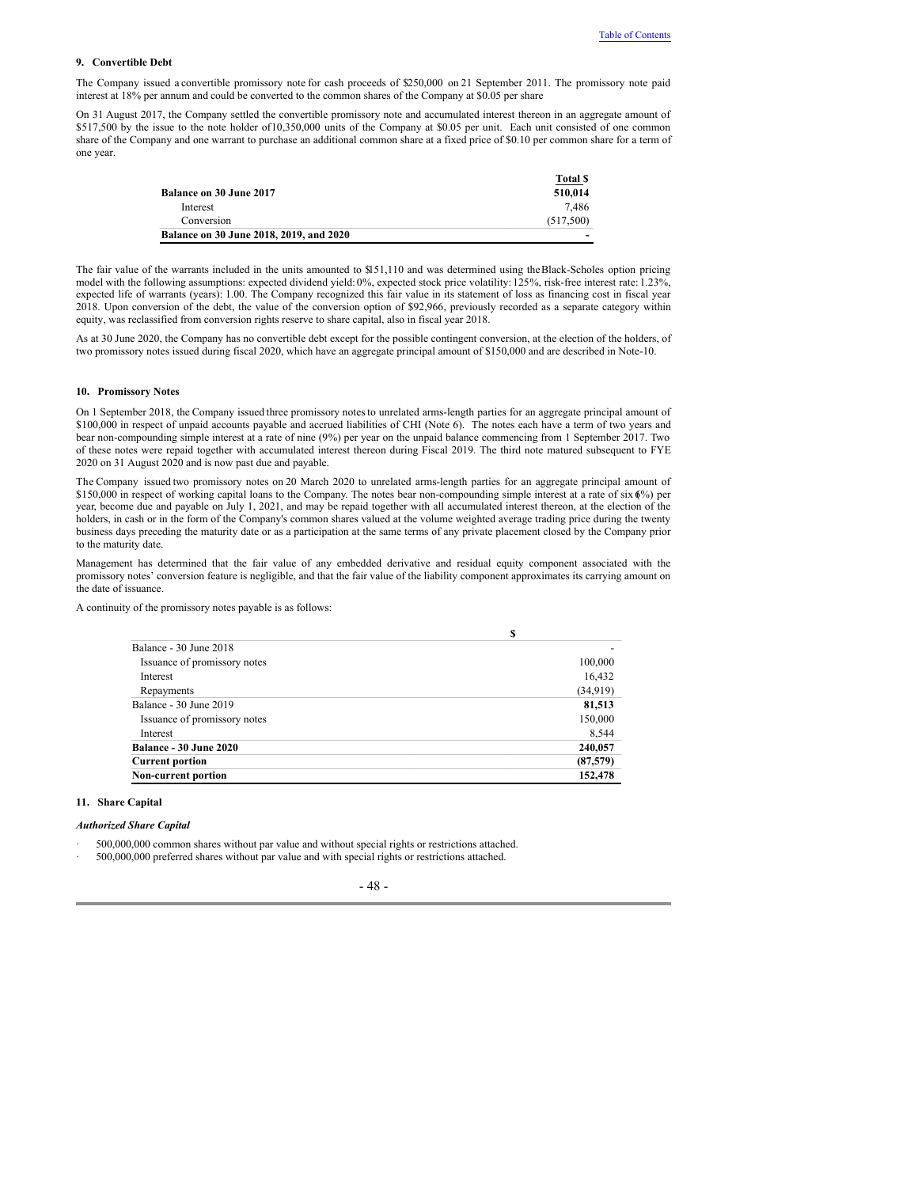## 9. Convertible Debt

The Company issued a convertible promissory note for cash proceeds of $250,000 on 21 September 2011. The promissory note paid interest at 18% per annum and could be converted to the common shares of the Company at $0.05 per share

On 31 August 2017, the Company settled the convertible promissory note and accumulated interest thereon in an aggregate amount of $517,500 by the issue to the note holder of 10,350,000 units of the Company at $0.05 per unit. Each unit consisted of one common share of the Company and one warrant to purchase an additional common share at a fixed price of $0.10 per common share for a term of one year.

| | Total $ |
|---|---|
| **Balance on 30 June 2017** | **510,014** |
| Interest | 7,486 |
| Conversion | (517,500) |
| **Balance on 30 June 2018, 2019, and 2020** | **-** |

The fair value of the warrants included in the units amounted to $151,110 and was determined using the Black-Scholes option pricing model with the following assumptions: expected dividend yield: 0%, expected stock price volatility: 125%, risk-free interest rate: 1.23%, expected life of warrants (years): 1.00. The Company recognized this fair value in its statement of loss as financing cost in fiscal year 2018. Upon conversion of the debt, the value of the conversion option of $92,966, previously recorded as a separate category within equity, was reclassified from conversion rights reserve to share capital, also in fiscal year 2018.

As at 30 June 2020, the Company has no convertible debt except for the possible contingent conversion, at the election of the holders, of two promissory notes issued during fiscal 2020, which have an aggregate principal amount of $150,000 and are described in Note-10.

## 10. Promissory Notes

On 1 September 2018, the Company issued three promissory notes to unrelated arms-length parties for an aggregate principal amount of $100,000 in respect of unpaid accounts payable and accrued liabilities of CHI (Note 6). The notes each have a term of two years and bear non-compounding simple interest at a rate of nine (9%) per year on the unpaid balance commencing from 1 September 2017. Two of these notes were repaid together with accumulated interest thereon during Fiscal 2019. The third note matured subsequent to FYE 2020 on 31 August 2020 and is now past due and payable.

The Company issued two promissory notes on 20 March 2020 to unrelated arms-length parties for an aggregate principal amount of $150,000 in respect of working capital loans to the Company. The notes bear non-compounding simple interest at a rate of six (6%) per year, become due and payable on July 1, 2021, and may be repaid together with all accumulated interest thereon, at the election of the holders, in cash or in the form of the Company's common shares valued at the volume weighted average trading price during the twenty business days preceding the maturity date or as a participation at the same terms of any private placement closed by the Company prior to the maturity date.

Management has determined that the fair value of any embedded derivative and residual equity component associated with the promissory notes' conversion feature is negligible, and that the fair value of the liability component approximates its carrying amount on the date of issuance.

A continuity of the promissory notes payable is as follows:

| | $ |
|---|---|
| Balance - 30 June 2018 | - |
| Issuance of promissory notes | 100,000 |
| Interest | 16,432 |
| Repayments | (34,919) |
| Balance - 30 June 2019 | **81,513** |
| Issuance of promissory notes | 150,000 |
| Interest | 8,544 |
| **Balance - 30 June 2020** | **240,057** |
| **Current portion** | **(87,579)** |
| **Non-current portion** | **152,478** |

## 11. Share Capital

### *Authorized Share Capital*

- 500,000,000 common shares without par value and without special rights or restrictions attached.
- 500,000,000 preferred shares without par value and with special rights or restrictions attached.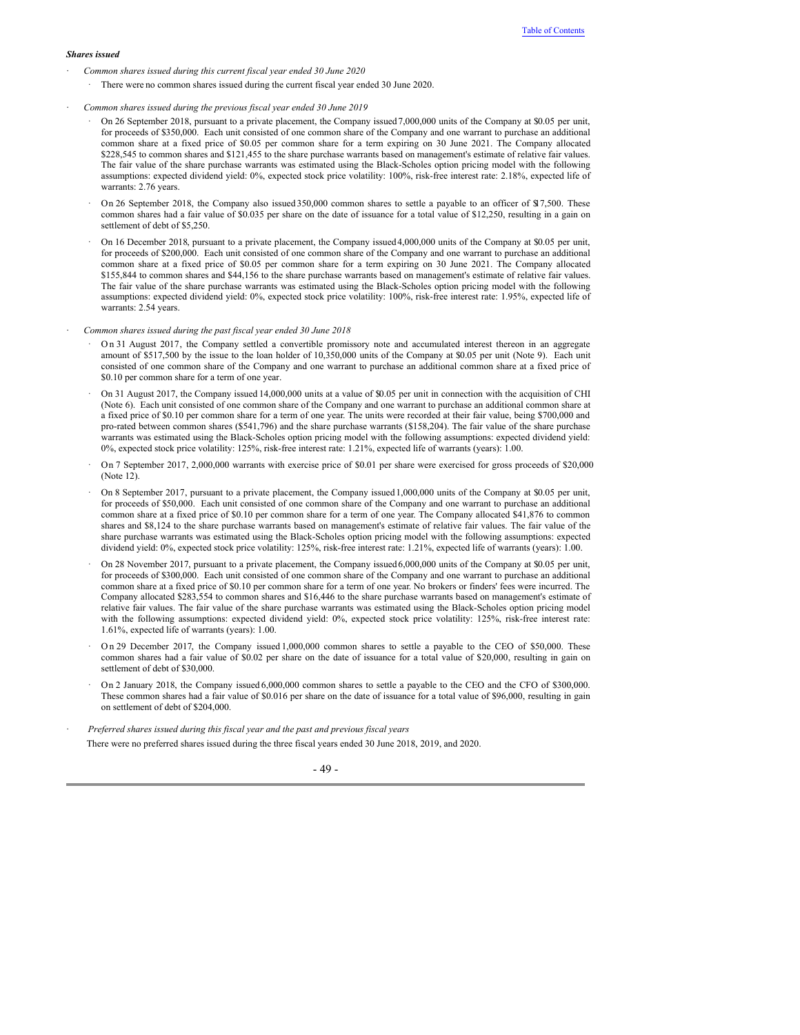***Shares issued***

- *Common shares issued during this current fiscal year ended 30 June 2020*
  - There were no common shares issued during the current fiscal year ended 30 June 2020.

- *Common shares issued during the previous fiscal year ended 30 June 2019*
  - On 26 September 2018, pursuant to a private placement, the Company issued 7,000,000 units of the Company at $0.05 per unit, for proceeds of $350,000. Each unit consisted of one common share of the Company and one warrant to purchase an additional common share at a fixed price of $0.05 per common share for a term expiring on 30 June 2021. The Company allocated $228,545 to common shares and $121,455 to the share purchase warrants based on management's estimate of relative fair values. The fair value of the share purchase warrants was estimated using the Black-Scholes option pricing model with the following assumptions: expected dividend yield: 0%, expected stock price volatility: 100%, risk-free interest rate: 2.18%, expected life of warrants: 2.76 years.
  - On 26 September 2018, the Company also issued 350,000 common shares to settle a payable to an officer of $17,500. These common shares had a fair value of $0.035 per share on the date of issuance for a total value of $12,250, resulting in a gain on settlement of debt of $5,250.
  - On 16 December 2018, pursuant to a private placement, the Company issued 4,000,000 units of the Company at $0.05 per unit, for proceeds of $200,000. Each unit consisted of one common share of the Company and one warrant to purchase an additional common share at a fixed price of $0.05 per common share for a term expiring on 30 June 2021. The Company allocated $155,844 to common shares and $44,156 to the share purchase warrants based on management's estimate of relative fair values. The fair value of the share purchase warrants was estimated using the Black-Scholes option pricing model with the following assumptions: expected dividend yield: 0%, expected stock price volatility: 100%, risk-free interest rate: 1.95%, expected life of warrants: 2.54 years.

- *Common shares issued during the past fiscal year ended 30 June 2018*
  - On 31 August 2017, the Company settled a convertible promissory note and accumulated interest thereon in an aggregate amount of $517,500 by the issue to the loan holder of 10,350,000 units of the Company at $0.05 per unit (Note 9). Each unit consisted of one common share of the Company and one warrant to purchase an additional common share at a fixed price of $0.10 per common share for a term of one year.
  - On 31 August 2017, the Company issued 14,000,000 units at a value of $0.05 per unit in connection with the acquisition of CHI (Note 6). Each unit consisted of one common share of the Company and one warrant to purchase an additional common share at a fixed price of $0.10 per common share for a term of one year. The units were recorded at their fair value, being $700,000 and pro-rated between common shares ($541,796) and the share purchase warrants ($158,204). The fair value of the share purchase warrants was estimated using the Black-Scholes option pricing model with the following assumptions: expected dividend yield: 0%, expected stock price volatility: 125%, risk-free interest rate: 1.21%, expected life of warrants (years): 1.00.
  - On 7 September 2017, 2,000,000 warrants with exercise price of $0.01 per share were exercised for gross proceeds of $20,000 (Note 12).
  - On 8 September 2017, pursuant to a private placement, the Company issued 1,000,000 units of the Company at $0.05 per unit, for proceeds of $50,000. Each unit consisted of one common share of the Company and one warrant to purchase an additional common share at a fixed price of $0.10 per common share for a term of one year. The Company allocated $41,876 to common shares and $8,124 to the share purchase warrants based on management's estimate of relative fair values. The fair value of the share purchase warrants was estimated using the Black-Scholes option pricing model with the following assumptions: expected dividend yield: 0%, expected stock price volatility: 125%, risk-free interest rate: 1.21%, expected life of warrants (years): 1.00.
  - On 28 November 2017, pursuant to a private placement, the Company issued 6,000,000 units of the Company at $0.05 per unit, for proceeds of $300,000. Each unit consisted of one common share of the Company and one warrant to purchase an additional common share at a fixed price of $0.10 per common share for a term of one year. No brokers or finders' fees were incurred. The Company allocated $283,554 to common shares and $16,446 to the share purchase warrants based on management's estimate of relative fair values. The fair value of the share purchase warrants was estimated using the Black-Scholes option pricing model with the following assumptions: expected dividend yield: 0%, expected stock price volatility: 125%, risk-free interest rate: 1.61%, expected life of warrants (years): 1.00.
  - On 29 December 2017, the Company issued 1,000,000 common shares to settle a payable to the CEO of $50,000. These common shares had a fair value of $0.02 per share on the date of issuance for a total value of $20,000, resulting in gain on settlement of debt of $30,000.
  - On 2 January 2018, the Company issued 6,000,000 common shares to settle a payable to the CEO and the CFO of $300,000. These common shares had a fair value of $0.016 per share on the date of issuance for a total value of $96,000, resulting in gain on settlement of debt of $204,000.

- *Preferred shares issued during this fiscal year and the past and previous fiscal years*

  There were no preferred shares issued during the three fiscal years ended 30 June 2018, 2019, and 2020.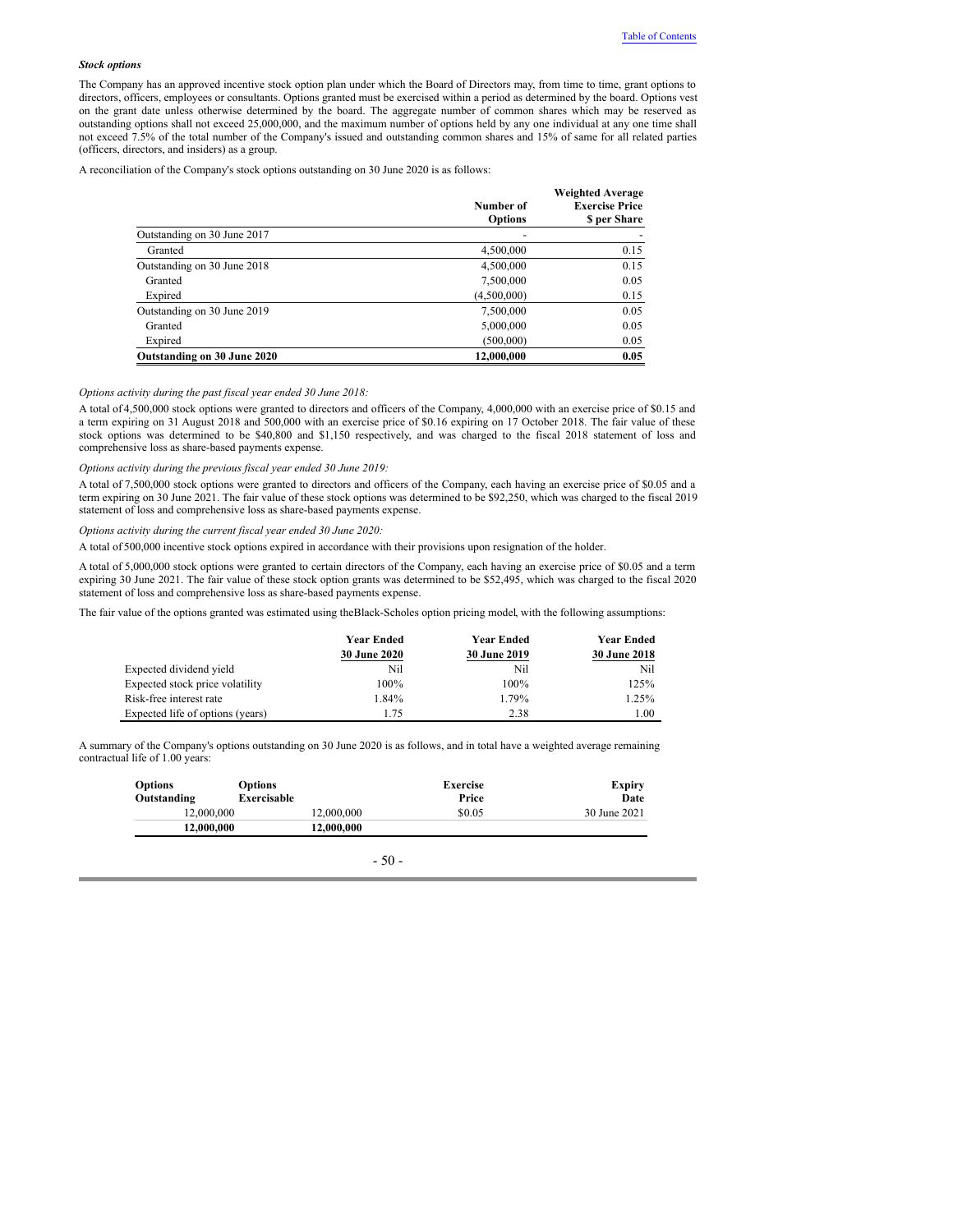***Stock options***

The Company has an approved incentive stock option plan under which the Board of Directors may, from time to time, grant options to directors, officers, employees or consultants. Options granted must be exercised within a period as determined by the board. Options vest on the grant date unless otherwise determined by the board. The aggregate number of common shares which may be reserved as outstanding options shall not exceed 25,000,000, and the maximum number of options held by any one individual at any one time shall not exceed 7.5% of the total number of the Company's issued and outstanding common shares and 15% of same for all related parties (officers, directors, and insiders) as a group.

A reconciliation of the Company's stock options outstanding on 30 June 2020 is as follows:

| | Number of Options | Weighted Average Exercise Price $ per Share |
|---|---|---|
| Outstanding on 30 June 2017 | - | - |
| Granted | 4,500,000 | 0.15 |
| Outstanding on 30 June 2018 | 4,500,000 | 0.15 |
| Granted | 7,500,000 | 0.05 |
| Expired | (4,500,000) | 0.15 |
| Outstanding on 30 June 2019 | 7,500,000 | 0.05 |
| Granted | 5,000,000 | 0.05 |
| Expired | (500,000) | 0.05 |
| **Outstanding on 30 June 2020** | **12,000,000** | **0.05** |

*Options activity during the past fiscal year ended 30 June 2018:*

A total of 4,500,000 stock options were granted to directors and officers of the Company, 4,000,000 with an exercise price of $0.15 and a term expiring on 31 August 2018 and 500,000 with an exercise price of $0.16 expiring on 17 October 2018. The fair value of these stock options was determined to be $40,800 and $1,150 respectively, and was charged to the fiscal 2018 statement of loss and comprehensive loss as share-based payments expense.

*Options activity during the previous fiscal year ended 30 June 2019:*

A total of 7,500,000 stock options were granted to directors and officers of the Company, each having an exercise price of $0.05 and a term expiring on 30 June 2021. The fair value of these stock options was determined to be $92,250, which was charged to the fiscal 2019 statement of loss and comprehensive loss as share-based payments expense.

*Options activity during the current fiscal year ended 30 June 2020:*

A total of 500,000 incentive stock options expired in accordance with their provisions upon resignation of the holder.

A total of 5,000,000 stock options were granted to certain directors of the Company, each having an exercise price of $0.05 and a term expiring 30 June 2021. The fair value of these stock option grants was determined to be $52,495, which was charged to the fiscal 2020 statement of loss and comprehensive loss as share-based payments expense.

The fair value of the options granted was estimated using theBlack-Scholes option pricing model, with the following assumptions:

| | Year Ended 30 June 2020 | Year Ended 30 June 2019 | Year Ended 30 June 2018 |
|---|---|---|---|
| Expected dividend yield | Nil | Nil | Nil |
| Expected stock price volatility | 100% | 100% | 125% |
| Risk-free interest rate | 1.84% | 1.79% | 1.25% |
| Expected life of options (years) | 1.75 | 2.38 | 1.00 |

A summary of the Company's options outstanding on 30 June 2020 is as follows, and in total have a weighted average remaining contractual life of 1.00 years:

| Options Outstanding | Options Exercisable | Exercise Price | Expiry Date |
|---|---|---|---|
| 12,000,000 | 12,000,000 | $0.05 | 30 June 2021 |
| **12,000,000** | **12,000,000** | | |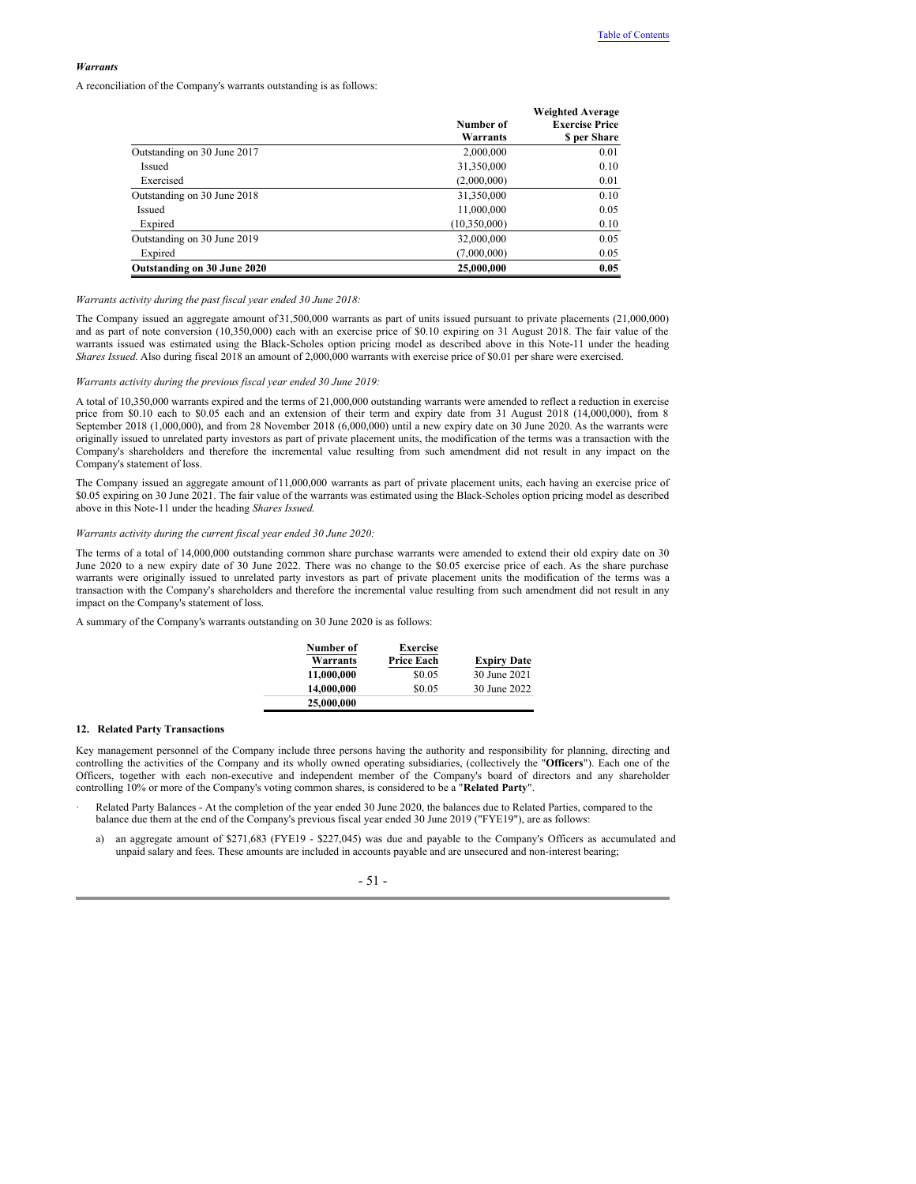*Warrants*

A reconciliation of the Company's warrants outstanding is as follows:

| | Number of Warrants | Weighted Average Exercise Price $ per Share |
|---|---|---|
| Outstanding on 30 June 2017 | 2,000,000 | 0.01 |
| Issued | 31,350,000 | 0.10 |
| Exercised | (2,000,000) | 0.01 |
| Outstanding on 30 June 2018 | 31,350,000 | 0.10 |
| Issued | 11,000,000 | 0.05 |
| Expired | (10,350,000) | 0.10 |
| Outstanding on 30 June 2019 | 32,000,000 | 0.05 |
| Expired | (7,000,000) | 0.05 |
| **Outstanding on 30 June 2020** | **25,000,000** | **0.05** |

*Warrants activity during the past fiscal year ended 30 June 2018:*

The Company issued an aggregate amount of 31,500,000 warrants as part of units issued pursuant to private placements (21,000,000) and as part of note conversion (10,350,000) each with an exercise price of $0.10 expiring on 31 August 2018. The fair value of the warrants issued was estimated using the Black-Scholes option pricing model as described above in this Note-11 under the heading *Shares Issued*. Also during fiscal 2018 an amount of 2,000,000 warrants with exercise price of $0.01 per share were exercised.

*Warrants activity during the previous fiscal year ended 30 June 2019:*

A total of 10,350,000 warrants expired and the terms of 21,000,000 outstanding warrants were amended to reflect a reduction in exercise price from $0.10 each to $0.05 each and an extension of their term and expiry date from 31 August 2018 (14,000,000), from 8 September 2018 (1,000,000), and from 28 November 2018 (6,000,000) until a new expiry date on 30 June 2020. As the warrants were originally issued to unrelated party investors as part of private placement units, the modification of the terms was a transaction with the Company's shareholders and therefore the incremental value resulting from such amendment did not result in any impact on the Company's statement of loss.

The Company issued an aggregate amount of 11,000,000 warrants as part of private placement units, each having an exercise price of $0.05 expiring on 30 June 2021. The fair value of the warrants was estimated using the Black-Scholes option pricing model as described above in this Note-11 under the heading *Shares Issued*.

*Warrants activity during the current fiscal year ended 30 June 2020:*

The terms of a total of 14,000,000 outstanding common share purchase warrants were amended to extend their old expiry date on 30 June 2020 to a new expiry date of 30 June 2022. There was no change to the $0.05 exercise price of each. As the share purchase warrants were originally issued to unrelated party investors as part of private placement units the modification of the terms was a transaction with the Company's shareholders and therefore the incremental value resulting from such amendment did not result in any impact on the Company's statement of loss.

A summary of the Company's warrants outstanding on 30 June 2020 is as follows:

| Number of Warrants | Exercise Price Each | Expiry Date |
|---|---|---|
| **11,000,000** | $0.05 | 30 June 2021 |
| **14,000,000** | $0.05 | 30 June 2022 |
| **25,000,000** | | |

### 12. Related Party Transactions

Key management personnel of the Company include three persons having the authority and responsibility for planning, directing and controlling the activities of the Company and its wholly owned operating subsidiaries, (collectively the "**Officers**"). Each one of the Officers, together with each non-executive and independent member of the Company's board of directors and any shareholder controlling 10% or more of the Company's voting common shares, is considered to be a "**Related Party**".

- Related Party Balances - At the completion of the year ended 30 June 2020, the balances due to Related Parties, compared to the balance due them at the end of the Company's previous fiscal year ended 30 June 2019 ("FYE19"), are as follows:

  a) an aggregate amount of $271,683 (FYE19 - $227,045) was due and payable to the Company's Officers as accumulated and unpaid salary and fees. These amounts are included in accounts payable and are unsecured and non-interest bearing;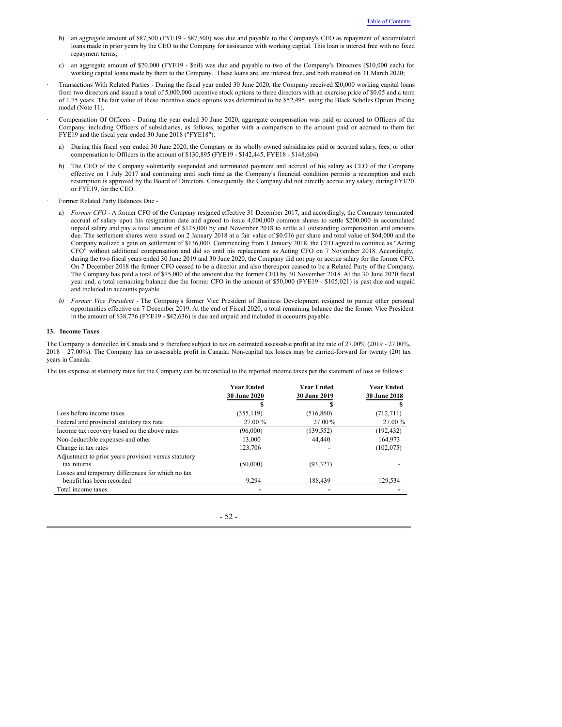b) an aggregate amount of $87,500 (FYE19 - $87,500) was due and payable to the Company's CEO as repayment of accumulated loans made in prior years by the CEO to the Company for assistance with working capital. This loan is interest free with no fixed repayment terms;

c) an aggregate amount of $20,000 (FYE19 - $nil) was due and payable to two of the Company's Directors ($10,000 each) for working capital loans made by them to the Company. These loans are, are interest free, and both matured on 31 March 2020;

- Transactions With Related Parties - During the fiscal year ended 30 June 2020, the Company received $20,000 working capital loans from two directors and issued a total of 5,000,000 incentive stock options to three directors with an exercise price of $0.05 and a term of 1.75 years. The fair value of these incentive stock options was determined to be $52,495, using the Black Scholes Option Pricing model (Note 11).

- Compensation Of Officers - During the year ended 30 June 2020, aggregate compensation was paid or accrued to Officers of the Company, including Officers of subsidiaries, as follows, together with a comparison to the amount paid or accrued to them for FYE19 and the fiscal year ended 30 June 2018 ("FYE18"):

  a) During this fiscal year ended 30 June 2020, the Company or its wholly owned subsidiaries paid or accrued salary, fees, or other compensation to Officers in the amount of $130,895 (FYE19 - $142,445, FYE18 - $148,604).

  b) The CEO of the Company voluntarily suspended and terminated payment and accrual of his salary as CEO of the Company effective on 1 July 2017 and continuing until such time as the Company's financial condition permits a resumption and such resumption is approved by the Board of Directors. Consequently, the Company did not directly accrue any salary, during FYE20 or FYE19, for the CEO.

- Former Related Party Balances Due -

  a) *Former CFO* - A former CFO of the Company resigned effective 31 December 2017, and accordingly, the Company terminated accrual of salary upon his resignation date and agreed to issue 4,000,000 common shares to settle $200,000 in accumulated unpaid salary and pay a total amount of $125,000 by end November 2018 to settle all outstanding compensation and amounts due. The settlement shares were issued on 2 January 2018 at a fair value of $0.016 per share and total value of $64,000 and the Company realized a gain on settlement of $136,000. Commencing from 1 January 2018, the CFO agreed to continue as "Acting CFO" without additional compensation and did so until his replacement as Acting CFO on 7 November 2018. Accordingly, during the two fiscal years ended 30 June 2019 and 30 June 2020, the Company did not pay or accrue salary for the former CFO. On 7 December 2018 the former CFO ceased to be a director and also thereupon ceased to be a Related Party of the Company. The Company has paid a total of $75,000 of the amount due the former CFO by 30 November 2018. At the 30 June 2020 fiscal year end, a total remaining balance due the former CFO in the amount of $50,000 (FYE19 - $105,021) is past due and unpaid and included in accounts payable.

  b) *Former Vice President* - The Company's former Vice President of Business Development resigned to pursue other personal opportunities effective on 7 December 2019. At the end of Fiscal 2020, a total remaining balance due the former Vice President in the amount of $38,776 (FYE19 - $42,636) is due and unpaid and included in accounts payable.

### 13. Income Taxes

The Company is domiciled in Canada and is therefore subject to tax on estimated assessable profit at the rate of 27.00% (2019 - 27.00%, 2018 – 27.00%). The Company has no assessable profit in Canada. Non-capital tax losses may be carried-forward for twenty (20) tax years in Canada.

The tax expense at statutory rates for the Company can be reconciled to the reported income taxes per the statement of loss as follows:

| | Year Ended 30 June 2020 | Year Ended 30 June 2019 | Year Ended 30 June 2018 |
|---|---|---|---|
| | $ | $ | $ |
| Loss before income taxes | (355,119) | (516,860) | (712,711) |
| Federal and provincial statutory tax rate | 27.00 % | 27.00 % | 27.00 % |
| Income tax recovery based on the above rates | (96,000) | (139,552) | (192,432) |
| Non-deductible expenses and other | 13,000 | 44,440 | 164,973 |
| Change in tax rates | 123,706 | - | (102,075) |
| Adjustment to prior years provision versus statutory tax returns | (50,000) | (93,327) | - |
| Losses and temporary differences for which no tax benefit has been recorded | 9,294 | 188,439 | 129,534 |
| Total income taxes | - | - | - |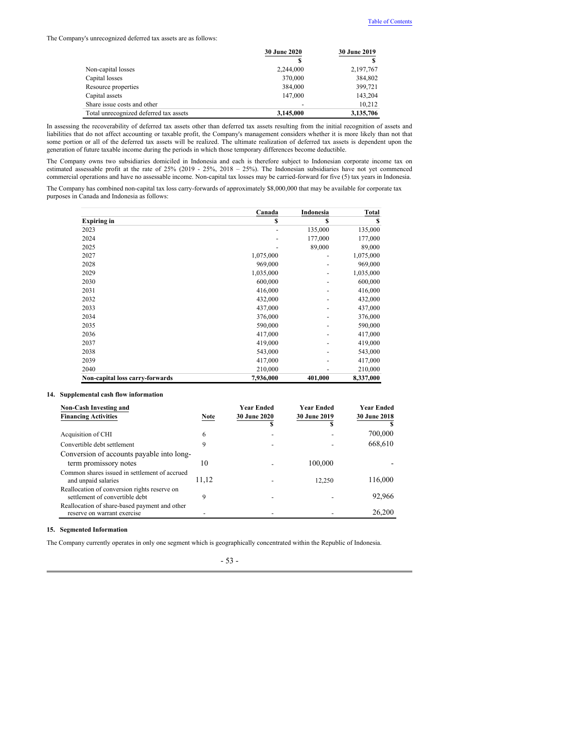The Company's unrecognized deferred tax assets are as follows:

| | 30 June 2020 | 30 June 2019 |
|---|---|---|
| | $ | $ |
| Non-capital losses | 2,244,000 | 2,197,767 |
| Capital losses | 370,000 | 384,802 |
| Resource properties | 384,000 | 399,721 |
| Capital assets | 147,000 | 143,204 |
| Share issue costs and other | - | 10,212 |
| Total unrecognized deferred tax assets | 3,145,000 | 3,135,706 |

In assessing the recoverability of deferred tax assets other than deferred tax assets resulting from the initial recognition of assets and liabilities that do not affect accounting or taxable profit, the Company's management considers whether it is more likely than not that some portion or all of the deferred tax assets will be realized. The ultimate realization of deferred tax assets is dependent upon the generation of future taxable income during the periods in which those temporary differences become deductible.

The Company owns two subsidiaries domiciled in Indonesia and each is therefore subject to Indonesian corporate income tax on estimated assessable profit at the rate of 25% (2019 - 25%, 2018 – 25%). The Indonesian subsidiaries have not yet commenced commercial operations and have no assessable income. Non-capital tax losses may be carried-forward for five (5) tax years in Indonesia.

The Company has combined non-capital tax loss carry-forwards of approximately $8,000,000 that may be available for corporate tax purposes in Canada and Indonesia as follows:

| | Canada | Indonesia | Total |
|---|---|---|---|
| **Expiring in** | $ | $ | $ |
| 2023 | - | 135,000 | 135,000 |
| 2024 | - | 177,000 | 177,000 |
| 2025 | - | 89,000 | 89,000 |
| 2027 | 1,075,000 | - | 1,075,000 |
| 2028 | 969,000 | - | 969,000 |
| 2029 | 1,035,000 | - | 1,035,000 |
| 2030 | 600,000 | - | 600,000 |
| 2031 | 416,000 | - | 416,000 |
| 2032 | 432,000 | - | 432,000 |
| 2033 | 437,000 | - | 437,000 |
| 2034 | 376,000 | - | 376,000 |
| 2035 | 590,000 | - | 590,000 |
| 2036 | 417,000 | - | 417,000 |
| 2037 | 419,000 | - | 419,000 |
| 2038 | 543,000 | - | 543,000 |
| 2039 | 417,000 | - | 417,000 |
| 2040 | 210,000 | - | 210,000 |
| **Non-capital loss carry-forwards** | **7,936,000** | **401,000** | **8,337,000** |

## 14. Supplemental cash flow information

| Non-Cash Investing and Financing Activities | Note | Year Ended 30 June 2020 | Year Ended 30 June 2019 | Year Ended 30 June 2018 |
|---|---|---|---|---|
| | | $ | $ | $ |
| Acquisition of CHI | 6 | - | - | 700,000 |
| Convertible debt settlement | 9 | - | - | 668,610 |
| Conversion of accounts payable into long-term promissory notes | 10 | - | 100,000 | - |
| Common shares issued in settlement of accrued and unpaid salaries | 11,12 | - | 12,250 | 116,000 |
| Reallocation of conversion rights reserve on settlement of convertible debt | 9 | - | - | 92,966 |
| Reallocation of share-based payment and other reserve on warrant exercise | - | - | - | 26,200 |

## 15. Segmented Information

The Company currently operates in only one segment which is geographically concentrated within the Republic of Indonesia.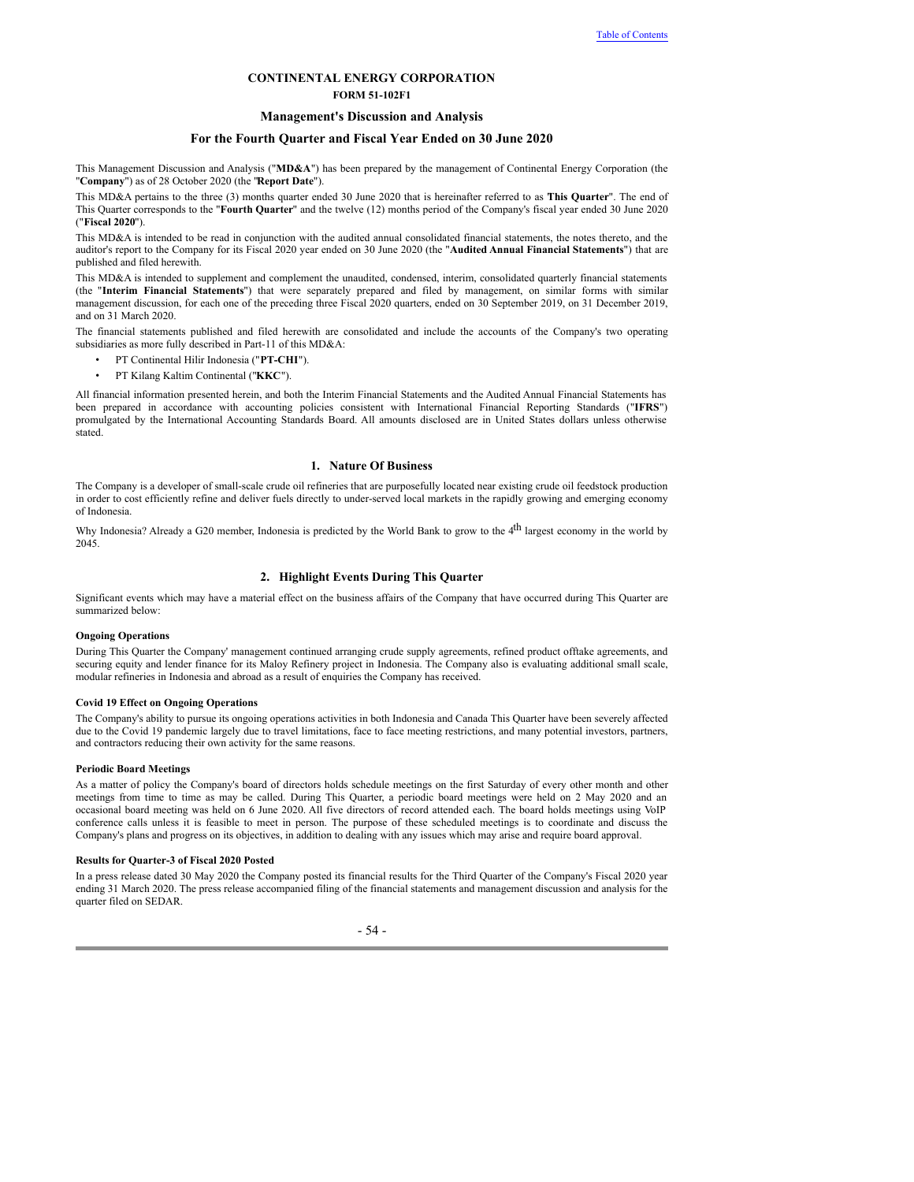# CONTINENTAL ENERGY CORPORATION

**FORM 51-102F1**

## Management's Discussion and Analysis

## For the Fourth Quarter and Fiscal Year Ended on 30 June 2020

This Management Discussion and Analysis ("**MD&A**") has been prepared by the management of Continental Energy Corporation (the "**Company**") as of 28 October 2020 (the "**Report Date**").

This MD&A pertains to the three (3) months quarter ended 30 June 2020 that is hereinafter referred to as **This Quarter**". The end of This Quarter corresponds to the "**Fourth Quarter**" and the twelve (12) months period of the Company's fiscal year ended 30 June 2020 ("**Fiscal 2020**").

This MD&A is intended to be read in conjunction with the audited annual consolidated financial statements, the notes thereto, and the auditor's report to the Company for its Fiscal 2020 year ended on 30 June 2020 (the "**Audited Annual Financial Statements**") that are published and filed herewith.

This MD&A is intended to supplement and complement the unaudited, condensed, interim, consolidated quarterly financial statements (the "**Interim Financial Statements**") that were separately prepared and filed by management, on similar forms with similar management discussion, for each one of the preceding three Fiscal 2020 quarters, ended on 30 September 2019, on 31 December 2019, and on 31 March 2020.

The financial statements published and filed herewith are consolidated and include the accounts of the Company's two operating subsidiaries as more fully described in Part-11 of this MD&A:

- PT Continental Hilir Indonesia ("**PT-CHI**").
- PT Kilang Kaltim Continental ("**KKC**").

All financial information presented herein, and both the Interim Financial Statements and the Audited Annual Financial Statements has been prepared in accordance with accounting policies consistent with International Financial Reporting Standards ("**IFRS**") promulgated by the International Accounting Standards Board. All amounts disclosed are in United States dollars unless otherwise stated.

### 1. Nature Of Business

The Company is a developer of small-scale crude oil refineries that are purposefully located near existing crude oil feedstock production in order to cost efficiently refine and deliver fuels directly to under-served local markets in the rapidly growing and emerging economy of Indonesia.

Why Indonesia? Already a G20 member, Indonesia is predicted by the World Bank to grow to the 4th largest economy in the world by 2045.

### 2. Highlight Events During This Quarter

Significant events which may have a material effect on the business affairs of the Company that have occurred during This Quarter are summarized below:

#### Ongoing Operations

During This Quarter the Company' management continued arranging crude supply agreements, refined product offtake agreements, and securing equity and lender finance for its Maloy Refinery project in Indonesia. The Company also is evaluating additional small scale, modular refineries in Indonesia and abroad as a result of enquiries the Company has received.

#### Covid 19 Effect on Ongoing Operations

The Company's ability to pursue its ongoing operations activities in both Indonesia and Canada This Quarter have been severely affected due to the Covid 19 pandemic largely due to travel limitations, face to face meeting restrictions, and many potential investors, partners, and contractors reducing their own activity for the same reasons.

#### Periodic Board Meetings

As a matter of policy the Company's board of directors holds schedule meetings on the first Saturday of every other month and other meetings from time to time as may be called. During This Quarter, a periodic board meetings were held on 2 May 2020 and an occasional board meeting was held on 6 June 2020. All five directors of record attended each. The board holds meetings using VoIP conference calls unless it is feasible to meet in person. The purpose of these scheduled meetings is to coordinate and discuss the Company's plans and progress on its objectives, in addition to dealing with any issues which may arise and require board approval.

#### Results for Quarter-3 of Fiscal 2020 Posted

In a press release dated 30 May 2020 the Company posted its financial results for the Third Quarter of the Company's Fiscal 2020 year ending 31 March 2020. The press release accompanied filing of the financial statements and management discussion and analysis for the quarter filed on SEDAR.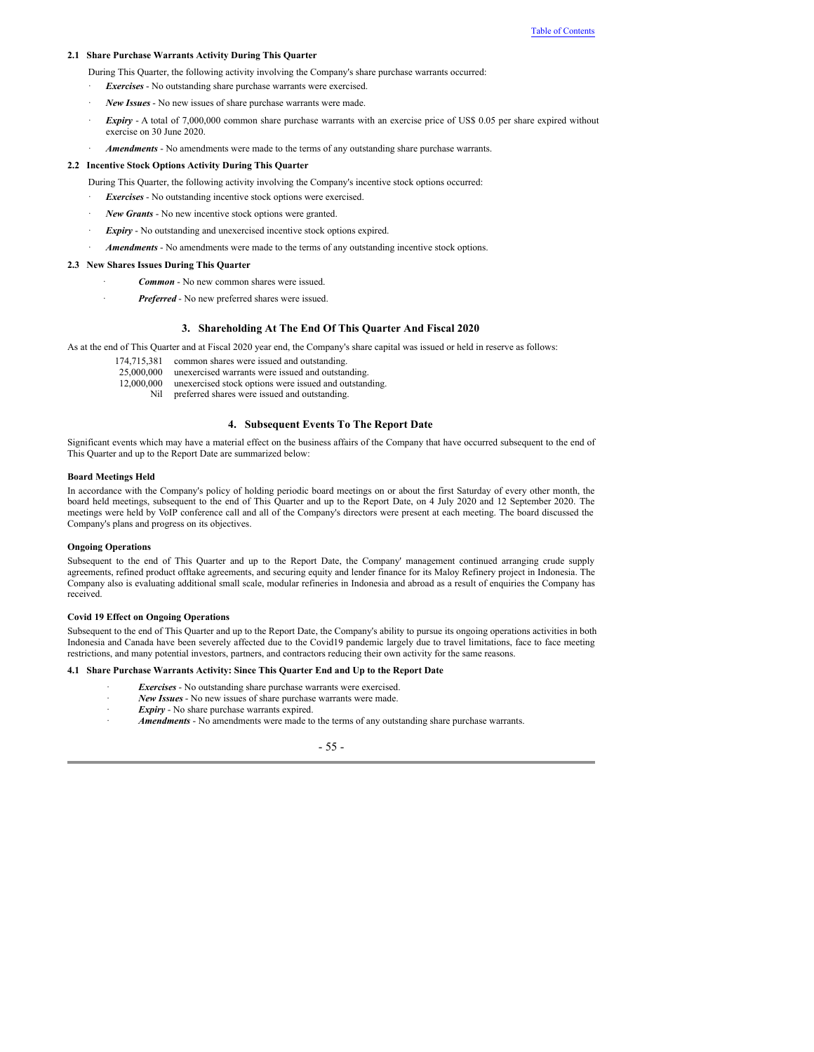**2.1 Share Purchase Warrants Activity During This Quarter**

During This Quarter, the following activity involving the Company's share purchase warrants occurred:

- ***Exercises*** - No outstanding share purchase warrants were exercised.
- ***New Issues*** - No new issues of share purchase warrants were made.
- ***Expiry*** - A total of 7,000,000 common share purchase warrants with an exercise price of US$ 0.05 per share expired without exercise on 30 June 2020.
- ***Amendments*** - No amendments were made to the terms of any outstanding share purchase warrants.

**2.2 Incentive Stock Options Activity During This Quarter**

During This Quarter, the following activity involving the Company's incentive stock options occurred:

- ***Exercises*** - No outstanding incentive stock options were exercised.
- ***New Grants*** - No new incentive stock options were granted.
- ***Expiry*** - No outstanding and unexercised incentive stock options expired.
- ***Amendments*** - No amendments were made to the terms of any outstanding incentive stock options.

**2.3 New Shares Issues During This Quarter**

- ***Common*** - No new common shares were issued.
- ***Preferred*** - No new preferred shares were issued.

## 3. Shareholding At The End Of This Quarter And Fiscal 2020

As at the end of This Quarter and at Fiscal 2020 year end, the Company's share capital was issued or held in reserve as follows:

| | |
|---:|---|
| 174,715,381 | common shares were issued and outstanding. |
| 25,000,000 | unexercised warrants were issued and outstanding. |
| 12,000,000 | unexercised stock options were issued and outstanding. |
| Nil | preferred shares were issued and outstanding. |

## 4. Subsequent Events To The Report Date

Significant events which may have a material effect on the business affairs of the Company that have occurred subsequent to the end of This Quarter and up to the Report Date are summarized below:

**Board Meetings Held**

In accordance with the Company's policy of holding periodic board meetings on or about the first Saturday of every other month, the board held meetings, subsequent to the end of This Quarter and up to the Report Date, on 4 July 2020 and 12 September 2020. The meetings were held by VoIP conference call and all of the Company's directors were present at each meeting. The board discussed the Company's plans and progress on its objectives.

**Ongoing Operations**

Subsequent to the end of This Quarter and up to the Report Date, the Company' management continued arranging crude supply agreements, refined product offtake agreements, and securing equity and lender finance for its Maloy Refinery project in Indonesia. The Company also is evaluating additional small scale, modular refineries in Indonesia and abroad as a result of enquiries the Company has received.

**Covid 19 Effect on Ongoing Operations**

Subsequent to the end of This Quarter and up to the Report Date, the Company's ability to pursue its ongoing operations activities in both Indonesia and Canada have been severely affected due to the Covid19 pandemic largely due to travel limitations, face to face meeting restrictions, and many potential investors, partners, and contractors reducing their own activity for the same reasons.

**4.1 Share Purchase Warrants Activity: Since This Quarter End and Up to the Report Date**

- ***Exercises*** - No outstanding share purchase warrants were exercised.
- ***New Issues*** - No new issues of share purchase warrants were made.
- ***Expiry*** - No share purchase warrants expired.
- ***Amendments*** - No amendments were made to the terms of any outstanding share purchase warrants.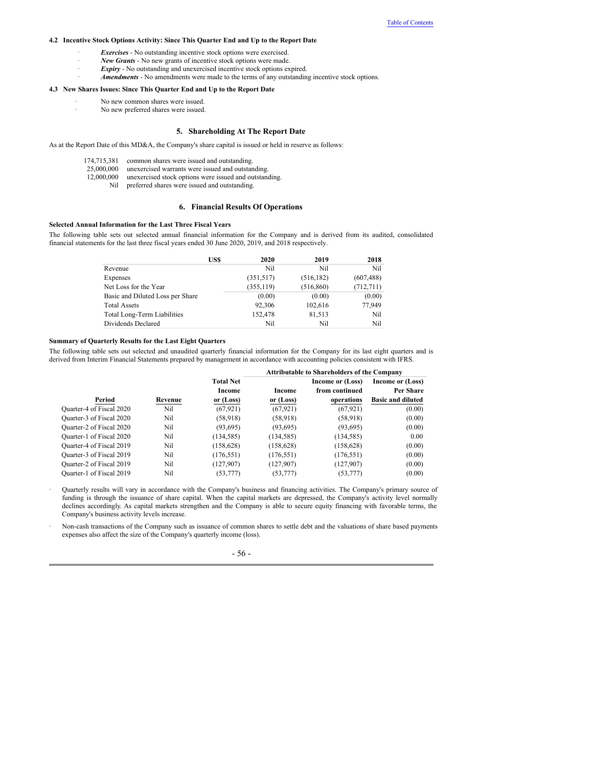### 4.2 Incentive Stock Options Activity: Since This Quarter End and Up to the Report Date

- ***Exercises*** - No outstanding incentive stock options were exercised.
- ***New Grants*** - No new grants of incentive stock options were made.
- ***Expiry*** - No outstanding and unexercised incentive stock options expired.
- ***Amendments*** - No amendments were made to the terms of any outstanding incentive stock options.

### 4.3 New Shares Issues: Since This Quarter End and Up to the Report Date

- No new common shares were issued.
- No new preferred shares were issued.

## 5. Shareholding At The Report Date

As at the Report Date of this MD&A, the Company's share capital is issued or held in reserve as follows:

| | |
|---|---|
| 174,715,381 | common shares were issued and outstanding. |
| 25,000,000 | unexercised warrants were issued and outstanding. |
| 12,000,000 | unexercised stock options were issued and outstanding. |
| Nil | preferred shares were issued and outstanding. |

## 6. Financial Results Of Operations

**Selected Annual Information for the Last Three Fiscal Years**

The following table sets out selected annual financial information for the Company and is derived from its audited, consolidated financial statements for the last three fiscal years ended 30 June 2020, 2019, and 2018 respectively.

| US$ | 2020 | 2019 | 2018 |
|---|---|---|---|
| Revenue | Nil | Nil | Nil |
| Expenses | (351,517) | (516,182) | (607,488) |
| Net Loss for the Year | (355,119) | (516,860) | (712,711) |
| Basic and Diluted Loss per Share | (0.00) | (0.00) | (0.00) |
| Total Assets | 92,306 | 102,616 | 77,949 |
| Total Long-Term Liabilities | 152,478 | 81,513 | Nil |
| Dividends Declared | Nil | Nil | Nil |

**Summary of Quarterly Results for the Last Eight Quarters**

The following table sets out selected and unaudited quarterly financial information for the Company for its last eight quarters and is derived from Interim Financial Statements prepared by management in accordance with accounting policies consistent with IFRS.

| | | | Attributable to Shareholders of the Company | | |
|---|---|---|---|---|---|
| Period | Revenue | Total Net Income or (Loss) | Income or (Loss) | Income or (Loss) from continued operations | Income or (Loss) Per Share Basic and diluted |
| Quarter-4 of Fiscal 2020 | Nil | (67,921) | (67,921) | (67,921) | (0.00) |
| Quarter-3 of Fiscal 2020 | Nil | (58,918) | (58,918) | (58,918) | (0.00) |
| Quarter-2 of Fiscal 2020 | Nil | (93,695) | (93,695) | (93,695) | (0.00) |
| Quarter-1 of Fiscal 2020 | Nil | (134,585) | (134,585) | (134,585) | 0.00 |
| Quarter-4 of Fiscal 2019 | Nil | (158,628) | (158,628) | (158,628) | (0.00) |
| Quarter-3 of Fiscal 2019 | Nil | (176,551) | (176,551) | (176,551) | (0.00) |
| Quarter-2 of Fiscal 2019 | Nil | (127,907) | (127,907) | (127,907) | (0.00) |
| Quarter-1 of Fiscal 2019 | Nil | (53,777) | (53,777) | (53,777) | (0.00) |

- Quarterly results will vary in accordance with the Company's business and financing activities. The Company's primary source of funding is through the issuance of share capital. When the capital markets are depressed, the Company's activity level normally declines accordingly. As capital markets strengthen and the Company is able to secure equity financing with favorable terms, the Company's business activity levels increase.
- Non-cash transactions of the Company such as issuance of common shares to settle debt and the valuations of share based payments expenses also affect the size of the Company's quarterly income (loss).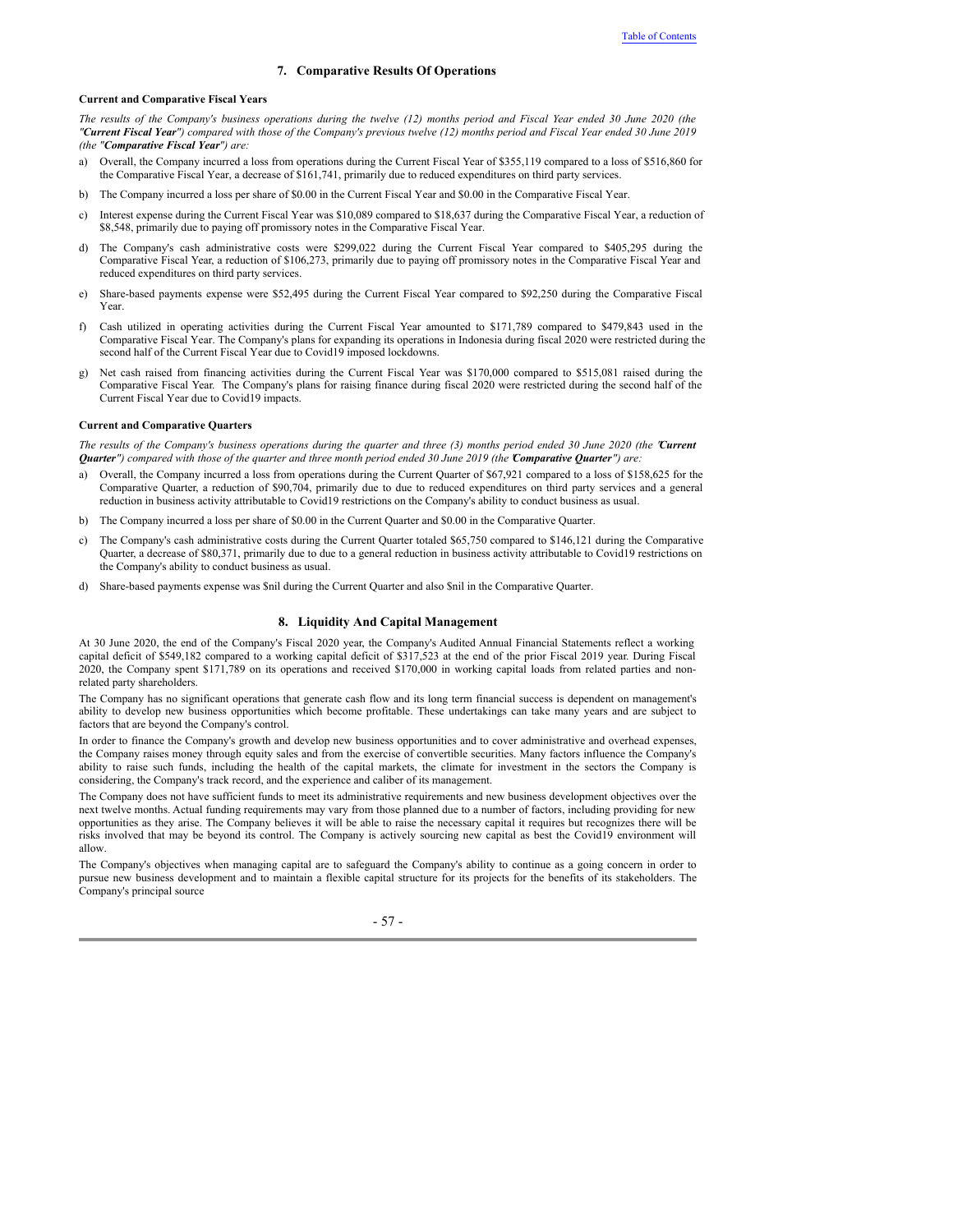## 7. Comparative Results Of Operations

**Current and Comparative Fiscal Years**

*The results of the Company's business operations during the twelve (12) months period and Fiscal Year ended 30 June 2020 (the "**Current Fiscal Year**") compared with those of the Company's previous twelve (12) months period and Fiscal Year ended 30 June 2019 (the "**Comparative Fiscal Year**") are:*

a) Overall, the Company incurred a loss from operations during the Current Fiscal Year of $355,119 compared to a loss of $516,860 for the Comparative Fiscal Year, a decrease of $161,741, primarily due to reduced expenditures on third party services.

b) The Company incurred a loss per share of $0.00 in the Current Fiscal Year and $0.00 in the Comparative Fiscal Year.

c) Interest expense during the Current Fiscal Year was $10,089 compared to $18,637 during the Comparative Fiscal Year, a reduction of $8,548, primarily due to paying off promissory notes in the Comparative Fiscal Year.

d) The Company's cash administrative costs were $299,022 during the Current Fiscal Year compared to $405,295 during the Comparative Fiscal Year, a reduction of $106,273, primarily due to paying off promissory notes in the Comparative Fiscal Year and reduced expenditures on third party services.

e) Share-based payments expense were $52,495 during the Current Fiscal Year compared to $92,250 during the Comparative Fiscal Year.

f) Cash utilized in operating activities during the Current Fiscal Year amounted to $171,789 compared to $479,843 used in the Comparative Fiscal Year. The Company's plans for expanding its operations in Indonesia during fiscal 2020 were restricted during the second half of the Current Fiscal Year due to Covid19 imposed lockdowns.

g) Net cash raised from financing activities during the Current Fiscal Year was $170,000 compared to $515,081 raised during the Comparative Fiscal Year. The Company's plans for raising finance during fiscal 2020 were restricted during the second half of the Current Fiscal Year due to Covid19 impacts.

**Current and Comparative Quarters**

*The results of the Company's business operations during the quarter and three (3) months period ended 30 June 2020 (the "**Current Quarter**") compared with those of the quarter and three month period ended 30 June 2019 (the "**Comparative Quarter**") are:*

a) Overall, the Company incurred a loss from operations during the Current Quarter of $67,921 compared to a loss of $158,625 for the Comparative Quarter, a reduction of $90,704, primarily due to due to reduced expenditures on third party services and a general reduction in business activity attributable to Covid19 restrictions on the Company's ability to conduct business as usual.

b) The Company incurred a loss per share of $0.00 in the Current Quarter and $0.00 in the Comparative Quarter.

c) The Company's cash administrative costs during the Current Quarter totaled $65,750 compared to $146,121 during the Comparative Quarter, a decrease of $80,371, primarily due to due to a general reduction in business activity attributable to Covid19 restrictions on the Company's ability to conduct business as usual.

d) Share-based payments expense was $nil during the Current Quarter and also $nil in the Comparative Quarter.

## 8. Liquidity And Capital Management

At 30 June 2020, the end of the Company's Fiscal 2020 year, the Company's Audited Annual Financial Statements reflect a working capital deficit of $549,182 compared to a working capital deficit of $317,523 at the end of the prior Fiscal 2019 year. During Fiscal 2020, the Company spent $171,789 on its operations and received $170,000 in working capital loads from related parties and non-related party shareholders.

The Company has no significant operations that generate cash flow and its long term financial success is dependent on management's ability to develop new business opportunities which become profitable. These undertakings can take many years and are subject to factors that are beyond the Company's control.

In order to finance the Company's growth and develop new business opportunities and to cover administrative and overhead expenses, the Company raises money through equity sales and from the exercise of convertible securities. Many factors influence the Company's ability to raise such funds, including the health of the capital markets, the climate for investment in the sectors the Company is considering, the Company's track record, and the experience and caliber of its management.

The Company does not have sufficient funds to meet its administrative requirements and new business development objectives over the next twelve months. Actual funding requirements may vary from those planned due to a number of factors, including providing for new opportunities as they arise. The Company believes it will be able to raise the necessary capital it requires but recognizes there will be risks involved that may be beyond its control. The Company is actively sourcing new capital as best the Covid19 environment will allow.

The Company's objectives when managing capital are to safeguard the Company's ability to continue as a going concern in order to pursue new business development and to maintain a flexible capital structure for its projects for the benefits of its stakeholders. The Company's principal source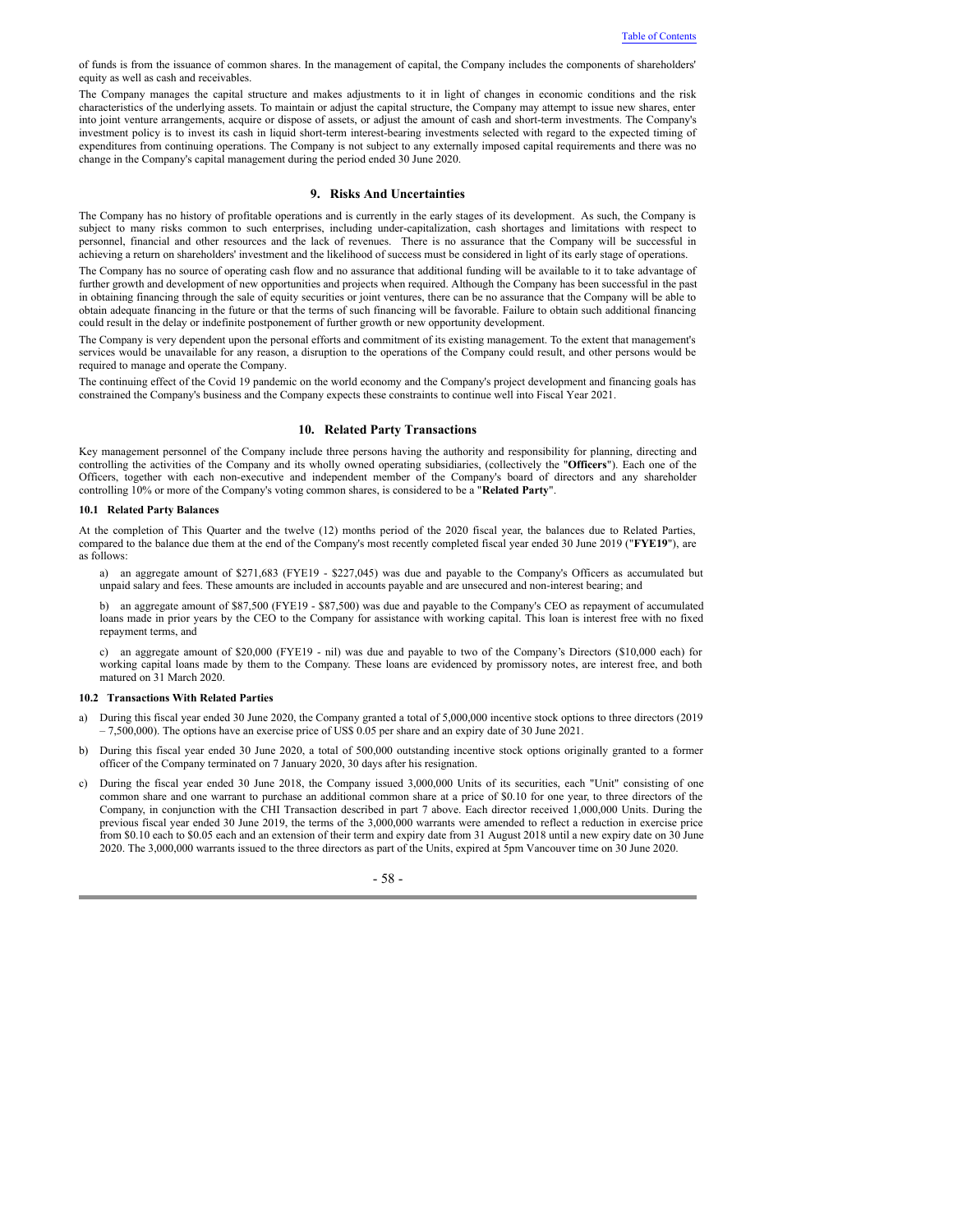of funds is from the issuance of common shares. In the management of capital, the Company includes the components of shareholders' equity as well as cash and receivables.

The Company manages the capital structure and makes adjustments to it in light of changes in economic conditions and the risk characteristics of the underlying assets. To maintain or adjust the capital structure, the Company may attempt to issue new shares, enter into joint venture arrangements, acquire or dispose of assets, or adjust the amount of cash and short-term investments. The Company's investment policy is to invest its cash in liquid short-term interest-bearing investments selected with regard to the expected timing of expenditures from continuing operations. The Company is not subject to any externally imposed capital requirements and there was no change in the Company's capital management during the period ended 30 June 2020.

## 9. Risks And Uncertainties

The Company has no history of profitable operations and is currently in the early stages of its development. As such, the Company is subject to many risks common to such enterprises, including under-capitalization, cash shortages and limitations with respect to personnel, financial and other resources and the lack of revenues. There is no assurance that the Company will be successful in achieving a return on shareholders' investment and the likelihood of success must be considered in light of its early stage of operations.

The Company has no source of operating cash flow and no assurance that additional funding will be available to it to take advantage of further growth and development of new opportunities and projects when required. Although the Company has been successful in the past in obtaining financing through the sale of equity securities or joint ventures, there can be no assurance that the Company will be able to obtain adequate financing in the future or that the terms of such financing will be favorable. Failure to obtain such additional financing could result in the delay or indefinite postponement of further growth or new opportunity development.

The Company is very dependent upon the personal efforts and commitment of its existing management. To the extent that management's services would be unavailable for any reason, a disruption to the operations of the Company could result, and other persons would be required to manage and operate the Company.

The continuing effect of the Covid 19 pandemic on the world economy and the Company's project development and financing goals has constrained the Company's business and the Company expects these constraints to continue well into Fiscal Year 2021.

## 10. Related Party Transactions

Key management personnel of the Company include three persons having the authority and responsibility for planning, directing and controlling the activities of the Company and its wholly owned operating subsidiaries, (collectively the "**Officers**"). Each one of the Officers, together with each non-executive and independent member of the Company's board of directors and any shareholder controlling 10% or more of the Company's voting common shares, is considered to be a "**Related Party**".

### 10.1 Related Party Balances

At the completion of This Quarter and the twelve (12) months period of the 2020 fiscal year, the balances due to Related Parties, compared to the balance due them at the end of the Company's most recently completed fiscal year ended 30 June 2019 ("**FYE19**"), are as follows:

a) an aggregate amount of $271,683 (FYE19 - $227,045) was due and payable to the Company's Officers as accumulated but unpaid salary and fees. These amounts are included in accounts payable and are unsecured and non-interest bearing; and

b) an aggregate amount of $87,500 (FYE19 - $87,500) was due and payable to the Company's CEO as repayment of accumulated loans made in prior years by the CEO to the Company for assistance with working capital. This loan is interest free with no fixed repayment terms, and

c) an aggregate amount of $20,000 (FYE19 - nil) was due and payable to two of the Company's Directors ($10,000 each) for working capital loans made by them to the Company. These loans are evidenced by promissory notes, are interest free, and both matured on 31 March 2020.

### 10.2 Transactions With Related Parties

a) During this fiscal year ended 30 June 2020, the Company granted a total of 5,000,000 incentive stock options to three directors (2019 – 7,500,000). The options have an exercise price of US$ 0.05 per share and an expiry date of 30 June 2021.

b) During this fiscal year ended 30 June 2020, a total of 500,000 outstanding incentive stock options originally granted to a former officer of the Company terminated on 7 January 2020, 30 days after his resignation.

c) During the fiscal year ended 30 June 2018, the Company issued 3,000,000 Units of its securities, each "Unit" consisting of one common share and one warrant to purchase an additional common share at a price of $0.10 for one year, to three directors of the Company, in conjunction with the CHI Transaction described in part 7 above. Each director received 1,000,000 Units. During the previous fiscal year ended 30 June 2019, the terms of the 3,000,000 warrants were amended to reflect a reduction in exercise price from $0.10 each to $0.05 each and an extension of their term and expiry date from 31 August 2018 until a new expiry date on 30 June 2020. The 3,000,000 warrants issued to the three directors as part of the Units, expired at 5pm Vancouver time on 30 June 2020.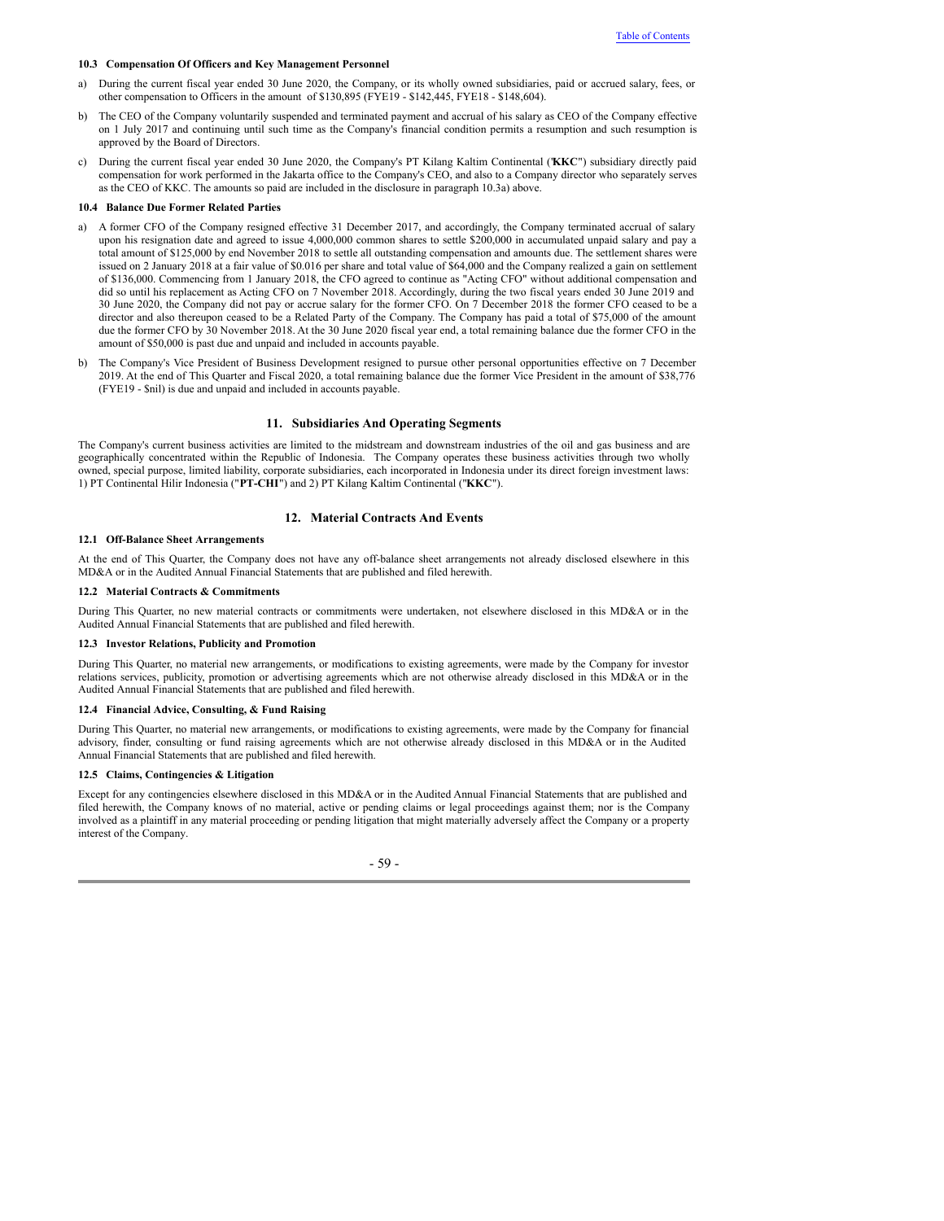### 10.3 Compensation Of Officers and Key Management Personnel

a) During the current fiscal year ended 30 June 2020, the Company, or its wholly owned subsidiaries, paid or accrued salary, fees, or other compensation to Officers in the amount of $130,895 (FYE19 - $142,445, FYE18 - $148,604).

b) The CEO of the Company voluntarily suspended and terminated payment and accrual of his salary as CEO of the Company effective on 1 July 2017 and continuing until such time as the Company's financial condition permits a resumption and such resumption is approved by the Board of Directors.

c) During the current fiscal year ended 30 June 2020, the Company's PT Kilang Kaltim Continental ('**KKC**") subsidiary directly paid compensation for work performed in the Jakarta office to the Company's CEO, and also to a Company director who separately serves as the CEO of KKC. The amounts so paid are included in the disclosure in paragraph 10.3a) above.

### 10.4 Balance Due Former Related Parties

a) A former CFO of the Company resigned effective 31 December 2017, and accordingly, the Company terminated accrual of salary upon his resignation date and agreed to issue 4,000,000 common shares to settle $200,000 in accumulated unpaid salary and pay a total amount of $125,000 by end November 2018 to settle all outstanding compensation and amounts due. The settlement shares were issued on 2 January 2018 at a fair value of $0.016 per share and total value of $64,000 and the Company realized a gain on settlement of $136,000. Commencing from 1 January 2018, the CFO agreed to continue as "Acting CFO" without additional compensation and did so until his replacement as Acting CFO on 7 November 2018. Accordingly, during the two fiscal years ended 30 June 2019 and 30 June 2020, the Company did not pay or accrue salary for the former CFO. On 7 December 2018 the former CFO ceased to be a director and also thereupon ceased to be a Related Party of the Company. The Company has paid a total of $75,000 of the amount due the former CFO by 30 November 2018. At the 30 June 2020 fiscal year end, a total remaining balance due the former CFO in the amount of $50,000 is past due and unpaid and included in accounts payable.

b) The Company's Vice President of Business Development resigned to pursue other personal opportunities effective on 7 December 2019. At the end of This Quarter and Fiscal 2020, a total remaining balance due the former Vice President in the amount of $38,776 (FYE19 - $nil) is due and unpaid and included in accounts payable.

## 11. Subsidiaries And Operating Segments

The Company's current business activities are limited to the midstream and downstream industries of the oil and gas business and are geographically concentrated within the Republic of Indonesia. The Company operates these business activities through two wholly owned, special purpose, limited liability, corporate subsidiaries, each incorporated in Indonesia under its direct foreign investment laws: 1) PT Continental Hilir Indonesia ("**PT-CHI**") and 2) PT Kilang Kaltim Continental ("**KKC**").

## 12. Material Contracts And Events

### 12.1 Off-Balance Sheet Arrangements

At the end of This Quarter, the Company does not have any off-balance sheet arrangements not already disclosed elsewhere in this MD&A or in the Audited Annual Financial Statements that are published and filed herewith.

### 12.2 Material Contracts & Commitments

During This Quarter, no new material contracts or commitments were undertaken, not elsewhere disclosed in this MD&A or in the Audited Annual Financial Statements that are published and filed herewith.

### 12.3 Investor Relations, Publicity and Promotion

During This Quarter, no material new arrangements, or modifications to existing agreements, were made by the Company for investor relations services, publicity, promotion or advertising agreements which are not otherwise already disclosed in this MD&A or in the Audited Annual Financial Statements that are published and filed herewith.

### 12.4 Financial Advice, Consulting, & Fund Raising

During This Quarter, no material new arrangements, or modifications to existing agreements, were made by the Company for financial advisory, finder, consulting or fund raising agreements which are not otherwise already disclosed in this MD&A or in the Audited Annual Financial Statements that are published and filed herewith.

### 12.5 Claims, Contingencies & Litigation

Except for any contingencies elsewhere disclosed in this MD&A or in the Audited Annual Financial Statements that are published and filed herewith, the Company knows of no material, active or pending claims or legal proceedings against them; nor is the Company involved as a plaintiff in any material proceeding or pending litigation that might materially adversely affect the Company or a property interest of the Company.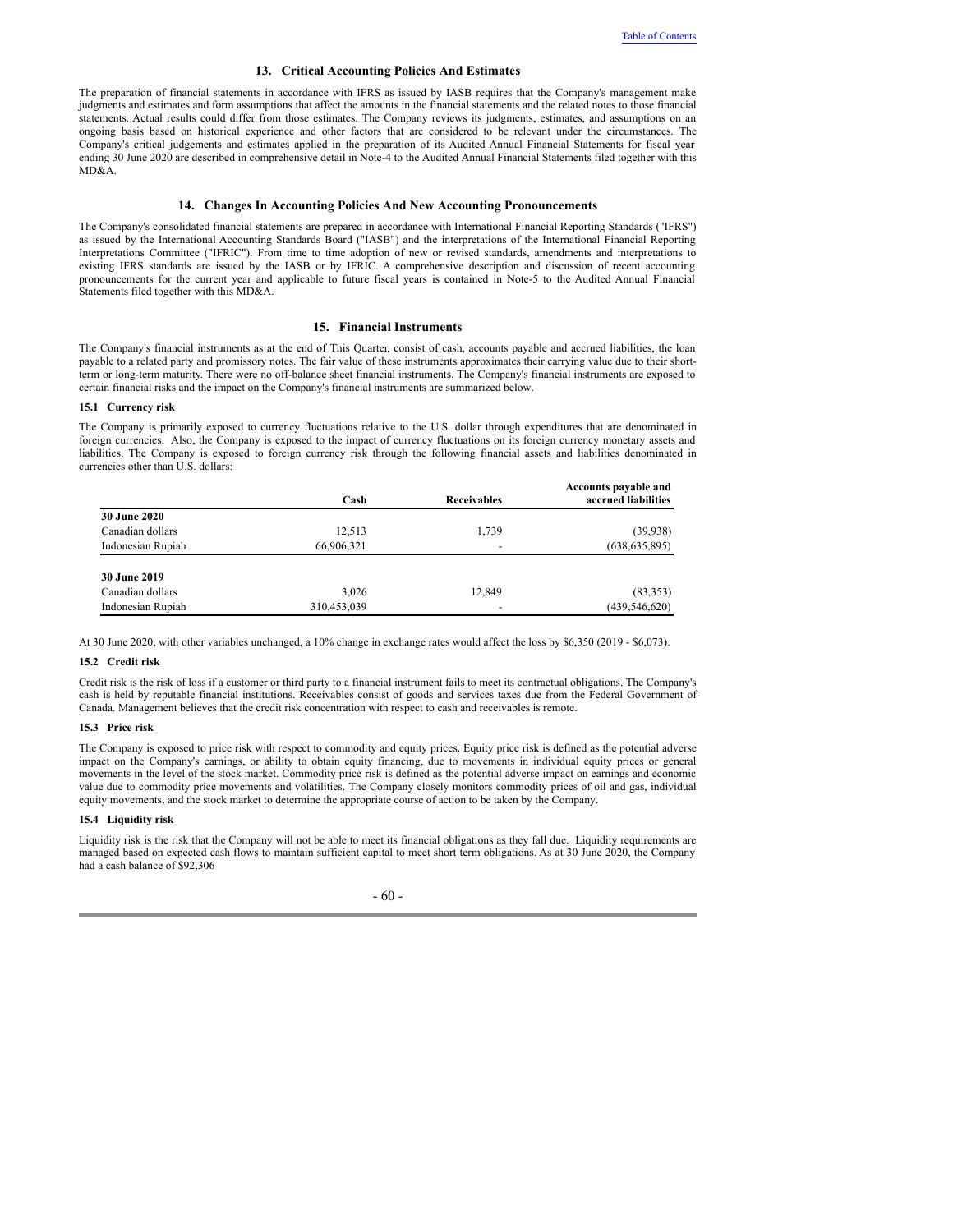## 13. Critical Accounting Policies And Estimates

The preparation of financial statements in accordance with IFRS as issued by IASB requires that the Company's management make judgments and estimates and form assumptions that affect the amounts in the financial statements and the related notes to those financial statements. Actual results could differ from those estimates. The Company reviews its judgments, estimates, and assumptions on an ongoing basis based on historical experience and other factors that are considered to be relevant under the circumstances. The Company's critical judgements and estimates applied in the preparation of its Audited Annual Financial Statements for fiscal year ending 30 June 2020 are described in comprehensive detail in Note-4 to the Audited Annual Financial Statements filed together with this MD&A.

## 14. Changes In Accounting Policies And New Accounting Pronouncements

The Company's consolidated financial statements are prepared in accordance with International Financial Reporting Standards ("IFRS") as issued by the International Accounting Standards Board ("IASB") and the interpretations of the International Financial Reporting Interpretations Committee ("IFRIC"). From time to time adoption of new or revised standards, amendments and interpretations to existing IFRS standards are issued by the IASB or by IFRIC. A comprehensive description and discussion of recent accounting pronouncements for the current year and applicable to future fiscal years is contained in Note-5 to the Audited Annual Financial Statements filed together with this MD&A.

## 15. Financial Instruments

The Company's financial instruments as at the end of This Quarter, consist of cash, accounts payable and accrued liabilities, the loan payable to a related party and promissory notes. The fair value of these instruments approximates their carrying value due to their short-term or long-term maturity. There were no off-balance sheet financial instruments. The Company's financial instruments are exposed to certain financial risks and the impact on the Company's financial instruments are summarized below.

### 15.1 Currency risk

The Company is primarily exposed to currency fluctuations relative to the U.S. dollar through expenditures that are denominated in foreign currencies. Also, the Company is exposed to the impact of currency fluctuations on its foreign currency monetary assets and liabilities. The Company is exposed to foreign currency risk through the following financial assets and liabilities denominated in currencies other than U.S. dollars:

| | Cash | Receivables | Accounts payable and accrued liabilities |
|---|---|---|---|
| **30 June 2020** | | | |
| Canadian dollars | 12,513 | 1,739 | (39,938) |
| Indonesian Rupiah | 66,906,321 | - | (638,635,895) |
| **30 June 2019** | | | |
| Canadian dollars | 3,026 | 12,849 | (83,353) |
| Indonesian Rupiah | 310,453,039 | - | (439,546,620) |

At 30 June 2020, with other variables unchanged, a 10% change in exchange rates would affect the loss by $6,350 (2019 - $6,073).

### 15.2 Credit risk

Credit risk is the risk of loss if a customer or third party to a financial instrument fails to meet its contractual obligations. The Company's cash is held by reputable financial institutions. Receivables consist of goods and services taxes due from the Federal Government of Canada. Management believes that the credit risk concentration with respect to cash and receivables is remote.

### 15.3 Price risk

The Company is exposed to price risk with respect to commodity and equity prices. Equity price risk is defined as the potential adverse impact on the Company's earnings, or ability to obtain equity financing, due to movements in individual equity prices or general movements in the level of the stock market. Commodity price risk is defined as the potential adverse impact on earnings and economic value due to commodity price movements and volatilities. The Company closely monitors commodity prices of oil and gas, individual equity movements, and the stock market to determine the appropriate course of action to be taken by the Company.

### 15.4 Liquidity risk

Liquidity risk is the risk that the Company will not be able to meet its financial obligations as they fall due. Liquidity requirements are managed based on expected cash flows to maintain sufficient capital to meet short term obligations. As at 30 June 2020, the Company had a cash balance of $92,306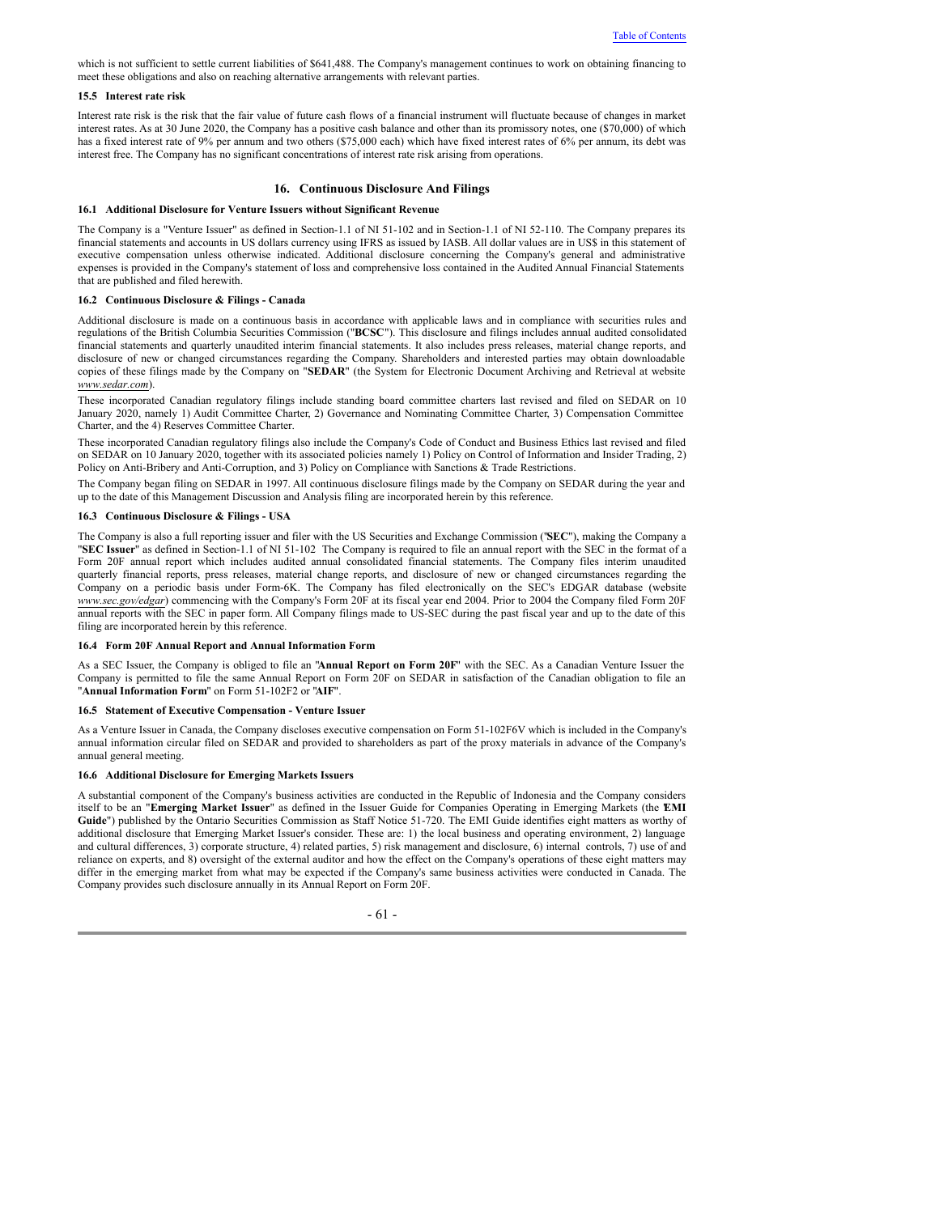which is not sufficient to settle current liabilities of $641,488. The Company's management continues to work on obtaining financing to meet these obligations and also on reaching alternative arrangements with relevant parties.

**15.5 Interest rate risk**

Interest rate risk is the risk that the fair value of future cash flows of a financial instrument will fluctuate because of changes in market interest rates. As at 30 June 2020, the Company has a positive cash balance and other than its promissory notes, one ($70,000) of which has a fixed interest rate of 9% per annum and two others ($75,000 each) which have fixed interest rates of 6% per annum, its debt was interest free. The Company has no significant concentrations of interest rate risk arising from operations.

## 16. Continuous Disclosure And Filings

**16.1 Additional Disclosure for Venture Issuers without Significant Revenue**

The Company is a "Venture Issuer" as defined in Section-1.1 of NI 51-102 and in Section-1.1 of NI 52-110. The Company prepares its financial statements and accounts in US dollars currency using IFRS as issued by IASB. All dollar values are in US$ in this statement of executive compensation unless otherwise indicated. Additional disclosure concerning the Company's general and administrative expenses is provided in the Company's statement of loss and comprehensive loss contained in the Audited Annual Financial Statements that are published and filed herewith.

**16.2 Continuous Disclosure & Filings - Canada**

Additional disclosure is made on a continuous basis in accordance with applicable laws and in compliance with securities rules and regulations of the British Columbia Securities Commission ("**BCSC**"). This disclosure and filings includes annual audited consolidated financial statements and quarterly unaudited interim financial statements. It also includes press releases, material change reports, and disclosure of new or changed circumstances regarding the Company. Shareholders and interested parties may obtain downloadable copies of these filings made by the Company on "**SEDAR**" (the System for Electronic Document Archiving and Retrieval at website *www.sedar.com*).

These incorporated Canadian regulatory filings include standing board committee charters last revised and filed on SEDAR on 10 January 2020, namely 1) Audit Committee Charter, 2) Governance and Nominating Committee Charter, 3) Compensation Committee Charter, and the 4) Reserves Committee Charter.

These incorporated Canadian regulatory filings also include the Company's Code of Conduct and Business Ethics last revised and filed on SEDAR on 10 January 2020, together with its associated policies namely 1) Policy on Control of Information and Insider Trading, 2) Policy on Anti-Bribery and Anti-Corruption, and 3) Policy on Compliance with Sanctions & Trade Restrictions.

The Company began filing on SEDAR in 1997. All continuous disclosure filings made by the Company on SEDAR during the year and up to the date of this Management Discussion and Analysis filing are incorporated herein by this reference.

**16.3 Continuous Disclosure & Filings - USA**

The Company is also a full reporting issuer and filer with the US Securities and Exchange Commission ("**SEC**"), making the Company a "**SEC Issuer**" as defined in Section-1.1 of NI 51-102 The Company is required to file an annual report with the SEC in the format of a Form 20F annual report which includes audited annual consolidated financial statements. The Company files interim unaudited quarterly financial reports, press releases, material change reports, and disclosure of new or changed circumstances regarding the Company on a periodic basis under Form-6K. The Company has filed electronically on the SEC's EDGAR database (website *www.sec.gov/edgar*) commencing with the Company's Form 20F at its fiscal year end 2004. Prior to 2004 the Company filed Form 20F annual reports with the SEC in paper form. All Company filings made to US-SEC during the past fiscal year and up to the date of this filing are incorporated herein by this reference.

**16.4 Form 20F Annual Report and Annual Information Form**

As a SEC Issuer, the Company is obliged to file an "**Annual Report on Form 20F**" with the SEC. As a Canadian Venture Issuer the Company is permitted to file the same Annual Report on Form 20F on SEDAR in satisfaction of the Canadian obligation to file an "**Annual Information Form**" on Form 51-102F2 or "**AIF**".

**16.5 Statement of Executive Compensation - Venture Issuer**

As a Venture Issuer in Canada, the Company discloses executive compensation on Form 51-102F6V which is included in the Company's annual information circular filed on SEDAR and provided to shareholders as part of the proxy materials in advance of the Company's annual general meeting.

**16.6 Additional Disclosure for Emerging Markets Issuers**

A substantial component of the Company's business activities are conducted in the Republic of Indonesia and the Company considers itself to be an "**Emerging Market Issuer**" as defined in the Issuer Guide for Companies Operating in Emerging Markets (the "**EMI Guide**") published by the Ontario Securities Commission as Staff Notice 51-720. The EMI Guide identifies eight matters as worthy of additional disclosure that Emerging Market Issuer's consider. These are: 1) the local business and operating environment, 2) language and cultural differences, 3) corporate structure, 4) related parties, 5) risk management and disclosure, 6) internal controls, 7) use of and reliance on experts, and 8) oversight of the external auditor and how the effect on the Company's operations of these eight matters may differ in the emerging market from what may be expected if the Company's same business activities were conducted in Canada. The Company provides such disclosure annually in its Annual Report on Form 20F.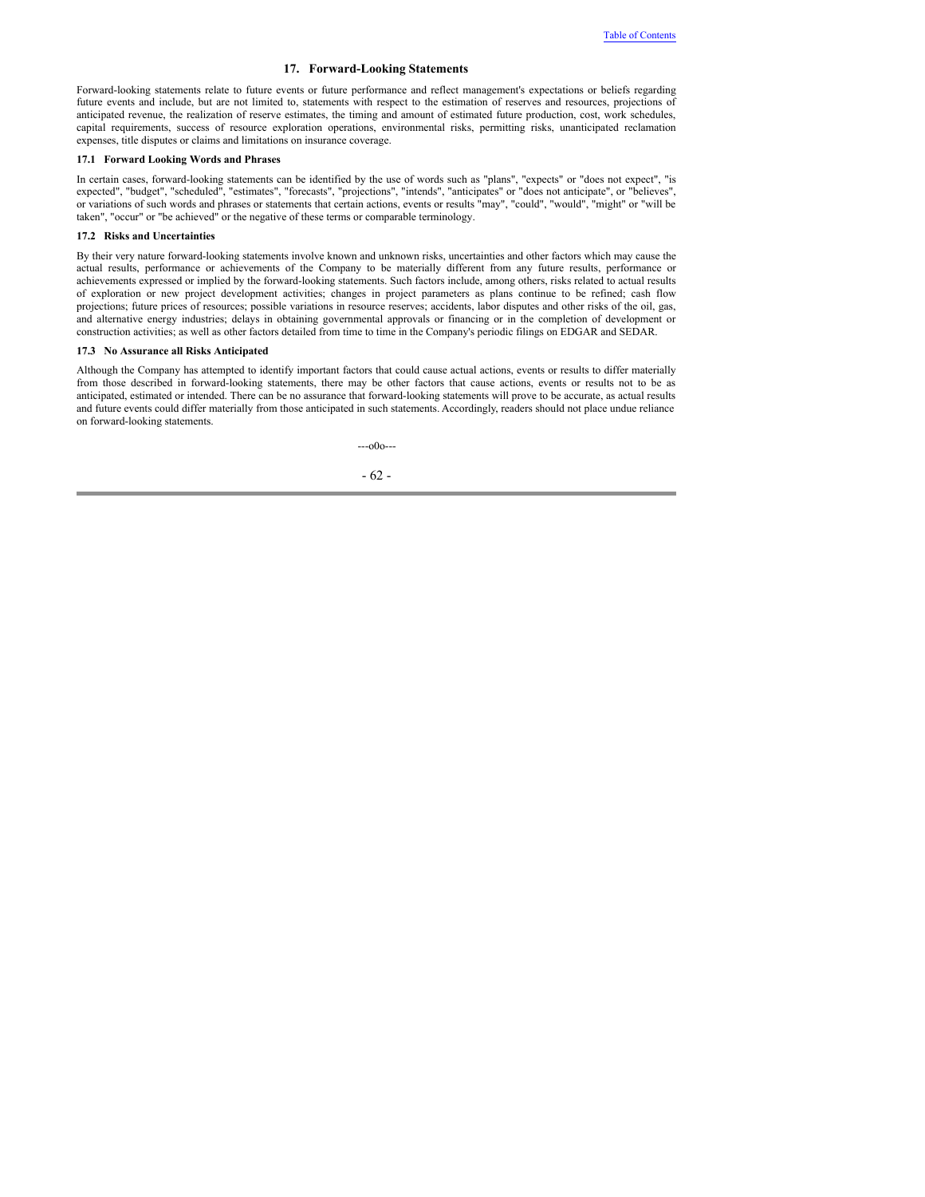## 17. Forward-Looking Statements

Forward-looking statements relate to future events or future performance and reflect management's expectations or beliefs regarding future events and include, but are not limited to, statements with respect to the estimation of reserves and resources, projections of anticipated revenue, the realization of reserve estimates, the timing and amount of estimated future production, cost, work schedules, capital requirements, success of resource exploration operations, environmental risks, permitting risks, unanticipated reclamation expenses, title disputes or claims and limitations on insurance coverage.

### 17.1 Forward Looking Words and Phrases

In certain cases, forward-looking statements can be identified by the use of words such as "plans", "expects" or "does not expect", "is expected", "budget", "scheduled", "estimates", "forecasts", "projections", "intends", "anticipates" or "does not anticipate", or "believes", or variations of such words and phrases or statements that certain actions, events or results "may", "could", "would", "might" or "will be taken", "occur" or "be achieved" or the negative of these terms or comparable terminology.

### 17.2 Risks and Uncertainties

By their very nature forward-looking statements involve known and unknown risks, uncertainties and other factors which may cause the actual results, performance or achievements of the Company to be materially different from any future results, performance or achievements expressed or implied by the forward-looking statements. Such factors include, among others, risks related to actual results of exploration or new project development activities; changes in project parameters as plans continue to be refined; cash flow projections; future prices of resources; possible variations in resource reserves; accidents, labor disputes and other risks of the oil, gas, and alternative energy industries; delays in obtaining governmental approvals or financing or in the completion of development or construction activities; as well as other factors detailed from time to time in the Company's periodic filings on EDGAR and SEDAR.

### 17.3 No Assurance all Risks Anticipated

Although the Company has attempted to identify important factors that could cause actual actions, events or results to differ materially from those described in forward-looking statements, there may be other factors that cause actions, events or results not to be as anticipated, estimated or intended. There can be no assurance that forward-looking statements will prove to be accurate, as actual results and future events could differ materially from those anticipated in such statements. Accordingly, readers should not place undue reliance on forward-looking statements.

---o0o---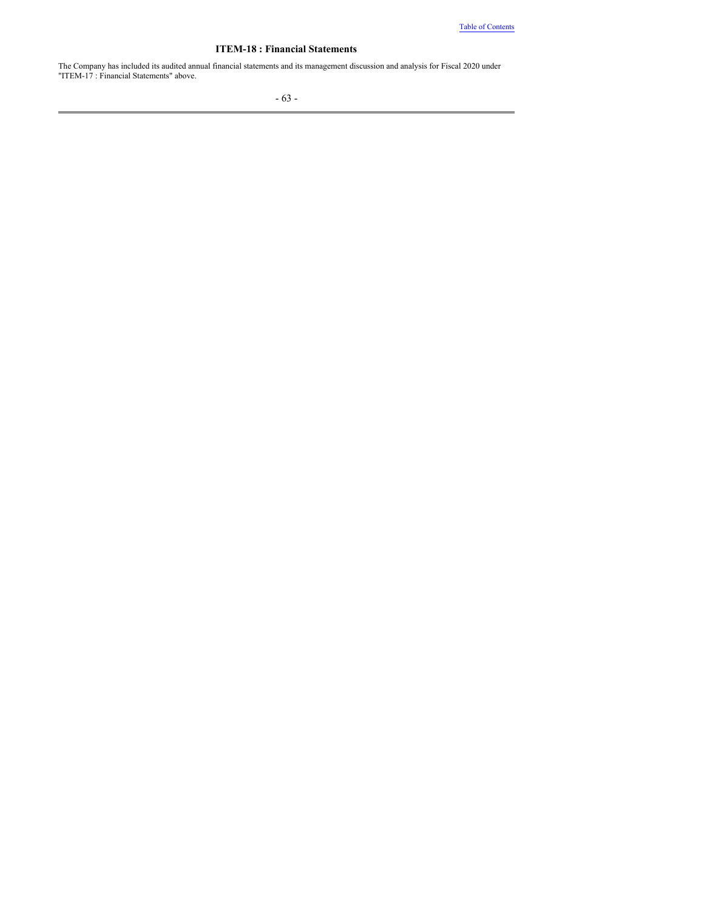## ITEM-18 : Financial Statements

The Company has included its audited annual financial statements and its management discussion and analysis for Fiscal 2020 under "ITEM-17 : Financial Statements" above.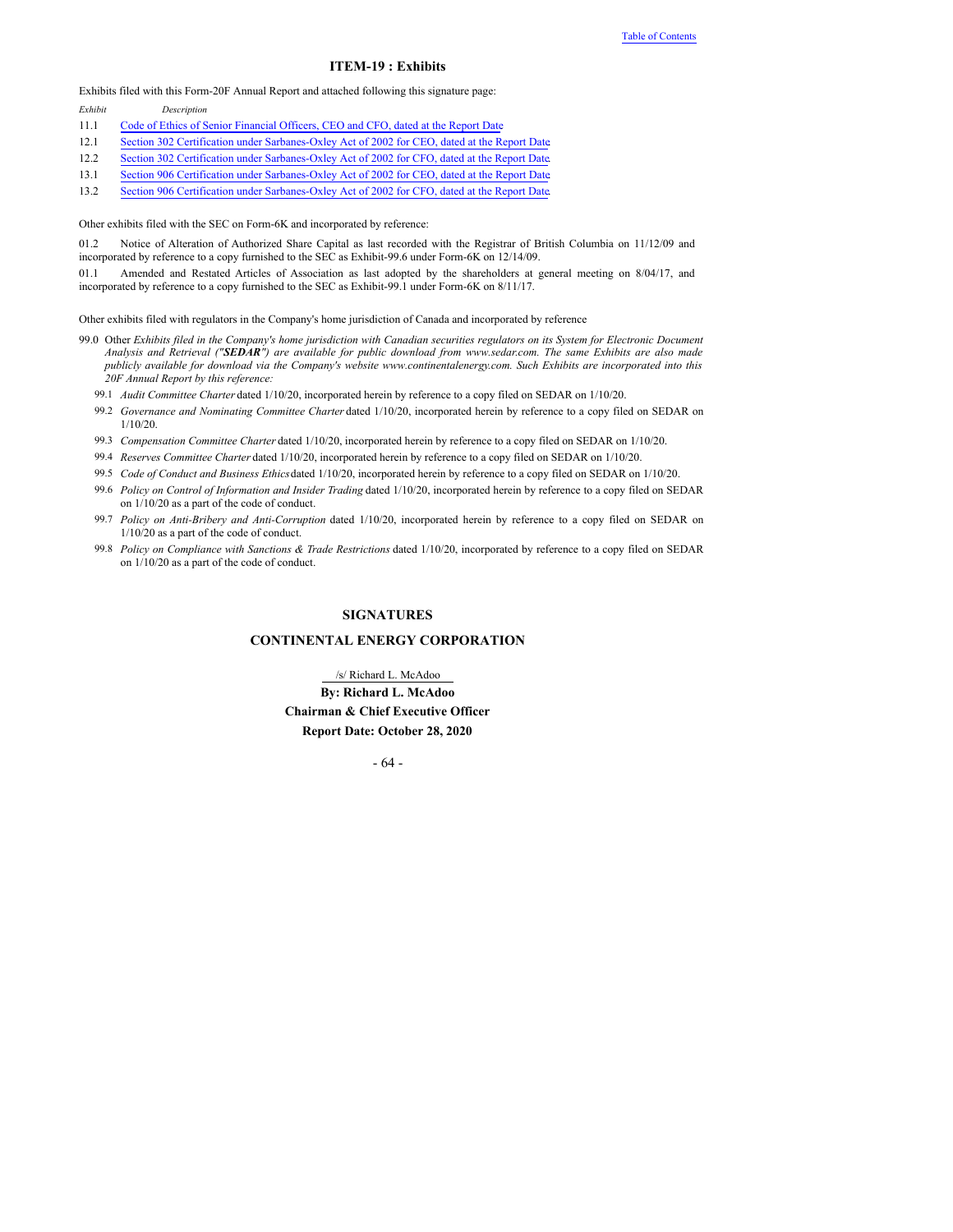## ITEM-19 : Exhibits

Exhibits filed with this Form-20F Annual Report and attached following this signature page:

| *Exhibit* | *Description* |
|---|---|
| 11.1 | Code of Ethics of Senior Financial Officers, CEO and CFO, dated at the Report Date |
| 12.1 | Section 302 Certification under Sarbanes-Oxley Act of 2002 for CEO, dated at the Report Date |
| 12.2 | Section 302 Certification under Sarbanes-Oxley Act of 2002 for CFO, dated at the Report Date |
| 13.1 | Section 906 Certification under Sarbanes-Oxley Act of 2002 for CEO, dated at the Report Date |
| 13.2 | Section 906 Certification under Sarbanes-Oxley Act of 2002 for CFO, dated at the Report Date |

Other exhibits filed with the SEC on Form-6K and incorporated by reference:

01.2 Notice of Alteration of Authorized Share Capital as last recorded with the Registrar of British Columbia on 11/12/09 and incorporated by reference to a copy furnished to the SEC as Exhibit-99.6 under Form-6K on 12/14/09.

01.1 Amended and Restated Articles of Association as last adopted by the shareholders at general meeting on 8/04/17, and incorporated by reference to a copy furnished to the SEC as Exhibit-99.1 under Form-6K on 8/11/17.

Other exhibits filed with regulators in the Company's home jurisdiction of Canada and incorporated by reference

99.0 Other *Exhibits filed in the Company's home jurisdiction with Canadian securities regulators on its System for Electronic Document Analysis and Retrieval ("**SEDAR**") are available for public download from www.sedar.com. The same Exhibits are also made publicly available for download via the Company's website www.continentalenergy.com. Such Exhibits are incorporated into this 20F Annual Report by this reference:*

- 99.1 *Audit Committee Charter* dated 1/10/20, incorporated herein by reference to a copy filed on SEDAR on 1/10/20.
- 99.2 *Governance and Nominating Committee Charter* dated 1/10/20, incorporated herein by reference to a copy filed on SEDAR on 1/10/20.
- 99.3 *Compensation Committee Charter* dated 1/10/20, incorporated herein by reference to a copy filed on SEDAR on 1/10/20.
- 99.4 *Reserves Committee Charter* dated 1/10/20, incorporated herein by reference to a copy filed on SEDAR on 1/10/20.
- 99.5 *Code of Conduct and Business Ethics* dated 1/10/20, incorporated herein by reference to a copy filed on SEDAR on 1/10/20.
- 99.6 *Policy on Control of Information and Insider Trading* dated 1/10/20, incorporated herein by reference to a copy filed on SEDAR on 1/10/20 as a part of the code of conduct.
- 99.7 *Policy on Anti-Bribery and Anti-Corruption* dated 1/10/20, incorporated herein by reference to a copy filed on SEDAR on 1/10/20 as a part of the code of conduct.
- 99.8 *Policy on Compliance with Sanctions & Trade Restrictions* dated 1/10/20, incorporated by reference to a copy filed on SEDAR on 1/10/20 as a part of the code of conduct.

## SIGNATURES

**CONTINENTAL ENERGY CORPORATION**

/s/ Richard L. McAdoo

**By: Richard L. McAdoo**

**Chairman & Chief Executive Officer**

**Report Date: October 28, 2020**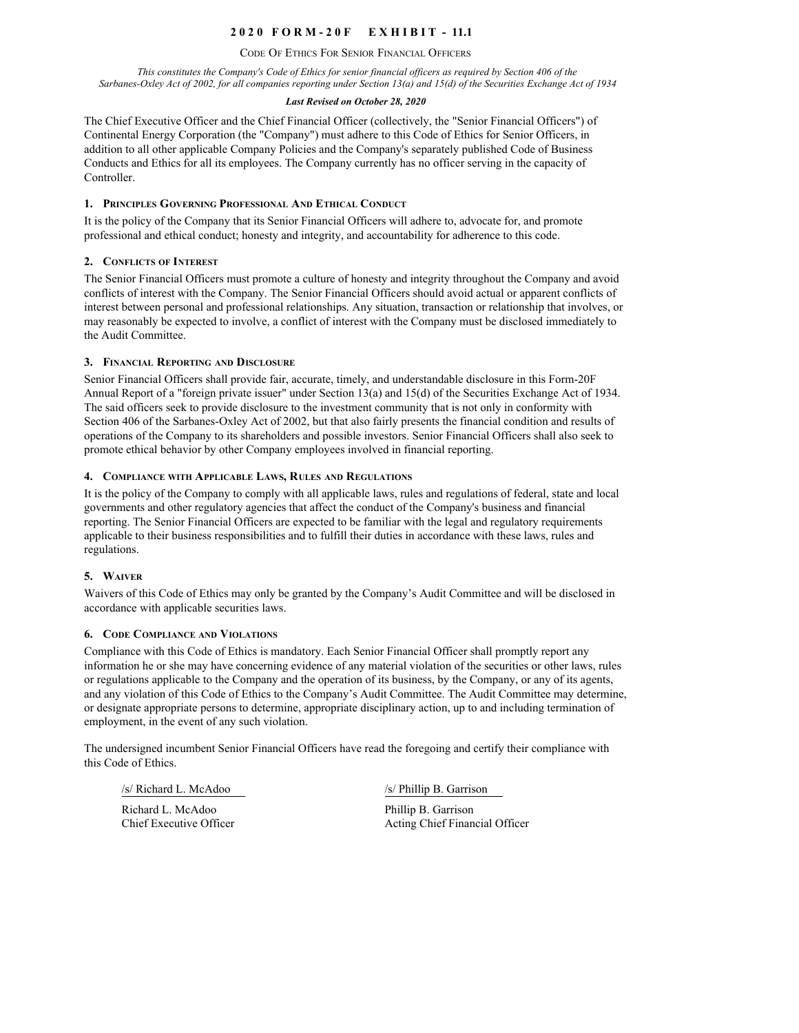# 2020 FORM-20F EXHIBIT - 11.1

## CODE OF ETHICS FOR SENIOR FINANCIAL OFFICERS

*This constitutes the Company's Code of Ethics for senior financial officers as required by Section 406 of the Sarbanes-Oxley Act of 2002, for all companies reporting under Section 13(a) and 15(d) of the Securities Exchange Act of 1934*

***Last Revised on October 28, 2020***

The Chief Executive Officer and the Chief Financial Officer (collectively, the "Senior Financial Officers") of Continental Energy Corporation (the "Company") must adhere to this Code of Ethics for Senior Officers, in addition to all other applicable Company Policies and the Company's separately published Code of Business Conducts and Ethics for all its employees. The Company currently has no officer serving in the capacity of Controller.

### 1. PRINCIPLES GOVERNING PROFESSIONAL AND ETHICAL CONDUCT

It is the policy of the Company that its Senior Financial Officers will adhere to, advocate for, and promote professional and ethical conduct; honesty and integrity, and accountability for adherence to this code.

### 2. CONFLICTS OF INTEREST

The Senior Financial Officers must promote a culture of honesty and integrity throughout the Company and avoid conflicts of interest with the Company. The Senior Financial Officers should avoid actual or apparent conflicts of interest between personal and professional relationships. Any situation, transaction or relationship that involves, or may reasonably be expected to involve, a conflict of interest with the Company must be disclosed immediately to the Audit Committee.

### 3. FINANCIAL REPORTING AND DISCLOSURE

Senior Financial Officers shall provide fair, accurate, timely, and understandable disclosure in this Form-20F Annual Report of a "foreign private issuer" under Section 13(a) and 15(d) of the Securities Exchange Act of 1934. The said officers seek to provide disclosure to the investment community that is not only in conformity with Section 406 of the Sarbanes-Oxley Act of 2002, but that also fairly presents the financial condition and results of operations of the Company to its shareholders and possible investors. Senior Financial Officers shall also seek to promote ethical behavior by other Company employees involved in financial reporting.

### 4. COMPLIANCE WITH APPLICABLE LAWS, RULES AND REGULATIONS

It is the policy of the Company to comply with all applicable laws, rules and regulations of federal, state and local governments and other regulatory agencies that affect the conduct of the Company's business and financial reporting. The Senior Financial Officers are expected to be familiar with the legal and regulatory requirements applicable to their business responsibilities and to fulfill their duties in accordance with these laws, rules and regulations.

### 5. WAIVER

Waivers of this Code of Ethics may only be granted by the Company's Audit Committee and will be disclosed in accordance with applicable securities laws.

### 6. CODE COMPLIANCE AND VIOLATIONS

Compliance with this Code of Ethics is mandatory. Each Senior Financial Officer shall promptly report any information he or she may have concerning evidence of any material violation of the securities or other laws, rules or regulations applicable to the Company and the operation of its business, by the Company, or any of its agents, and any violation of this Code of Ethics to the Company's Audit Committee. The Audit Committee may determine, or designate appropriate persons to determine, appropriate disciplinary action, up to and including termination of employment, in the event of any such violation.

The undersigned incumbent Senior Financial Officers have read the foregoing and certify their compliance with this Code of Ethics.

/s/ Richard L. McAdoo

Richard L. McAdoo
Chief Executive Officer

/s/ Phillip B. Garrison

Phillip B. Garrison
Acting Chief Financial Officer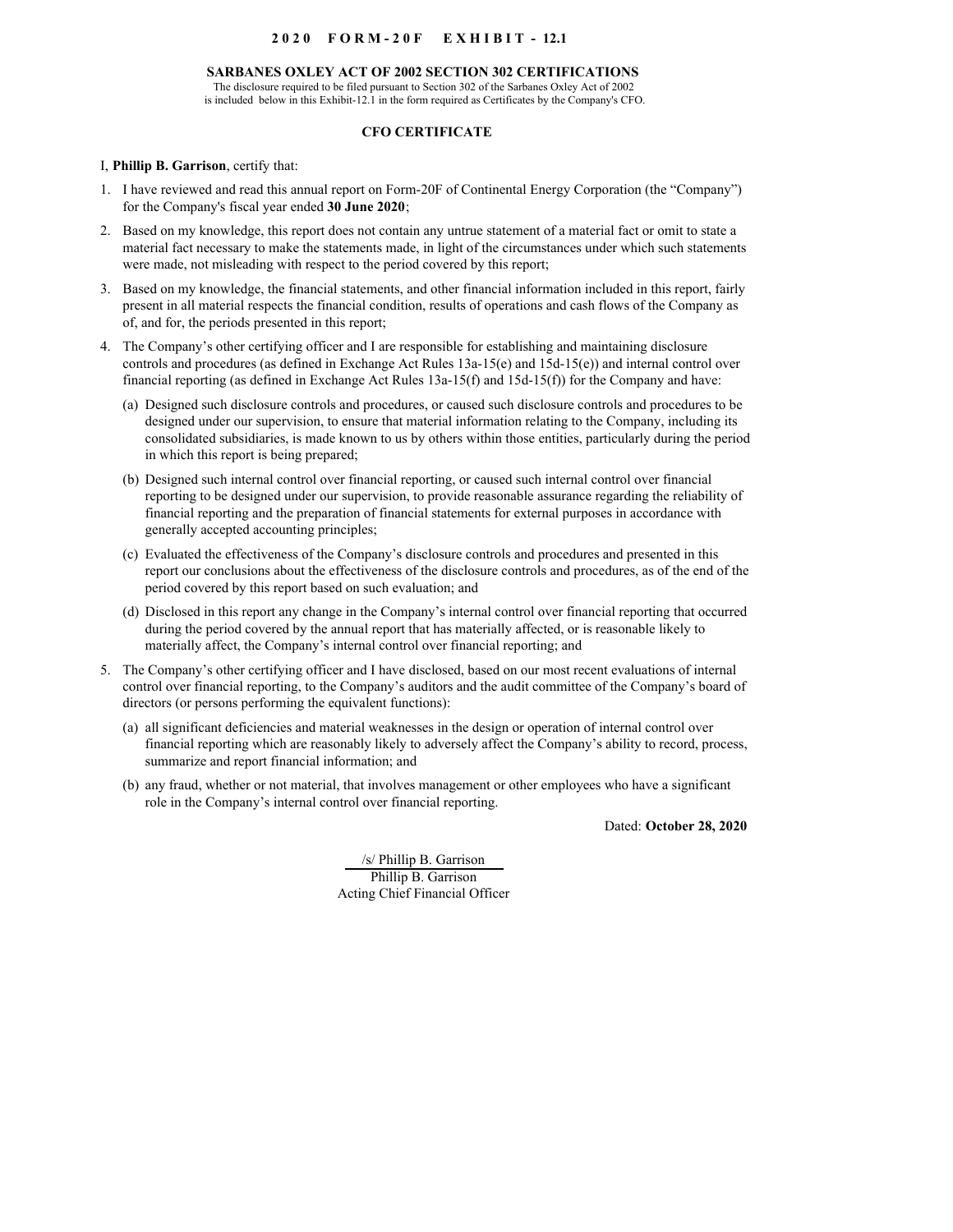**2020 FORM-20F EXHIBIT - 12.1**

## SARBANES OXLEY ACT OF 2002 SECTION 302 CERTIFICATIONS

The disclosure required to be filed pursuant to Section 302 of the Sarbanes Oxley Act of 2002 is included below in this Exhibit-12.1 in the form required as Certificates by the Company's CFO.

### CFO CERTIFICATE

I, **Phillip B. Garrison**, certify that:

1. I have reviewed and read this annual report on Form-20F of Continental Energy Corporation (the "Company") for the Company's fiscal year ended **30 June 2020**;
2. Based on my knowledge, this report does not contain any untrue statement of a material fact or omit to state a material fact necessary to make the statements made, in light of the circumstances under which such statements were made, not misleading with respect to the period covered by this report;
3. Based on my knowledge, the financial statements, and other financial information included in this report, fairly present in all material respects the financial condition, results of operations and cash flows of the Company as of, and for, the periods presented in this report;
4. The Company's other certifying officer and I are responsible for establishing and maintaining disclosure controls and procedures (as defined in Exchange Act Rules 13a-15(e) and 15d-15(e)) and internal control over financial reporting (as defined in Exchange Act Rules 13a-15(f) and 15d-15(f)) for the Company and have:
   (a) Designed such disclosure controls and procedures, or caused such disclosure controls and procedures to be designed under our supervision, to ensure that material information relating to the Company, including its consolidated subsidiaries, is made known to us by others within those entities, particularly during the period in which this report is being prepared;
   (b) Designed such internal control over financial reporting, or caused such internal control over financial reporting to be designed under our supervision, to provide reasonable assurance regarding the reliability of financial reporting and the preparation of financial statements for external purposes in accordance with generally accepted accounting principles;
   (c) Evaluated the effectiveness of the Company's disclosure controls and procedures and presented in this report our conclusions about the effectiveness of the disclosure controls and procedures, as of the end of the period covered by this report based on such evaluation; and
   (d) Disclosed in this report any change in the Company's internal control over financial reporting that occurred during the period covered by the annual report that has materially affected, or is reasonable likely to materially affect, the Company's internal control over financial reporting; and
5. The Company's other certifying officer and I have disclosed, based on our most recent evaluations of internal control over financial reporting, to the Company's auditors and the audit committee of the Company's board of directors (or persons performing the equivalent functions):
   (a) all significant deficiencies and material weaknesses in the design or operation of internal control over financial reporting which are reasonably likely to adversely affect the Company's ability to record, process, summarize and report financial information; and
   (b) any fraud, whether or not material, that involves management or other employees who have a significant role in the Company's internal control over financial reporting.

Dated: **October 28, 2020**

/s/ Phillip B. Garrison

Phillip B. Garrison
Acting Chief Financial Officer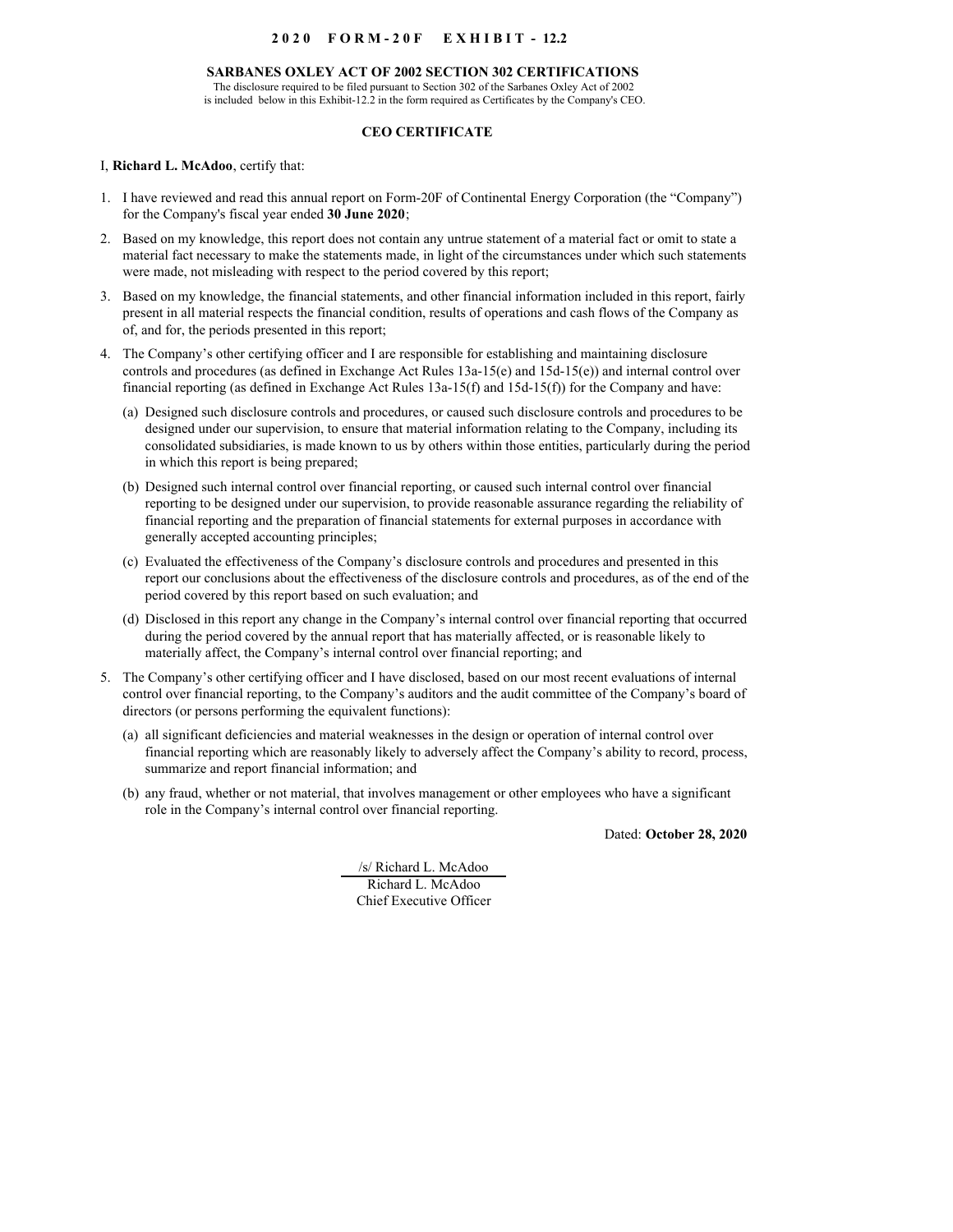**2020 FORM-20F EXHIBIT - 12.2**

**SARBANES OXLEY ACT OF 2002 SECTION 302 CERTIFICATIONS**

The disclosure required to be filed pursuant to Section 302 of the Sarbanes Oxley Act of 2002 is included below in this Exhibit-12.2 in the form required as Certificates by the Company's CEO.

**CEO CERTIFICATE**

I, **Richard L. McAdoo**, certify that:

1. I have reviewed and read this annual report on Form-20F of Continental Energy Corporation (the "Company") for the Company's fiscal year ended **30 June 2020**;
2. Based on my knowledge, this report does not contain any untrue statement of a material fact or omit to state a material fact necessary to make the statements made, in light of the circumstances under which such statements were made, not misleading with respect to the period covered by this report;
3. Based on my knowledge, the financial statements, and other financial information included in this report, fairly present in all material respects the financial condition, results of operations and cash flows of the Company as of, and for, the periods presented in this report;
4. The Company's other certifying officer and I are responsible for establishing and maintaining disclosure controls and procedures (as defined in Exchange Act Rules 13a-15(e) and 15d-15(e)) and internal control over financial reporting (as defined in Exchange Act Rules 13a-15(f) and 15d-15(f)) for the Company and have:
   (a) Designed such disclosure controls and procedures, or caused such disclosure controls and procedures to be designed under our supervision, to ensure that material information relating to the Company, including its consolidated subsidiaries, is made known to us by others within those entities, particularly during the period in which this report is being prepared;
   (b) Designed such internal control over financial reporting, or caused such internal control over financial reporting to be designed under our supervision, to provide reasonable assurance regarding the reliability of financial reporting and the preparation of financial statements for external purposes in accordance with generally accepted accounting principles;
   (c) Evaluated the effectiveness of the Company's disclosure controls and procedures and presented in this report our conclusions about the effectiveness of the disclosure controls and procedures, as of the end of the period covered by this report based on such evaluation; and
   (d) Disclosed in this report any change in the Company's internal control over financial reporting that occurred during the period covered by the annual report that has materially affected, or is reasonable likely to materially affect, the Company's internal control over financial reporting; and
5. The Company's other certifying officer and I have disclosed, based on our most recent evaluations of internal control over financial reporting, to the Company's auditors and the audit committee of the Company's board of directors (or persons performing the equivalent functions):
   (a) all significant deficiencies and material weaknesses in the design or operation of internal control over financial reporting which are reasonably likely to adversely affect the Company's ability to record, process, summarize and report financial information; and
   (b) any fraud, whether or not material, that involves management or other employees who have a significant role in the Company's internal control over financial reporting.

Dated: **October 28, 2020**

/s/ Richard L. McAdoo
Richard L. McAdoo
Chief Executive Officer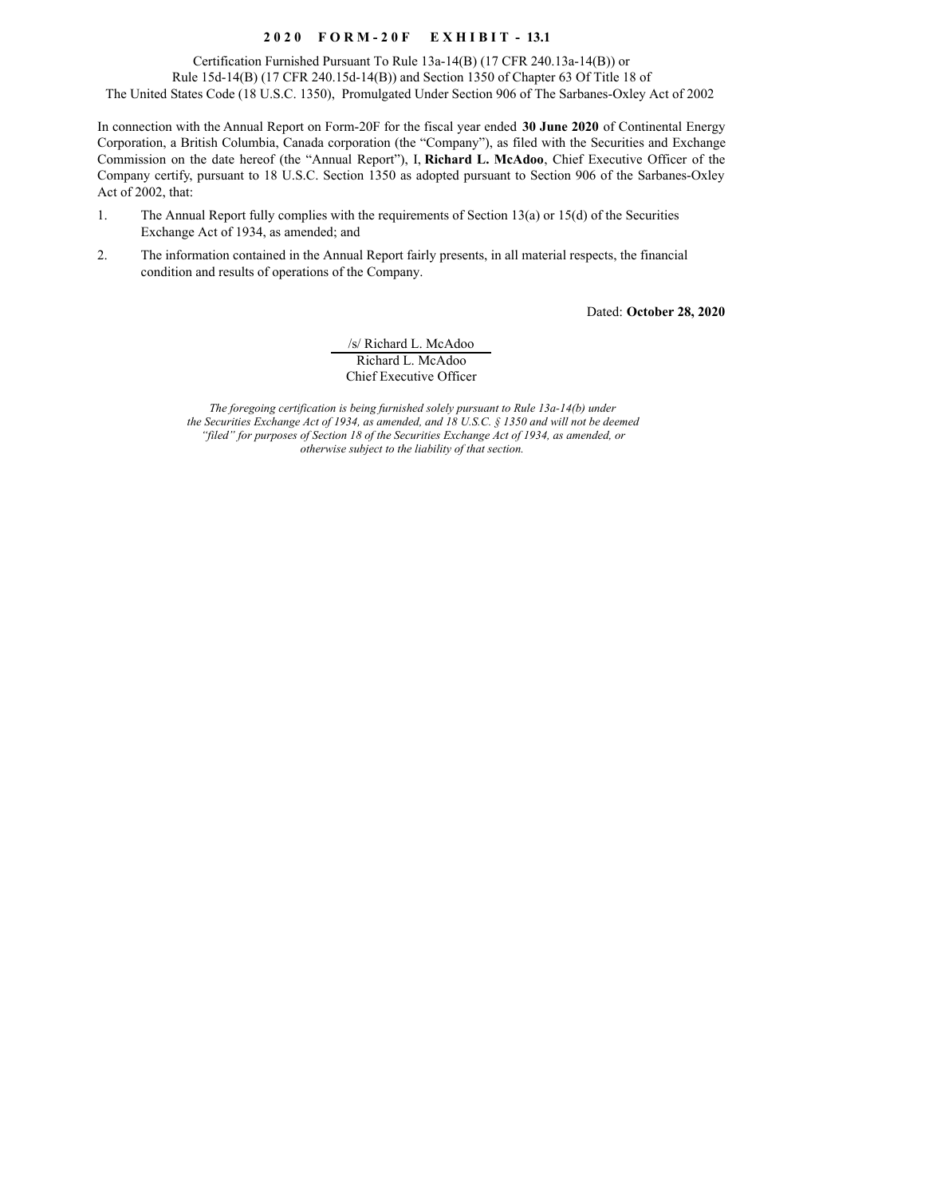**2020 FORM-20F EXHIBIT - 13.1**

Certification Furnished Pursuant To Rule 13a-14(B) (17 CFR 240.13a-14(B)) or Rule 15d-14(B) (17 CFR 240.15d-14(B)) and Section 1350 of Chapter 63 Of Title 18 of The United States Code (18 U.S.C. 1350), Promulgated Under Section 906 of The Sarbanes-Oxley Act of 2002

In connection with the Annual Report on Form-20F for the fiscal year ended **30 June 2020** of Continental Energy Corporation, a British Columbia, Canada corporation (the "Company"), as filed with the Securities and Exchange Commission on the date hereof (the "Annual Report"), I, **Richard L. McAdoo**, Chief Executive Officer of the Company certify, pursuant to 18 U.S.C. Section 1350 as adopted pursuant to Section 906 of the Sarbanes-Oxley Act of 2002, that:

1. The Annual Report fully complies with the requirements of Section 13(a) or 15(d) of the Securities Exchange Act of 1934, as amended; and
2. The information contained in the Annual Report fairly presents, in all material respects, the financial condition and results of operations of the Company.

Dated: **October 28, 2020**

/s/ Richard L. McAdoo
Richard L. McAdoo
Chief Executive Officer

*The foregoing certification is being furnished solely pursuant to Rule 13a-14(b) under the Securities Exchange Act of 1934, as amended, and 18 U.S.C. § 1350 and will not be deemed "filed" for purposes of Section 18 of the Securities Exchange Act of 1934, as amended, or otherwise subject to the liability of that section.*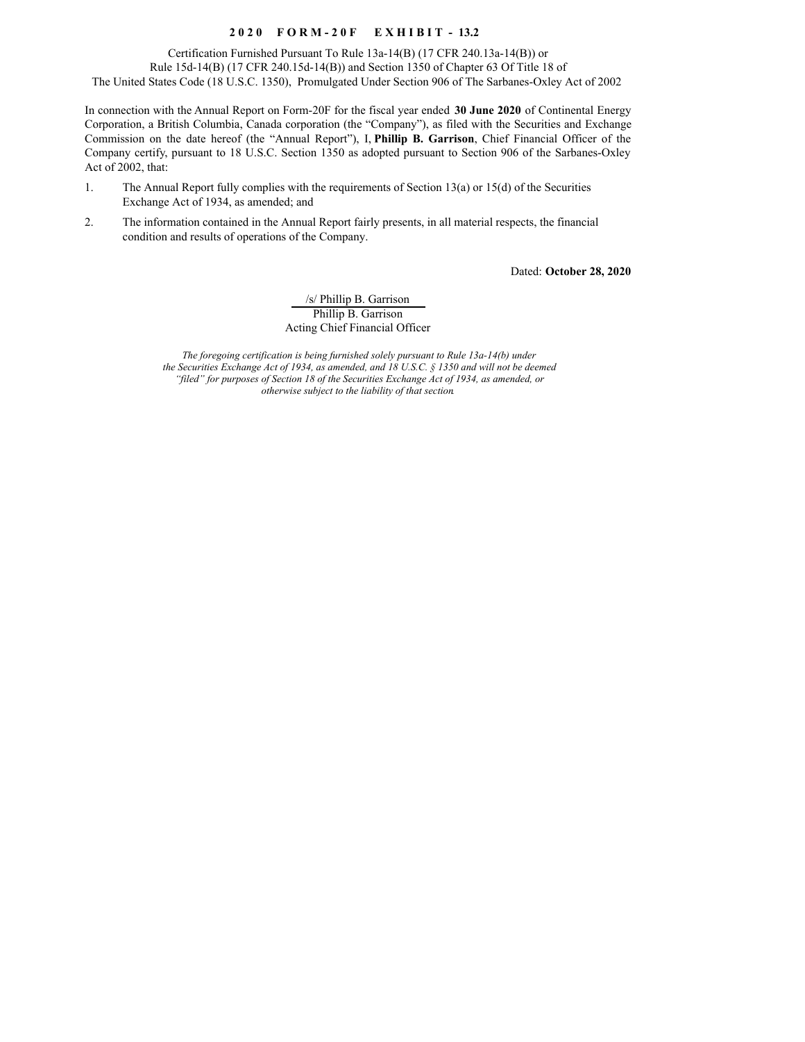**2020 FORM-20F EXHIBIT - 13.2**

Certification Furnished Pursuant To Rule 13a-14(B) (17 CFR 240.13a-14(B)) or
Rule 15d-14(B) (17 CFR 240.15d-14(B)) and Section 1350 of Chapter 63 Of Title 18 of
The United States Code (18 U.S.C. 1350), Promulgated Under Section 906 of The Sarbanes-Oxley Act of 2002

In connection with the Annual Report on Form-20F for the fiscal year ended **30 June 2020** of Continental Energy Corporation, a British Columbia, Canada corporation (the "Company"), as filed with the Securities and Exchange Commission on the date hereof (the "Annual Report"), I, **Phillip B. Garrison**, Chief Financial Officer of the Company certify, pursuant to 18 U.S.C. Section 1350 as adopted pursuant to Section 906 of the Sarbanes-Oxley Act of 2002, that:

1. The Annual Report fully complies with the requirements of Section 13(a) or 15(d) of the Securities Exchange Act of 1934, as amended; and
2. The information contained in the Annual Report fairly presents, in all material respects, the financial condition and results of operations of the Company.

Dated: **October 28, 2020**

/s/ Phillip B. Garrison
Phillip B. Garrison
Acting Chief Financial Officer

*The foregoing certification is being furnished solely pursuant to Rule 13a-14(b) under the Securities Exchange Act of 1934, as amended, and 18 U.S.C. § 1350 and will not be deemed "filed" for purposes of Section 18 of the Securities Exchange Act of 1934, as amended, or otherwise subject to the liability of that section.*